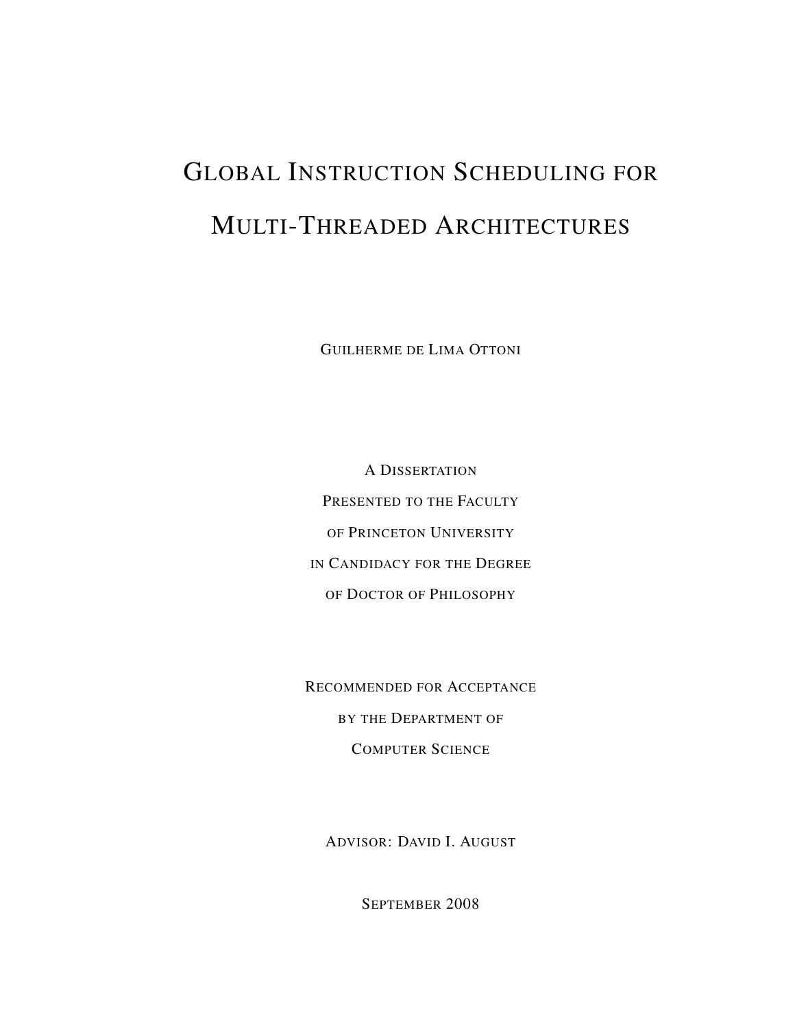# Global Instruction Scheduling for Multi-Threaded Architectures

Guilherme de Lima Ottoni

A Dissertation
Presented to the Faculty
of Princeton University
in Candidacy for the Degree
of Doctor of Philosophy

Recommended for Acceptance
by the Department of
Computer Science

Advisor: David I. August

September 2008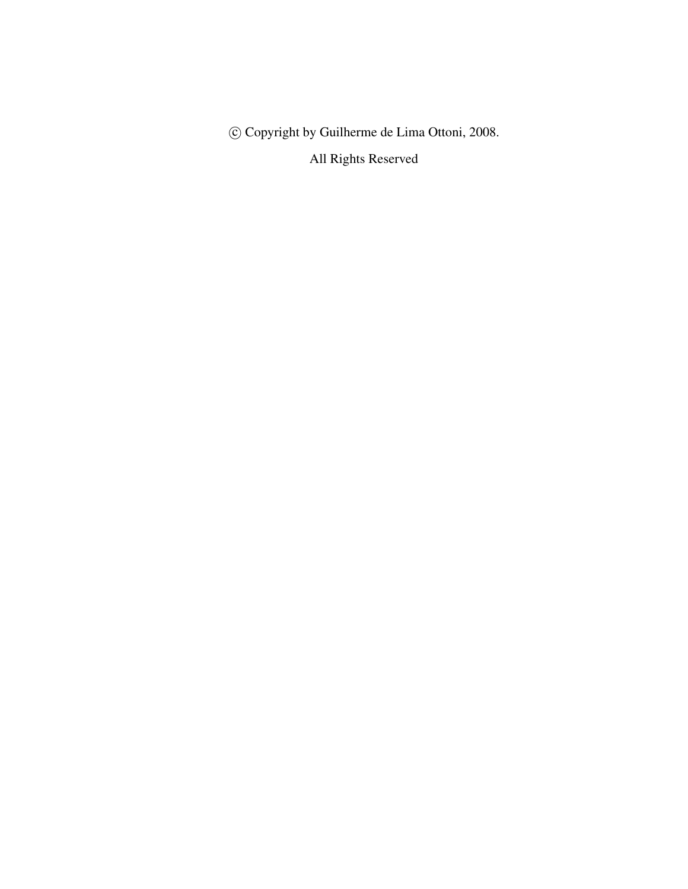© Copyright by Guilherme de Lima Ottoni, 2008.

All Rights Reserved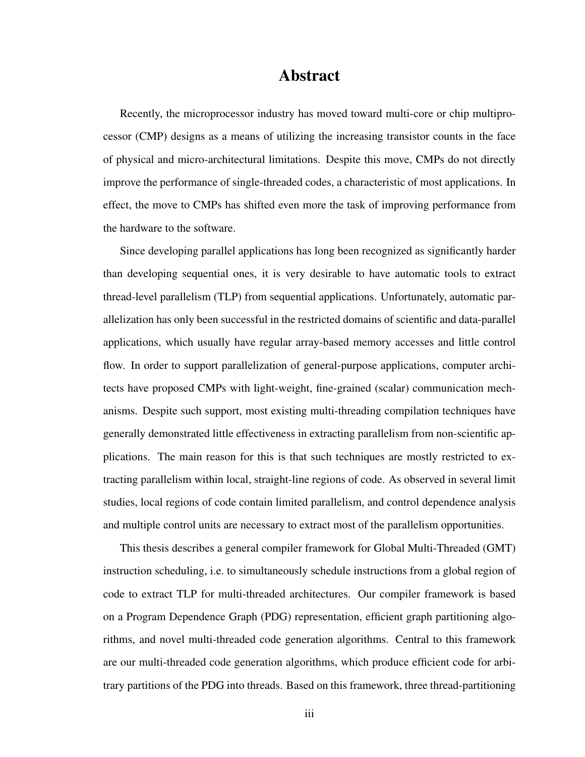# Abstract

Recently, the microprocessor industry has moved toward multi-core or chip multiprocessor (CMP) designs as a means of utilizing the increasing transistor counts in the face of physical and micro-architectural limitations. Despite this move, CMPs do not directly improve the performance of single-threaded codes, a characteristic of most applications. In effect, the move to CMPs has shifted even more the task of improving performance from the hardware to the software.

Since developing parallel applications has long been recognized as significantly harder than developing sequential ones, it is very desirable to have automatic tools to extract thread-level parallelism (TLP) from sequential applications. Unfortunately, automatic parallelization has only been successful in the restricted domains of scientific and data-parallel applications, which usually have regular array-based memory accesses and little control flow. In order to support parallelization of general-purpose applications, computer architects have proposed CMPs with light-weight, fine-grained (scalar) communication mechanisms. Despite such support, most existing multi-threading compilation techniques have generally demonstrated little effectiveness in extracting parallelism from non-scientific applications. The main reason for this is that such techniques are mostly restricted to extracting parallelism within local, straight-line regions of code. As observed in several limit studies, local regions of code contain limited parallelism, and control dependence analysis and multiple control units are necessary to extract most of the parallelism opportunities.

This thesis describes a general compiler framework for Global Multi-Threaded (GMT) instruction scheduling, i.e. to simultaneously schedule instructions from a global region of code to extract TLP for multi-threaded architectures. Our compiler framework is based on a Program Dependence Graph (PDG) representation, efficient graph partitioning algorithms, and novel multi-threaded code generation algorithms. Central to this framework are our multi-threaded code generation algorithms, which produce efficient code for arbitrary partitions of the PDG into threads. Based on this framework, three thread-partitioning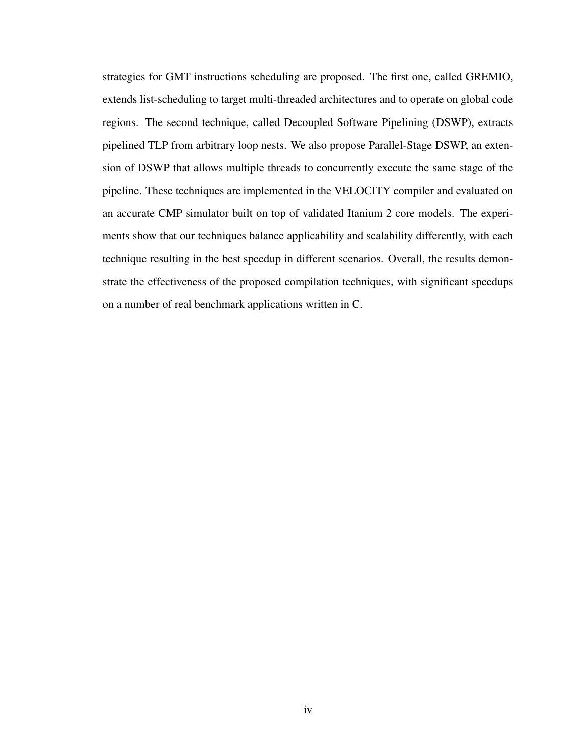strategies for GMT instructions scheduling are proposed. The first one, called GREMIO, extends list-scheduling to target multi-threaded architectures and to operate on global code regions. The second technique, called Decoupled Software Pipelining (DSWP), extracts pipelined TLP from arbitrary loop nests. We also propose Parallel-Stage DSWP, an extension of DSWP that allows multiple threads to concurrently execute the same stage of the pipeline. These techniques are implemented in the VELOCITY compiler and evaluated on an accurate CMP simulator built on top of validated Itanium 2 core models. The experiments show that our techniques balance applicability and scalability differently, with each technique resulting in the best speedup in different scenarios. Overall, the results demonstrate the effectiveness of the proposed compilation techniques, with significant speedups on a number of real benchmark applications written in C.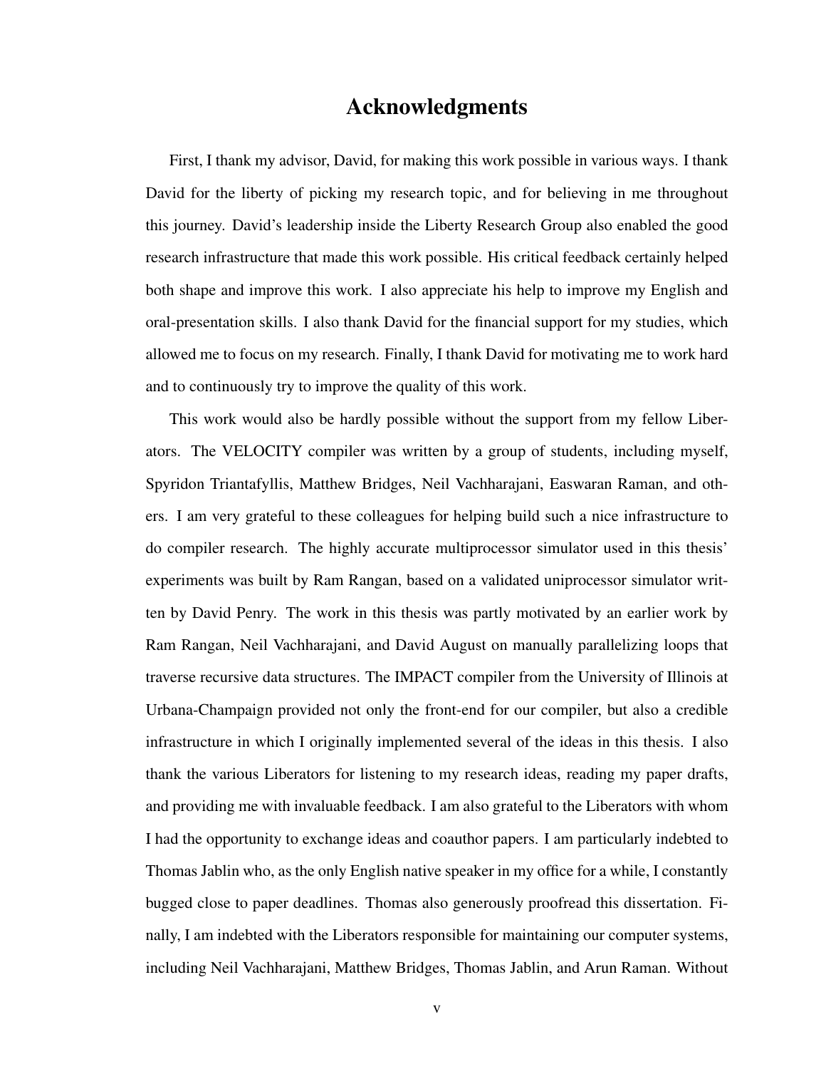# Acknowledgments

First, I thank my advisor, David, for making this work possible in various ways. I thank David for the liberty of picking my research topic, and for believing in me throughout this journey. David's leadership inside the Liberty Research Group also enabled the good research infrastructure that made this work possible. His critical feedback certainly helped both shape and improve this work. I also appreciate his help to improve my English and oral-presentation skills. I also thank David for the financial support for my studies, which allowed me to focus on my research. Finally, I thank David for motivating me to work hard and to continuously try to improve the quality of this work.

This work would also be hardly possible without the support from my fellow Liberators. The VELOCITY compiler was written by a group of students, including myself, Spyridon Triantafyllis, Matthew Bridges, Neil Vachharajani, Easwaran Raman, and others. I am very grateful to these colleagues for helping build such a nice infrastructure to do compiler research. The highly accurate multiprocessor simulator used in this thesis' experiments was built by Ram Rangan, based on a validated uniprocessor simulator written by David Penry. The work in this thesis was partly motivated by an earlier work by Ram Rangan, Neil Vachharajani, and David August on manually parallelizing loops that traverse recursive data structures. The IMPACT compiler from the University of Illinois at Urbana-Champaign provided not only the front-end for our compiler, but also a credible infrastructure in which I originally implemented several of the ideas in this thesis. I also thank the various Liberators for listening to my research ideas, reading my paper drafts, and providing me with invaluable feedback. I am also grateful to the Liberators with whom I had the opportunity to exchange ideas and coauthor papers. I am particularly indebted to Thomas Jablin who, as the only English native speaker in my office for a while, I constantly bugged close to paper deadlines. Thomas also generously proofread this dissertation. Finally, I am indebted with the Liberators responsible for maintaining our computer systems, including Neil Vachharajani, Matthew Bridges, Thomas Jablin, and Arun Raman. Without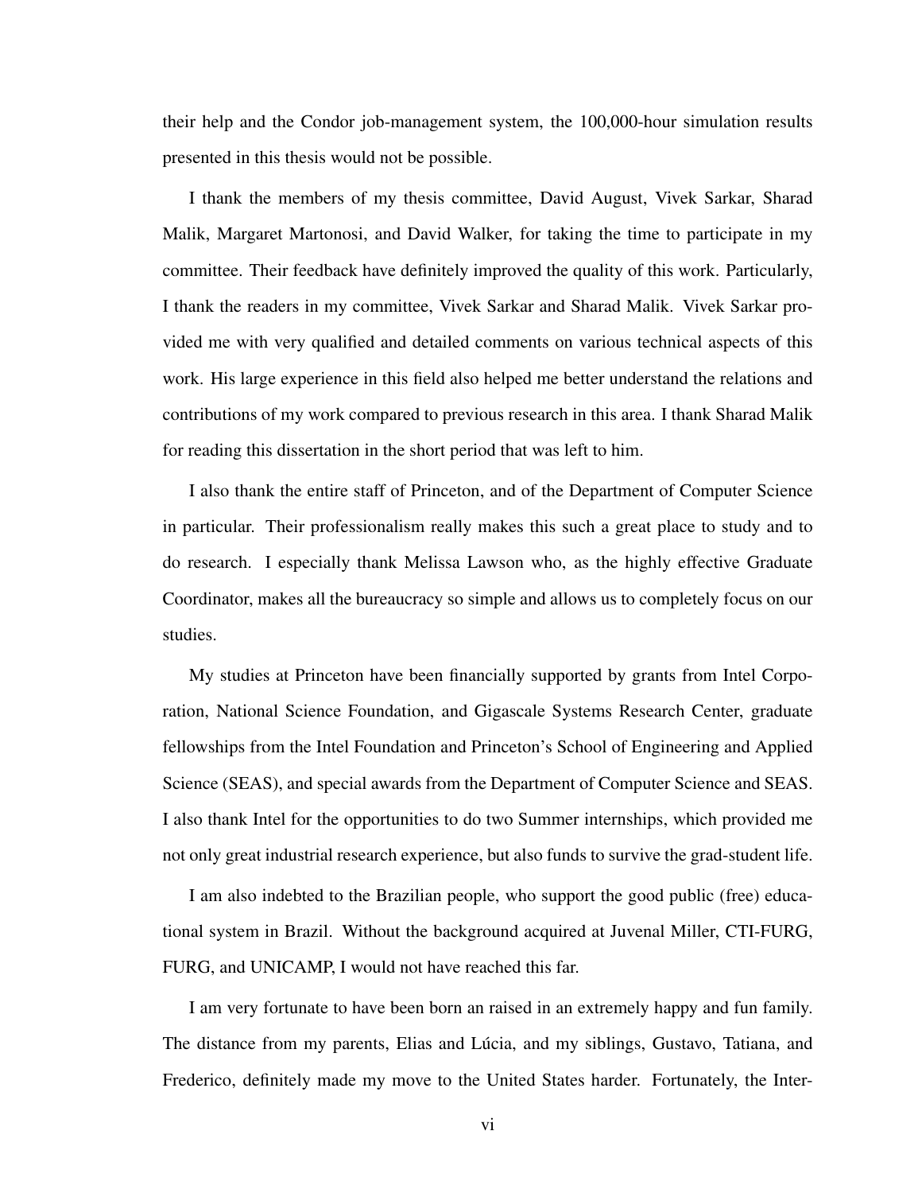their help and the Condor job-management system, the 100,000-hour simulation results presented in this thesis would not be possible.

I thank the members of my thesis committee, David August, Vivek Sarkar, Sharad Malik, Margaret Martonosi, and David Walker, for taking the time to participate in my committee. Their feedback have definitely improved the quality of this work. Particularly, I thank the readers in my committee, Vivek Sarkar and Sharad Malik. Vivek Sarkar provided me with very qualified and detailed comments on various technical aspects of this work. His large experience in this field also helped me better understand the relations and contributions of my work compared to previous research in this area. I thank Sharad Malik for reading this dissertation in the short period that was left to him.

I also thank the entire staff of Princeton, and of the Department of Computer Science in particular. Their professionalism really makes this such a great place to study and to do research. I especially thank Melissa Lawson who, as the highly effective Graduate Coordinator, makes all the bureaucracy so simple and allows us to completely focus on our studies.

My studies at Princeton have been financially supported by grants from Intel Corporation, National Science Foundation, and Gigascale Systems Research Center, graduate fellowships from the Intel Foundation and Princeton's School of Engineering and Applied Science (SEAS), and special awards from the Department of Computer Science and SEAS. I also thank Intel for the opportunities to do two Summer internships, which provided me not only great industrial research experience, but also funds to survive the grad-student life.

I am also indebted to the Brazilian people, who support the good public (free) educational system in Brazil. Without the background acquired at Juvenal Miller, CTI-FURG, FURG, and UNICAMP, I would not have reached this far.

I am very fortunate to have been born an raised in an extremely happy and fun family. The distance from my parents, Elias and Lúcia, and my siblings, Gustavo, Tatiana, and Frederico, definitely made my move to the United States harder. Fortunately, the Inter-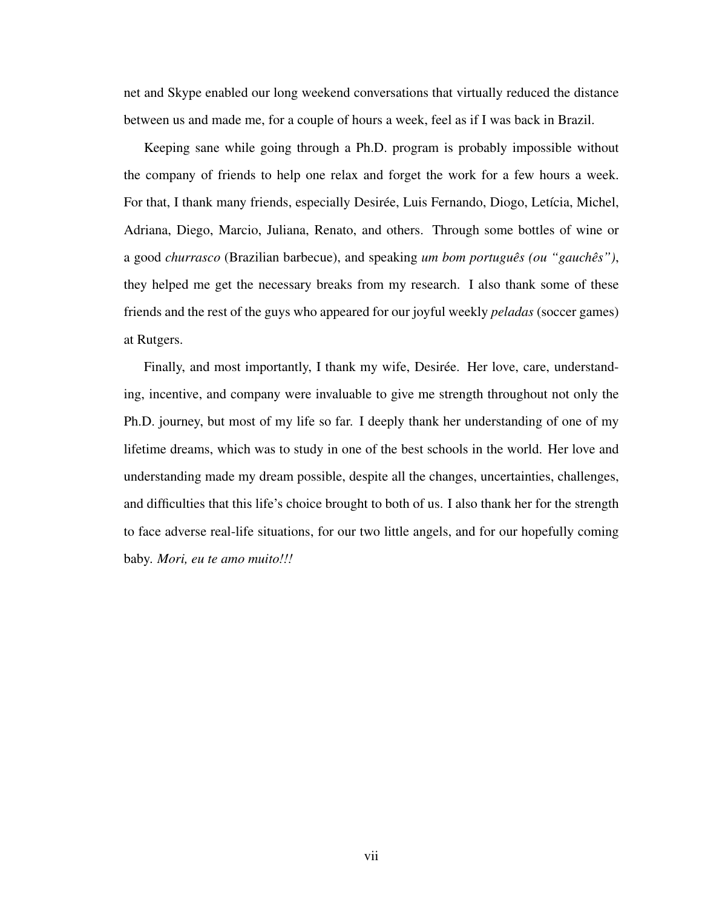net and Skype enabled our long weekend conversations that virtually reduced the distance between us and made me, for a couple of hours a week, feel as if I was back in Brazil.

Keeping sane while going through a Ph.D. program is probably impossible without the company of friends to help one relax and forget the work for a few hours a week. For that, I thank many friends, especially Desirée, Luis Fernando, Diogo, Letícia, Michel, Adriana, Diego, Marcio, Juliana, Renato, and others. Through some bottles of wine or a good *churrasco* (Brazilian barbecue), and speaking *um bom português (ou "gauchês")*, they helped me get the necessary breaks from my research. I also thank some of these friends and the rest of the guys who appeared for our joyful weekly *peladas* (soccer games) at Rutgers.

Finally, and most importantly, I thank my wife, Desirée. Her love, care, understanding, incentive, and company were invaluable to give me strength throughout not only the Ph.D. journey, but most of my life so far. I deeply thank her understanding of one of my lifetime dreams, which was to study in one of the best schools in the world. Her love and understanding made my dream possible, despite all the changes, uncertainties, challenges, and difficulties that this life's choice brought to both of us. I also thank her for the strength to face adverse real-life situations, for our two little angels, and for our hopefully coming baby. *Mori, eu te amo muito!!!*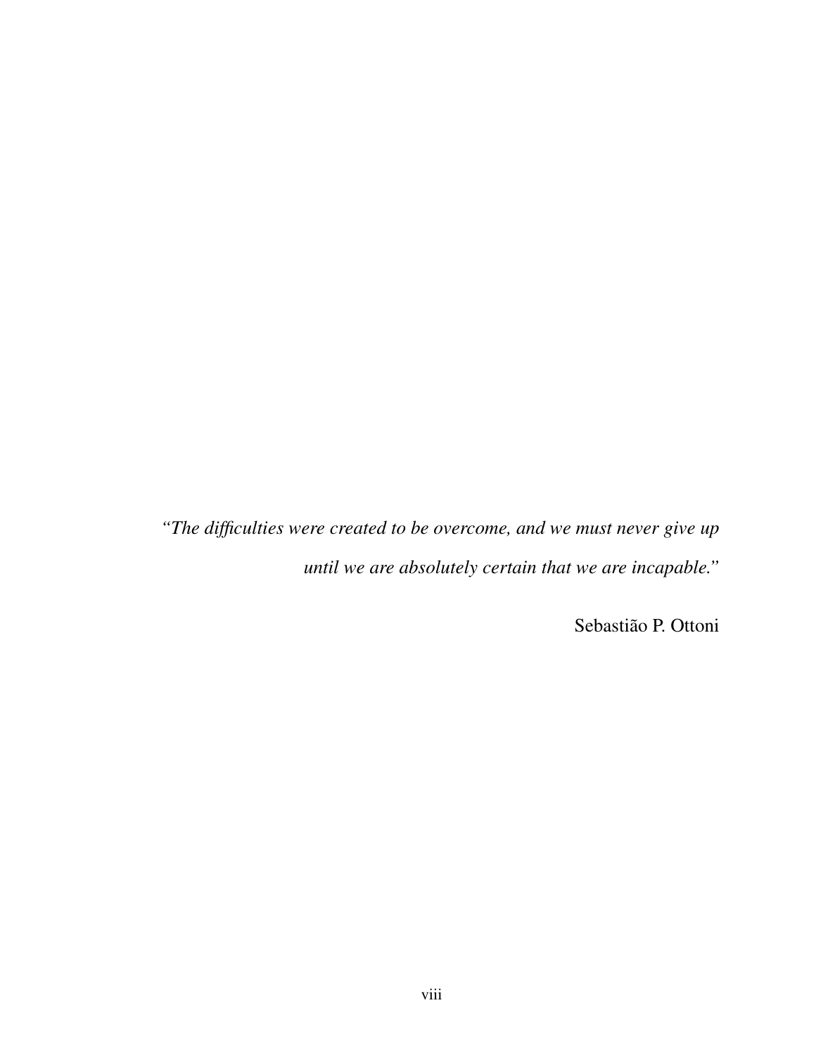*"The difficulties were created to be overcome, and we must never give up until we are absolutely certain that we are incapable."*

Sebastião P. Ottoni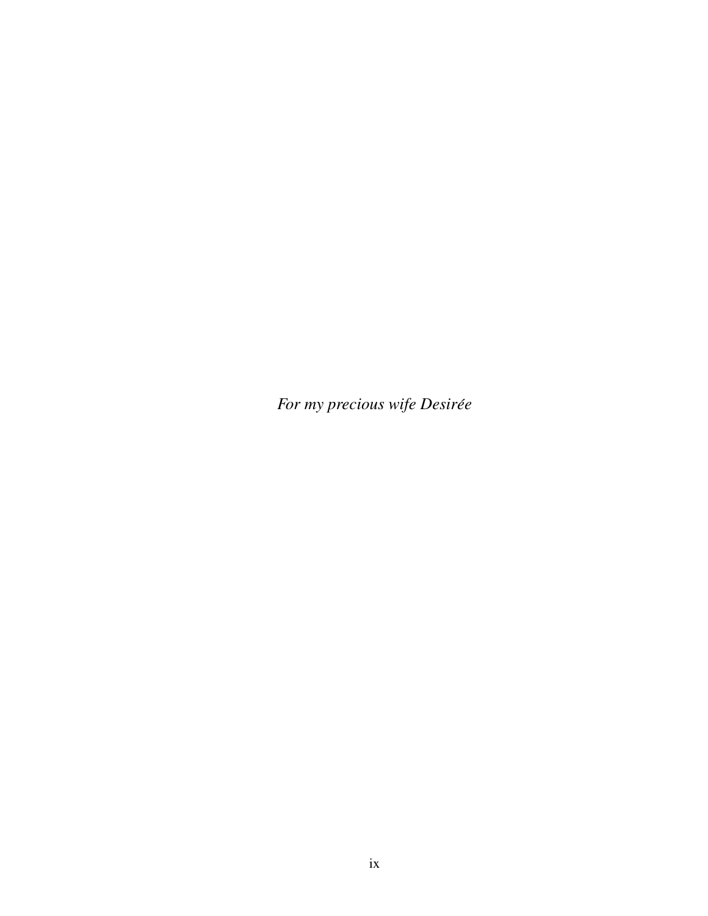*For my precious wife Desirée*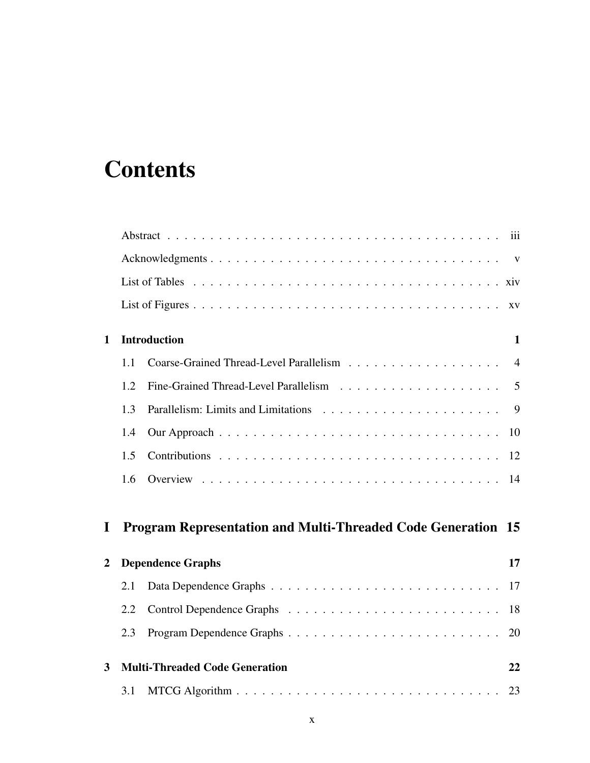# Contents

Abstract . . . . . . . . . . . . . . . . . . . . . . . . . . . . . . . . . . . . . . . . iii

Acknowledgments . . . . . . . . . . . . . . . . . . . . . . . . . . . . . . . . . . . v

List of Tables . . . . . . . . . . . . . . . . . . . . . . . . . . . . . . . . . . . . . xiv

List of Figures . . . . . . . . . . . . . . . . . . . . . . . . . . . . . . . . . . . . . xv

**1 Introduction** **1**

1.1 Coarse-Grained Thread-Level Parallelism . . . . . . . . . . . . . . . . . . . 4

1.2 Fine-Grained Thread-Level Parallelism . . . . . . . . . . . . . . . . . . . . 5

1.3 Parallelism: Limits and Limitations . . . . . . . . . . . . . . . . . . . . . . 9

1.4 Our Approach . . . . . . . . . . . . . . . . . . . . . . . . . . . . . . . . . . 10

1.5 Contributions . . . . . . . . . . . . . . . . . . . . . . . . . . . . . . . . . . 12

1.6 Overview . . . . . . . . . . . . . . . . . . . . . . . . . . . . . . . . . . . . 14

**I Program Representation and Multi-Threaded Code Generation** **15**

**2 Dependence Graphs** **17**

2.1 Data Dependence Graphs . . . . . . . . . . . . . . . . . . . . . . . . . . . 17

2.2 Control Dependence Graphs . . . . . . . . . . . . . . . . . . . . . . . . . 18

2.3 Program Dependence Graphs . . . . . . . . . . . . . . . . . . . . . . . . . 20

**3 Multi-Threaded Code Generation** **22**

3.1 MTCG Algorithm . . . . . . . . . . . . . . . . . . . . . . . . . . . . . . . 23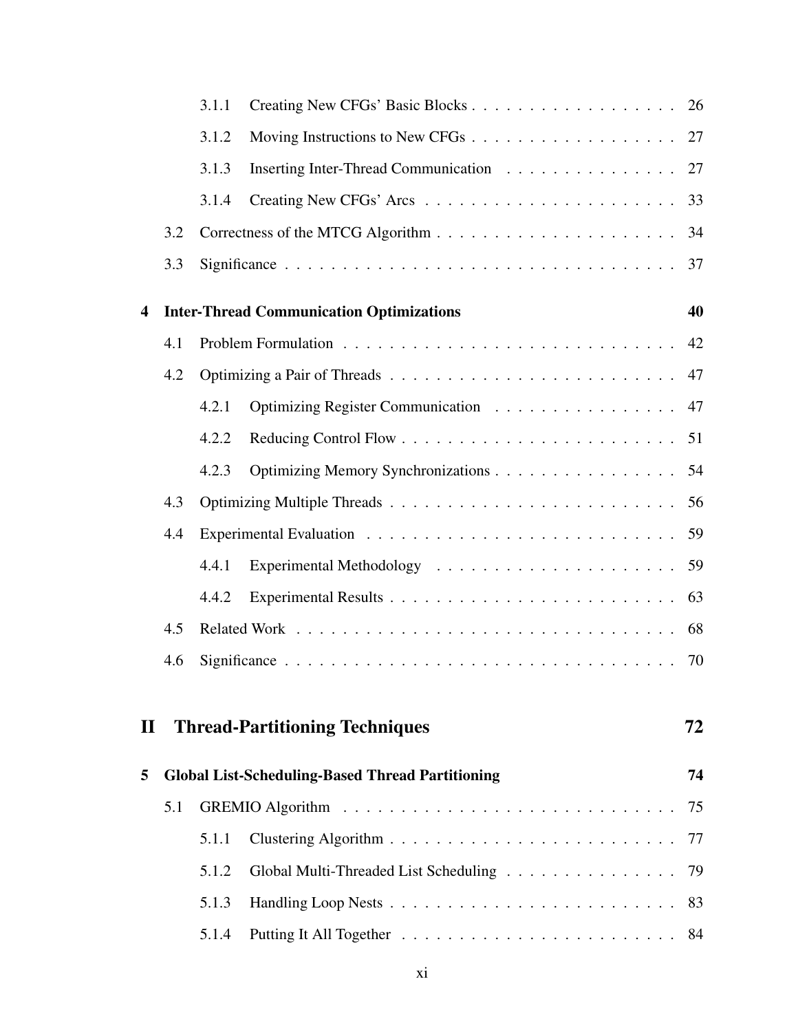- 3.1.1 Creating New CFGs' Basic Blocks . . . . . . . . . . . . . . . . . . 26
- 3.1.2 Moving Instructions to New CFGs . . . . . . . . . . . . . . . . . . 27
- 3.1.3 Inserting Inter-Thread Communication . . . . . . . . . . . . . . . 27
- 3.1.4 Creating New CFGs' Arcs . . . . . . . . . . . . . . . . . . . . . . 33
- 3.2 Correctness of the MTCG Algorithm . . . . . . . . . . . . . . . . . . . . . 34
- 3.3 Significance . . . . . . . . . . . . . . . . . . . . . . . . . . . . . . . . . . 37

**4 Inter-Thread Communication Optimizations** **40**

- 4.1 Problem Formulation . . . . . . . . . . . . . . . . . . . . . . . . . . . . . 42
- 4.2 Optimizing a Pair of Threads . . . . . . . . . . . . . . . . . . . . . . . . . 47
  - 4.2.1 Optimizing Register Communication . . . . . . . . . . . . . . . . 47
  - 4.2.2 Reducing Control Flow . . . . . . . . . . . . . . . . . . . . . . . . 51
  - 4.2.3 Optimizing Memory Synchronizations . . . . . . . . . . . . . . . . 54
- 4.3 Optimizing Multiple Threads . . . . . . . . . . . . . . . . . . . . . . . . . 56
- 4.4 Experimental Evaluation . . . . . . . . . . . . . . . . . . . . . . . . . . . 59
  - 4.4.1 Experimental Methodology . . . . . . . . . . . . . . . . . . . . . 59
  - 4.4.2 Experimental Results . . . . . . . . . . . . . . . . . . . . . . . . . 63
- 4.5 Related Work . . . . . . . . . . . . . . . . . . . . . . . . . . . . . . . . . 68
- 4.6 Significance . . . . . . . . . . . . . . . . . . . . . . . . . . . . . . . . . . 70

## II Thread-Partitioning Techniques 72

**5 Global List-Scheduling-Based Thread Partitioning** **74**

- 5.1 GREMIO Algorithm . . . . . . . . . . . . . . . . . . . . . . . . . . . . . 75
  - 5.1.1 Clustering Algorithm . . . . . . . . . . . . . . . . . . . . . . . . . 77
  - 5.1.2 Global Multi-Threaded List Scheduling . . . . . . . . . . . . . . . 79
  - 5.1.3 Handling Loop Nests . . . . . . . . . . . . . . . . . . . . . . . . . 83
  - 5.1.4 Putting It All Together . . . . . . . . . . . . . . . . . . . . . . . . 84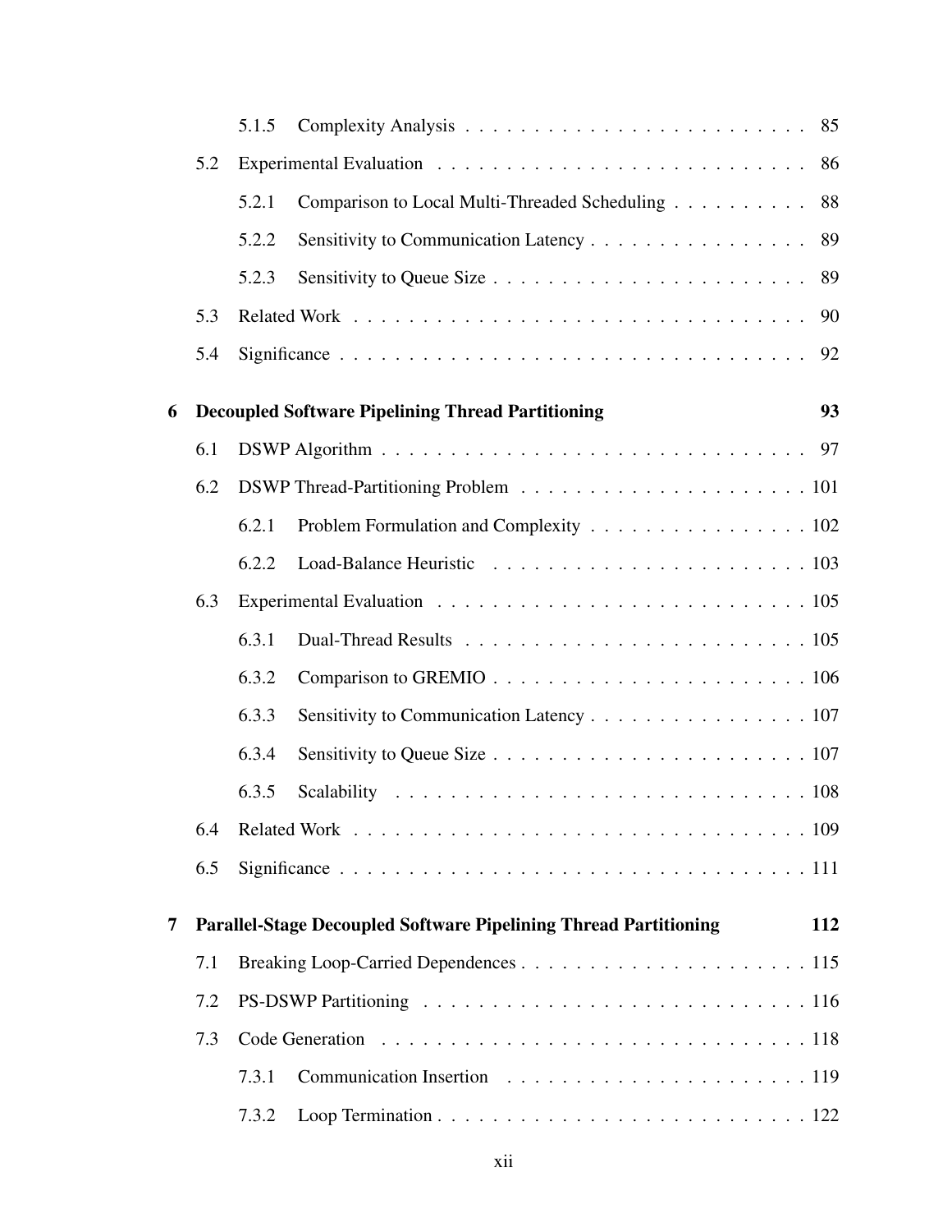5.1.5 Complexity Analysis . . . . . . . . . . . . . . . . . . . . . . . . 85

5.2 Experimental Evaluation . . . . . . . . . . . . . . . . . . . . . . . . . . . 86

5.2.1 Comparison to Local Multi-Threaded Scheduling . . . . . . . . . . 88

5.2.2 Sensitivity to Communication Latency . . . . . . . . . . . . . . . . 89

5.2.3 Sensitivity to Queue Size . . . . . . . . . . . . . . . . . . . . . . . 89

5.3 Related Work . . . . . . . . . . . . . . . . . . . . . . . . . . . . . . . . . 90

5.4 Significance . . . . . . . . . . . . . . . . . . . . . . . . . . . . . . . . . . 92

**6 Decoupled Software Pipelining Thread Partitioning 93**

6.1 DSWP Algorithm . . . . . . . . . . . . . . . . . . . . . . . . . . . . . . . 97

6.2 DSWP Thread-Partitioning Problem . . . . . . . . . . . . . . . . . . . . . 101

6.2.1 Problem Formulation and Complexity . . . . . . . . . . . . . . . . 102

6.2.2 Load-Balance Heuristic . . . . . . . . . . . . . . . . . . . . . . . 103

6.3 Experimental Evaluation . . . . . . . . . . . . . . . . . . . . . . . . . . . 105

6.3.1 Dual-Thread Results . . . . . . . . . . . . . . . . . . . . . . . . . 105

6.3.2 Comparison to GREMIO . . . . . . . . . . . . . . . . . . . . . . . 106

6.3.3 Sensitivity to Communication Latency . . . . . . . . . . . . . . . . 107

6.3.4 Sensitivity to Queue Size . . . . . . . . . . . . . . . . . . . . . . . 107

6.3.5 Scalability . . . . . . . . . . . . . . . . . . . . . . . . . . . . . . 108

6.4 Related Work . . . . . . . . . . . . . . . . . . . . . . . . . . . . . . . . . 109

6.5 Significance . . . . . . . . . . . . . . . . . . . . . . . . . . . . . . . . . . 111

**7 Parallel-Stage Decoupled Software Pipelining Thread Partitioning 112**

7.1 Breaking Loop-Carried Dependences . . . . . . . . . . . . . . . . . . . . . 115

7.2 PS-DSWP Partitioning . . . . . . . . . . . . . . . . . . . . . . . . . . . . 116

7.3 Code Generation . . . . . . . . . . . . . . . . . . . . . . . . . . . . . . . 118

7.3.1 Communication Insertion . . . . . . . . . . . . . . . . . . . . . . 119

7.3.2 Loop Termination . . . . . . . . . . . . . . . . . . . . . . . . . . . 122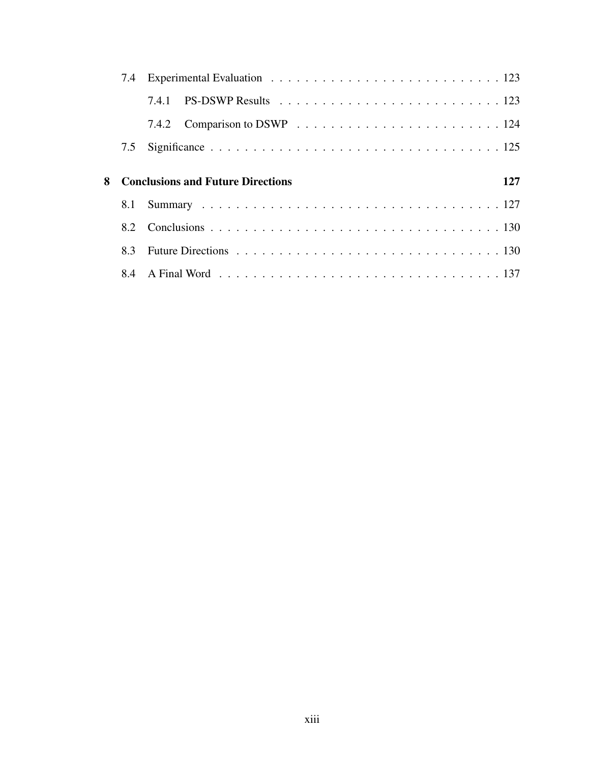- 7.4 Experimental Evaluation . . . . . . . . . . . . . . . . . . . . . . . . . . . 123
  - 7.4.1 PS-DSWP Results . . . . . . . . . . . . . . . . . . . . . . . . . 123
  - 7.4.2 Comparison to DSWP . . . . . . . . . . . . . . . . . . . . . . . 124
- 7.5 Significance . . . . . . . . . . . . . . . . . . . . . . . . . . . . . . . . . . . 125

**8 Conclusions and Future Directions** **127**

- 8.1 Summary . . . . . . . . . . . . . . . . . . . . . . . . . . . . . . . . . . . . 127
- 8.2 Conclusions . . . . . . . . . . . . . . . . . . . . . . . . . . . . . . . . . . 130
- 8.3 Future Directions . . . . . . . . . . . . . . . . . . . . . . . . . . . . . . . 130
- 8.4 A Final Word . . . . . . . . . . . . . . . . . . . . . . . . . . . . . . . . . 137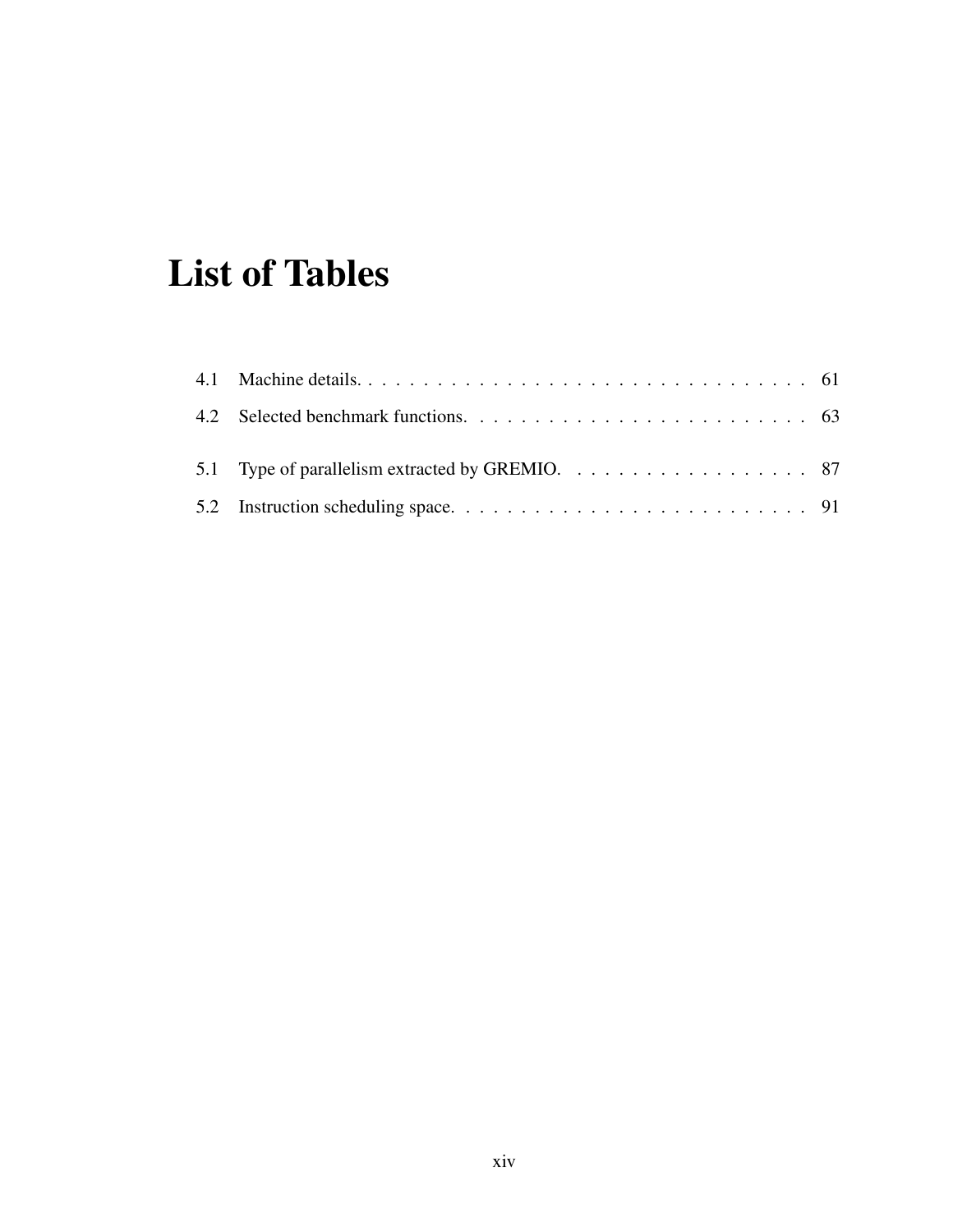# List of Tables

4.1 Machine details. . . . . . . . . . . . . . . . . . . . . . . . . . . . . . . . . 61

4.2 Selected benchmark functions. . . . . . . . . . . . . . . . . . . . . . . . . 63

5.1 Type of parallelism extracted by GREMIO. . . . . . . . . . . . . . . . . . 87

5.2 Instruction scheduling space. . . . . . . . . . . . . . . . . . . . . . . . . . 91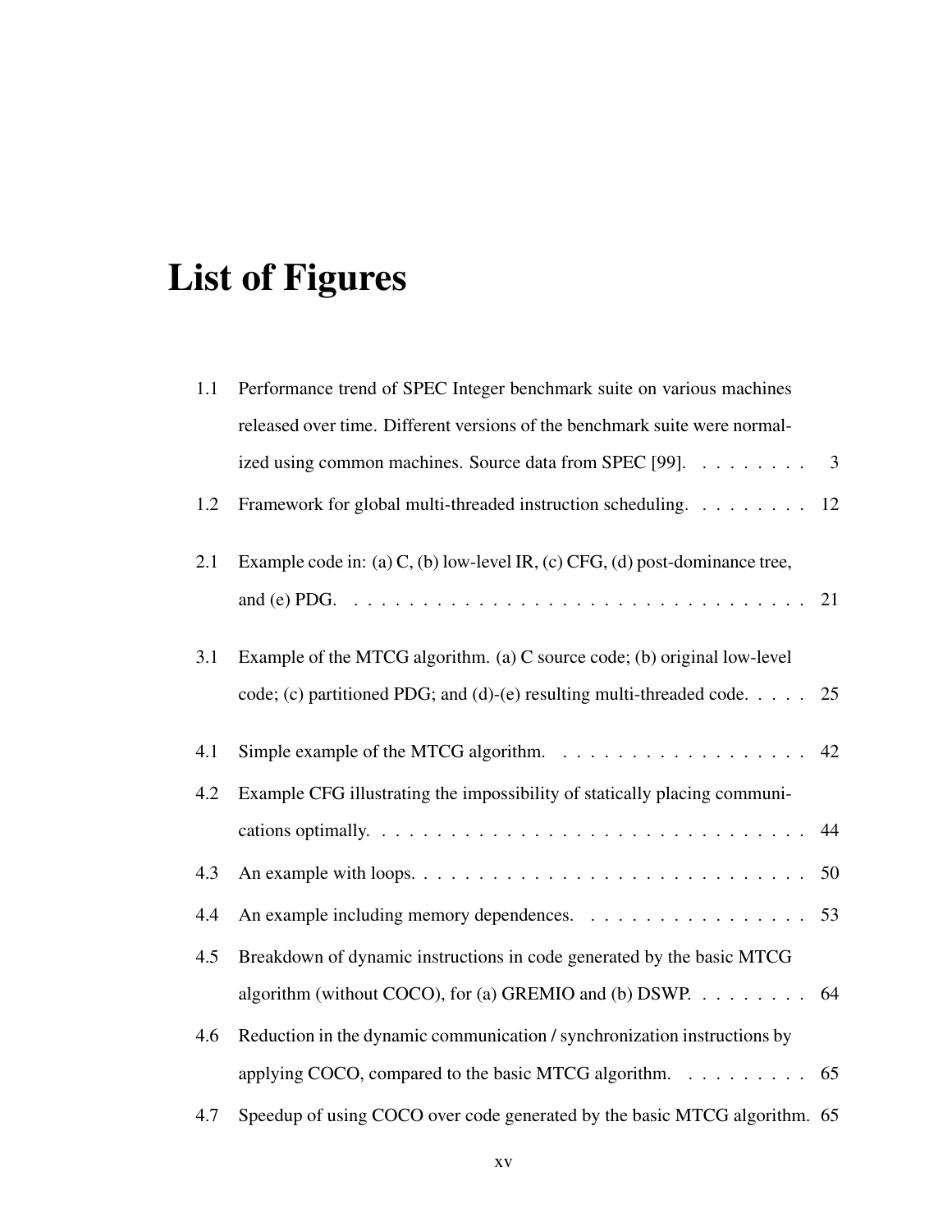# List of Figures

| | | |
|---|---|---|
| 1.1 | Performance trend of SPEC Integer benchmark suite on various machines released over time. Different versions of the benchmark suite were normalized using common machines. Source data from SPEC [99]. | 3 |
| 1.2 | Framework for global multi-threaded instruction scheduling. | 12 |
| 2.1 | Example code in: (a) C, (b) low-level IR, (c) CFG, (d) post-dominance tree, and (e) PDG. | 21 |
| 3.1 | Example of the MTCG algorithm. (a) C source code; (b) original low-level code; (c) partitioned PDG; and (d)-(e) resulting multi-threaded code. | 25 |
| 4.1 | Simple example of the MTCG algorithm. | 42 |
| 4.2 | Example CFG illustrating the impossibility of statically placing communications optimally. | 44 |
| 4.3 | An example with loops. | 50 |
| 4.4 | An example including memory dependences. | 53 |
| 4.5 | Breakdown of dynamic instructions in code generated by the basic MTCG algorithm (without COCO), for (a) GREMIO and (b) DSWP. | 64 |
| 4.6 | Reduction in the dynamic communication / synchronization instructions by applying COCO, compared to the basic MTCG algorithm. | 65 |
| 4.7 | Speedup of using COCO over code generated by the basic MTCG algorithm. | 65 |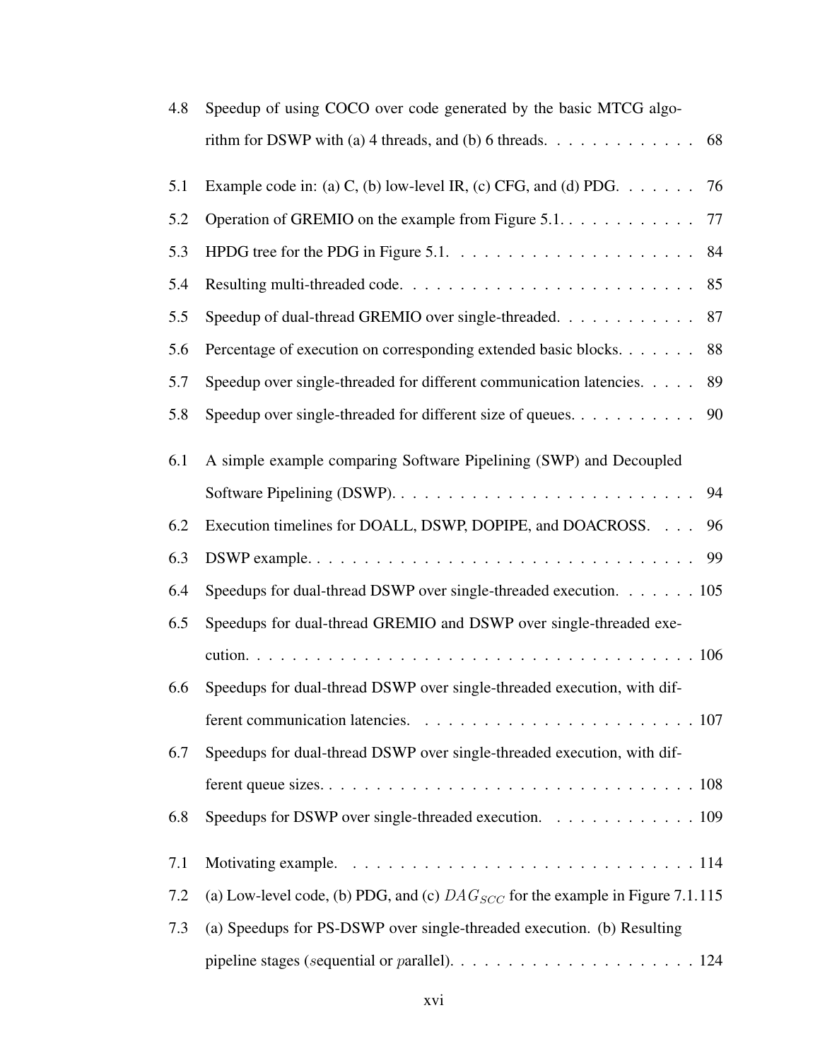| | | |
|---|---|---|
| 4.8 | Speedup of using COCO over code generated by the basic MTCG algorithm for DSWP with (a) 4 threads, and (b) 6 threads. | 68 |
| 5.1 | Example code in: (a) C, (b) low-level IR, (c) CFG, and (d) PDG. | 76 |
| 5.2 | Operation of GREMIO on the example from Figure 5.1. | 77 |
| 5.3 | HPDG tree for the PDG in Figure 5.1. | 84 |
| 5.4 | Resulting multi-threaded code. | 85 |
| 5.5 | Speedup of dual-thread GREMIO over single-threaded. | 87 |
| 5.6 | Percentage of execution on corresponding extended basic blocks. | 88 |
| 5.7 | Speedup over single-threaded for different communication latencies. | 89 |
| 5.8 | Speedup over single-threaded for different size of queues. | 90 |
| 6.1 | A simple example comparing Software Pipelining (SWP) and Decoupled Software Pipelining (DSWP). | 94 |
| 6.2 | Execution timelines for DOALL, DSWP, DOPIPE, and DOACROSS. | 96 |
| 6.3 | DSWP example. | 99 |
| 6.4 | Speedups for dual-thread DSWP over single-threaded execution. | 105 |
| 6.5 | Speedups for dual-thread GREMIO and DSWP over single-threaded execution. | 106 |
| 6.6 | Speedups for dual-thread DSWP over single-threaded execution, with different communication latencies. | 107 |
| 6.7 | Speedups for dual-thread DSWP over single-threaded execution, with different queue sizes. | 108 |
| 6.8 | Speedups for DSWP over single-threaded execution. | 109 |
| 7.1 | Motivating example. | 114 |
| 7.2 | (a) Low-level code, (b) PDG, and (c) $DAG_{SCC}$ for the example in Figure 7.1. | 115 |
| 7.3 | (a) Speedups for PS-DSWP over single-threaded execution. (b) Resulting pipeline stages (*s*equential or *p*arallel). | 124 |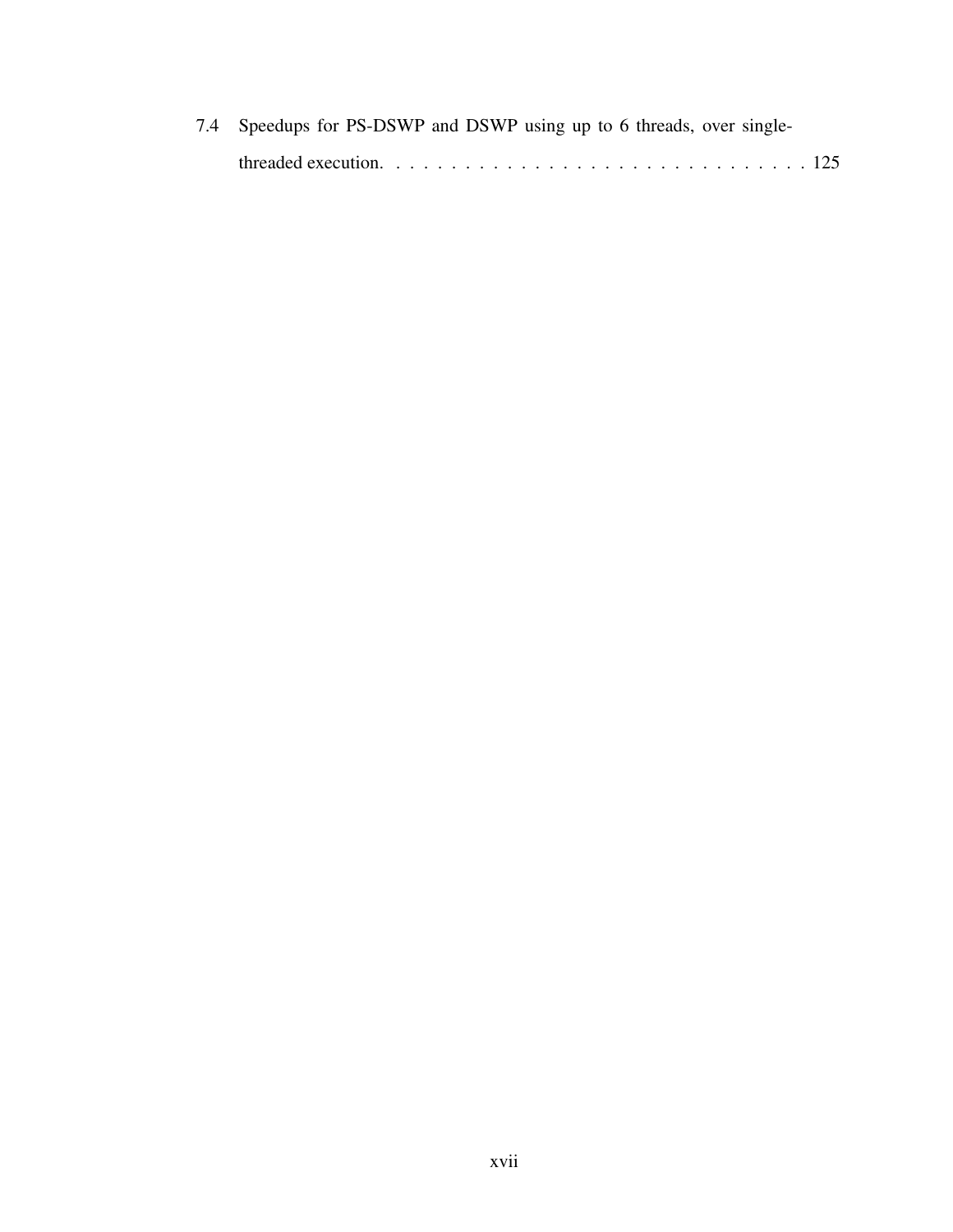7.4 Speedups for PS-DSWP and DSWP using up to 6 threads, over single-threaded execution. . . . . . . . . . . . . . . . . . . . . . . . . . . . . . . 125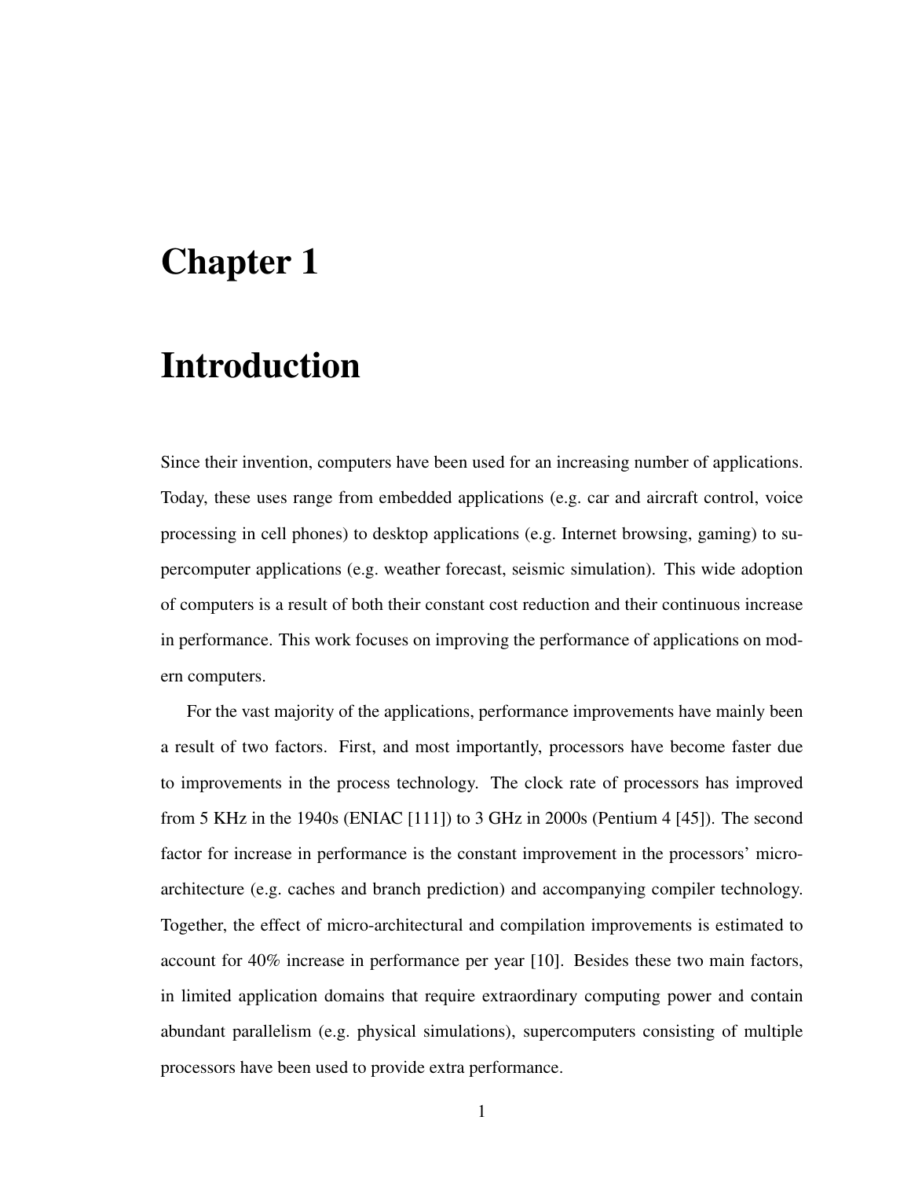# Chapter 1

# Introduction

Since their invention, computers have been used for an increasing number of applications. Today, these uses range from embedded applications (e.g. car and aircraft control, voice processing in cell phones) to desktop applications (e.g. Internet browsing, gaming) to supercomputer applications (e.g. weather forecast, seismic simulation). This wide adoption of computers is a result of both their constant cost reduction and their continuous increase in performance. This work focuses on improving the performance of applications on modern computers.

For the vast majority of the applications, performance improvements have mainly been a result of two factors. First, and most importantly, processors have become faster due to improvements in the process technology. The clock rate of processors has improved from 5 KHz in the 1940s (ENIAC [111]) to 3 GHz in 2000s (Pentium 4 [45]). The second factor for increase in performance is the constant improvement in the processors' micro-architecture (e.g. caches and branch prediction) and accompanying compiler technology. Together, the effect of micro-architectural and compilation improvements is estimated to account for 40% increase in performance per year [10]. Besides these two main factors, in limited application domains that require extraordinary computing power and contain abundant parallelism (e.g. physical simulations), supercomputers consisting of multiple processors have been used to provide extra performance.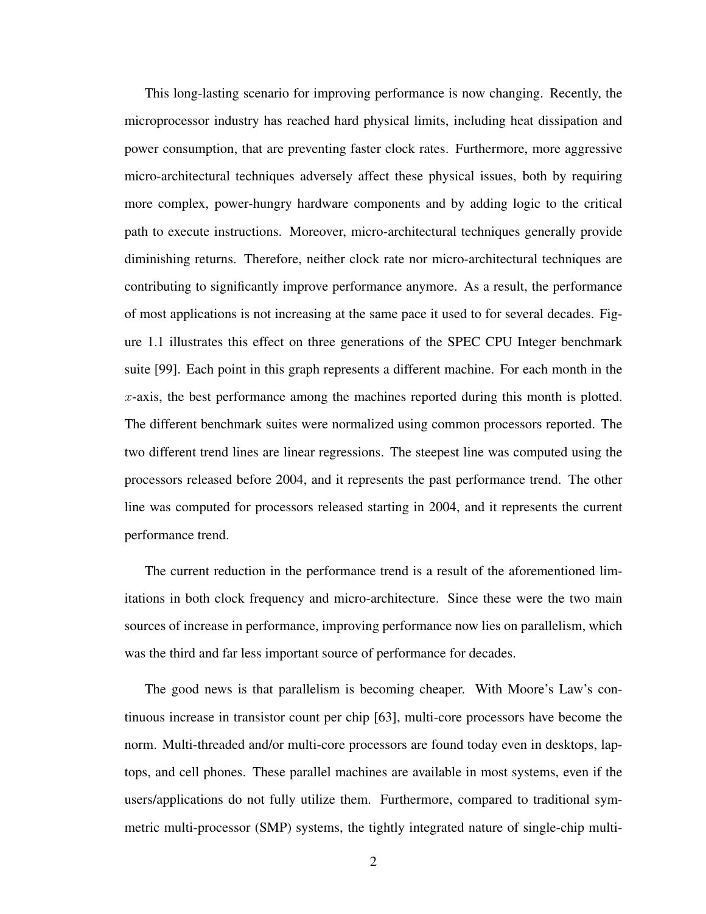This long-lasting scenario for improving performance is now changing. Recently, the microprocessor industry has reached hard physical limits, including heat dissipation and power consumption, that are preventing faster clock rates. Furthermore, more aggressive micro-architectural techniques adversely affect these physical issues, both by requiring more complex, power-hungry hardware components and by adding logic to the critical path to execute instructions. Moreover, micro-architectural techniques generally provide diminishing returns. Therefore, neither clock rate nor micro-architectural techniques are contributing to significantly improve performance anymore. As a result, the performance of most applications is not increasing at the same pace it used to for several decades. Figure 1.1 illustrates this effect on three generations of the SPEC CPU Integer benchmark suite [99]. Each point in this graph represents a different machine. For each month in the $x$-axis, the best performance among the machines reported during this month is plotted. The different benchmark suites were normalized using common processors reported. The two different trend lines are linear regressions. The steepest line was computed using the processors released before 2004, and it represents the past performance trend. The other line was computed for processors released starting in 2004, and it represents the current performance trend.

The current reduction in the performance trend is a result of the aforementioned limitations in both clock frequency and micro-architecture. Since these were the two main sources of increase in performance, improving performance now lies on parallelism, which was the third and far less important source of performance for decades.

The good news is that parallelism is becoming cheaper. With Moore's Law's continuous increase in transistor count per chip [63], multi-core processors have become the norm. Multi-threaded and/or multi-core processors are found today even in desktops, laptops, and cell phones. These parallel machines are available in most systems, even if the users/applications do not fully utilize them. Furthermore, compared to traditional symmetric multi-processor (SMP) systems, the tightly integrated nature of single-chip multi-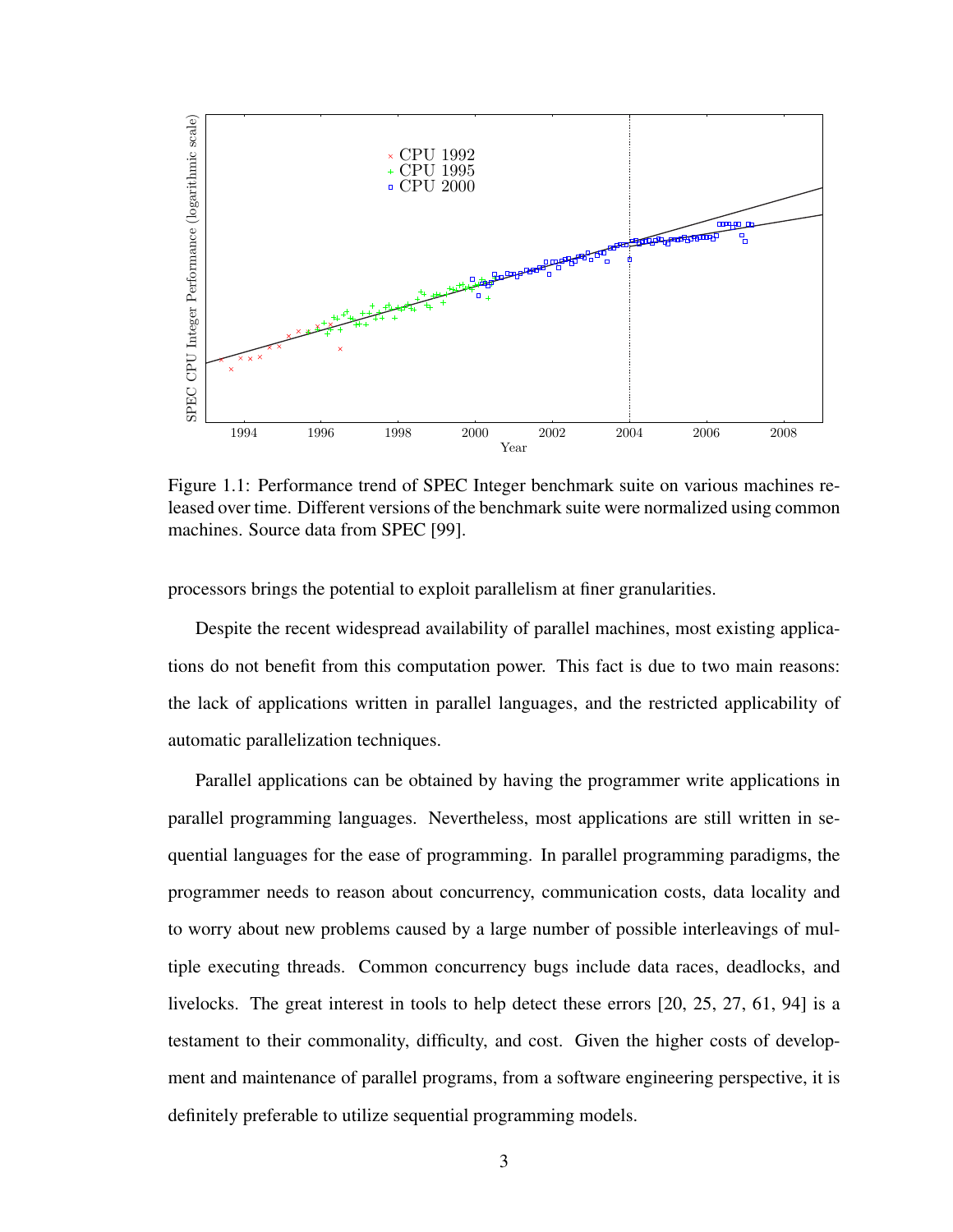Figure 1.1: Performance trend of SPEC Integer benchmark suite on various machines released over time. Different versions of the benchmark suite were normalized using common machines. Source data from SPEC [99].

processors brings the potential to exploit parallelism at finer granularities.

Despite the recent widespread availability of parallel machines, most existing applications do not benefit from this computation power. This fact is due to two main reasons: the lack of applications written in parallel languages, and the restricted applicability of automatic parallelization techniques.

Parallel applications can be obtained by having the programmer write applications in parallel programming languages. Nevertheless, most applications are still written in sequential languages for the ease of programming. In parallel programming paradigms, the programmer needs to reason about concurrency, communication costs, data locality and to worry about new problems caused by a large number of possible interleavings of multiple executing threads. Common concurrency bugs include data races, deadlocks, and livelocks. The great interest in tools to help detect these errors [20, 25, 27, 61, 94] is a testament to their commonality, difficulty, and cost. Given the higher costs of development and maintenance of parallel programs, from a software engineering perspective, it is definitely preferable to utilize sequential programming models.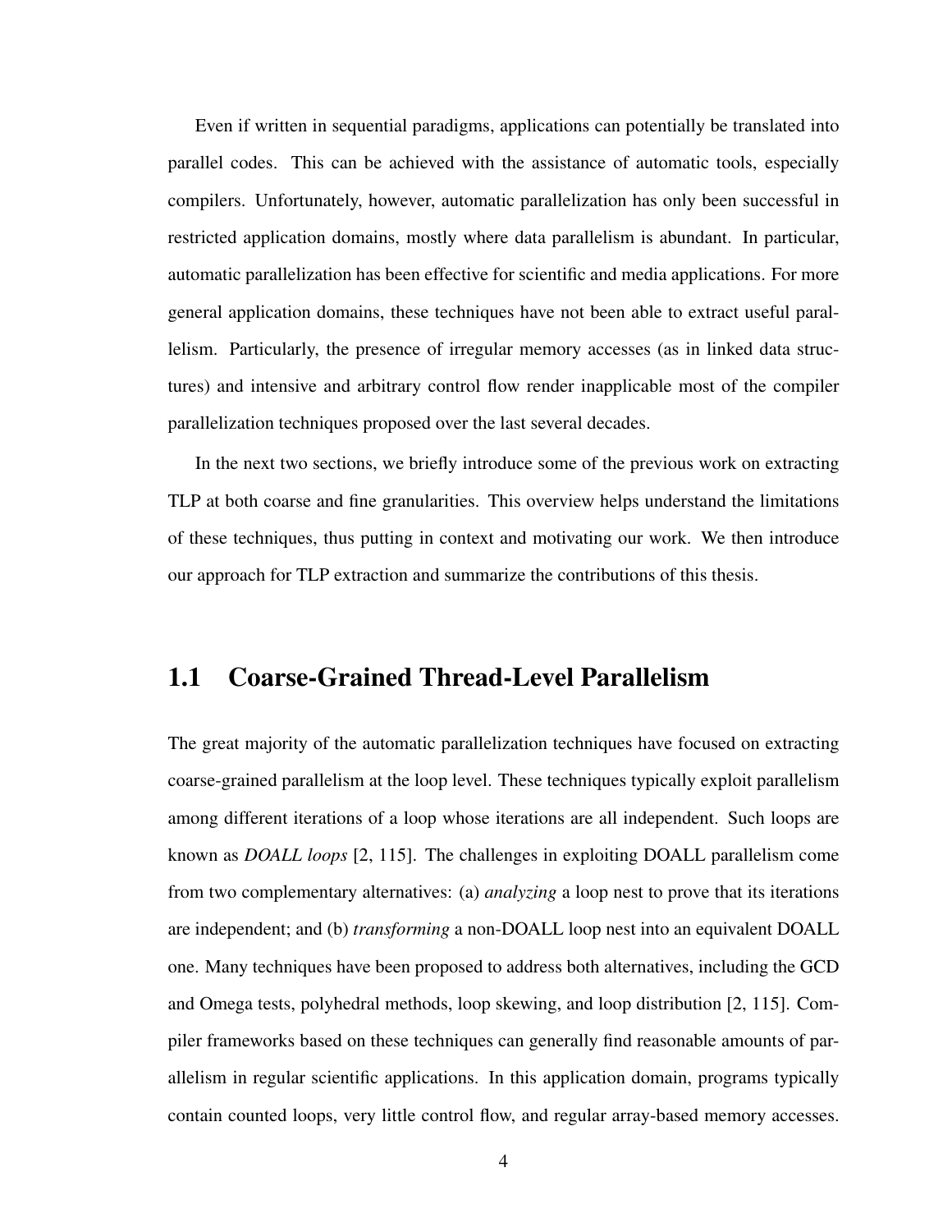Even if written in sequential paradigms, applications can potentially be translated into parallel codes. This can be achieved with the assistance of automatic tools, especially compilers. Unfortunately, however, automatic parallelization has only been successful in restricted application domains, mostly where data parallelism is abundant. In particular, automatic parallelization has been effective for scientific and media applications. For more general application domains, these techniques have not been able to extract useful parallelism. Particularly, the presence of irregular memory accesses (as in linked data structures) and intensive and arbitrary control flow render inapplicable most of the compiler parallelization techniques proposed over the last several decades.

In the next two sections, we briefly introduce some of the previous work on extracting TLP at both coarse and fine granularities. This overview helps understand the limitations of these techniques, thus putting in context and motivating our work. We then introduce our approach for TLP extraction and summarize the contributions of this thesis.

## 1.1 Coarse-Grained Thread-Level Parallelism

The great majority of the automatic parallelization techniques have focused on extracting coarse-grained parallelism at the loop level. These techniques typically exploit parallelism among different iterations of a loop whose iterations are all independent. Such loops are known as *DOALL loops* [2, 115]. The challenges in exploiting DOALL parallelism come from two complementary alternatives: (a) *analyzing* a loop nest to prove that its iterations are independent; and (b) *transforming* a non-DOALL loop nest into an equivalent DOALL one. Many techniques have been proposed to address both alternatives, including the GCD and Omega tests, polyhedral methods, loop skewing, and loop distribution [2, 115]. Compiler frameworks based on these techniques can generally find reasonable amounts of parallelism in regular scientific applications. In this application domain, programs typically contain counted loops, very little control flow, and regular array-based memory accesses.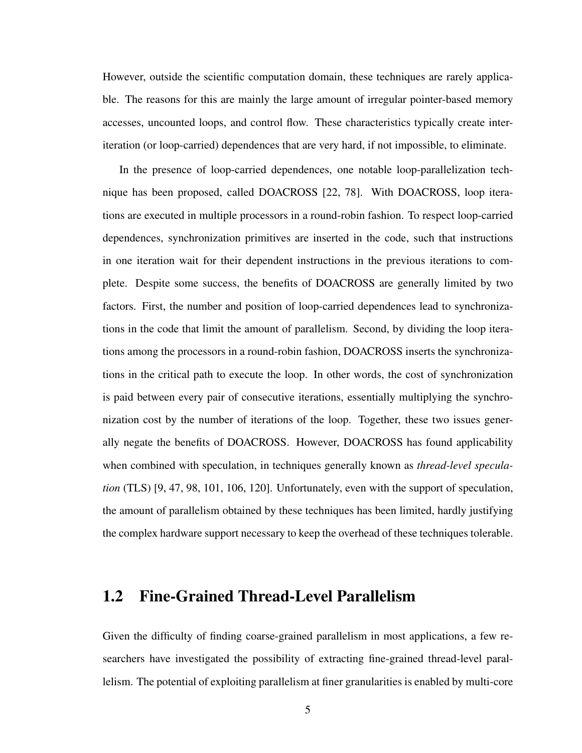However, outside the scientific computation domain, these techniques are rarely applicable. The reasons for this are mainly the large amount of irregular pointer-based memory accesses, uncounted loops, and control flow. These characteristics typically create inter-iteration (or loop-carried) dependences that are very hard, if not impossible, to eliminate.

In the presence of loop-carried dependences, one notable loop-parallelization technique has been proposed, called DOACROSS [22, 78]. With DOACROSS, loop iterations are executed in multiple processors in a round-robin fashion. To respect loop-carried dependences, synchronization primitives are inserted in the code, such that instructions in one iteration wait for their dependent instructions in the previous iterations to complete. Despite some success, the benefits of DOACROSS are generally limited by two factors. First, the number and position of loop-carried dependences lead to synchronizations in the code that limit the amount of parallelism. Second, by dividing the loop iterations among the processors in a round-robin fashion, DOACROSS inserts the synchronizations in the critical path to execute the loop. In other words, the cost of synchronization is paid between every pair of consecutive iterations, essentially multiplying the synchronization cost by the number of iterations of the loop. Together, these two issues generally negate the benefits of DOACROSS. However, DOACROSS has found applicability when combined with speculation, in techniques generally known as *thread-level speculation* (TLS) [9, 47, 98, 101, 106, 120]. Unfortunately, even with the support of speculation, the amount of parallelism obtained by these techniques has been limited, hardly justifying the complex hardware support necessary to keep the overhead of these techniques tolerable.

## 1.2 Fine-Grained Thread-Level Parallelism

Given the difficulty of finding coarse-grained parallelism in most applications, a few researchers have investigated the possibility of extracting fine-grained thread-level parallelism. The potential of exploiting parallelism at finer granularities is enabled by multi-core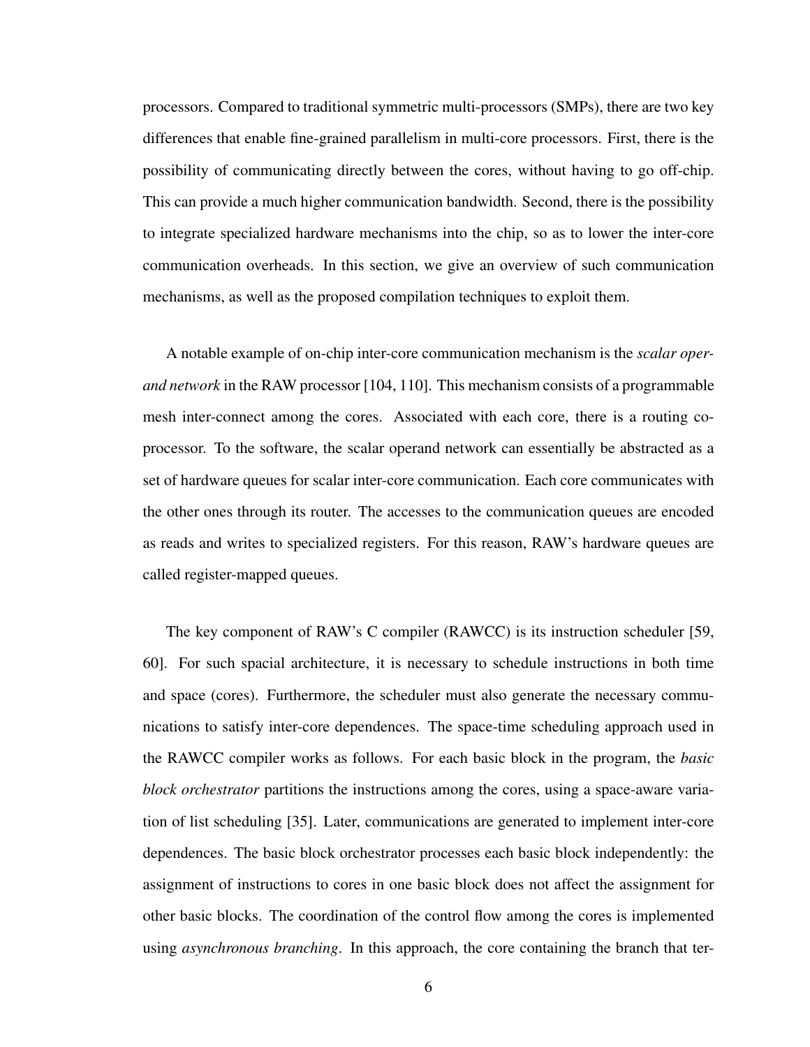processors. Compared to traditional symmetric multi-processors (SMPs), there are two key differences that enable fine-grained parallelism in multi-core processors. First, there is the possibility of communicating directly between the cores, without having to go off-chip. This can provide a much higher communication bandwidth. Second, there is the possibility to integrate specialized hardware mechanisms into the chip, so as to lower the inter-core communication overheads. In this section, we give an overview of such communication mechanisms, as well as the proposed compilation techniques to exploit them.

A notable example of on-chip inter-core communication mechanism is the *scalar operand network* in the RAW processor [104, 110]. This mechanism consists of a programmable mesh inter-connect among the cores. Associated with each core, there is a routing co-processor. To the software, the scalar operand network can essentially be abstracted as a set of hardware queues for scalar inter-core communication. Each core communicates with the other ones through its router. The accesses to the communication queues are encoded as reads and writes to specialized registers. For this reason, RAW's hardware queues are called register-mapped queues.

The key component of RAW's C compiler (RAWCC) is its instruction scheduler [59, 60]. For such spacial architecture, it is necessary to schedule instructions in both time and space (cores). Furthermore, the scheduler must also generate the necessary communications to satisfy inter-core dependences. The space-time scheduling approach used in the RAWCC compiler works as follows. For each basic block in the program, the *basic block orchestrator* partitions the instructions among the cores, using a space-aware variation of list scheduling [35]. Later, communications are generated to implement inter-core dependences. The basic block orchestrator processes each basic block independently: the assignment of instructions to cores in one basic block does not affect the assignment for other basic blocks. The coordination of the control flow among the cores is implemented using *asynchronous branching*. In this approach, the core containing the branch that ter-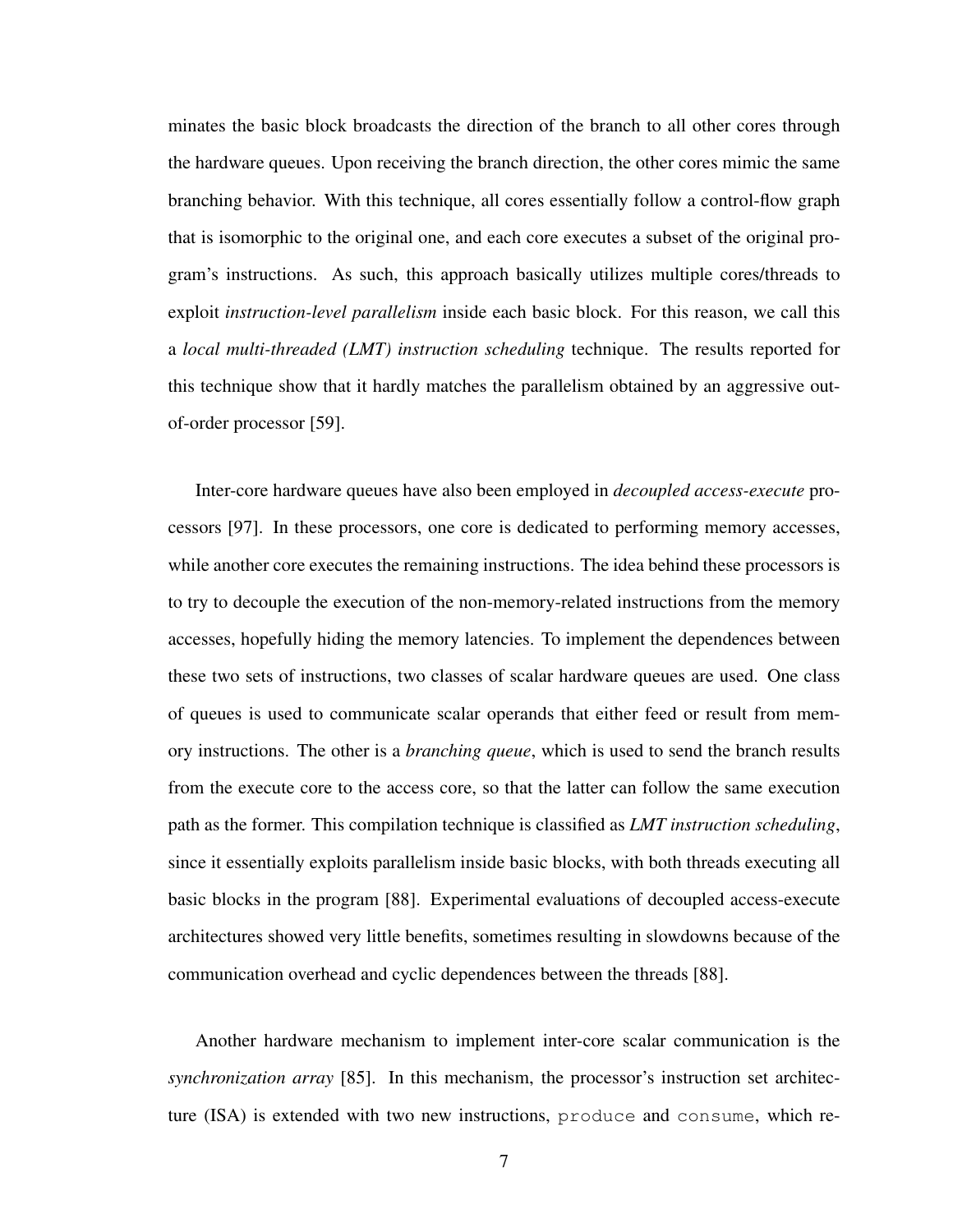minates the basic block broadcasts the direction of the branch to all other cores through the hardware queues. Upon receiving the branch direction, the other cores mimic the same branching behavior. With this technique, all cores essentially follow a control-flow graph that is isomorphic to the original one, and each core executes a subset of the original program's instructions. As such, this approach basically utilizes multiple cores/threads to exploit *instruction-level parallelism* inside each basic block. For this reason, we call this a *local multi-threaded (LMT) instruction scheduling* technique. The results reported for this technique show that it hardly matches the parallelism obtained by an aggressive out-of-order processor [59].

Inter-core hardware queues have also been employed in *decoupled access-execute* processors [97]. In these processors, one core is dedicated to performing memory accesses, while another core executes the remaining instructions. The idea behind these processors is to try to decouple the execution of the non-memory-related instructions from the memory accesses, hopefully hiding the memory latencies. To implement the dependences between these two sets of instructions, two classes of scalar hardware queues are used. One class of queues is used to communicate scalar operands that either feed or result from memory instructions. The other is a *branching queue*, which is used to send the branch results from the execute core to the access core, so that the latter can follow the same execution path as the former. This compilation technique is classified as *LMT instruction scheduling*, since it essentially exploits parallelism inside basic blocks, with both threads executing all basic blocks in the program [88]. Experimental evaluations of decoupled access-execute architectures showed very little benefits, sometimes resulting in slowdowns because of the communication overhead and cyclic dependences between the threads [88].

Another hardware mechanism to implement inter-core scalar communication is the *synchronization array* [85]. In this mechanism, the processor's instruction set architecture (ISA) is extended with two new instructions, `produce` and `consume`, which re-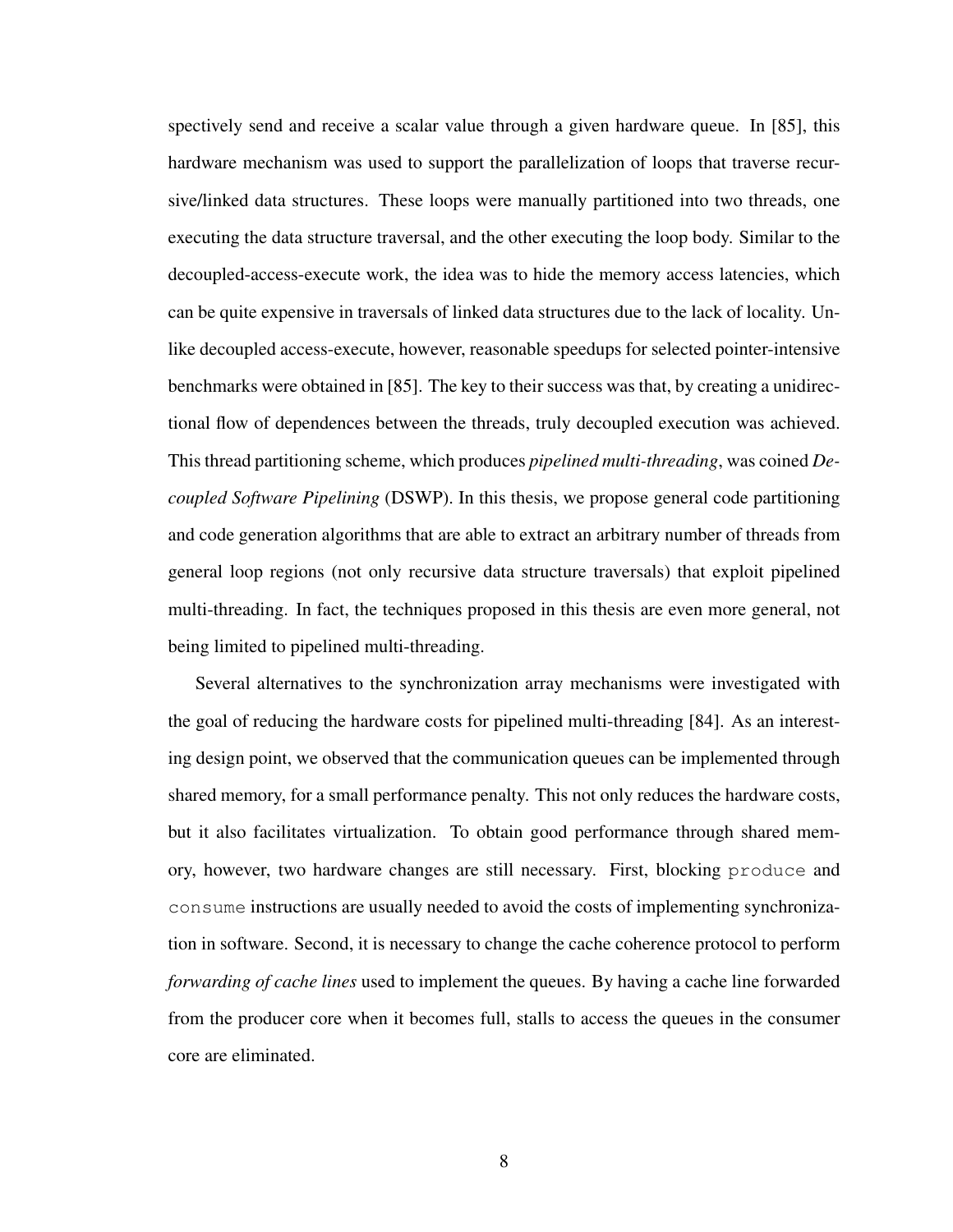spectively send and receive a scalar value through a given hardware queue. In [85], this hardware mechanism was used to support the parallelization of loops that traverse recursive/linked data structures. These loops were manually partitioned into two threads, one executing the data structure traversal, and the other executing the loop body. Similar to the decoupled-access-execute work, the idea was to hide the memory access latencies, which can be quite expensive in traversals of linked data structures due to the lack of locality. Unlike decoupled access-execute, however, reasonable speedups for selected pointer-intensive benchmarks were obtained in [85]. The key to their success was that, by creating a unidirectional flow of dependences between the threads, truly decoupled execution was achieved. This thread partitioning scheme, which produces *pipelined multi-threading*, was coined *Decoupled Software Pipelining* (DSWP). In this thesis, we propose general code partitioning and code generation algorithms that are able to extract an arbitrary number of threads from general loop regions (not only recursive data structure traversals) that exploit pipelined multi-threading. In fact, the techniques proposed in this thesis are even more general, not being limited to pipelined multi-threading.

Several alternatives to the synchronization array mechanisms were investigated with the goal of reducing the hardware costs for pipelined multi-threading [84]. As an interesting design point, we observed that the communication queues can be implemented through shared memory, for a small performance penalty. This not only reduces the hardware costs, but it also facilitates virtualization. To obtain good performance through shared memory, however, two hardware changes are still necessary. First, blocking `produce` and `consume` instructions are usually needed to avoid the costs of implementing synchronization in software. Second, it is necessary to change the cache coherence protocol to perform *forwarding of cache lines* used to implement the queues. By having a cache line forwarded from the producer core when it becomes full, stalls to access the queues in the consumer core are eliminated.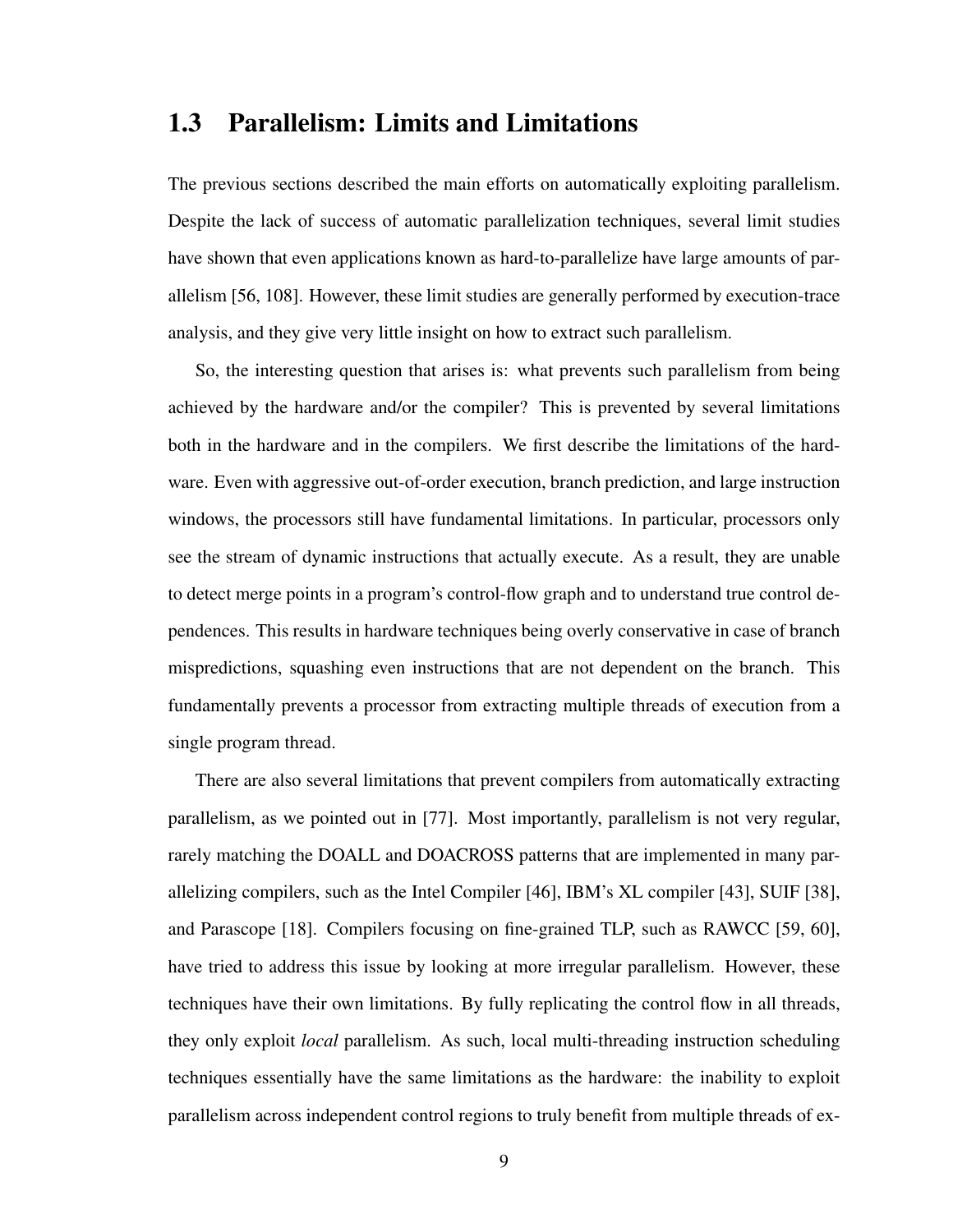## 1.3 Parallelism: Limits and Limitations

The previous sections described the main efforts on automatically exploiting parallelism. Despite the lack of success of automatic parallelization techniques, several limit studies have shown that even applications known as hard-to-parallelize have large amounts of parallelism [56, 108]. However, these limit studies are generally performed by execution-trace analysis, and they give very little insight on how to extract such parallelism.

So, the interesting question that arises is: what prevents such parallelism from being achieved by the hardware and/or the compiler? This is prevented by several limitations both in the hardware and in the compilers. We first describe the limitations of the hardware. Even with aggressive out-of-order execution, branch prediction, and large instruction windows, the processors still have fundamental limitations. In particular, processors only see the stream of dynamic instructions that actually execute. As a result, they are unable to detect merge points in a program's control-flow graph and to understand true control dependences. This results in hardware techniques being overly conservative in case of branch mispredictions, squashing even instructions that are not dependent on the branch. This fundamentally prevents a processor from extracting multiple threads of execution from a single program thread.

There are also several limitations that prevent compilers from automatically extracting parallelism, as we pointed out in [77]. Most importantly, parallelism is not very regular, rarely matching the DOALL and DOACROSS patterns that are implemented in many parallelizing compilers, such as the Intel Compiler [46], IBM's XL compiler [43], SUIF [38], and Parascope [18]. Compilers focusing on fine-grained TLP, such as RAWCC [59, 60], have tried to address this issue by looking at more irregular parallelism. However, these techniques have their own limitations. By fully replicating the control flow in all threads, they only exploit *local* parallelism. As such, local multi-threading instruction scheduling techniques essentially have the same limitations as the hardware: the inability to exploit parallelism across independent control regions to truly benefit from multiple threads of ex-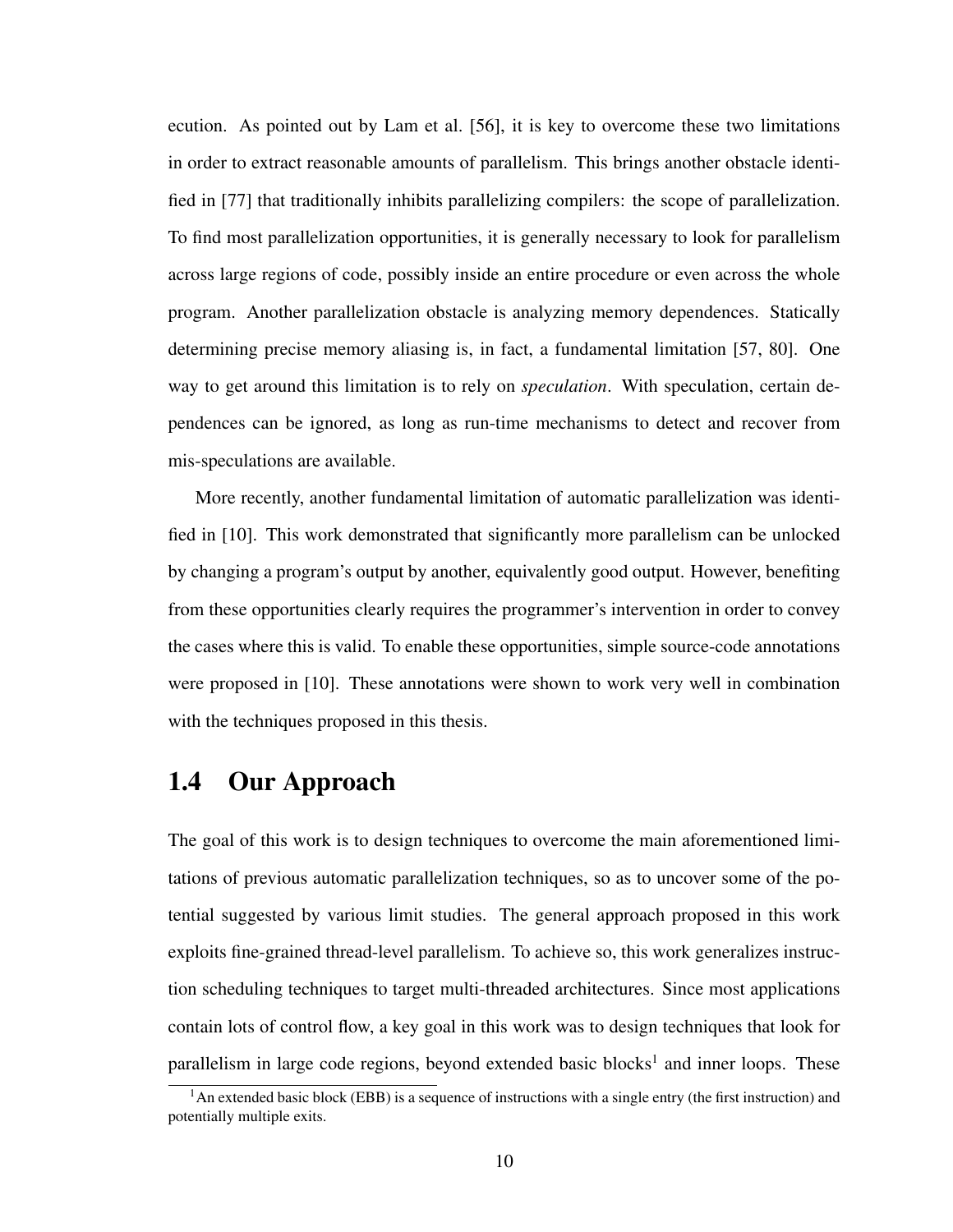ecution. As pointed out by Lam et al. [56], it is key to overcome these two limitations in order to extract reasonable amounts of parallelism. This brings another obstacle identified in [77] that traditionally inhibits parallelizing compilers: the scope of parallelization. To find most parallelization opportunities, it is generally necessary to look for parallelism across large regions of code, possibly inside an entire procedure or even across the whole program. Another parallelization obstacle is analyzing memory dependences. Statically determining precise memory aliasing is, in fact, a fundamental limitation [57, 80]. One way to get around this limitation is to rely on *speculation*. With speculation, certain dependences can be ignored, as long as run-time mechanisms to detect and recover from mis-speculations are available.

More recently, another fundamental limitation of automatic parallelization was identified in [10]. This work demonstrated that significantly more parallelism can be unlocked by changing a program's output by another, equivalently good output. However, benefiting from these opportunities clearly requires the programmer's intervention in order to convey the cases where this is valid. To enable these opportunities, simple source-code annotations were proposed in [10]. These annotations were shown to work very well in combination with the techniques proposed in this thesis.

## 1.4 Our Approach

The goal of this work is to design techniques to overcome the main aforementioned limitations of previous automatic parallelization techniques, so as to uncover some of the potential suggested by various limit studies. The general approach proposed in this work exploits fine-grained thread-level parallelism. To achieve so, this work generalizes instruction scheduling techniques to target multi-threaded architectures. Since most applications contain lots of control flow, a key goal in this work was to design techniques that look for parallelism in large code regions, beyond extended basic blocks[1] and inner loops. These

[1] An extended basic block (EBB) is a sequence of instructions with a single entry (the first instruction) and potentially multiple exits.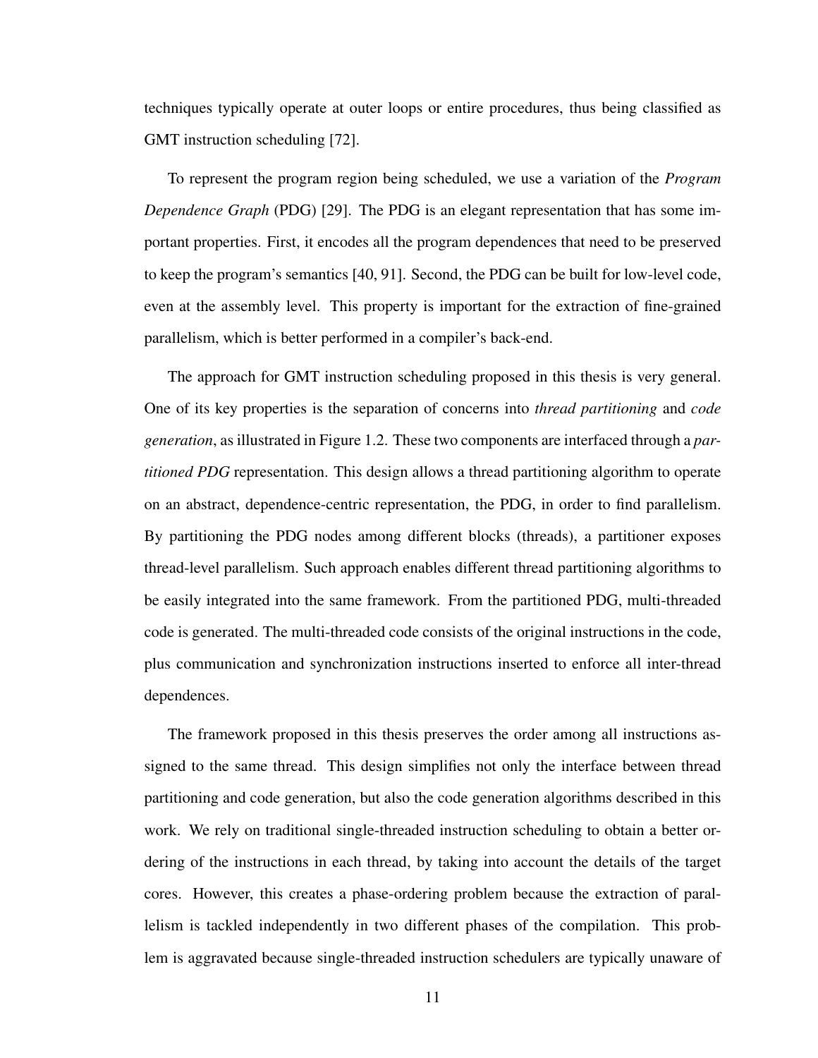techniques typically operate at outer loops or entire procedures, thus being classified as GMT instruction scheduling [72].

To represent the program region being scheduled, we use a variation of the *Program Dependence Graph* (PDG) [29]. The PDG is an elegant representation that has some important properties. First, it encodes all the program dependences that need to be preserved to keep the program's semantics [40, 91]. Second, the PDG can be built for low-level code, even at the assembly level. This property is important for the extraction of fine-grained parallelism, which is better performed in a compiler's back-end.

The approach for GMT instruction scheduling proposed in this thesis is very general. One of its key properties is the separation of concerns into *thread partitioning* and *code generation*, as illustrated in Figure 1.2. These two components are interfaced through a *partitioned PDG* representation. This design allows a thread partitioning algorithm to operate on an abstract, dependence-centric representation, the PDG, in order to find parallelism. By partitioning the PDG nodes among different blocks (threads), a partitioner exposes thread-level parallelism. Such approach enables different thread partitioning algorithms to be easily integrated into the same framework. From the partitioned PDG, multi-threaded code is generated. The multi-threaded code consists of the original instructions in the code, plus communication and synchronization instructions inserted to enforce all inter-thread dependences.

The framework proposed in this thesis preserves the order among all instructions assigned to the same thread. This design simplifies not only the interface between thread partitioning and code generation, but also the code generation algorithms described in this work. We rely on traditional single-threaded instruction scheduling to obtain a better ordering of the instructions in each thread, by taking into account the details of the target cores. However, this creates a phase-ordering problem because the extraction of parallelism is tackled independently in two different phases of the compilation. This problem is aggravated because single-threaded instruction schedulers are typically unaware of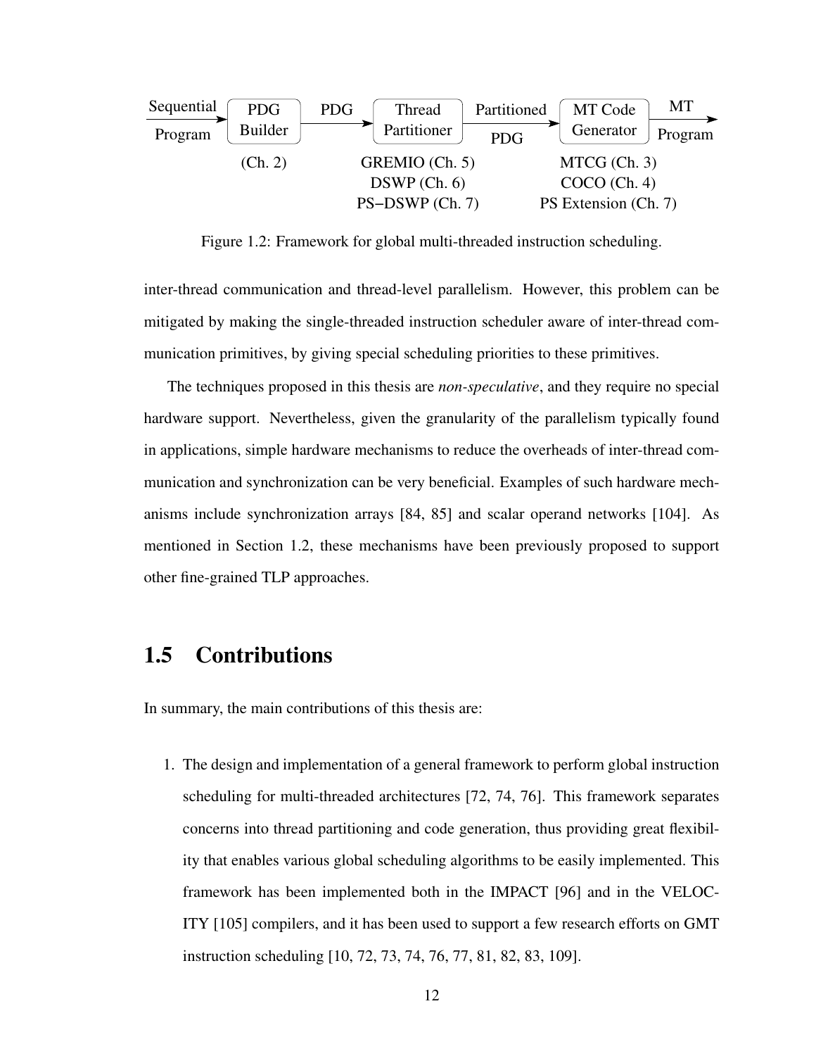Sequential Program → PDG Builder (Ch. 2) → PDG → Thread Partitioner (GREMIO (Ch. 5), DSWP (Ch. 6), PS−DSWP (Ch. 7)) → Partitioned PDG → MT Code Generator (MTCG (Ch. 3), COCO (Ch. 4), PS Extension (Ch. 7)) → MT Program

Figure 1.2: Framework for global multi-threaded instruction scheduling.

inter-thread communication and thread-level parallelism. However, this problem can be mitigated by making the single-threaded instruction scheduler aware of inter-thread communication primitives, by giving special scheduling priorities to these primitives.

The techniques proposed in this thesis are *non-speculative*, and they require no special hardware support. Nevertheless, given the granularity of the parallelism typically found in applications, simple hardware mechanisms to reduce the overheads of inter-thread communication and synchronization can be very beneficial. Examples of such hardware mechanisms include synchronization arrays [84, 85] and scalar operand networks [104]. As mentioned in Section 1.2, these mechanisms have been previously proposed to support other fine-grained TLP approaches.

## 1.5 Contributions

In summary, the main contributions of this thesis are:

1. The design and implementation of a general framework to perform global instruction scheduling for multi-threaded architectures [72, 74, 76]. This framework separates concerns into thread partitioning and code generation, thus providing great flexibility that enables various global scheduling algorithms to be easily implemented. This framework has been implemented both in the IMPACT [96] and in the VELOCITY [105] compilers, and it has been used to support a few research efforts on GMT instruction scheduling [10, 72, 73, 74, 76, 77, 81, 82, 83, 109].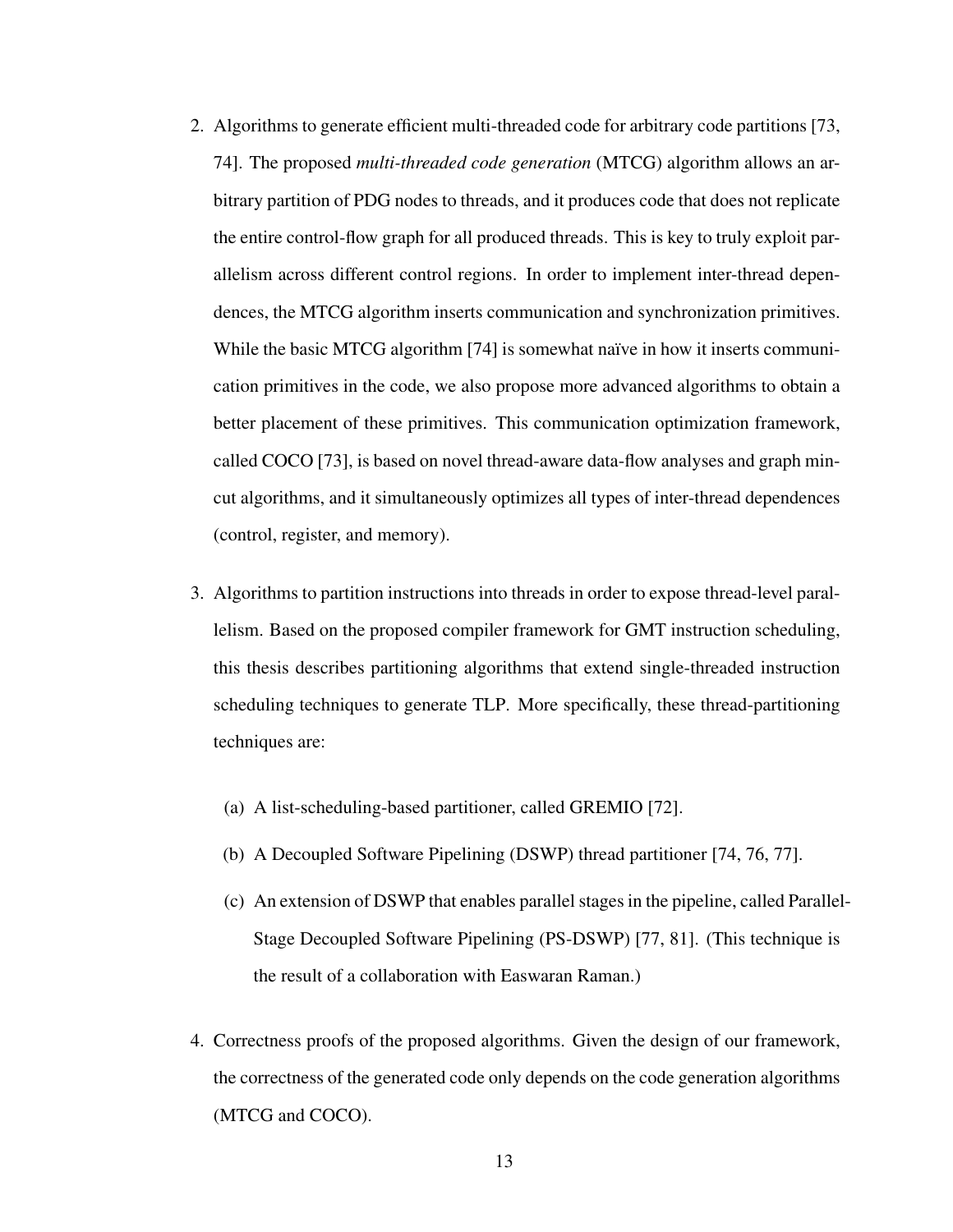2. Algorithms to generate efficient multi-threaded code for arbitrary code partitions [73, 74]. The proposed *multi-threaded code generation* (MTCG) algorithm allows an arbitrary partition of PDG nodes to threads, and it produces code that does not replicate the entire control-flow graph for all produced threads. This is key to truly exploit parallelism across different control regions. In order to implement inter-thread dependences, the MTCG algorithm inserts communication and synchronization primitives. While the basic MTCG algorithm [74] is somewhat naïve in how it inserts communication primitives in the code, we also propose more advanced algorithms to obtain a better placement of these primitives. This communication optimization framework, called COCO [73], is based on novel thread-aware data-flow analyses and graph min-cut algorithms, and it simultaneously optimizes all types of inter-thread dependences (control, register, and memory).

3. Algorithms to partition instructions into threads in order to expose thread-level parallelism. Based on the proposed compiler framework for GMT instruction scheduling, this thesis describes partitioning algorithms that extend single-threaded instruction scheduling techniques to generate TLP. More specifically, these thread-partitioning techniques are:

   (a) A list-scheduling-based partitioner, called GREMIO [72].

   (b) A Decoupled Software Pipelining (DSWP) thread partitioner [74, 76, 77].

   (c) An extension of DSWP that enables parallel stages in the pipeline, called Parallel-Stage Decoupled Software Pipelining (PS-DSWP) [77, 81]. (This technique is the result of a collaboration with Easwaran Raman.)

4. Correctness proofs of the proposed algorithms. Given the design of our framework, the correctness of the generated code only depends on the code generation algorithms (MTCG and COCO).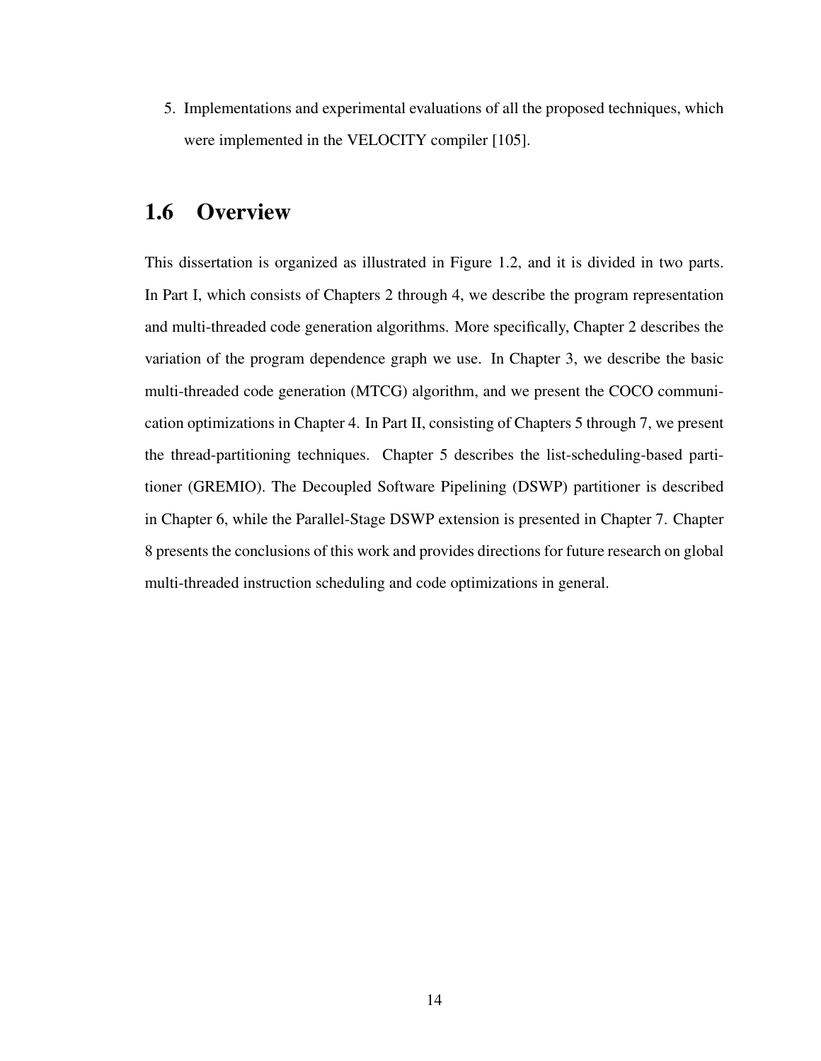5. Implementations and experimental evaluations of all the proposed techniques, which were implemented in the VELOCITY compiler [105].

## 1.6 Overview

This dissertation is organized as illustrated in Figure 1.2, and it is divided in two parts. In Part I, which consists of Chapters 2 through 4, we describe the program representation and multi-threaded code generation algorithms. More specifically, Chapter 2 describes the variation of the program dependence graph we use. In Chapter 3, we describe the basic multi-threaded code generation (MTCG) algorithm, and we present the COCO communication optimizations in Chapter 4. In Part II, consisting of Chapters 5 through 7, we present the thread-partitioning techniques. Chapter 5 describes the list-scheduling-based partitioner (GREMIO). The Decoupled Software Pipelining (DSWP) partitioner is described in Chapter 6, while the Parallel-Stage DSWP extension is presented in Chapter 7. Chapter 8 presents the conclusions of this work and provides directions for future research on global multi-threaded instruction scheduling and code optimizations in general.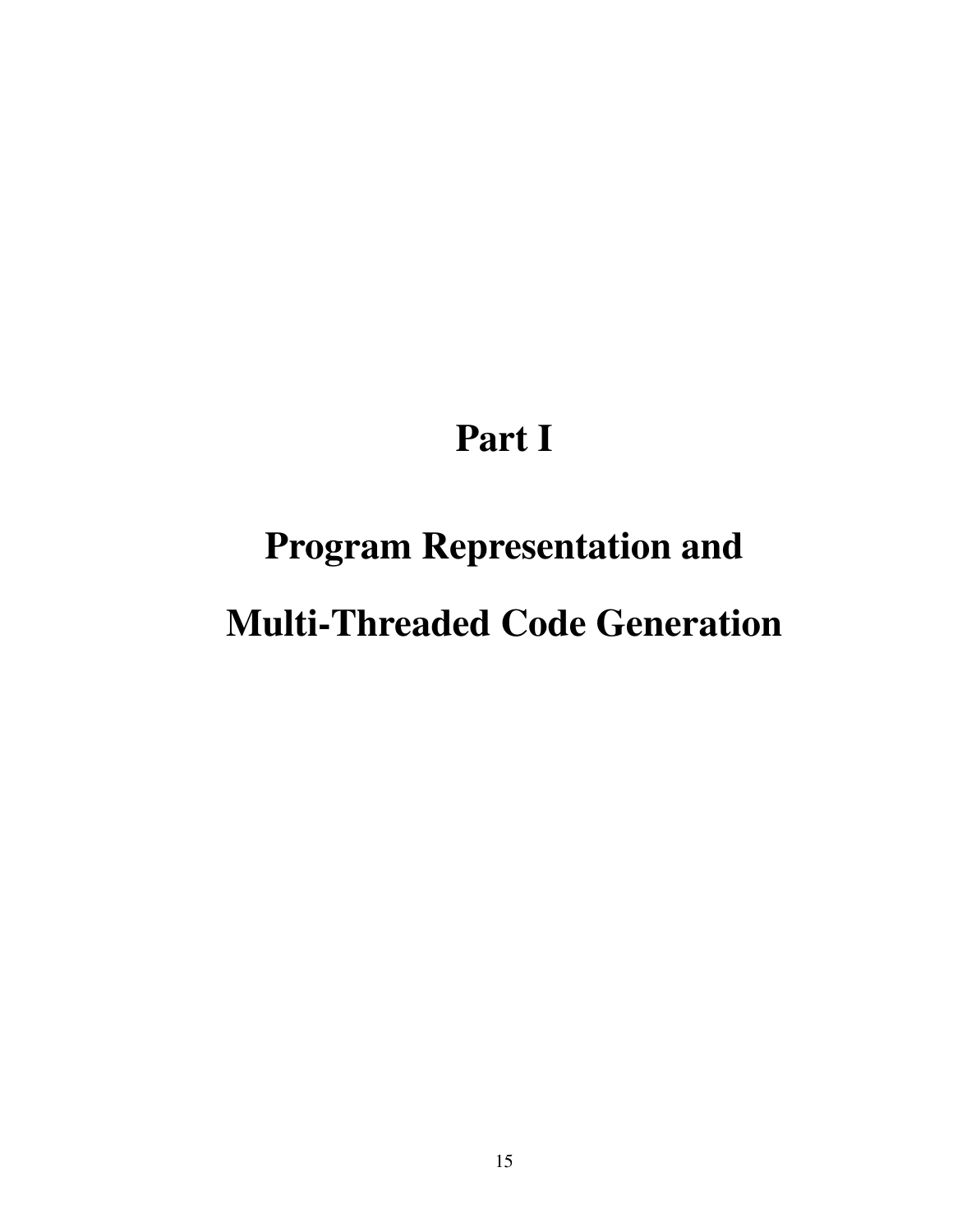# Part I

# Program Representation and Multi-Threaded Code Generation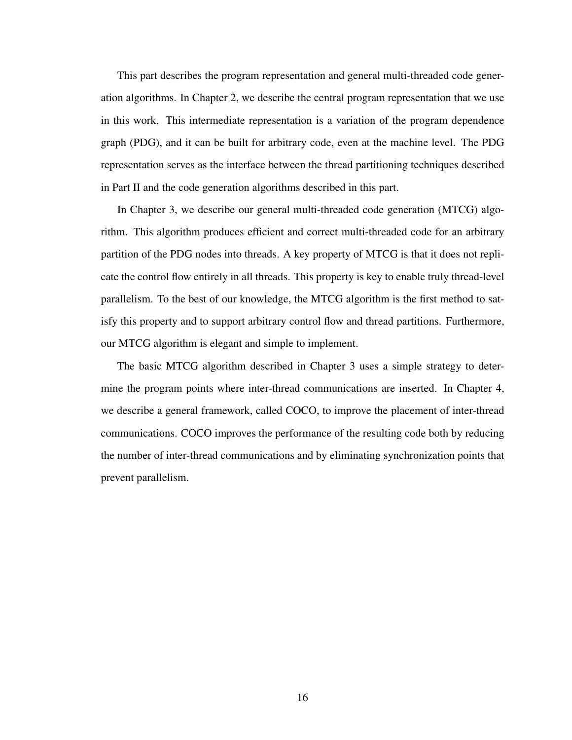This part describes the program representation and general multi-threaded code generation algorithms. In Chapter 2, we describe the central program representation that we use in this work. This intermediate representation is a variation of the program dependence graph (PDG), and it can be built for arbitrary code, even at the machine level. The PDG representation serves as the interface between the thread partitioning techniques described in Part II and the code generation algorithms described in this part.

In Chapter 3, we describe our general multi-threaded code generation (MTCG) algorithm. This algorithm produces efficient and correct multi-threaded code for an arbitrary partition of the PDG nodes into threads. A key property of MTCG is that it does not replicate the control flow entirely in all threads. This property is key to enable truly thread-level parallelism. To the best of our knowledge, the MTCG algorithm is the first method to satisfy this property and to support arbitrary control flow and thread partitions. Furthermore, our MTCG algorithm is elegant and simple to implement.

The basic MTCG algorithm described in Chapter 3 uses a simple strategy to determine the program points where inter-thread communications are inserted. In Chapter 4, we describe a general framework, called COCO, to improve the placement of inter-thread communications. COCO improves the performance of the resulting code both by reducing the number of inter-thread communications and by eliminating synchronization points that prevent parallelism.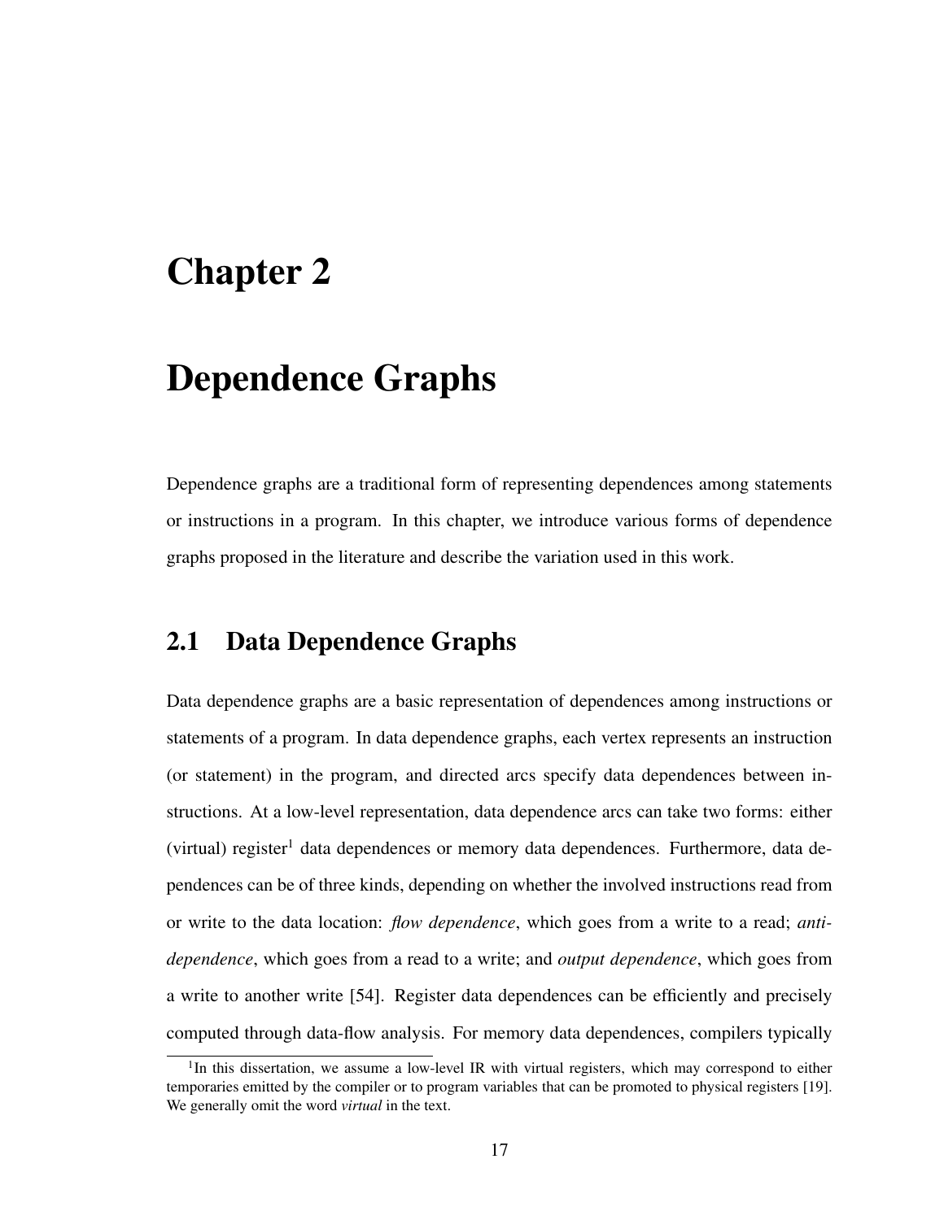# Chapter 2

# Dependence Graphs

Dependence graphs are a traditional form of representing dependences among statements or instructions in a program. In this chapter, we introduce various forms of dependence graphs proposed in the literature and describe the variation used in this work.

## 2.1 Data Dependence Graphs

Data dependence graphs are a basic representation of dependences among instructions or statements of a program. In data dependence graphs, each vertex represents an instruction (or statement) in the program, and directed arcs specify data dependences between instructions. At a low-level representation, data dependence arcs can take two forms: either (virtual) register[1] data dependences or memory data dependences. Furthermore, data dependences can be of three kinds, depending on whether the involved instructions read from or write to the data location: *flow dependence*, which goes from a write to a read; *anti-dependence*, which goes from a read to a write; and *output dependence*, which goes from a write to another write [54]. Register data dependences can be efficiently and precisely computed through data-flow analysis. For memory data dependences, compilers typically

[1]In this dissertation, we assume a low-level IR with virtual registers, which may correspond to either temporaries emitted by the compiler or to program variables that can be promoted to physical registers [19]. We generally omit the word *virtual* in the text.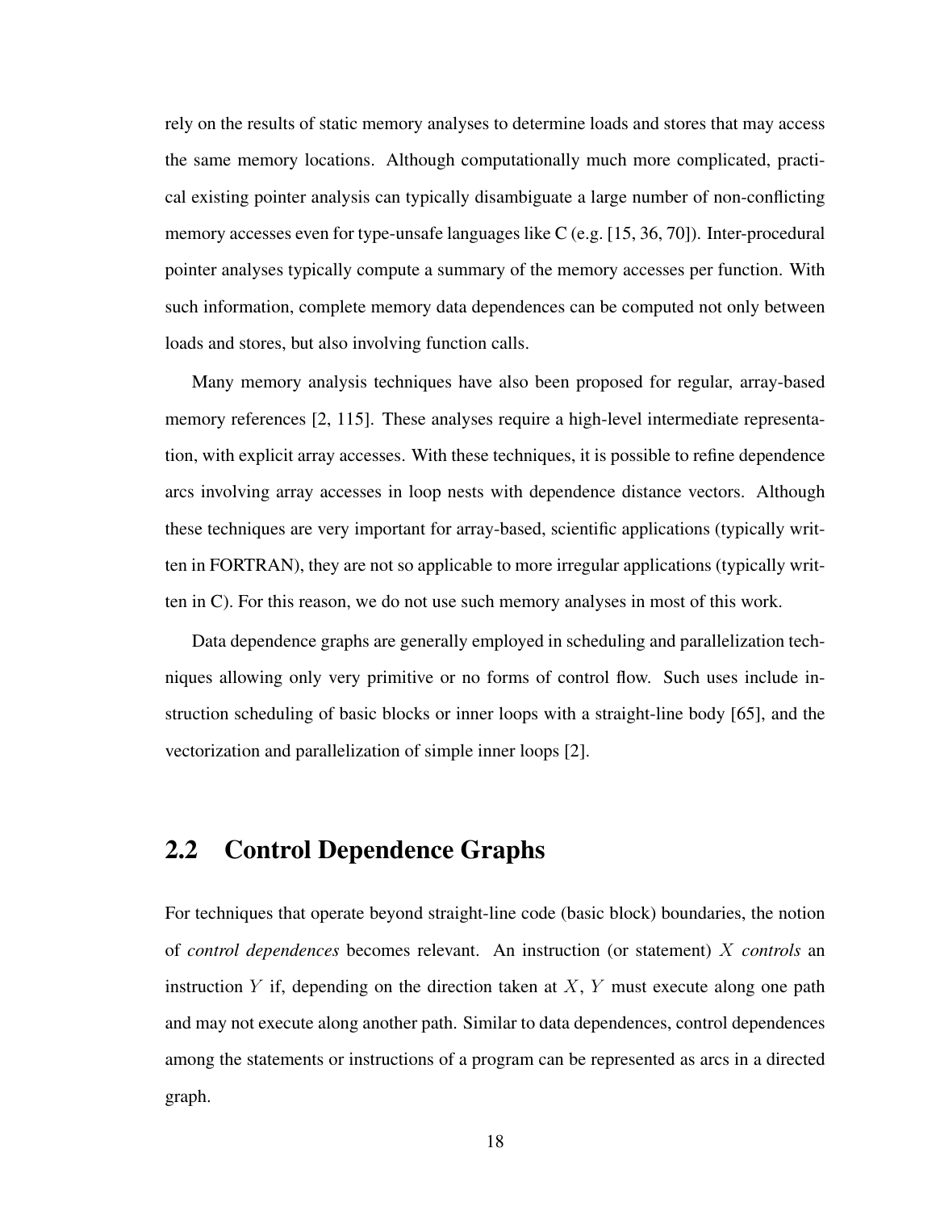rely on the results of static memory analyses to determine loads and stores that may access the same memory locations. Although computationally much more complicated, practical existing pointer analysis can typically disambiguate a large number of non-conflicting memory accesses even for type-unsafe languages like C (e.g. [15, 36, 70]). Inter-procedural pointer analyses typically compute a summary of the memory accesses per function. With such information, complete memory data dependences can be computed not only between loads and stores, but also involving function calls.

Many memory analysis techniques have also been proposed for regular, array-based memory references [2, 115]. These analyses require a high-level intermediate representation, with explicit array accesses. With these techniques, it is possible to refine dependence arcs involving array accesses in loop nests with dependence distance vectors. Although these techniques are very important for array-based, scientific applications (typically written in FORTRAN), they are not so applicable to more irregular applications (typically written in C). For this reason, we do not use such memory analyses in most of this work.

Data dependence graphs are generally employed in scheduling and parallelization techniques allowing only very primitive or no forms of control flow. Such uses include instruction scheduling of basic blocks or inner loops with a straight-line body [65], and the vectorization and parallelization of simple inner loops [2].

## 2.2 Control Dependence Graphs

For techniques that operate beyond straight-line code (basic block) boundaries, the notion of *control dependences* becomes relevant. An instruction (or statement) $X$ *controls* an instruction $Y$ if, depending on the direction taken at $X$, $Y$ must execute along one path and may not execute along another path. Similar to data dependences, control dependences among the statements or instructions of a program can be represented as arcs in a directed graph.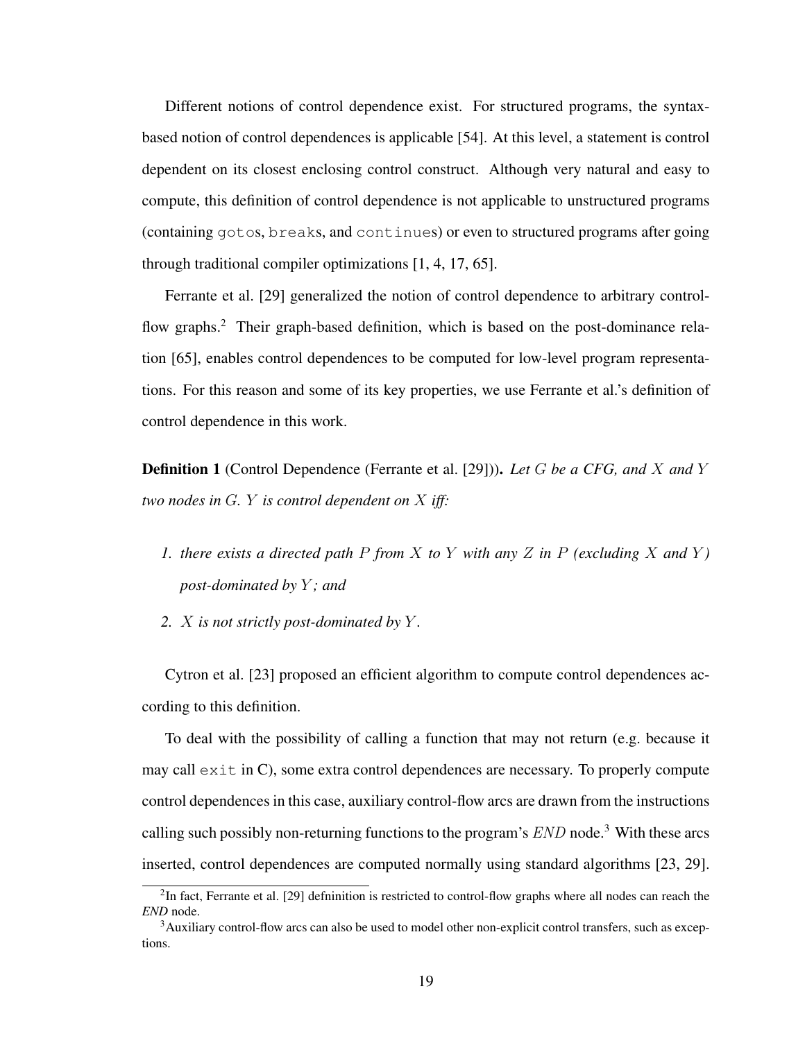Different notions of control dependence exist. For structured programs, the syntax-based notion of control dependences is applicable [54]. At this level, a statement is control dependent on its closest enclosing control construct. Although very natural and easy to compute, this definition of control dependence is not applicable to unstructured programs (containing `goto`s, `break`s, and `continue`s) or even to structured programs after going through traditional compiler optimizations [1, 4, 17, 65].

Ferrante et al. [29] generalized the notion of control dependence to arbitrary control-flow graphs.[2] Their graph-based definition, which is based on the post-dominance relation [65], enables control dependences to be computed for low-level program representations. For this reason and some of its key properties, we use Ferrante et al.'s definition of control dependence in this work.

**Definition 1** (Control Dependence (Ferrante et al. [29])). *Let $G$ be a CFG, and $X$ and $Y$ two nodes in $G$. $Y$ is control dependent on $X$ iff:*

1. *there exists a directed path $P$ from $X$ to $Y$ with any $Z$ in $P$ (excluding $X$ and $Y$) post-dominated by $Y$; and*
2. *$X$ is not strictly post-dominated by $Y$.*

Cytron et al. [23] proposed an efficient algorithm to compute control dependences according to this definition.

To deal with the possibility of calling a function that may not return (e.g. because it may call `exit` in C), some extra control dependences are necessary. To properly compute control dependences in this case, auxiliary control-flow arcs are drawn from the instructions calling such possibly non-returning functions to the program's $END$ node.[3] With these arcs inserted, control dependences are computed normally using standard algorithms [23, 29].

[2] In fact, Ferrante et al. [29] defninition is restricted to control-flow graphs where all nodes can reach the *END* node.

[3] Auxiliary control-flow arcs can also be used to model other non-explicit control transfers, such as exceptions.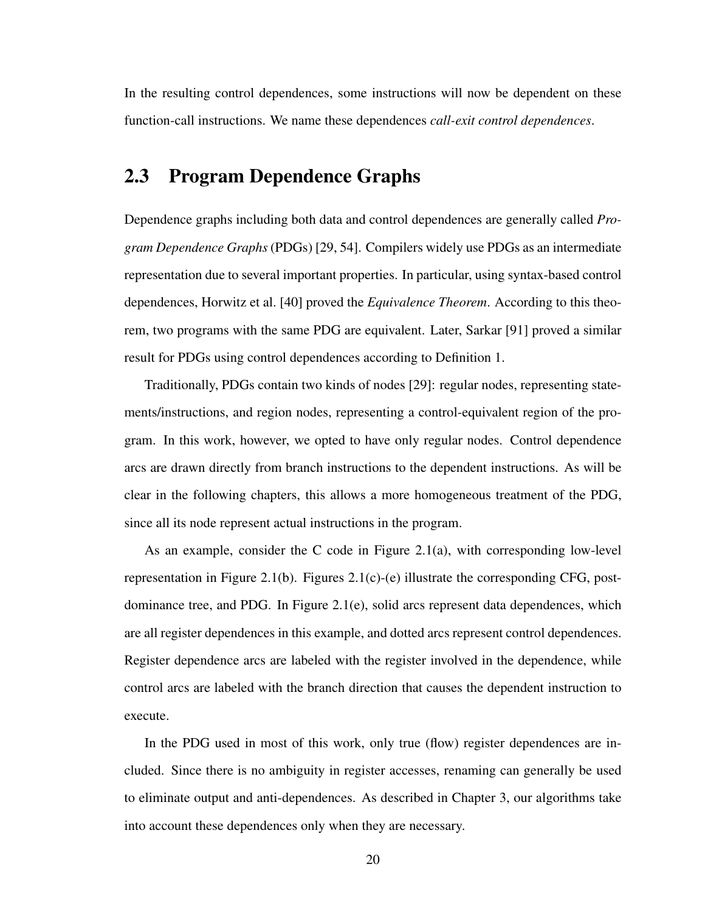In the resulting control dependences, some instructions will now be dependent on these function-call instructions. We name these dependences *call-exit control dependences*.

## 2.3 Program Dependence Graphs

Dependence graphs including both data and control dependences are generally called *Program Dependence Graphs* (PDGs) [29, 54]. Compilers widely use PDGs as an intermediate representation due to several important properties. In particular, using syntax-based control dependences, Horwitz et al. [40] proved the *Equivalence Theorem*. According to this theorem, two programs with the same PDG are equivalent. Later, Sarkar [91] proved a similar result for PDGs using control dependences according to Definition 1.

Traditionally, PDGs contain two kinds of nodes [29]: regular nodes, representing statements/instructions, and region nodes, representing a control-equivalent region of the program. In this work, however, we opted to have only regular nodes. Control dependence arcs are drawn directly from branch instructions to the dependent instructions. As will be clear in the following chapters, this allows a more homogeneous treatment of the PDG, since all its node represent actual instructions in the program.

As an example, consider the C code in Figure 2.1(a), with corresponding low-level representation in Figure 2.1(b). Figures 2.1(c)-(e) illustrate the corresponding CFG, post-dominance tree, and PDG. In Figure 2.1(e), solid arcs represent data dependences, which are all register dependences in this example, and dotted arcs represent control dependences. Register dependence arcs are labeled with the register involved in the dependence, while control arcs are labeled with the branch direction that causes the dependent instruction to execute.

In the PDG used in most of this work, only true (flow) register dependences are included. Since there is no ambiguity in register accesses, renaming can generally be used to eliminate output and anti-dependences. As described in Chapter 3, our algorithms take into account these dependences only when they are necessary.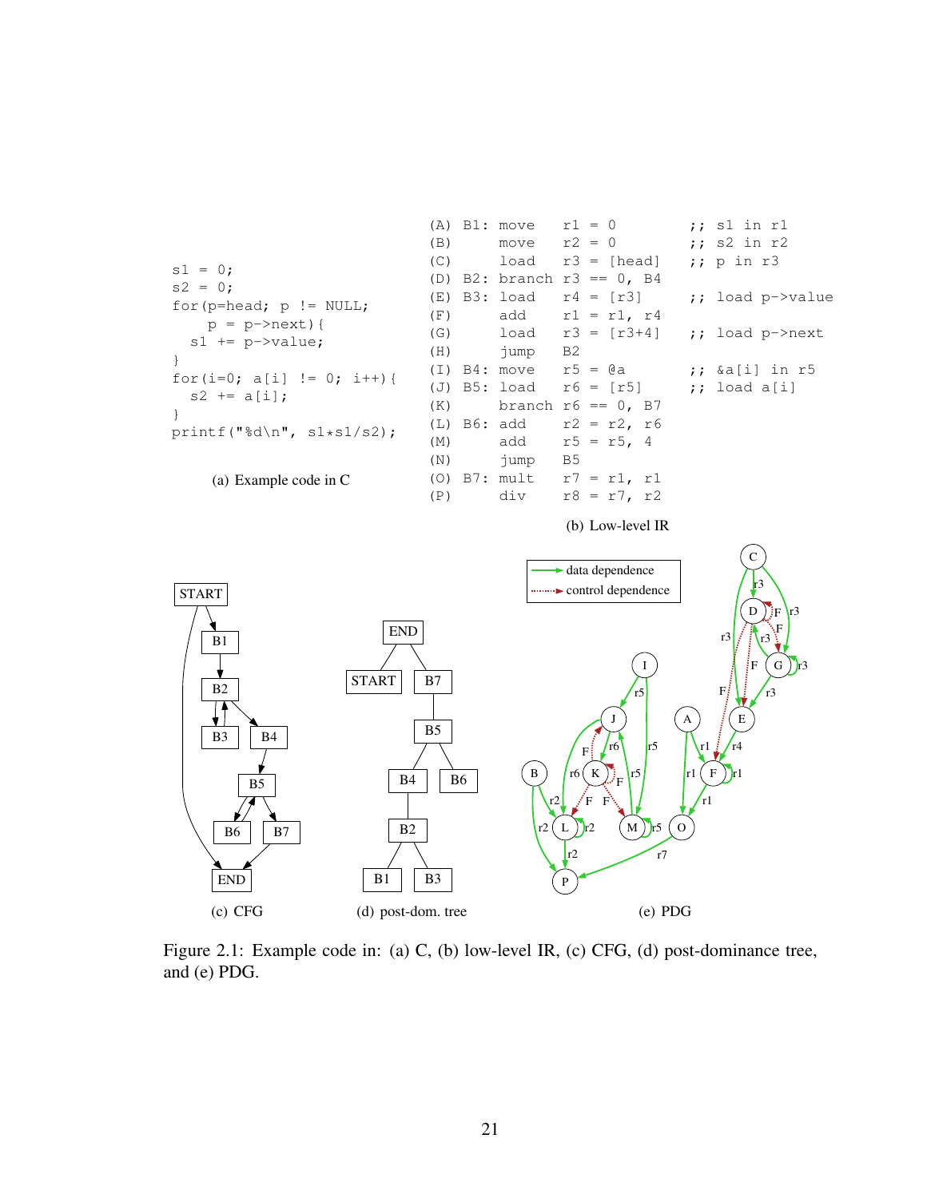```c
s1 = 0;
s2 = 0;
for(p=head; p != NULL;
    p = p->next){
  s1 += p->value;
}
for(i=0; a[i] != 0; i++){
  s2 += a[i];
}
printf("%d\n", s1*s1/s2);
```

(a) Example code in C

```
(A) B1: move    r1 = 0          ;; s1 in r1
(B)     move    r2 = 0          ;; s2 in r2
(C)     load    r3 = [head]     ;; p in r3
(D) B2: branch  r3 == 0, B4
(E) B3: load    r4 = [r3]       ;; load p->value
(F)     add     r1 = r1, r4
(G)     load    r3 = [r3+4]     ;; load p->next
(H)     jump    B2
(I) B4: move    r5 = @a         ;; &a[i] in r5
(J) B5: load    r6 = [r5]       ;; load a[i]
(K)     branch  r6 == 0, B7
(L) B6: add     r2 = r2, r6
(M)     add     r5 = r5, 4
(N)     jump    B5
(O) B7: mult    r7 = r1, r1
(P)     div     r8 = r7, r2
```

(b) Low-level IR

(c) CFG

(d) post-dom. tree

(e) PDG

Figure 2.1: Example code in: (a) C, (b) low-level IR, (c) CFG, (d) post-dominance tree, and (e) PDG.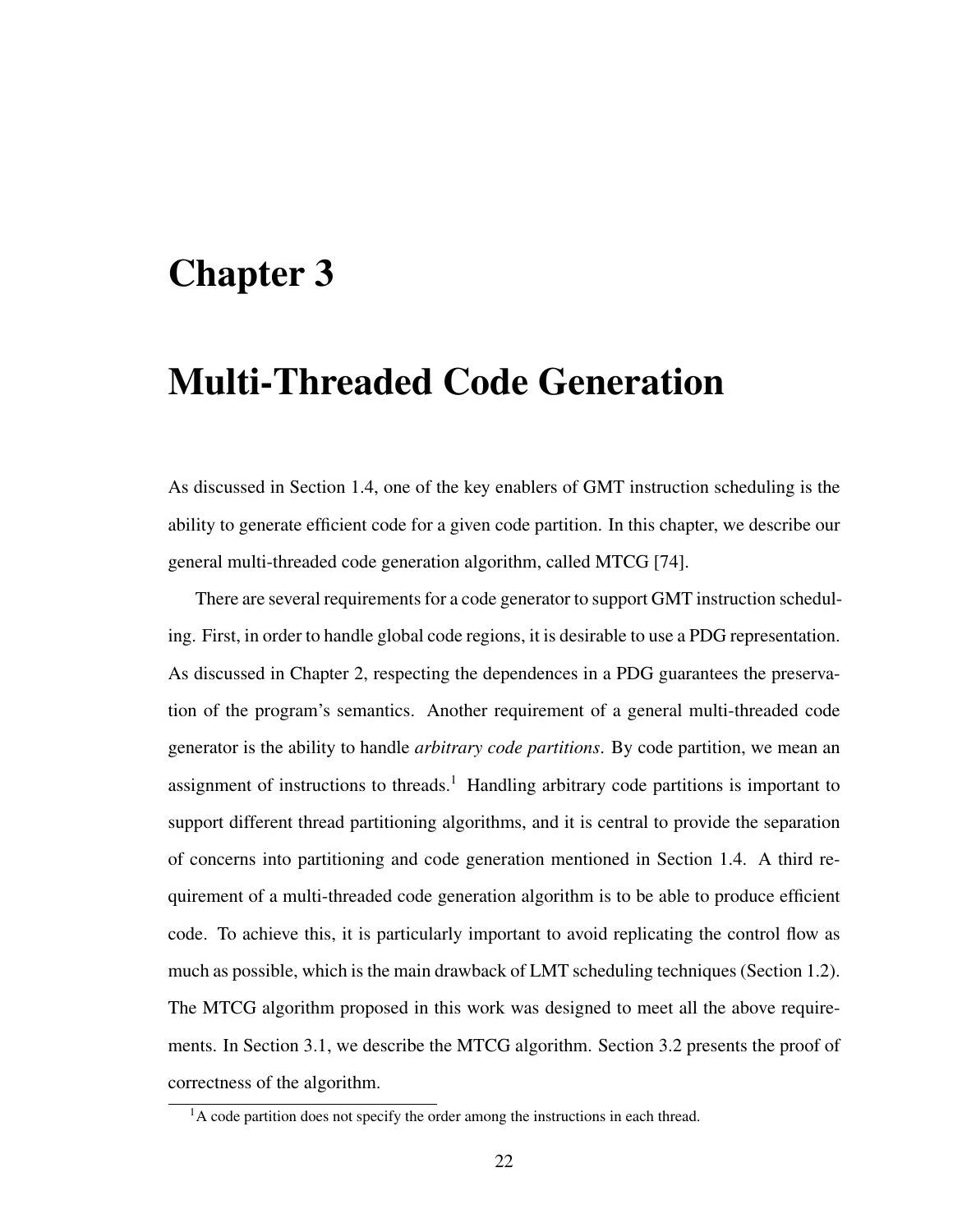# Chapter 3

# Multi-Threaded Code Generation

As discussed in Section 1.4, one of the key enablers of GMT instruction scheduling is the ability to generate efficient code for a given code partition. In this chapter, we describe our general multi-threaded code generation algorithm, called MTCG [74].

There are several requirements for a code generator to support GMT instruction scheduling. First, in order to handle global code regions, it is desirable to use a PDG representation. As discussed in Chapter 2, respecting the dependences in a PDG guarantees the preservation of the program's semantics. Another requirement of a general multi-threaded code generator is the ability to handle *arbitrary code partitions*. By code partition, we mean an assignment of instructions to threads.[1] Handling arbitrary code partitions is important to support different thread partitioning algorithms, and it is central to provide the separation of concerns into partitioning and code generation mentioned in Section 1.4. A third requirement of a multi-threaded code generation algorithm is to be able to produce efficient code. To achieve this, it is particularly important to avoid replicating the control flow as much as possible, which is the main drawback of LMT scheduling techniques (Section 1.2). The MTCG algorithm proposed in this work was designed to meet all the above requirements. In Section 3.1, we describe the MTCG algorithm. Section 3.2 presents the proof of correctness of the algorithm.

[1] A code partition does not specify the order among the instructions in each thread.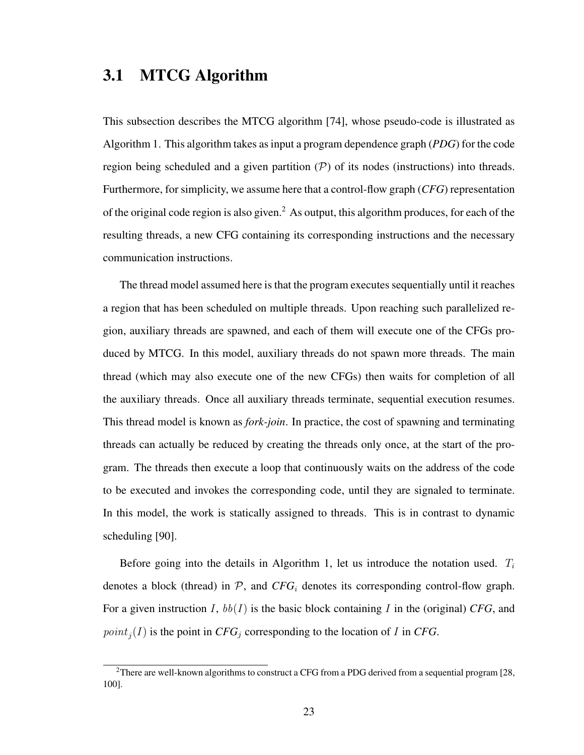## 3.1 MTCG Algorithm

This subsection describes the MTCG algorithm [74], whose pseudo-code is illustrated as Algorithm 1. This algorithm takes as input a program dependence graph (*PDG*) for the code region being scheduled and a given partition ($\mathcal{P}$) of its nodes (instructions) into threads. Furthermore, for simplicity, we assume here that a control-flow graph (*CFG*) representation of the original code region is also given.[2] As output, this algorithm produces, for each of the resulting threads, a new CFG containing its corresponding instructions and the necessary communication instructions.

The thread model assumed here is that the program executes sequentially until it reaches a region that has been scheduled on multiple threads. Upon reaching such parallelized region, auxiliary threads are spawned, and each of them will execute one of the CFGs produced by MTCG. In this model, auxiliary threads do not spawn more threads. The main thread (which may also execute one of the new CFGs) then waits for completion of all the auxiliary threads. Once all auxiliary threads terminate, sequential execution resumes. This thread model is known as *fork-join*. In practice, the cost of spawning and terminating threads can actually be reduced by creating the threads only once, at the start of the program. The threads then execute a loop that continuously waits on the address of the code to be executed and invokes the corresponding code, until they are signaled to terminate. In this model, the work is statically assigned to threads. This is in contrast to dynamic scheduling [90].

Before going into the details in Algorithm 1, let us introduce the notation used. $T_i$ denotes a block (thread) in $\mathcal{P}$, and $CFG_i$ denotes its corresponding control-flow graph. For a given instruction $I$, $bb(I)$ is the basic block containing $I$ in the (original) *CFG*, and $point_j(I)$ is the point in $CFG_j$ corresponding to the location of $I$ in *CFG*.

[2] There are well-known algorithms to construct a CFG from a PDG derived from a sequential program [28, 100].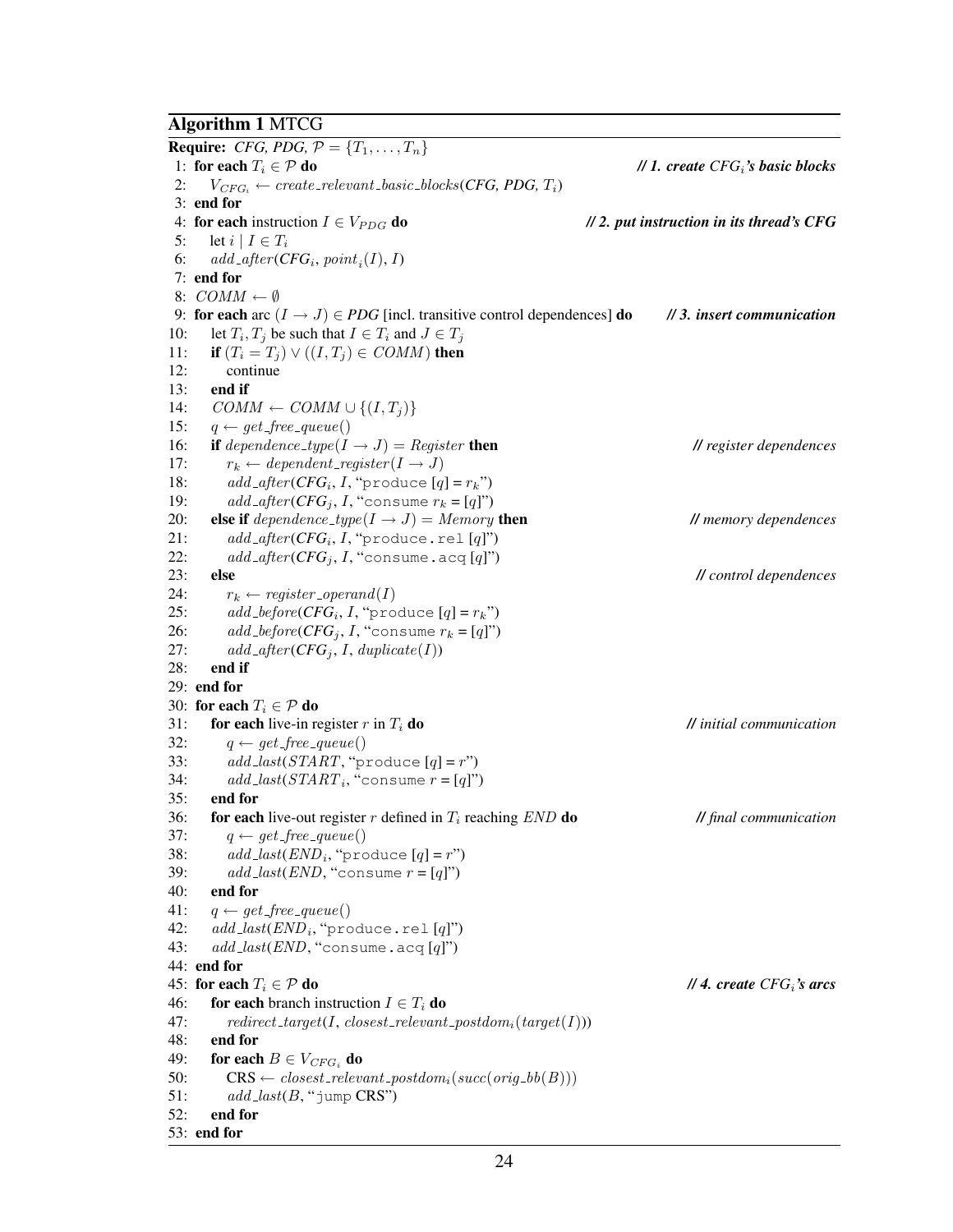**Algorithm 1** MTCG

**Require:** *CFG, PDG*, $\mathcal{P} = \{T_1, \ldots, T_n\}$

```
 1: for each T_i ∈ P do                                              // 1. create CFG_i's basic blocks
 2:     V_CFG_i ← create_relevant_basic_blocks(CFG, PDG, T_i)
 3: end for
 4: for each instruction I ∈ V_PDG do                                // 2. put instruction in its thread's CFG
 5:     let i | I ∈ T_i
 6:     add_after(CFG_i, point_i(I), I)
 7: end for
 8: COMM ← ∅
 9: for each arc (I → J) ∈ PDG [incl. transitive control dependences] do   // 3. insert communication
10:     let T_i, T_j be such that I ∈ T_i and J ∈ T_j
11:     if (T_i = T_j) ∨ ((I, T_j) ∈ COMM) then
12:         continue
13:     end if
14:     COMM ← COMM ∪ {(I, T_j)}
15:     q ← get_free_queue()
16:     if dependence_type(I → J) = Register then                    // register dependences
17:         r_k ← dependent_register(I → J)
18:         add_after(CFG_i, I, "produce [q] = r_k")
19:         add_after(CFG_j, I, "consume r_k = [q]")
20:     else if dependence_type(I → J) = Memory then                 // memory dependences
21:         add_after(CFG_i, I, "produce.rel [q]")
22:         add_after(CFG_j, I, "consume.acq [q]")
23:     else                                                         // control dependences
24:         r_k ← register_operand(I)
25:         add_before(CFG_i, I, "produce [q] = r_k")
26:         add_before(CFG_j, I, "consume r_k = [q]")
27:         add_after(CFG_j, I, duplicate(I))
28:     end if
29: end for
30: for each T_i ∈ P do
31:     for each live-in register r in T_i do                        // initial communication
32:         q ← get_free_queue()
33:         add_last(START, "produce [q] = r")
34:         add_last(START_i, "consume r = [q]")
35:     end for
36:     for each live-out register r defined in T_i reaching END do  // final communication
37:         q ← get_free_queue()
38:         add_last(END_i, "produce [q] = r")
39:         add_last(END, "consume r = [q]")
40:     end for
41:     q ← get_free_queue()
42:     add_last(END_i, "produce.rel [q]")
43:     add_last(END, "consume.acq [q]")
44: end for
45: for each T_i ∈ P do                                              // 4. create CFG_i's arcs
46:     for each branch instruction I ∈ T_i do
47:         redirect_target(I, closest_relevant_postdom_i(target(I)))
48:     end for
49:     for each B ∈ V_CFG_i do
50:         CRS ← closest_relevant_postdom_i(succ(orig_bb(B)))
51:         add_last(B, "jump CRS")
52:     end for
53: end for
```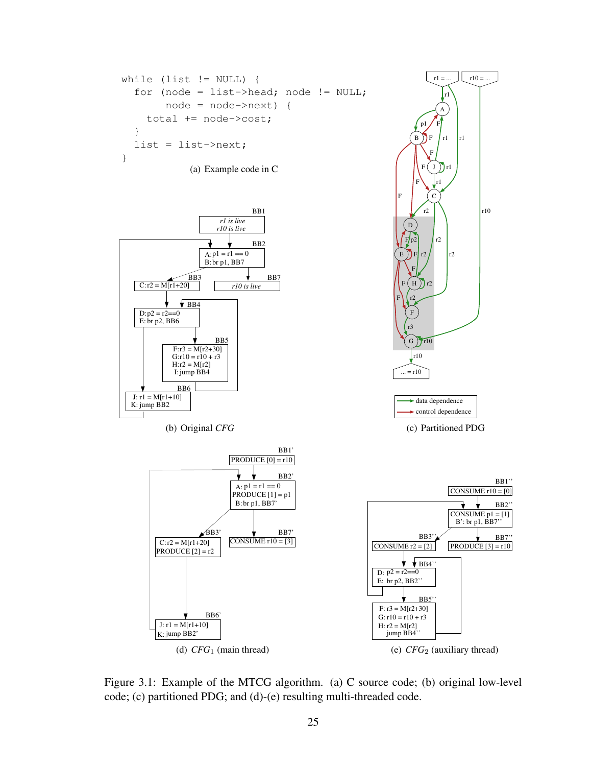```
while (list != NULL) {
  for (node = list->head; node != NULL;
       node = node->next) {
    total += node->cost;
  }
  list = list->next;
}
```

(a) Example code in C

BB1

*r1 is live*
*r10 is live*

BB2

A: p1 = r1 == 0
B: br p1, BB7

BB3

C: r2 = M[r1+20]

BB7

*r10 is live*

BB4

D: p2 = r2==0
E: br p2, BB6

BB5

F: r3 = M[r2+30]
G: r10 = r10 + r3
H: r2 = M[r2]
I: jump BB4

BB6

J: r1 = M[r1+10]
K: jump BB2

(b) Original *CFG*

(c) Partitioned PDG

data dependence
control dependence

BB1'

PRODUCE [0] = r10

BB2'

A: p1 = r1 == 0
PRODUCE [1] = p1
B: br p1, BB7'

BB3'

C: r2 = M[r1+20]
PRODUCE [2] = r2

BB7'

CONSUME r10 = [3]

BB6'

J: r1 = M[r1+10]
K: jump BB2'

(d) $CFG_1$ (main thread)

BB1''

CONSUME r10 = [0]

BB2''

CONSUME p1 = [1]
B': br p1, BB7''

BB3''

CONSUME r2 = [2]

BB7''

PRODUCE [3] = r10

BB4''

D: p2 = r2==0
E: br p2, BB2''

BB5''

F: r3 = M[r2+30]
G: r10 = r10 + r3
H: r2 = M[r2]
jump BB4''

(e) $CFG_2$ (auxiliary thread)

Figure 3.1: Example of the MTCG algorithm. (a) C source code; (b) original low-level code; (c) partitioned PDG; and (d)-(e) resulting multi-threaded code.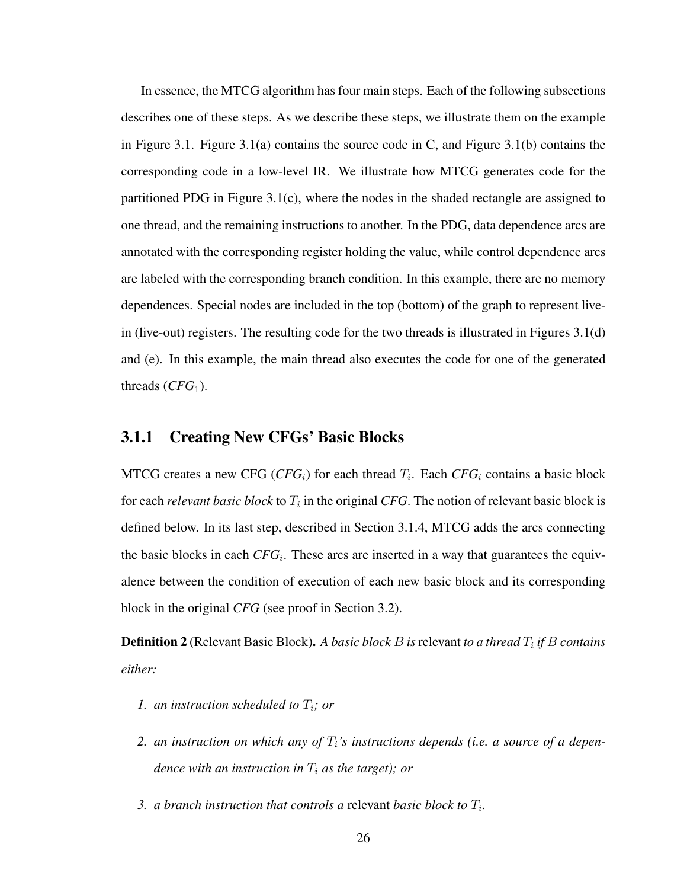In essence, the MTCG algorithm has four main steps. Each of the following subsections describes one of these steps. As we describe these steps, we illustrate them on the example in Figure 3.1. Figure 3.1(a) contains the source code in C, and Figure 3.1(b) contains the corresponding code in a low-level IR. We illustrate how MTCG generates code for the partitioned PDG in Figure 3.1(c), where the nodes in the shaded rectangle are assigned to one thread, and the remaining instructions to another. In the PDG, data dependence arcs are annotated with the corresponding register holding the value, while control dependence arcs are labeled with the corresponding branch condition. In this example, there are no memory dependences. Special nodes are included in the top (bottom) of the graph to represent live-in (live-out) registers. The resulting code for the two threads is illustrated in Figures 3.1(d) and (e). In this example, the main thread also executes the code for one of the generated threads ($CFG_1$).

### 3.1.1 Creating New CFGs' Basic Blocks

MTCG creates a new CFG ($CFG_i$) for each thread $T_i$. Each $CFG_i$ contains a basic block for each *relevant basic block* to $T_i$ in the original *CFG*. The notion of relevant basic block is defined below. In its last step, described in Section 3.1.4, MTCG adds the arcs connecting the basic blocks in each $CFG_i$. These arcs are inserted in a way that guarantees the equivalence between the condition of execution of each new basic block and its corresponding block in the original *CFG* (see proof in Section 3.2).

**Definition 2** (Relevant Basic Block)**.** *A basic block $B$ is* relevant *to a thread $T_i$ if $B$ contains either:*

1. *an instruction scheduled to $T_i$; or*
2. *an instruction on which any of $T_i$'s instructions depends (i.e. a source of a dependence with an instruction in $T_i$ as the target); or*
3. *a branch instruction that controls a* relevant *basic block to $T_i$.*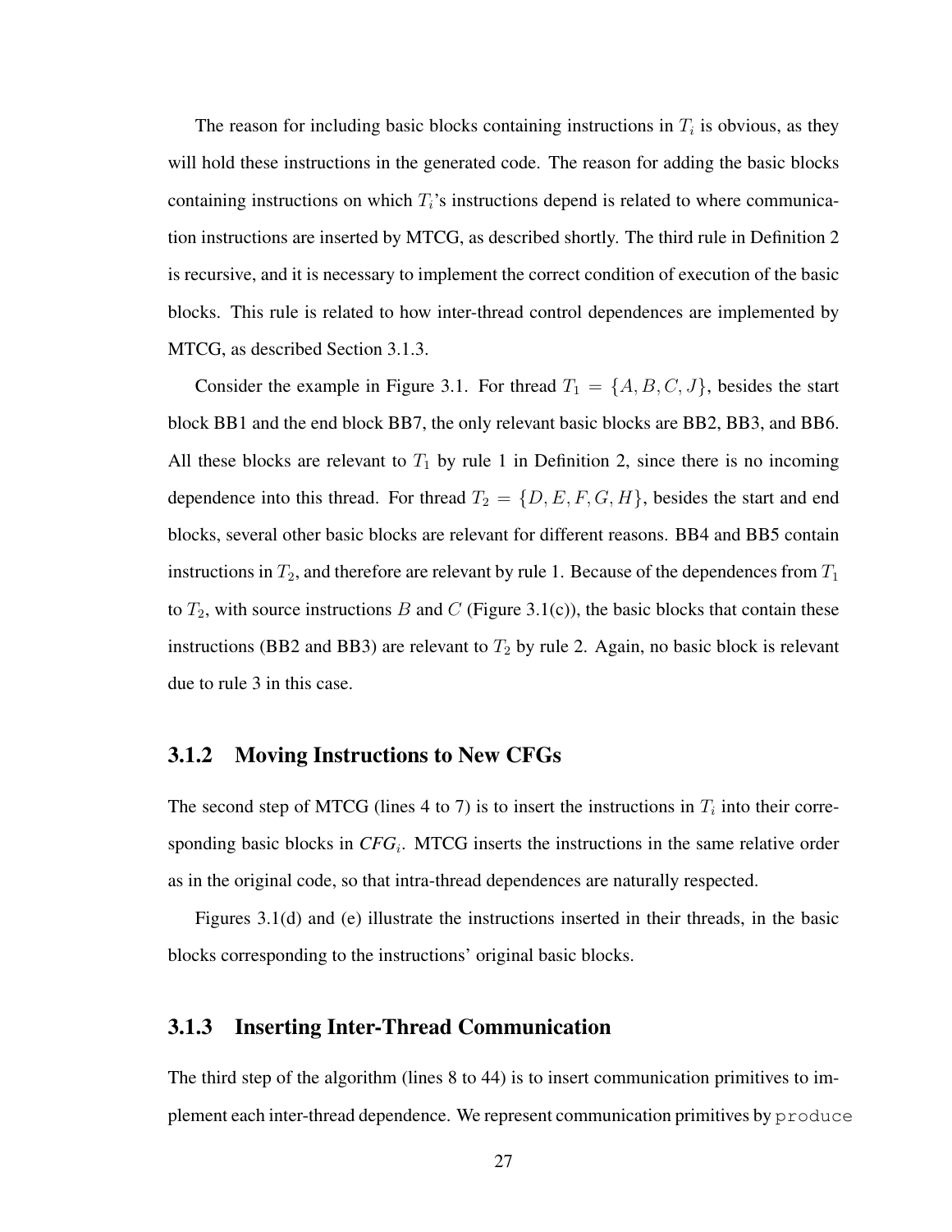The reason for including basic blocks containing instructions in $T_i$ is obvious, as they will hold these instructions in the generated code. The reason for adding the basic blocks containing instructions on which $T_i$'s instructions depend is related to where communication instructions are inserted by MTCG, as described shortly. The third rule in Definition 2 is recursive, and it is necessary to implement the correct condition of execution of the basic blocks. This rule is related to how inter-thread control dependences are implemented by MTCG, as described Section 3.1.3.

Consider the example in Figure 3.1. For thread $T_1 = \{A, B, C, J\}$, besides the start block BB1 and the end block BB7, the only relevant basic blocks are BB2, BB3, and BB6. All these blocks are relevant to $T_1$ by rule 1 in Definition 2, since there is no incoming dependence into this thread. For thread $T_2 = \{D, E, F, G, H\}$, besides the start and end blocks, several other basic blocks are relevant for different reasons. BB4 and BB5 contain instructions in $T_2$, and therefore are relevant by rule 1. Because of the dependences from $T_1$ to $T_2$, with source instructions $B$ and $C$ (Figure 3.1(c)), the basic blocks that contain these instructions (BB2 and BB3) are relevant to $T_2$ by rule 2. Again, no basic block is relevant due to rule 3 in this case.

### 3.1.2 Moving Instructions to New CFGs

The second step of MTCG (lines 4 to 7) is to insert the instructions in $T_i$ into their corresponding basic blocks in *CFG*$_i$. MTCG inserts the instructions in the same relative order as in the original code, so that intra-thread dependences are naturally respected.

Figures 3.1(d) and (e) illustrate the instructions inserted in their threads, in the basic blocks corresponding to the instructions' original basic blocks.

### 3.1.3 Inserting Inter-Thread Communication

The third step of the algorithm (lines 8 to 44) is to insert communication primitives to implement each inter-thread dependence. We represent communication primitives by `produce`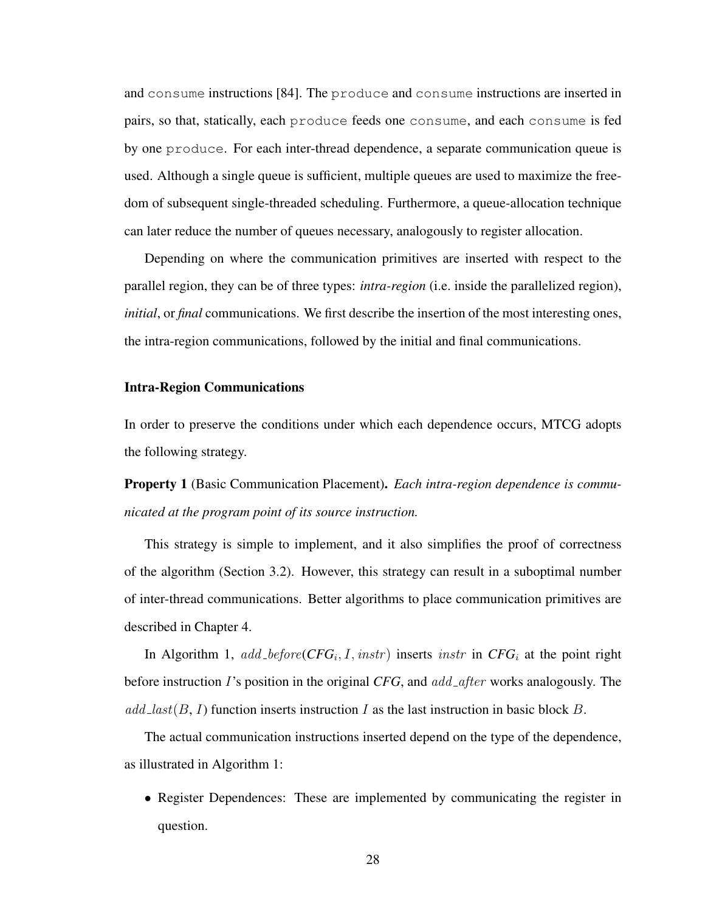and `consume` instructions [84]. The `produce` and `consume` instructions are inserted in pairs, so that, statically, each `produce` feeds one `consume`, and each `consume` is fed by one `produce`. For each inter-thread dependence, a separate communication queue is used. Although a single queue is sufficient, multiple queues are used to maximize the freedom of subsequent single-threaded scheduling. Furthermore, a queue-allocation technique can later reduce the number of queues necessary, analogously to register allocation.

Depending on where the communication primitives are inserted with respect to the parallel region, they can be of three types: *intra-region* (i.e. inside the parallelized region), *initial*, or *final* communications. We first describe the insertion of the most interesting ones, the intra-region communications, followed by the initial and final communications.

#### Intra-Region Communications

In order to preserve the conditions under which each dependence occurs, MTCG adopts the following strategy.

**Property 1** (Basic Communication Placement). *Each intra-region dependence is communicated at the program point of its source instruction.*

This strategy is simple to implement, and it also simplifies the proof of correctness of the algorithm (Section 3.2). However, this strategy can result in a suboptimal number of inter-thread communications. Better algorithms to place communication primitives are described in Chapter 4.

In Algorithm 1, $add\_before(\textit{CFG}_i, I, instr)$ inserts $instr$ in $\textit{CFG}_i$ at the point right before instruction $I$'s position in the original *CFG*, and $add\_after$ works analogously. The $add\_last(B, I)$ function inserts instruction $I$ as the last instruction in basic block $B$.

The actual communication instructions inserted depend on the type of the dependence, as illustrated in Algorithm 1:

- Register Dependences: These are implemented by communicating the register in question.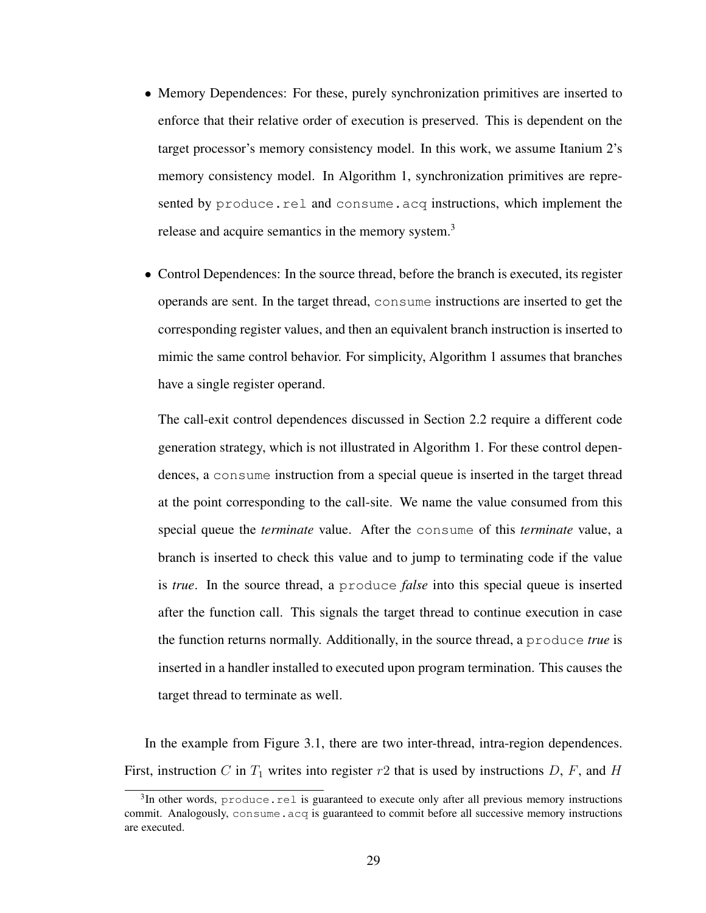- Memory Dependences: For these, purely synchronization primitives are inserted to enforce that their relative order of execution is preserved. This is dependent on the target processor's memory consistency model. In this work, we assume Itanium 2's memory consistency model. In Algorithm 1, synchronization primitives are represented by `produce.rel` and `consume.acq` instructions, which implement the release and acquire semantics in the memory system.[3]

- Control Dependences: In the source thread, before the branch is executed, its register operands are sent. In the target thread, `consume` instructions are inserted to get the corresponding register values, and then an equivalent branch instruction is inserted to mimic the same control behavior. For simplicity, Algorithm 1 assumes that branches have a single register operand.

  The call-exit control dependences discussed in Section 2.2 require a different code generation strategy, which is not illustrated in Algorithm 1. For these control dependences, a `consume` instruction from a special queue is inserted in the target thread at the point corresponding to the call-site. We name the value consumed from this special queue the *terminate* value. After the `consume` of this *terminate* value, a branch is inserted to check this value and to jump to terminating code if the value is *true*. In the source thread, a `produce` *false* into this special queue is inserted after the function call. This signals the target thread to continue execution in case the function returns normally. Additionally, in the source thread, a `produce` *true* is inserted in a handler installed to executed upon program termination. This causes the target thread to terminate as well.

In the example from Figure 3.1, there are two inter-thread, intra-region dependences. First, instruction $C$ in $T_1$ writes into register $r2$ that is used by instructions $D$, $F$, and $H$

[3]In other words, `produce.rel` is guaranteed to execute only after all previous memory instructions commit. Analogously, `consume.acq` is guaranteed to commit before all successive memory instructions are executed.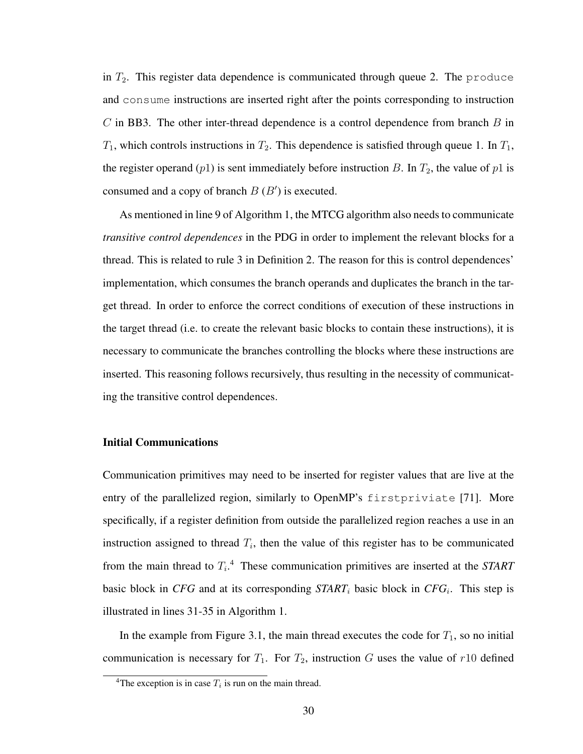in $T_2$. This register data dependence is communicated through queue 2. The `produce` and `consume` instructions are inserted right after the points corresponding to instruction $C$ in BB3. The other inter-thread dependence is a control dependence from branch $B$ in $T_1$, which controls instructions in $T_2$. This dependence is satisfied through queue 1. In $T_1$, the register operand ($p1$) is sent immediately before instruction $B$. In $T_2$, the value of $p1$ is consumed and a copy of branch $B$ ($B'$) is executed.

As mentioned in line 9 of Algorithm 1, the MTCG algorithm also needs to communicate *transitive control dependences* in the PDG in order to implement the relevant blocks for a thread. This is related to rule 3 in Definition 2. The reason for this is control dependences' implementation, which consumes the branch operands and duplicates the branch in the target thread. In order to enforce the correct conditions of execution of these instructions in the target thread (i.e. to create the relevant basic blocks to contain these instructions), it is necessary to communicate the branches controlling the blocks where these instructions are inserted. This reasoning follows recursively, thus resulting in the necessity of communicating the transitive control dependences.

### Initial Communications

Communication primitives may need to be inserted for register values that are live at the entry of the parallelized region, similarly to OpenMP's `firstpriviate` [71]. More specifically, if a register definition from outside the parallelized region reaches a use in an instruction assigned to thread $T_i$, then the value of this register has to be communicated from the main thread to $T_i$.[4] These communication primitives are inserted at the ***START*** basic block in ***CFG*** and at its corresponding ***START***$_i$ basic block in ***CFG***$_i$. This step is illustrated in lines 31-35 in Algorithm 1.

In the example from Figure 3.1, the main thread executes the code for $T_1$, so no initial communication is necessary for $T_1$. For $T_2$, instruction $G$ uses the value of $r10$ defined

[4]The exception is in case $T_i$ is run on the main thread.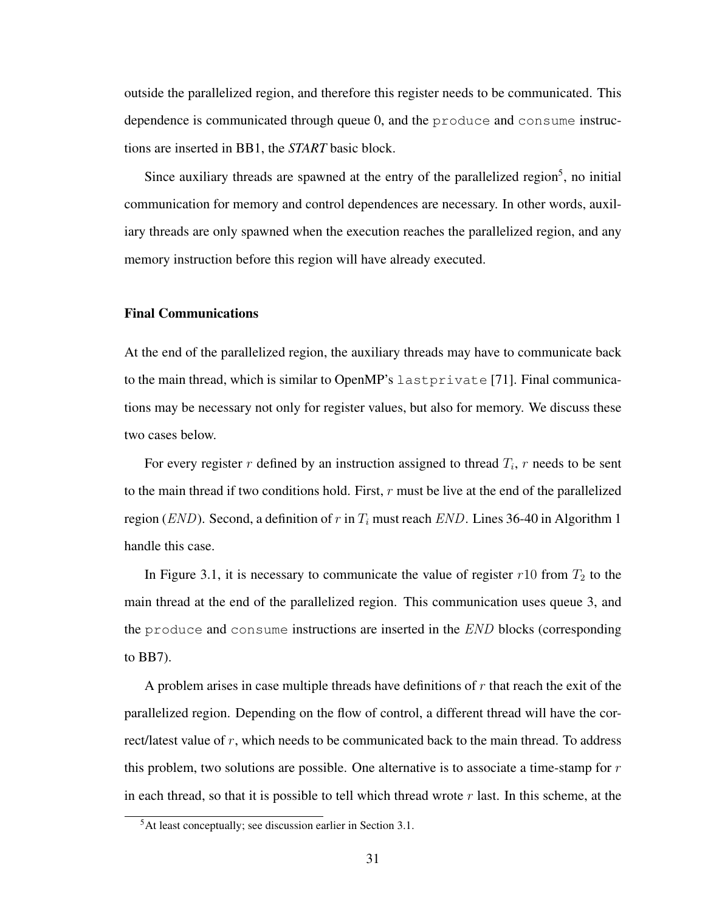outside the parallelized region, and therefore this register needs to be communicated. This dependence is communicated through queue 0, and the `produce` and `consume` instructions are inserted in BB1, the ***START*** basic block.

Since auxiliary threads are spawned at the entry of the parallelized region[5], no initial communication for memory and control dependences are necessary. In other words, auxiliary threads are only spawned when the execution reaches the parallelized region, and any memory instruction before this region will have already executed.

### Final Communications

At the end of the parallelized region, the auxiliary threads may have to communicate back to the main thread, which is similar to OpenMP's `lastprivate` [71]. Final communications may be necessary not only for register values, but also for memory. We discuss these two cases below.

For every register $r$ defined by an instruction assigned to thread $T_i$, $r$ needs to be sent to the main thread if two conditions hold. First, $r$ must be live at the end of the parallelized region ($END$). Second, a definition of $r$ in $T_i$ must reach $END$. Lines 36-40 in Algorithm 1 handle this case.

In Figure 3.1, it is necessary to communicate the value of register $r10$ from $T_2$ to the main thread at the end of the parallelized region. This communication uses queue 3, and the `produce` and `consume` instructions are inserted in the $END$ blocks (corresponding to BB7).

A problem arises in case multiple threads have definitions of $r$ that reach the exit of the parallelized region. Depending on the flow of control, a different thread will have the correct/latest value of $r$, which needs to be communicated back to the main thread. To address this problem, two solutions are possible. One alternative is to associate a time-stamp for $r$ in each thread, so that it is possible to tell which thread wrote $r$ last. In this scheme, at the

[5] At least conceptually; see discussion earlier in Section 3.1.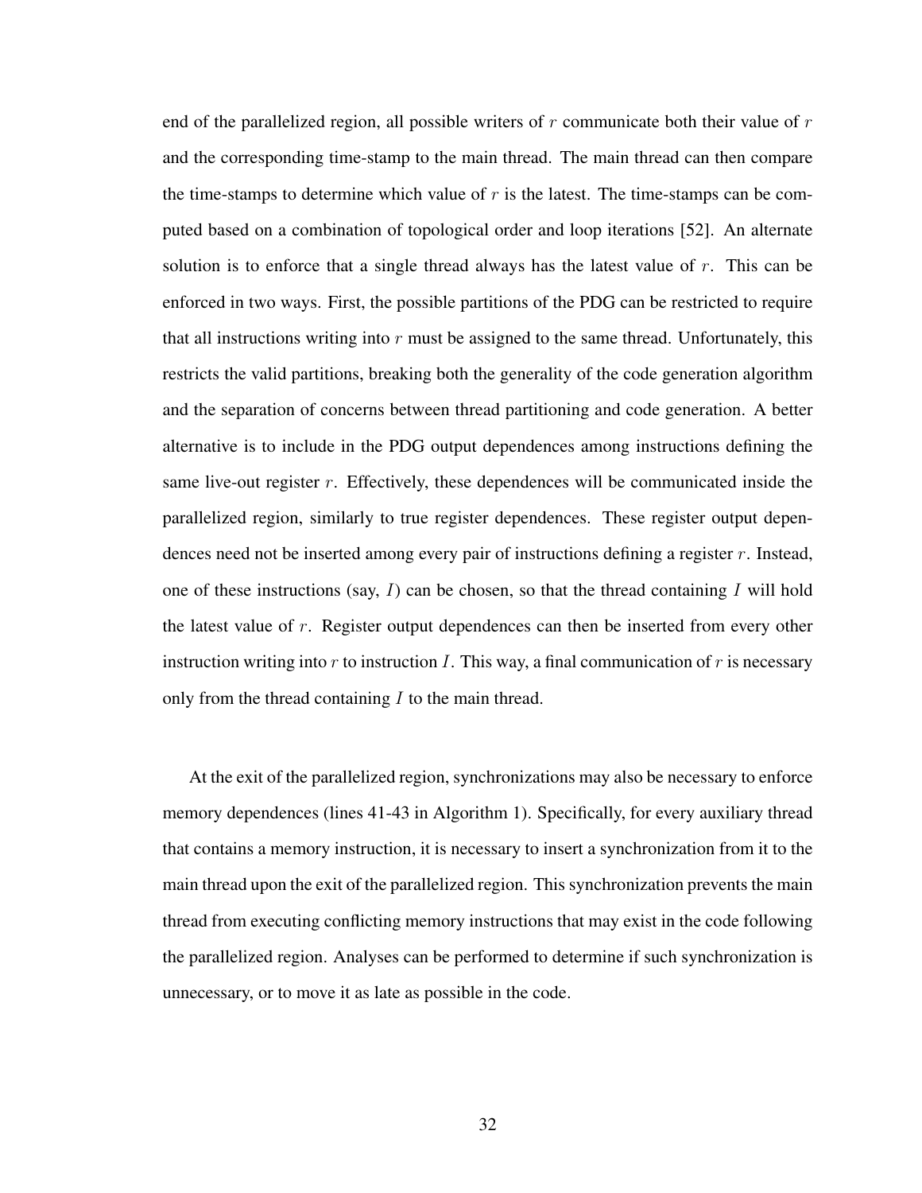end of the parallelized region, all possible writers of $r$ communicate both their value of $r$ and the corresponding time-stamp to the main thread. The main thread can then compare the time-stamps to determine which value of $r$ is the latest. The time-stamps can be computed based on a combination of topological order and loop iterations [52]. An alternate solution is to enforce that a single thread always has the latest value of $r$. This can be enforced in two ways. First, the possible partitions of the PDG can be restricted to require that all instructions writing into $r$ must be assigned to the same thread. Unfortunately, this restricts the valid partitions, breaking both the generality of the code generation algorithm and the separation of concerns between thread partitioning and code generation. A better alternative is to include in the PDG output dependences among instructions defining the same live-out register $r$. Effectively, these dependences will be communicated inside the parallelized region, similarly to true register dependences. These register output dependences need not be inserted among every pair of instructions defining a register $r$. Instead, one of these instructions (say, $I$) can be chosen, so that the thread containing $I$ will hold the latest value of $r$. Register output dependences can then be inserted from every other instruction writing into $r$ to instruction $I$. This way, a final communication of $r$ is necessary only from the thread containing $I$ to the main thread.

At the exit of the parallelized region, synchronizations may also be necessary to enforce memory dependences (lines 41-43 in Algorithm 1). Specifically, for every auxiliary thread that contains a memory instruction, it is necessary to insert a synchronization from it to the main thread upon the exit of the parallelized region. This synchronization prevents the main thread from executing conflicting memory instructions that may exist in the code following the parallelized region. Analyses can be performed to determine if such synchronization is unnecessary, or to move it as late as possible in the code.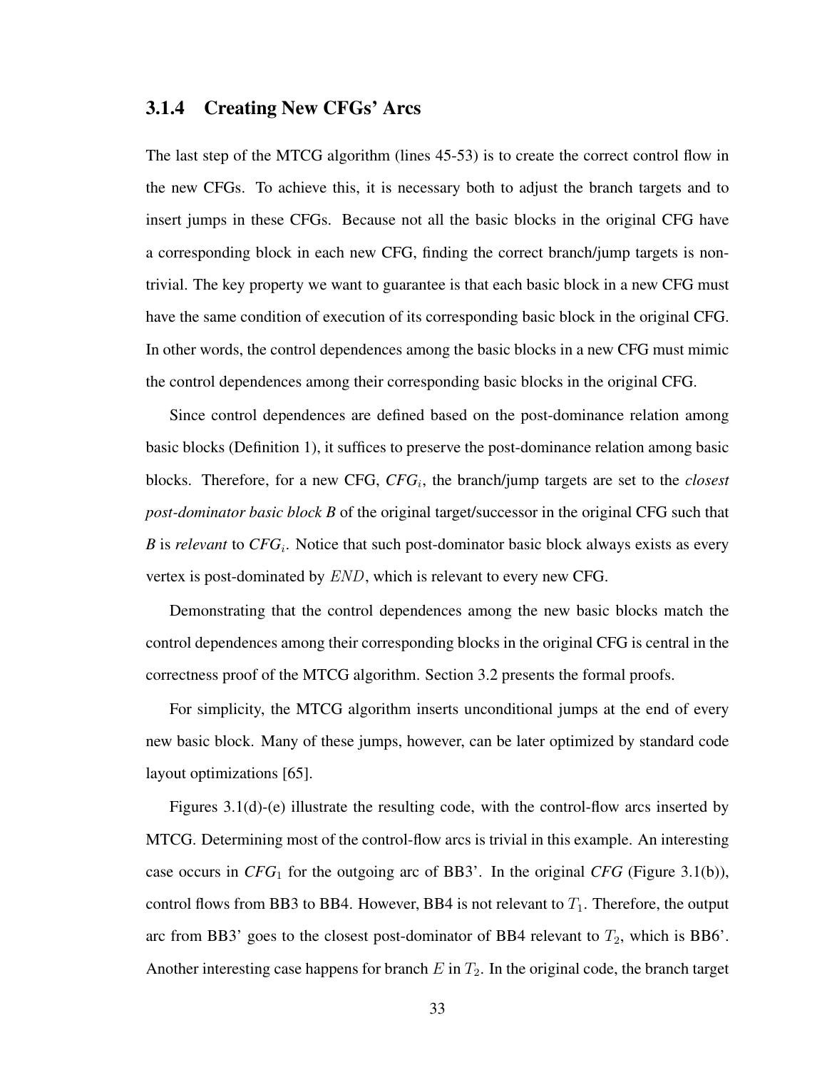### 3.1.4 Creating New CFGs' Arcs

The last step of the MTCG algorithm (lines 45-53) is to create the correct control flow in the new CFGs. To achieve this, it is necessary both to adjust the branch targets and to insert jumps in these CFGs. Because not all the basic blocks in the original CFG have a corresponding block in each new CFG, finding the correct branch/jump targets is non-trivial. The key property we want to guarantee is that each basic block in a new CFG must have the same condition of execution of its corresponding basic block in the original CFG. In other words, the control dependences among the basic blocks in a new CFG must mimic the control dependences among their corresponding basic blocks in the original CFG.

Since control dependences are defined based on the post-dominance relation among basic blocks (Definition 1), it suffices to preserve the post-dominance relation among basic blocks. Therefore, for a new CFG, $CFG_i$, the branch/jump targets are set to the *closest post-dominator basic block B* of the original target/successor in the original CFG such that *B* is *relevant* to $CFG_i$. Notice that such post-dominator basic block always exists as every vertex is post-dominated by $END$, which is relevant to every new CFG.

Demonstrating that the control dependences among the new basic blocks match the control dependences among their corresponding blocks in the original CFG is central in the correctness proof of the MTCG algorithm. Section 3.2 presents the formal proofs.

For simplicity, the MTCG algorithm inserts unconditional jumps at the end of every new basic block. Many of these jumps, however, can be later optimized by standard code layout optimizations [65].

Figures 3.1(d)-(e) illustrate the resulting code, with the control-flow arcs inserted by MTCG. Determining most of the control-flow arcs is trivial in this example. An interesting case occurs in $CFG_1$ for the outgoing arc of BB3'. In the original *CFG* (Figure 3.1(b)), control flows from BB3 to BB4. However, BB4 is not relevant to $T_1$. Therefore, the output arc from BB3' goes to the closest post-dominator of BB4 relevant to $T_2$, which is BB6'. Another interesting case happens for branch $E$ in $T_2$. In the original code, the branch target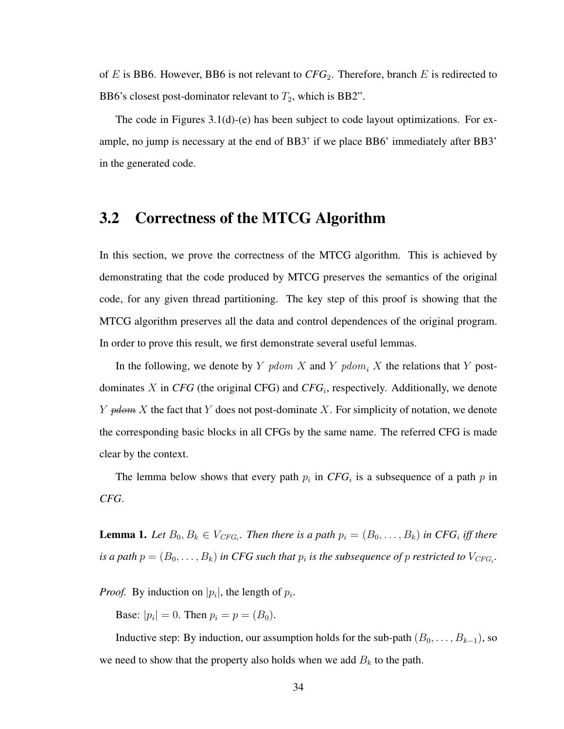of $E$ is BB6. However, BB6 is not relevant to *CFG*$_2$. Therefore, branch $E$ is redirected to BB6's closest post-dominator relevant to $T_2$, which is BB2".

The code in Figures 3.1(d)-(e) has been subject to code layout optimizations. For example, no jump is necessary at the end of BB3' if we place BB6' immediately after BB3' in the generated code.

## 3.2 Correctness of the MTCG Algorithm

In this section, we prove the correctness of the MTCG algorithm. This is achieved by demonstrating that the code produced by MTCG preserves the semantics of the original code, for any given thread partitioning. The key step of this proof is showing that the MTCG algorithm preserves all the data and control dependences of the original program. In order to prove this result, we first demonstrate several useful lemmas.

In the following, we denote by $Y \ pdom \ X$ and $Y \ pdom_i \ X$ the relations that $Y$ post-dominates $X$ in *CFG* (the original CFG) and *CFG*$_i$, respectively. Additionally, we denote $Y \not\!\!{pdom} \ X$ the fact that $Y$ does not post-dominate $X$. For simplicity of notation, we denote the corresponding basic blocks in all CFGs by the same name. The referred CFG is made clear by the context.

The lemma below shows that every path $p_i$ in *CFG*$_i$ is a subsequence of a path $p$ in *CFG*.

**Lemma 1.** *Let $B_0, B_k \in V_{CFG_i}$. Then there is a path $p_i = (B_0, \ldots, B_k)$ in CFG$_i$ iff there is a path $p = (B_0, \ldots, B_k)$ in CFG such that $p_i$ is the subsequence of $p$ restricted to $V_{CFG_i}$.*

*Proof.* By induction on $|p_i|$, the length of $p_i$.

Base: $|p_i| = 0$. Then $p_i = p = (B_0)$.

Inductive step: By induction, our assumption holds for the sub-path $(B_0, \ldots, B_{k-1})$, so we need to show that the property also holds when we add $B_k$ to the path.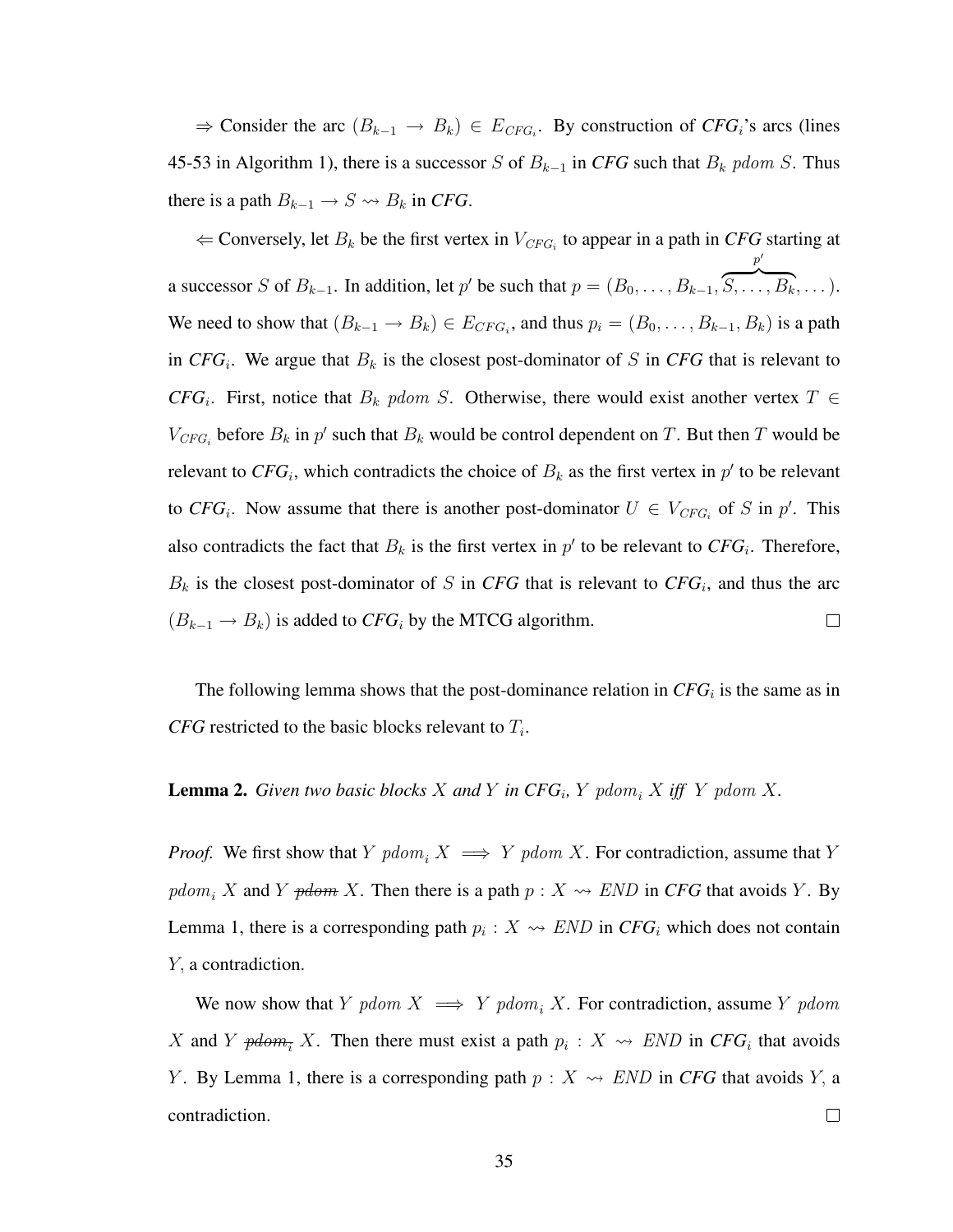$\Rightarrow$ Consider the arc $(B_{k-1} \rightarrow B_k) \in E_{CFG_i}$. By construction of ***CFG***$_i$'s arcs (lines 45-53 in Algorithm 1), there is a successor $S$ of $B_{k-1}$ in ***CFG*** such that $B_k\ pdom\ S$. Thus there is a path $B_{k-1} \rightarrow S \rightsquigarrow B_k$ in ***CFG***.

$\Leftarrow$ Conversely, let $B_k$ be the first vertex in $V_{CFG_i}$ to appear in a path in ***CFG*** starting at a successor $S$ of $B_{k-1}$. In addition, let $p'$ be such that $p = (B_0, \ldots, B_{k-1}, \overbrace{S, \ldots, B_k}^{p'}, \ldots)$. We need to show that $(B_{k-1} \rightarrow B_k) \in E_{CFG_i}$, and thus $p_i = (B_0, \ldots, B_{k-1}, B_k)$ is a path in ***CFG***$_i$. We argue that $B_k$ is the closest post-dominator of $S$ in ***CFG*** that is relevant to ***CFG***$_i$. First, notice that $B_k\ pdom\ S$. Otherwise, there would exist another vertex $T \in V_{CFG_i}$ before $B_k$ in $p'$ such that $B_k$ would be control dependent on $T$. But then $T$ would be relevant to ***CFG***$_i$, which contradicts the choice of $B_k$ as the first vertex in $p'$ to be relevant to ***CFG***$_i$. Now assume that there is another post-dominator $U \in V_{CFG_i}$ of $S$ in $p'$. This also contradicts the fact that $B_k$ is the first vertex in $p'$ to be relevant to ***CFG***$_i$. Therefore, $B_k$ is the closest post-dominator of $S$ in ***CFG*** that is relevant to ***CFG***$_i$, and thus the arc $(B_{k-1} \rightarrow B_k)$ is added to ***CFG***$_i$ by the MTCG algorithm. $\square$

The following lemma shows that the post-dominance relation in ***CFG***$_i$ is the same as in ***CFG*** restricted to the basic blocks relevant to $T_i$.

**Lemma 2.** *Given two basic blocks $X$ and $Y$ in* ***CFG***$_i$*, $Y\ pdom_i\ X$ iff $Y\ pdom\ X$.*

*Proof.* We first show that $Y\ pdom_i\ X \implies Y\ pdom\ X$. For contradiction, assume that $Y\ pdom_i\ X$ and $Y\ \not{pdom}\ X$. Then there is a path $p : X \rightsquigarrow END$ in ***CFG*** that avoids $Y$. By Lemma 1, there is a corresponding path $p_i : X \rightsquigarrow END$ in ***CFG***$_i$ which does not contain $Y$, a contradiction.

We now show that $Y\ pdom\ X \implies Y\ pdom_i\ X$. For contradiction, assume $Y\ pdom\ X$ and $Y\ \not{pdom_i}\ X$. Then there must exist a path $p_i : X \rightsquigarrow END$ in ***CFG***$_i$ that avoids $Y$. By Lemma 1, there is a corresponding path $p : X \rightsquigarrow END$ in ***CFG*** that avoids $Y$, a contradiction. $\square$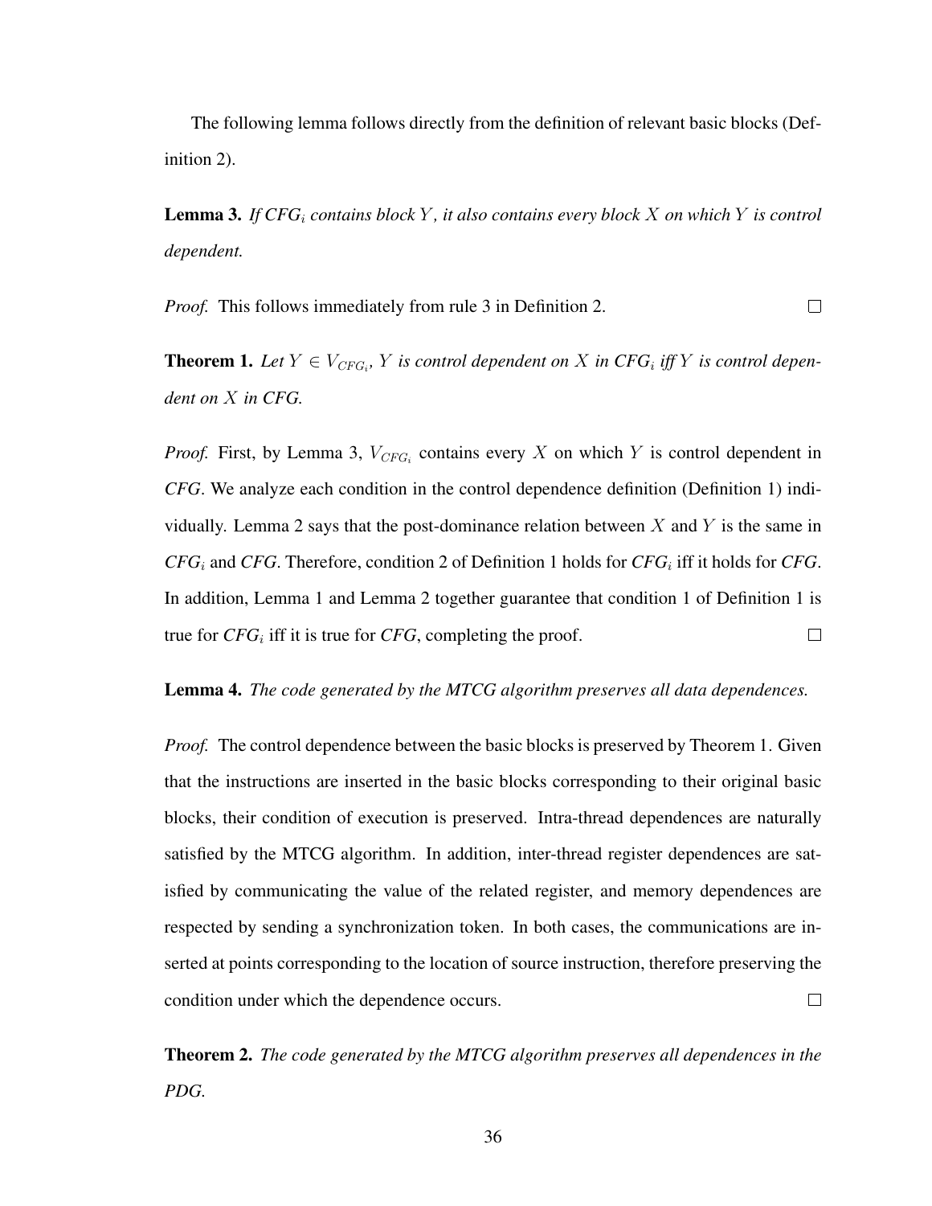The following lemma follows directly from the definition of relevant basic blocks (Definition 2).

**Lemma 3.** *If $CFG_i$ contains block $Y$, it also contains every block $X$ on which $Y$ is control dependent.*

*Proof.* This follows immediately from rule 3 in Definition 2. □

**Theorem 1.** *Let $Y \in V_{CFG_i}$, $Y$ is control dependent on $X$ in $CFG_i$ iff $Y$ is control dependent on $X$ in CFG.*

*Proof.* First, by Lemma 3, $V_{CFG_i}$ contains every $X$ on which $Y$ is control dependent in *CFG*. We analyze each condition in the control dependence definition (Definition 1) individually. Lemma 2 says that the post-dominance relation between $X$ and $Y$ is the same in $CFG_i$ and *CFG*. Therefore, condition 2 of Definition 1 holds for $CFG_i$ iff it holds for *CFG*. In addition, Lemma 1 and Lemma 2 together guarantee that condition 1 of Definition 1 is true for $CFG_i$ iff it is true for *CFG*, completing the proof. □

**Lemma 4.** *The code generated by the MTCG algorithm preserves all data dependences.*

*Proof.* The control dependence between the basic blocks is preserved by Theorem 1. Given that the instructions are inserted in the basic blocks corresponding to their original basic blocks, their condition of execution is preserved. Intra-thread dependences are naturally satisfied by the MTCG algorithm. In addition, inter-thread register dependences are satisfied by communicating the value of the related register, and memory dependences are respected by sending a synchronization token. In both cases, the communications are inserted at points corresponding to the location of source instruction, therefore preserving the condition under which the dependence occurs. □

**Theorem 2.** *The code generated by the MTCG algorithm preserves all dependences in the PDG.*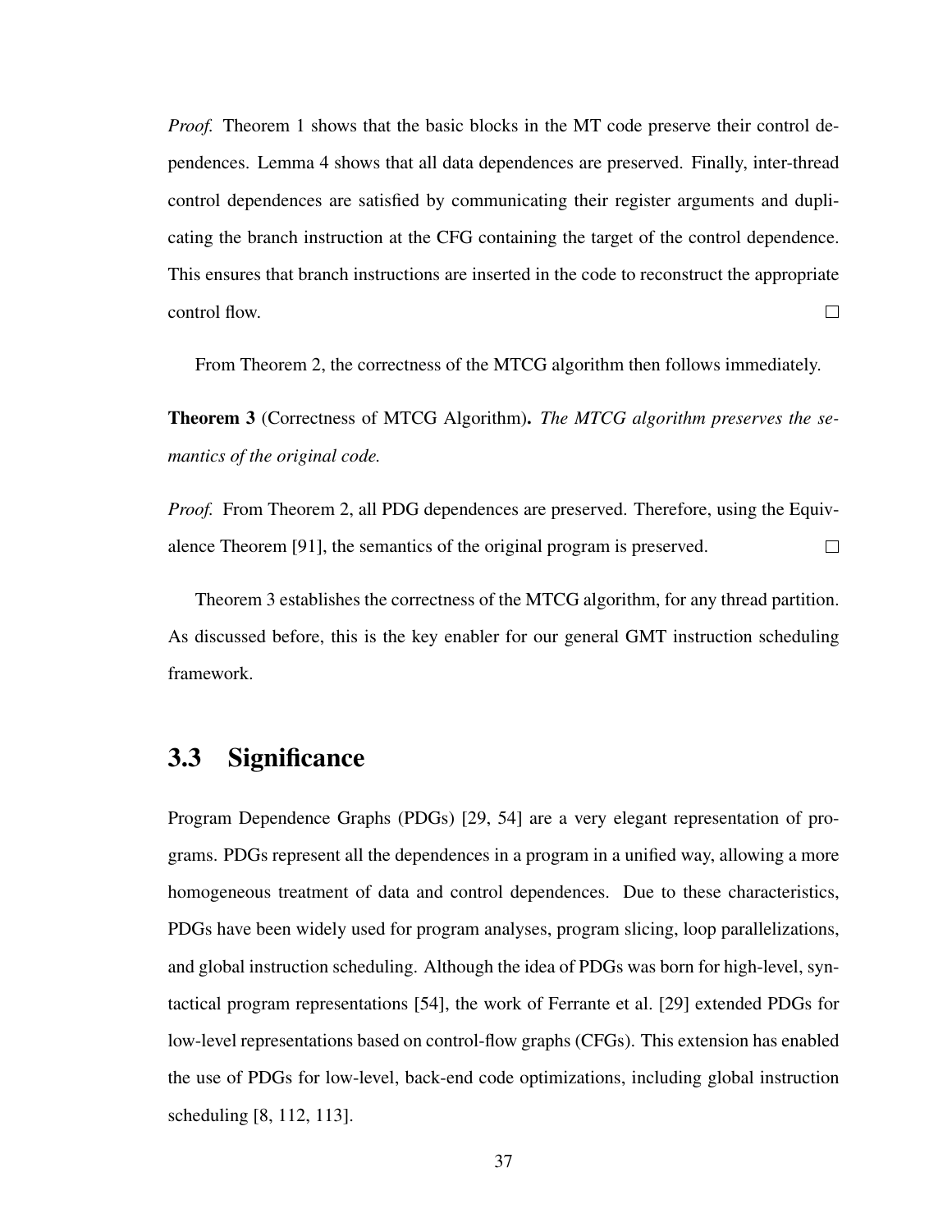*Proof.* Theorem 1 shows that the basic blocks in the MT code preserve their control dependences. Lemma 4 shows that all data dependences are preserved. Finally, inter-thread control dependences are satisfied by communicating their register arguments and duplicating the branch instruction at the CFG containing the target of the control dependence. This ensures that branch instructions are inserted in the code to reconstruct the appropriate control flow. □

From Theorem 2, the correctness of the MTCG algorithm then follows immediately.

**Theorem 3** (Correctness of MTCG Algorithm)**.** *The MTCG algorithm preserves the semantics of the original code.*

*Proof.* From Theorem 2, all PDG dependences are preserved. Therefore, using the Equivalence Theorem [91], the semantics of the original program is preserved. □

Theorem 3 establishes the correctness of the MTCG algorithm, for any thread partition. As discussed before, this is the key enabler for our general GMT instruction scheduling framework.

## 3.3 Significance

Program Dependence Graphs (PDGs) [29, 54] are a very elegant representation of programs. PDGs represent all the dependences in a program in a unified way, allowing a more homogeneous treatment of data and control dependences. Due to these characteristics, PDGs have been widely used for program analyses, program slicing, loop parallelizations, and global instruction scheduling. Although the idea of PDGs was born for high-level, syntactical program representations [54], the work of Ferrante et al. [29] extended PDGs for low-level representations based on control-flow graphs (CFGs). This extension has enabled the use of PDGs for low-level, back-end code optimizations, including global instruction scheduling [8, 112, 113].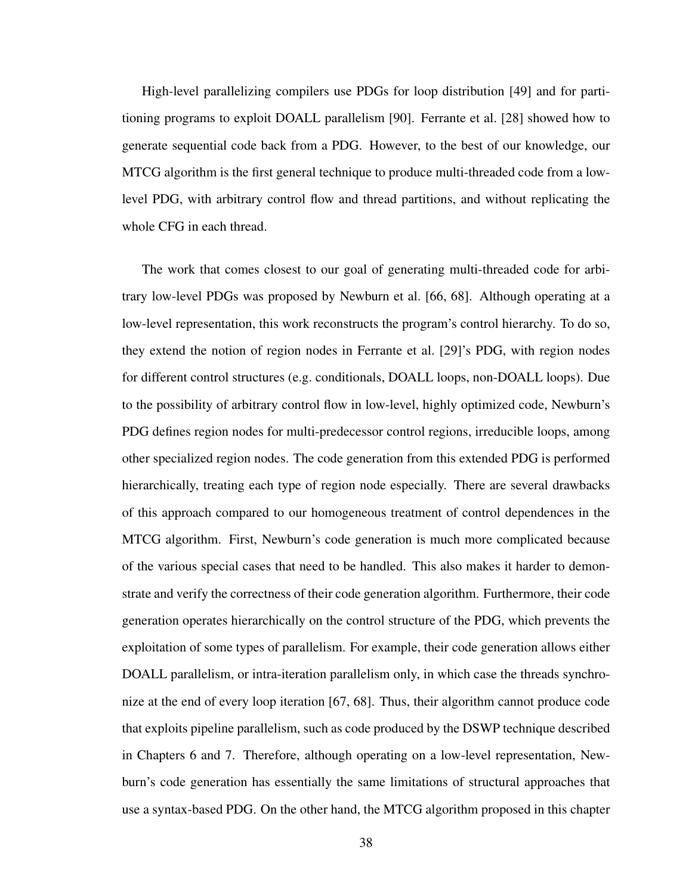High-level parallelizing compilers use PDGs for loop distribution [49] and for partitioning programs to exploit DOALL parallelism [90]. Ferrante et al. [28] showed how to generate sequential code back from a PDG. However, to the best of our knowledge, our MTCG algorithm is the first general technique to produce multi-threaded code from a low-level PDG, with arbitrary control flow and thread partitions, and without replicating the whole CFG in each thread.

The work that comes closest to our goal of generating multi-threaded code for arbitrary low-level PDGs was proposed by Newburn et al. [66, 68]. Although operating at a low-level representation, this work reconstructs the program's control hierarchy. To do so, they extend the notion of region nodes in Ferrante et al. [29]'s PDG, with region nodes for different control structures (e.g. conditionals, DOALL loops, non-DOALL loops). Due to the possibility of arbitrary control flow in low-level, highly optimized code, Newburn's PDG defines region nodes for multi-predecessor control regions, irreducible loops, among other specialized region nodes. The code generation from this extended PDG is performed hierarchically, treating each type of region node especially. There are several drawbacks of this approach compared to our homogeneous treatment of control dependences in the MTCG algorithm. First, Newburn's code generation is much more complicated because of the various special cases that need to be handled. This also makes it harder to demonstrate and verify the correctness of their code generation algorithm. Furthermore, their code generation operates hierarchically on the control structure of the PDG, which prevents the exploitation of some types of parallelism. For example, their code generation allows either DOALL parallelism, or intra-iteration parallelism only, in which case the threads synchronize at the end of every loop iteration [67, 68]. Thus, their algorithm cannot produce code that exploits pipeline parallelism, such as code produced by the DSWP technique described in Chapters 6 and 7. Therefore, although operating on a low-level representation, Newburn's code generation has essentially the same limitations of structural approaches that use a syntax-based PDG. On the other hand, the MTCG algorithm proposed in this chapter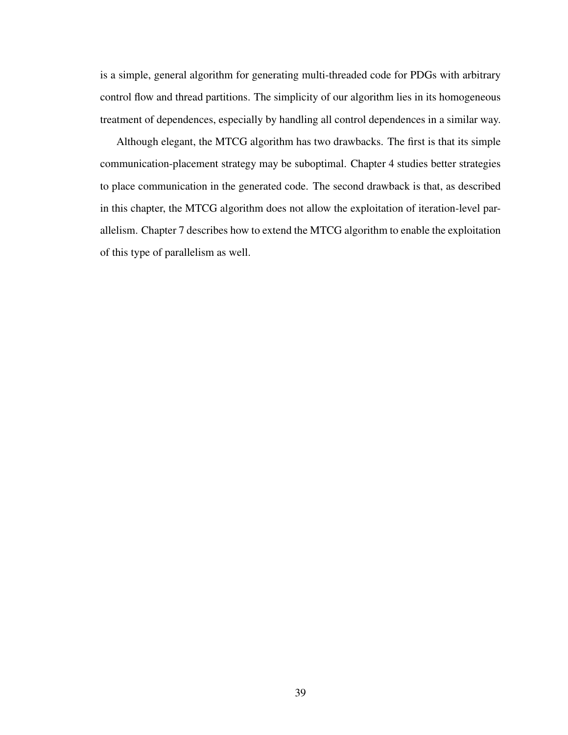is a simple, general algorithm for generating multi-threaded code for PDGs with arbitrary control flow and thread partitions. The simplicity of our algorithm lies in its homogeneous treatment of dependences, especially by handling all control dependences in a similar way.

Although elegant, the MTCG algorithm has two drawbacks. The first is that its simple communication-placement strategy may be suboptimal. Chapter 4 studies better strategies to place communication in the generated code. The second drawback is that, as described in this chapter, the MTCG algorithm does not allow the exploitation of iteration-level parallelism. Chapter 7 describes how to extend the MTCG algorithm to enable the exploitation of this type of parallelism as well.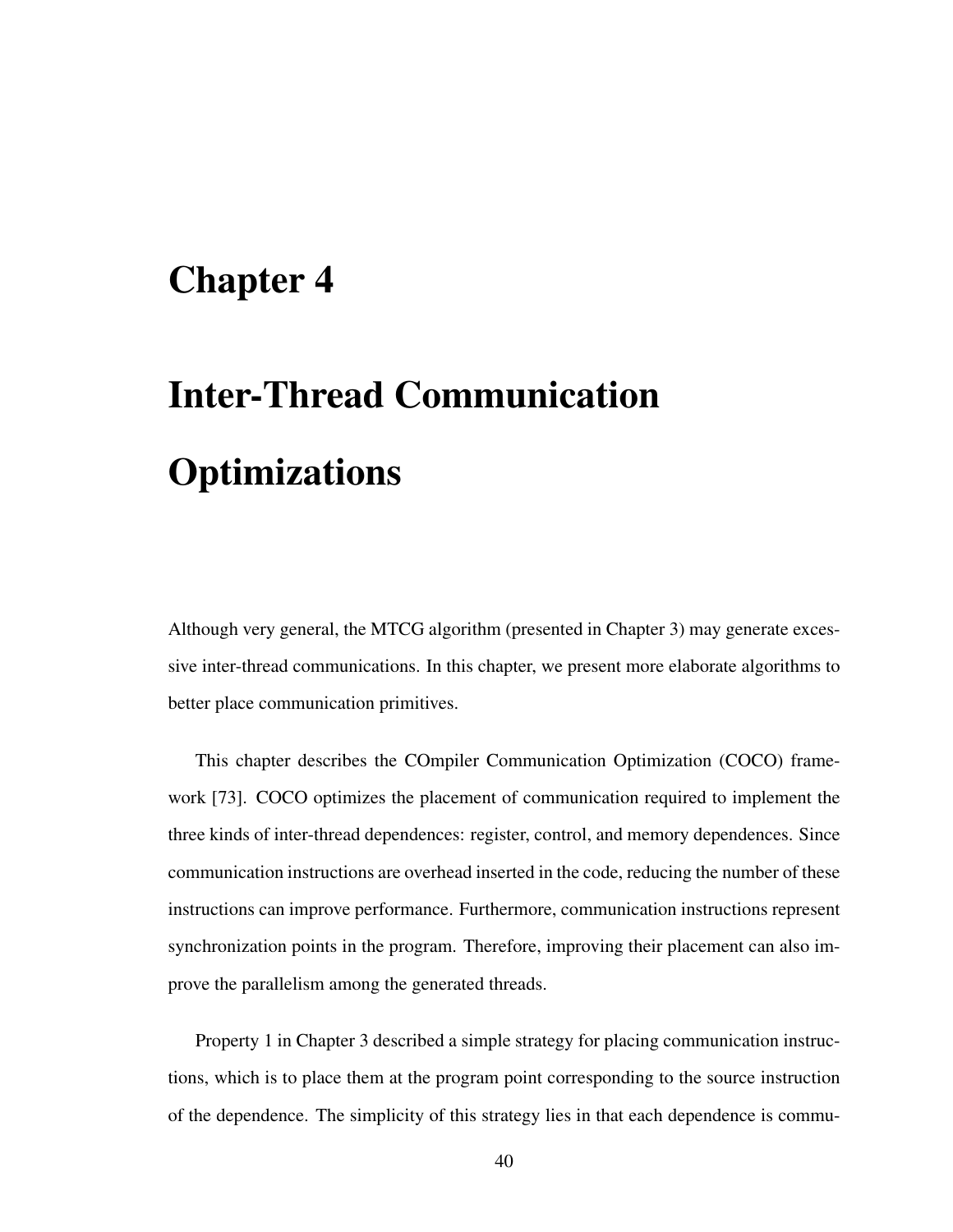# Chapter 4

# Inter-Thread Communication Optimizations

Although very general, the MTCG algorithm (presented in Chapter 3) may generate excessive inter-thread communications. In this chapter, we present more elaborate algorithms to better place communication primitives.

This chapter describes the COmpiler Communication Optimization (COCO) framework [73]. COCO optimizes the placement of communication required to implement the three kinds of inter-thread dependences: register, control, and memory dependences. Since communication instructions are overhead inserted in the code, reducing the number of these instructions can improve performance. Furthermore, communication instructions represent synchronization points in the program. Therefore, improving their placement can also improve the parallelism among the generated threads.

Property 1 in Chapter 3 described a simple strategy for placing communication instructions, which is to place them at the program point corresponding to the source instruction of the dependence. The simplicity of this strategy lies in that each dependence is commu-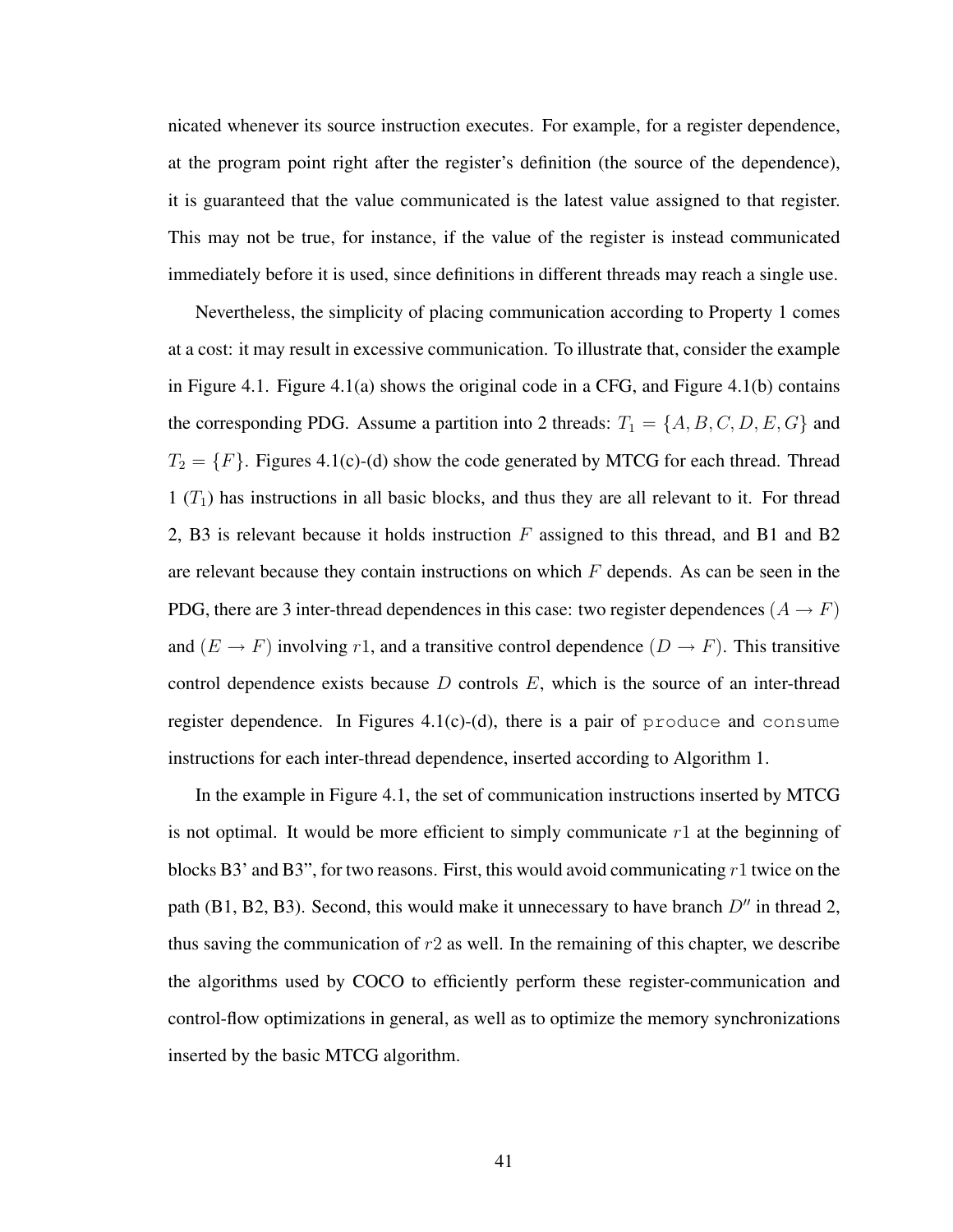nicated whenever its source instruction executes. For example, for a register dependence, at the program point right after the register's definition (the source of the dependence), it is guaranteed that the value communicated is the latest value assigned to that register. This may not be true, for instance, if the value of the register is instead communicated immediately before it is used, since definitions in different threads may reach a single use.

Nevertheless, the simplicity of placing communication according to Property 1 comes at a cost: it may result in excessive communication. To illustrate that, consider the example in Figure 4.1. Figure 4.1(a) shows the original code in a CFG, and Figure 4.1(b) contains the corresponding PDG. Assume a partition into 2 threads: $T_1 = \{A, B, C, D, E, G\}$ and $T_2 = \{F\}$. Figures 4.1(c)-(d) show the code generated by MTCG for each thread. Thread 1 ($T_1$) has instructions in all basic blocks, and thus they are all relevant to it. For thread 2, B3 is relevant because it holds instruction $F$ assigned to this thread, and B1 and B2 are relevant because they contain instructions on which $F$ depends. As can be seen in the PDG, there are 3 inter-thread dependences in this case: two register dependences ($A \rightarrow F$) and ($E \rightarrow F$) involving $r1$, and a transitive control dependence ($D \rightarrow F$). This transitive control dependence exists because $D$ controls $E$, which is the source of an inter-thread register dependence. In Figures 4.1(c)-(d), there is a pair of `produce` and `consume` instructions for each inter-thread dependence, inserted according to Algorithm 1.

In the example in Figure 4.1, the set of communication instructions inserted by MTCG is not optimal. It would be more efficient to simply communicate $r1$ at the beginning of blocks B3' and B3", for two reasons. First, this would avoid communicating $r1$ twice on the path (B1, B2, B3). Second, this would make it unnecessary to have branch $D''$ in thread 2, thus saving the communication of $r2$ as well. In the remaining of this chapter, we describe the algorithms used by COCO to efficiently perform these register-communication and control-flow optimizations in general, as well as to optimize the memory synchronizations inserted by the basic MTCG algorithm.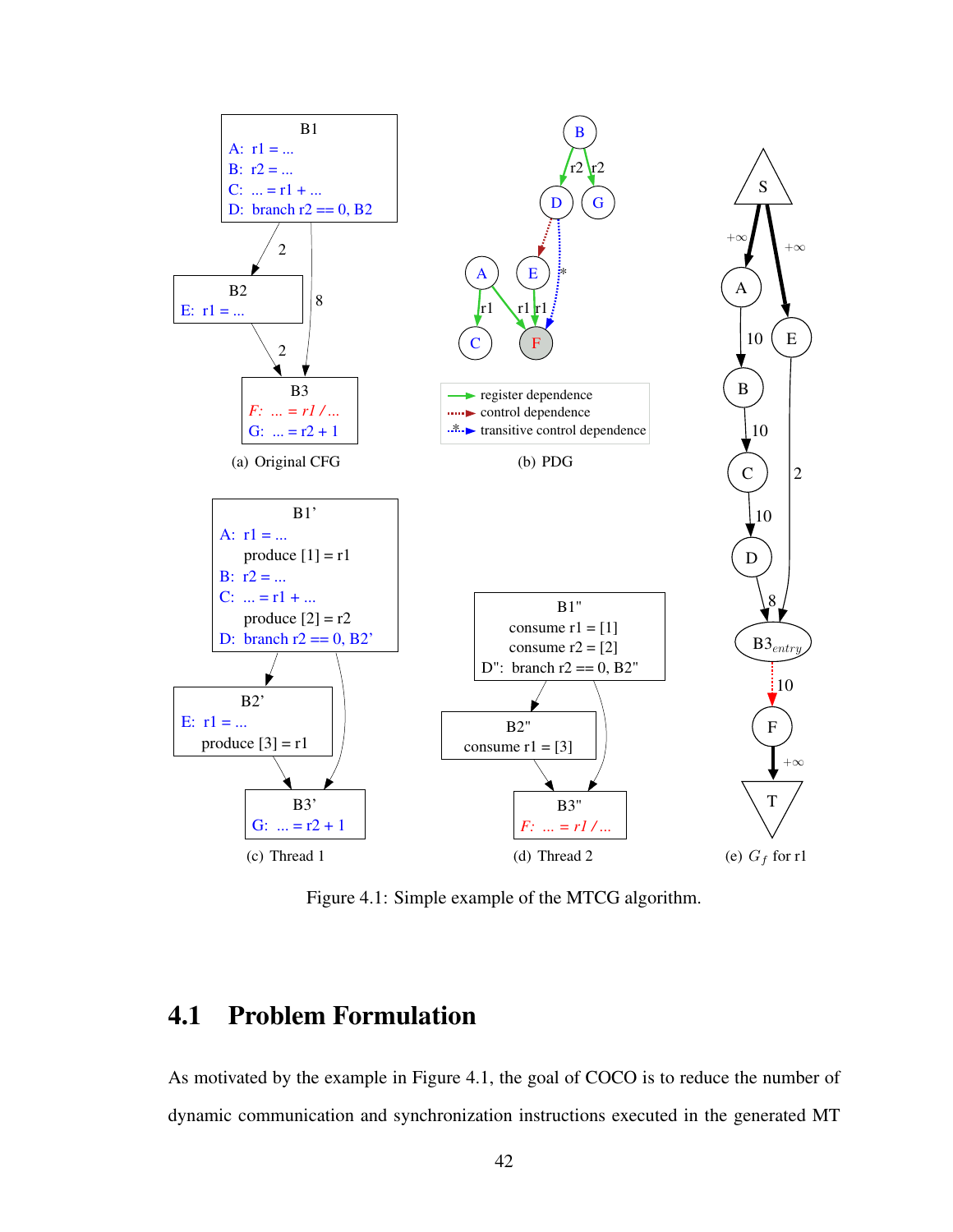Figure 4.1: Simple example of the MTCG algorithm.

## 4.1 Problem Formulation

As motivated by the example in Figure 4.1, the goal of COCO is to reduce the number of dynamic communication and synchronization instructions executed in the generated MT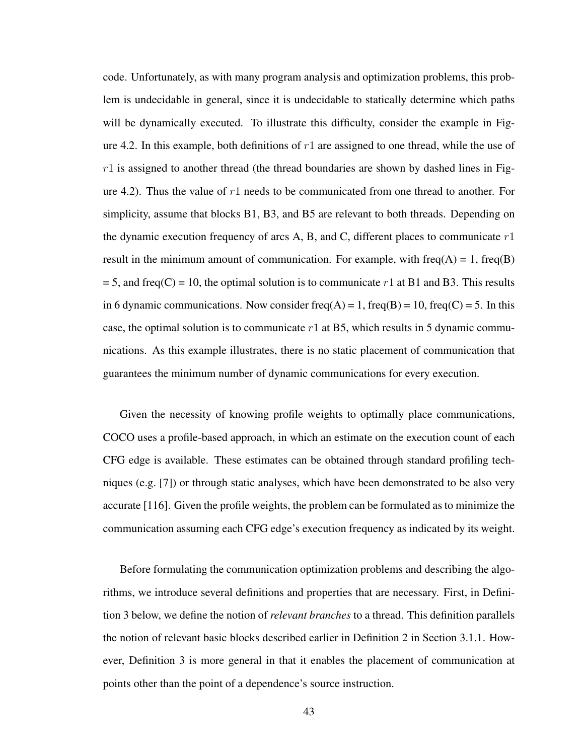code. Unfortunately, as with many program analysis and optimization problems, this problem is undecidable in general, since it is undecidable to statically determine which paths will be dynamically executed. To illustrate this difficulty, consider the example in Figure 4.2. In this example, both definitions of $r1$ are assigned to one thread, while the use of $r1$ is assigned to another thread (the thread boundaries are shown by dashed lines in Figure 4.2). Thus the value of $r1$ needs to be communicated from one thread to another. For simplicity, assume that blocks B1, B3, and B5 are relevant to both threads. Depending on the dynamic execution frequency of arcs A, B, and C, different places to communicate $r1$ result in the minimum amount of communication. For example, with freq(A) = 1, freq(B) = 5, and freq(C) = 10, the optimal solution is to communicate $r1$ at B1 and B3. This results in 6 dynamic communications. Now consider freq(A) = 1, freq(B) = 10, freq(C) = 5. In this case, the optimal solution is to communicate $r1$ at B5, which results in 5 dynamic communications. As this example illustrates, there is no static placement of communication that guarantees the minimum number of dynamic communications for every execution.

Given the necessity of knowing profile weights to optimally place communications, COCO uses a profile-based approach, in which an estimate on the execution count of each CFG edge is available. These estimates can be obtained through standard profiling techniques (e.g. [7]) or through static analyses, which have been demonstrated to be also very accurate [116]. Given the profile weights, the problem can be formulated as to minimize the communication assuming each CFG edge's execution frequency as indicated by its weight.

Before formulating the communication optimization problems and describing the algorithms, we introduce several definitions and properties that are necessary. First, in Definition 3 below, we define the notion of *relevant branches* to a thread. This definition parallels the notion of relevant basic blocks described earlier in Definition 2 in Section 3.1.1. However, Definition 3 is more general in that it enables the placement of communication at points other than the point of a dependence's source instruction.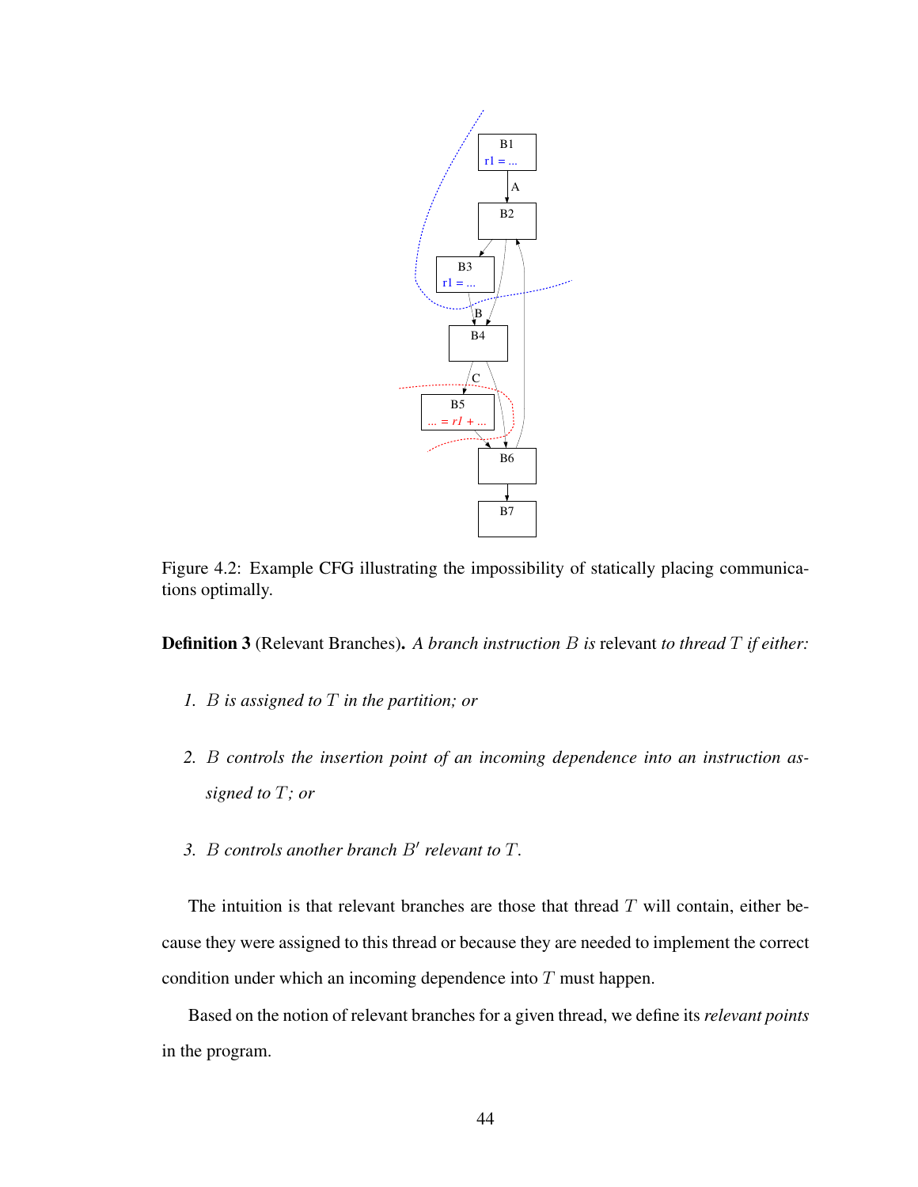Figure 4.2: Example CFG illustrating the impossibility of statically placing communications optimally.

**Definition 3** (Relevant Branches)**.** *A branch instruction $B$ is* relevant *to thread $T$ if either:*

1. *$B$ is assigned to $T$ in the partition; or*
2. *$B$ controls the insertion point of an incoming dependence into an instruction assigned to $T$; or*
3. *$B$ controls another branch $B'$ relevant to $T$.*

The intuition is that relevant branches are those that thread $T$ will contain, either because they were assigned to this thread or because they are needed to implement the correct condition under which an incoming dependence into $T$ must happen.

Based on the notion of relevant branches for a given thread, we define its *relevant points* in the program.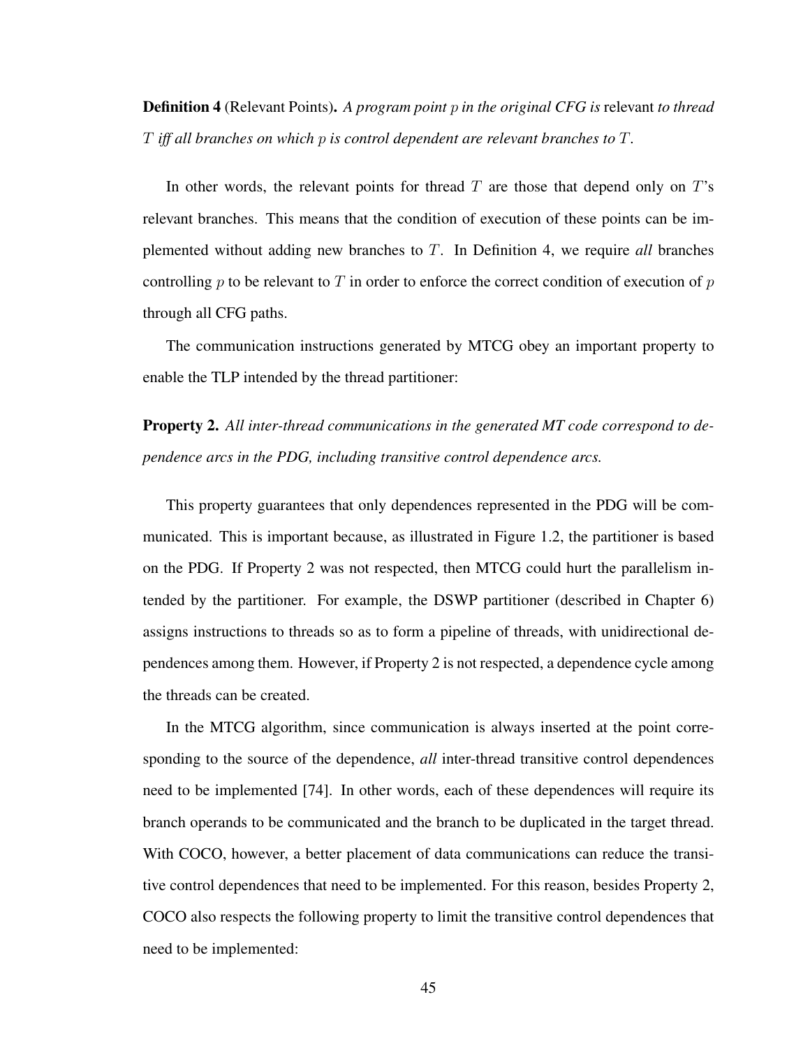**Definition 4** (Relevant Points)**.** *A program point $p$ in the original CFG is* relevant *to thread $T$ iff all branches on which $p$ is control dependent are relevant branches to $T$.*

In other words, the relevant points for thread $T$ are those that depend only on $T$'s relevant branches. This means that the condition of execution of these points can be implemented without adding new branches to $T$. In Definition 4, we require *all* branches controlling $p$ to be relevant to $T$ in order to enforce the correct condition of execution of $p$ through all CFG paths.

The communication instructions generated by MTCG obey an important property to enable the TLP intended by the thread partitioner:

**Property 2.** *All inter-thread communications in the generated MT code correspond to dependence arcs in the PDG, including transitive control dependence arcs.*

This property guarantees that only dependences represented in the PDG will be communicated. This is important because, as illustrated in Figure 1.2, the partitioner is based on the PDG. If Property 2 was not respected, then MTCG could hurt the parallelism intended by the partitioner. For example, the DSWP partitioner (described in Chapter 6) assigns instructions to threads so as to form a pipeline of threads, with unidirectional dependences among them. However, if Property 2 is not respected, a dependence cycle among the threads can be created.

In the MTCG algorithm, since communication is always inserted at the point corresponding to the source of the dependence, *all* inter-thread transitive control dependences need to be implemented [74]. In other words, each of these dependences will require its branch operands to be communicated and the branch to be duplicated in the target thread. With COCO, however, a better placement of data communications can reduce the transitive control dependences that need to be implemented. For this reason, besides Property 2, COCO also respects the following property to limit the transitive control dependences that need to be implemented: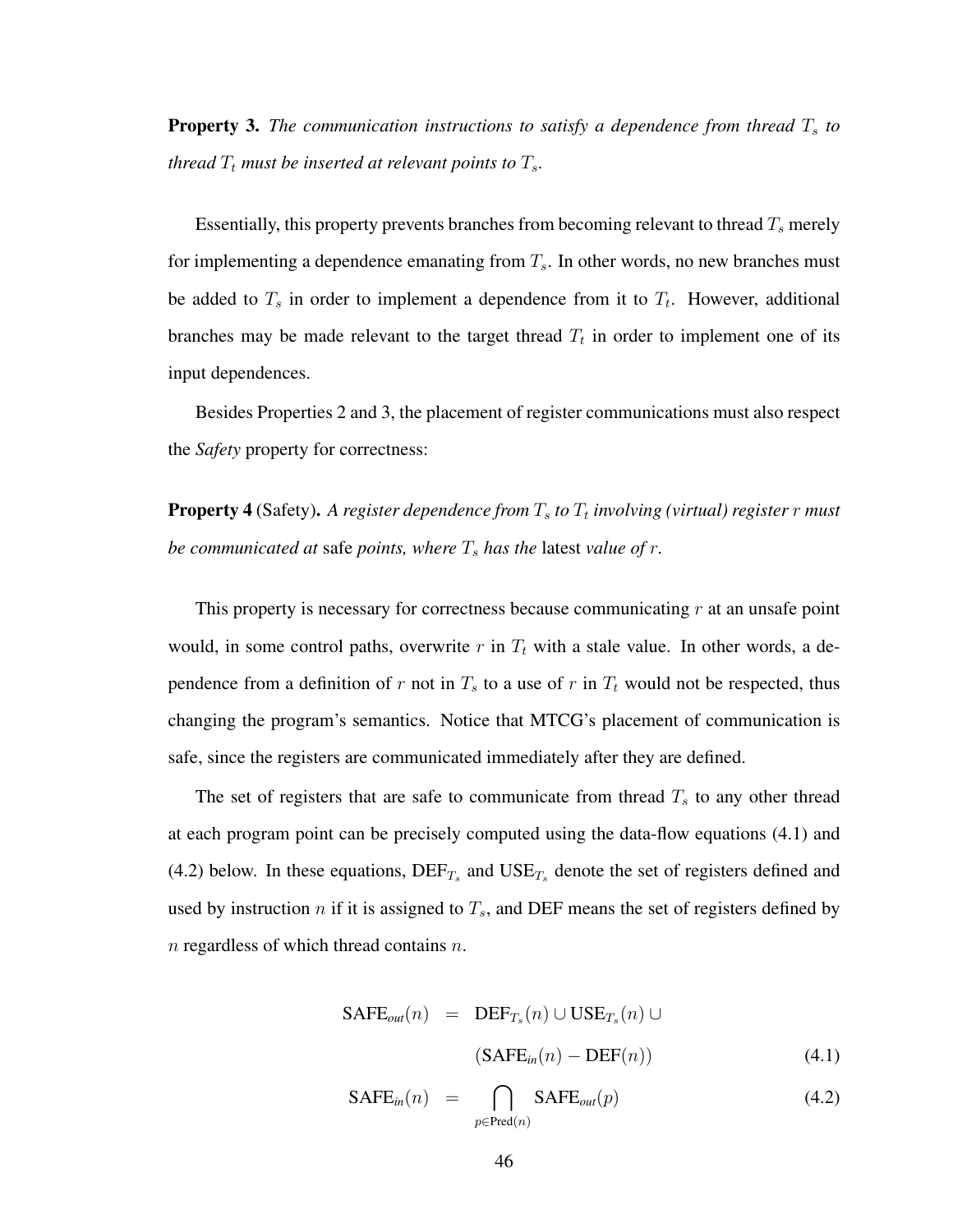**Property 3.** *The communication instructions to satisfy a dependence from thread $T_s$ to thread $T_t$ must be inserted at relevant points to $T_s$.*

Essentially, this property prevents branches from becoming relevant to thread $T_s$ merely for implementing a dependence emanating from $T_s$. In other words, no new branches must be added to $T_s$ in order to implement a dependence from it to $T_t$. However, additional branches may be made relevant to the target thread $T_t$ in order to implement one of its input dependences.

Besides Properties 2 and 3, the placement of register communications must also respect the *Safety* property for correctness:

**Property 4** (Safety)**.** *A register dependence from $T_s$ to $T_t$ involving (virtual) register $r$ must be communicated at* safe *points, where $T_s$ has the* latest *value of $r$.*

This property is necessary for correctness because communicating $r$ at an unsafe point would, in some control paths, overwrite $r$ in $T_t$ with a stale value. In other words, a dependence from a definition of $r$ not in $T_s$ to a use of $r$ in $T_t$ would not be respected, thus changing the program's semantics. Notice that MTCG's placement of communication is safe, since the registers are communicated immediately after they are defined.

The set of registers that are safe to communicate from thread $T_s$ to any other thread at each program point can be precisely computed using the data-flow equations (4.1) and (4.2) below. In these equations, $\text{DEF}_{T_s}$ and $\text{USE}_{T_s}$ denote the set of registers defined and used by instruction $n$ if it is assigned to $T_s$, and DEF means the set of registers defined by $n$ regardless of which thread contains $n$.

$$\text{SAFE}_{out}(n) = \text{DEF}_{T_s}(n) \cup \text{USE}_{T_s}(n) \cup (\text{SAFE}_{in}(n) - \text{DEF}(n)) \tag{4.1}$$

$$\text{SAFE}_{in}(n) = \bigcap_{p \in \text{Pred}(n)} \text{SAFE}_{out}(p) \tag{4.2}$$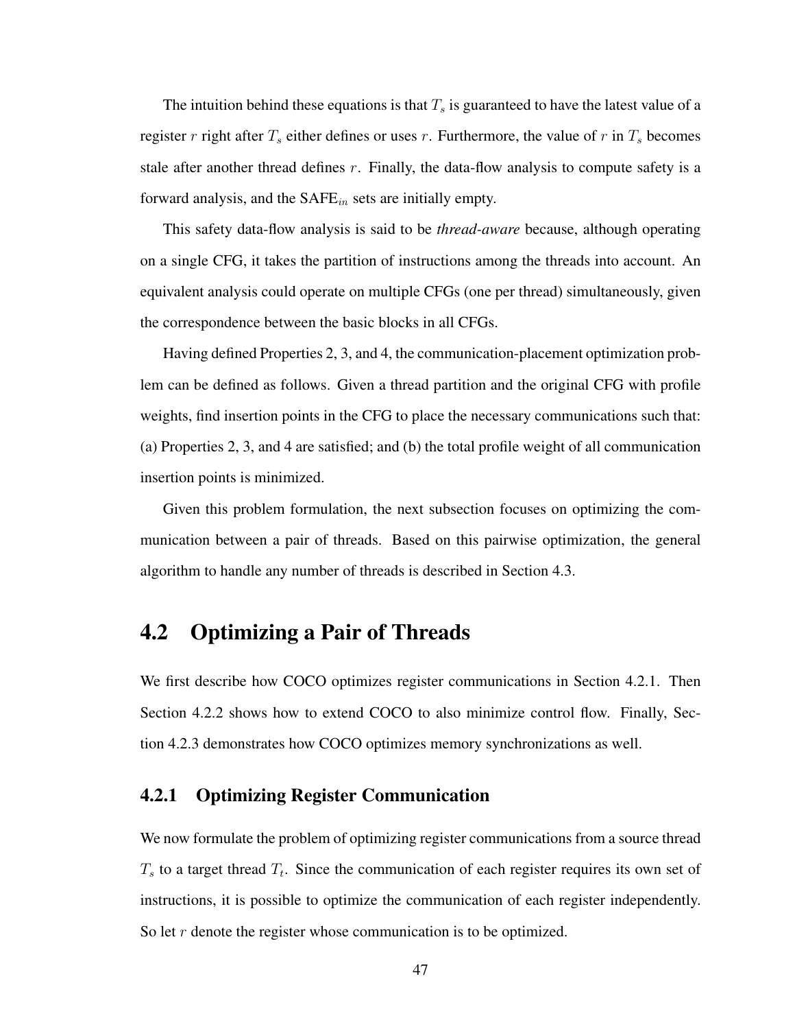The intuition behind these equations is that $T_s$ is guaranteed to have the latest value of a register $r$ right after $T_s$ either defines or uses $r$. Furthermore, the value of $r$ in $T_s$ becomes stale after another thread defines $r$. Finally, the data-flow analysis to compute safety is a forward analysis, and the $\text{SAFE}_{in}$ sets are initially empty.

This safety data-flow analysis is said to be *thread-aware* because, although operating on a single CFG, it takes the partition of instructions among the threads into account. An equivalent analysis could operate on multiple CFGs (one per thread) simultaneously, given the correspondence between the basic blocks in all CFGs.

Having defined Properties 2, 3, and 4, the communication-placement optimization problem can be defined as follows. Given a thread partition and the original CFG with profile weights, find insertion points in the CFG to place the necessary communications such that: (a) Properties 2, 3, and 4 are satisfied; and (b) the total profile weight of all communication insertion points is minimized.

Given this problem formulation, the next subsection focuses on optimizing the communication between a pair of threads. Based on this pairwise optimization, the general algorithm to handle any number of threads is described in Section 4.3.

## 4.2 Optimizing a Pair of Threads

We first describe how COCO optimizes register communications in Section 4.2.1. Then Section 4.2.2 shows how to extend COCO to also minimize control flow. Finally, Section 4.2.3 demonstrates how COCO optimizes memory synchronizations as well.

### 4.2.1 Optimizing Register Communication

We now formulate the problem of optimizing register communications from a source thread $T_s$ to a target thread $T_t$. Since the communication of each register requires its own set of instructions, it is possible to optimize the communication of each register independently. So let $r$ denote the register whose communication is to be optimized.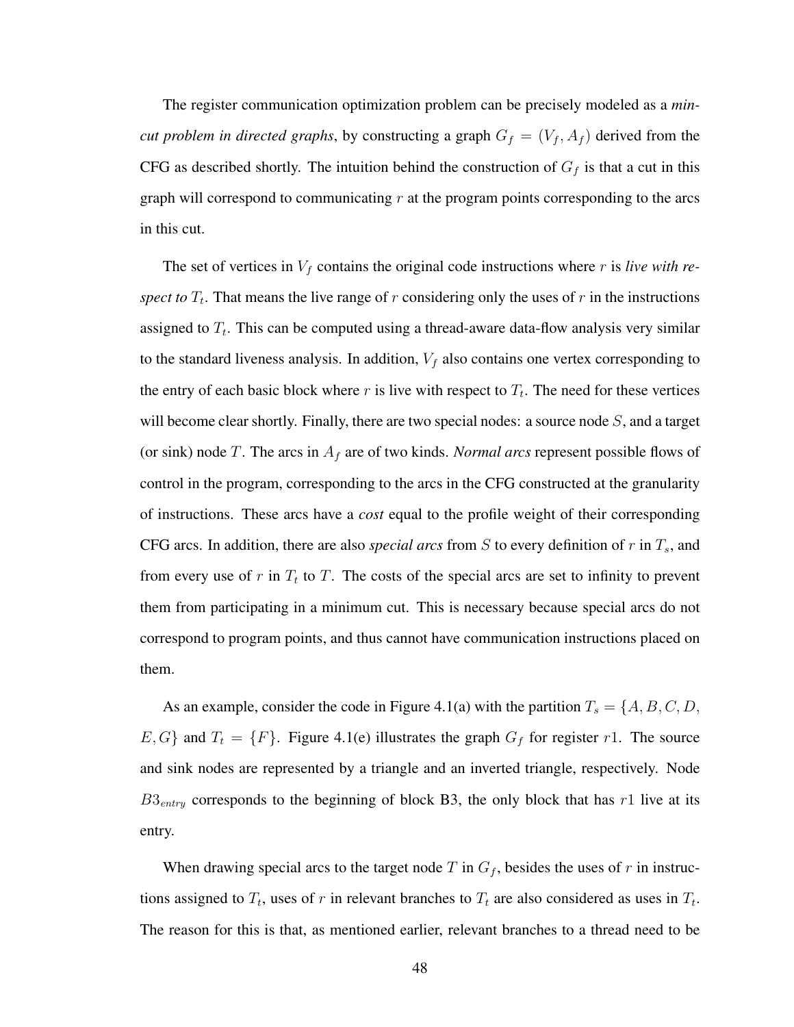The register communication optimization problem can be precisely modeled as a *min-cut problem in directed graphs*, by constructing a graph $G_f = (V_f, A_f)$ derived from the CFG as described shortly. The intuition behind the construction of $G_f$ is that a cut in this graph will correspond to communicating $r$ at the program points corresponding to the arcs in this cut.

The set of vertices in $V_f$ contains the original code instructions where $r$ is *live with respect to* $T_t$. That means the live range of $r$ considering only the uses of $r$ in the instructions assigned to $T_t$. This can be computed using a thread-aware data-flow analysis very similar to the standard liveness analysis. In addition, $V_f$ also contains one vertex corresponding to the entry of each basic block where $r$ is live with respect to $T_t$. The need for these vertices will become clear shortly. Finally, there are two special nodes: a source node $S$, and a target (or sink) node $T$. The arcs in $A_f$ are of two kinds. *Normal arcs* represent possible flows of control in the program, corresponding to the arcs in the CFG constructed at the granularity of instructions. These arcs have a *cost* equal to the profile weight of their corresponding CFG arcs. In addition, there are also *special arcs* from $S$ to every definition of $r$ in $T_s$, and from every use of $r$ in $T_t$ to $T$. The costs of the special arcs are set to infinity to prevent them from participating in a minimum cut. This is necessary because special arcs do not correspond to program points, and thus cannot have communication instructions placed on them.

As an example, consider the code in Figure 4.1(a) with the partition $T_s = \{A, B, C, D, E, G\}$ and $T_t = \{F\}$. Figure 4.1(e) illustrates the graph $G_f$ for register $r1$. The source and sink nodes are represented by a triangle and an inverted triangle, respectively. Node $B3_{entry}$ corresponds to the beginning of block B3, the only block that has $r1$ live at its entry.

When drawing special arcs to the target node $T$ in $G_f$, besides the uses of $r$ in instructions assigned to $T_t$, uses of $r$ in relevant branches to $T_t$ are also considered as uses in $T_t$. The reason for this is that, as mentioned earlier, relevant branches to a thread need to be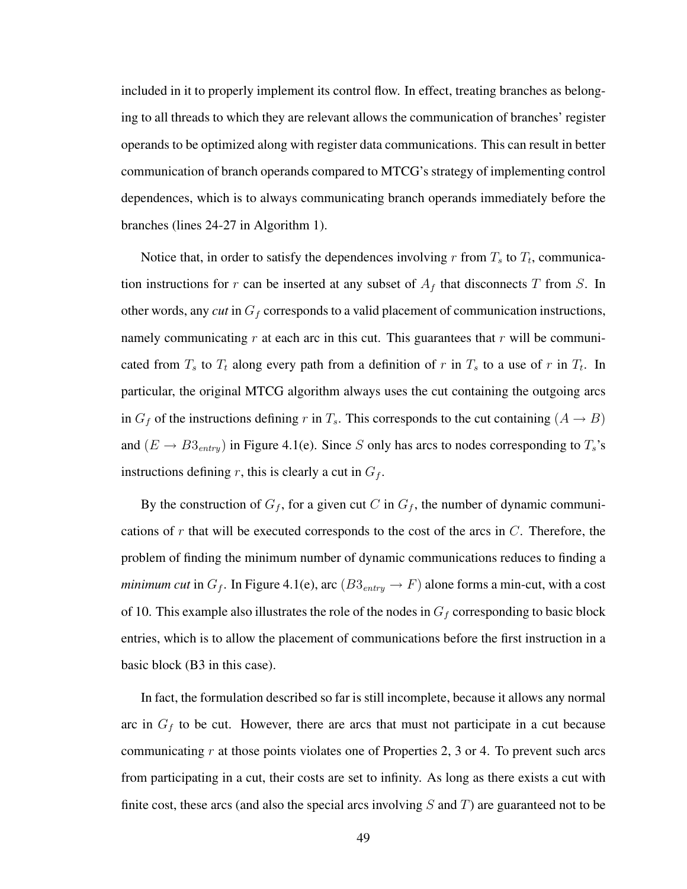included in it to properly implement its control flow. In effect, treating branches as belonging to all threads to which they are relevant allows the communication of branches' register operands to be optimized along with register data communications. This can result in better communication of branch operands compared to MTCG's strategy of implementing control dependences, which is to always communicating branch operands immediately before the branches (lines 24-27 in Algorithm 1).

Notice that, in order to satisfy the dependences involving $r$ from $T_s$ to $T_t$, communication instructions for $r$ can be inserted at any subset of $A_f$ that disconnects $T$ from $S$. In other words, any *cut* in $G_f$ corresponds to a valid placement of communication instructions, namely communicating $r$ at each arc in this cut. This guarantees that $r$ will be communicated from $T_s$ to $T_t$ along every path from a definition of $r$ in $T_s$ to a use of $r$ in $T_t$. In particular, the original MTCG algorithm always uses the cut containing the outgoing arcs in $G_f$ of the instructions defining $r$ in $T_s$. This corresponds to the cut containing $(A \rightarrow B)$ and $(E \rightarrow B3_{entry})$ in Figure 4.1(e). Since $S$ only has arcs to nodes corresponding to $T_s$'s instructions defining $r$, this is clearly a cut in $G_f$.

By the construction of $G_f$, for a given cut $C$ in $G_f$, the number of dynamic communications of $r$ that will be executed corresponds to the cost of the arcs in $C$. Therefore, the problem of finding the minimum number of dynamic communications reduces to finding a *minimum cut* in $G_f$. In Figure 4.1(e), arc $(B3_{entry} \rightarrow F)$ alone forms a min-cut, with a cost of 10. This example also illustrates the role of the nodes in $G_f$ corresponding to basic block entries, which is to allow the placement of communications before the first instruction in a basic block (B3 in this case).

In fact, the formulation described so far is still incomplete, because it allows any normal arc in $G_f$ to be cut. However, there are arcs that must not participate in a cut because communicating $r$ at those points violates one of Properties 2, 3 or 4. To prevent such arcs from participating in a cut, their costs are set to infinity. As long as there exists a cut with finite cost, these arcs (and also the special arcs involving $S$ and $T$) are guaranteed not to be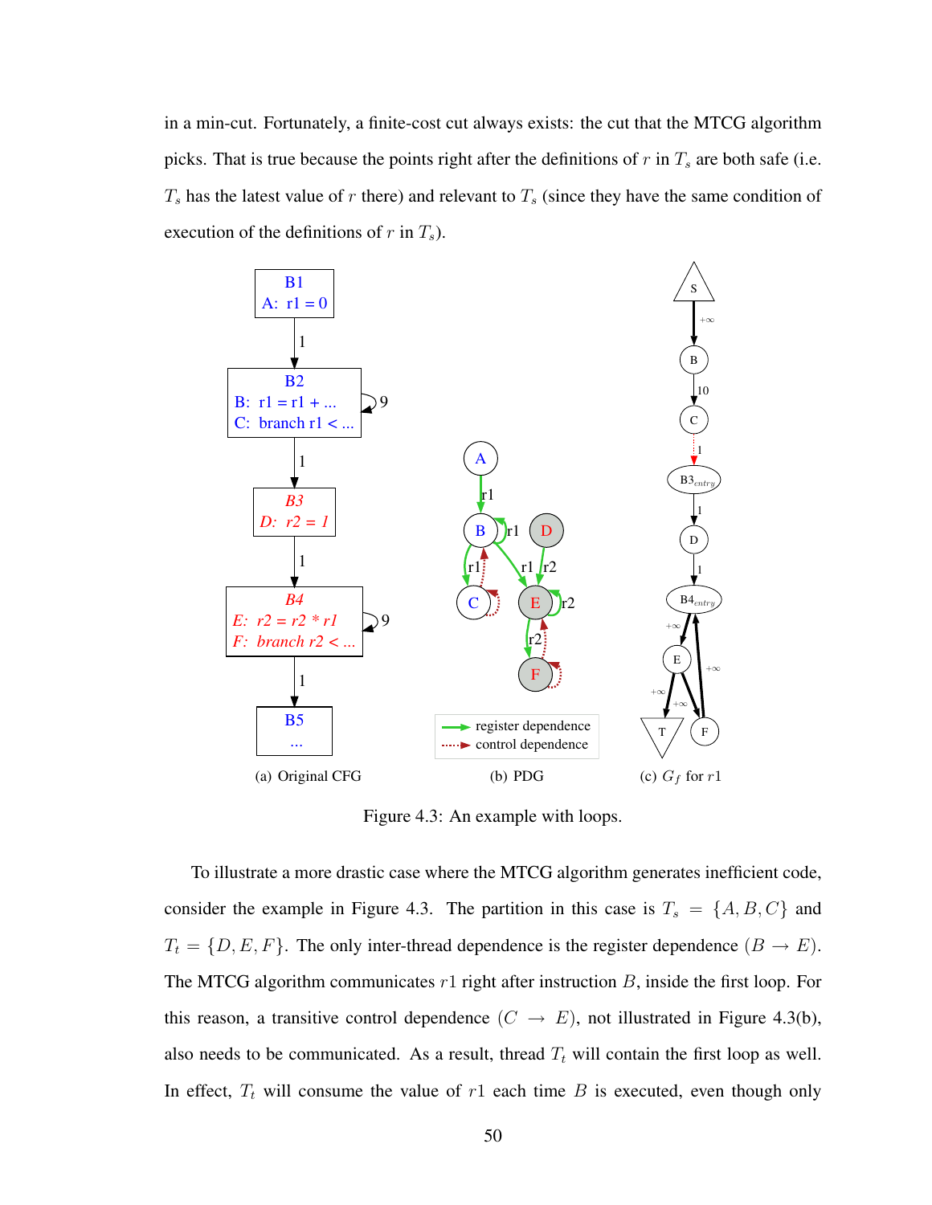in a min-cut. Fortunately, a finite-cost cut always exists: the cut that the MTCG algorithm picks. That is true because the points right after the definitions of $r$ in $T_s$ are both safe (i.e. $T_s$ has the latest value of $r$ there) and relevant to $T_s$ (since they have the same condition of execution of the definitions of $r$ in $T_s$).

(a) Original CFG

(b) PDG

(c) $G_f$ for $r1$

Figure 4.3: An example with loops.

To illustrate a more drastic case where the MTCG algorithm generates inefficient code, consider the example in Figure 4.3. The partition in this case is $T_s = \{A, B, C\}$ and $T_t = \{D, E, F\}$. The only inter-thread dependence is the register dependence $(B \rightarrow E)$. The MTCG algorithm communicates $r1$ right after instruction $B$, inside the first loop. For this reason, a transitive control dependence $(C \rightarrow E)$, not illustrated in Figure 4.3(b), also needs to be communicated. As a result, thread $T_t$ will contain the first loop as well. In effect, $T_t$ will consume the value of $r1$ each time $B$ is executed, even though only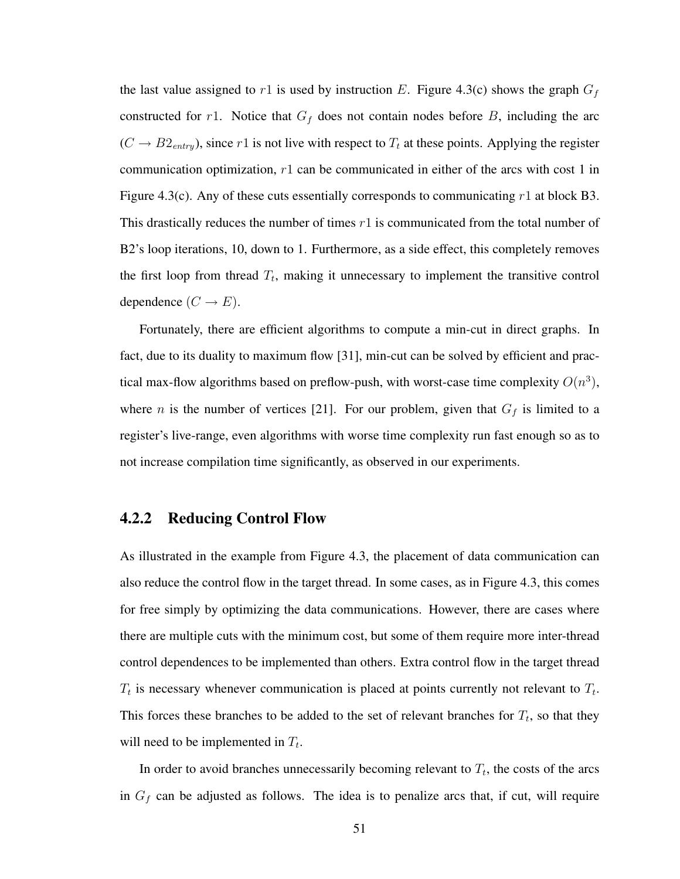the last value assigned to $r1$ is used by instruction $E$. Figure 4.3(c) shows the graph $G_f$ constructed for $r1$. Notice that $G_f$ does not contain nodes before $B$, including the arc $(C \rightarrow B2_{entry})$, since $r1$ is not live with respect to $T_t$ at these points. Applying the register communication optimization, $r1$ can be communicated in either of the arcs with cost 1 in Figure 4.3(c). Any of these cuts essentially corresponds to communicating $r1$ at block B3. This drastically reduces the number of times $r1$ is communicated from the total number of B2's loop iterations, 10, down to 1. Furthermore, as a side effect, this completely removes the first loop from thread $T_t$, making it unnecessary to implement the transitive control dependence $(C \rightarrow E)$.

Fortunately, there are efficient algorithms to compute a min-cut in direct graphs. In fact, due to its duality to maximum flow [31], min-cut can be solved by efficient and practical max-flow algorithms based on preflow-push, with worst-case time complexity $O(n^3)$, where $n$ is the number of vertices [21]. For our problem, given that $G_f$ is limited to a register's live-range, even algorithms with worse time complexity run fast enough so as to not increase compilation time significantly, as observed in our experiments.

### 4.2.2 Reducing Control Flow

As illustrated in the example from Figure 4.3, the placement of data communication can also reduce the control flow in the target thread. In some cases, as in Figure 4.3, this comes for free simply by optimizing the data communications. However, there are cases where there are multiple cuts with the minimum cost, but some of them require more inter-thread control dependences to be implemented than others. Extra control flow in the target thread $T_t$ is necessary whenever communication is placed at points currently not relevant to $T_t$. This forces these branches to be added to the set of relevant branches for $T_t$, so that they will need to be implemented in $T_t$.

In order to avoid branches unnecessarily becoming relevant to $T_t$, the costs of the arcs in $G_f$ can be adjusted as follows. The idea is to penalize arcs that, if cut, will require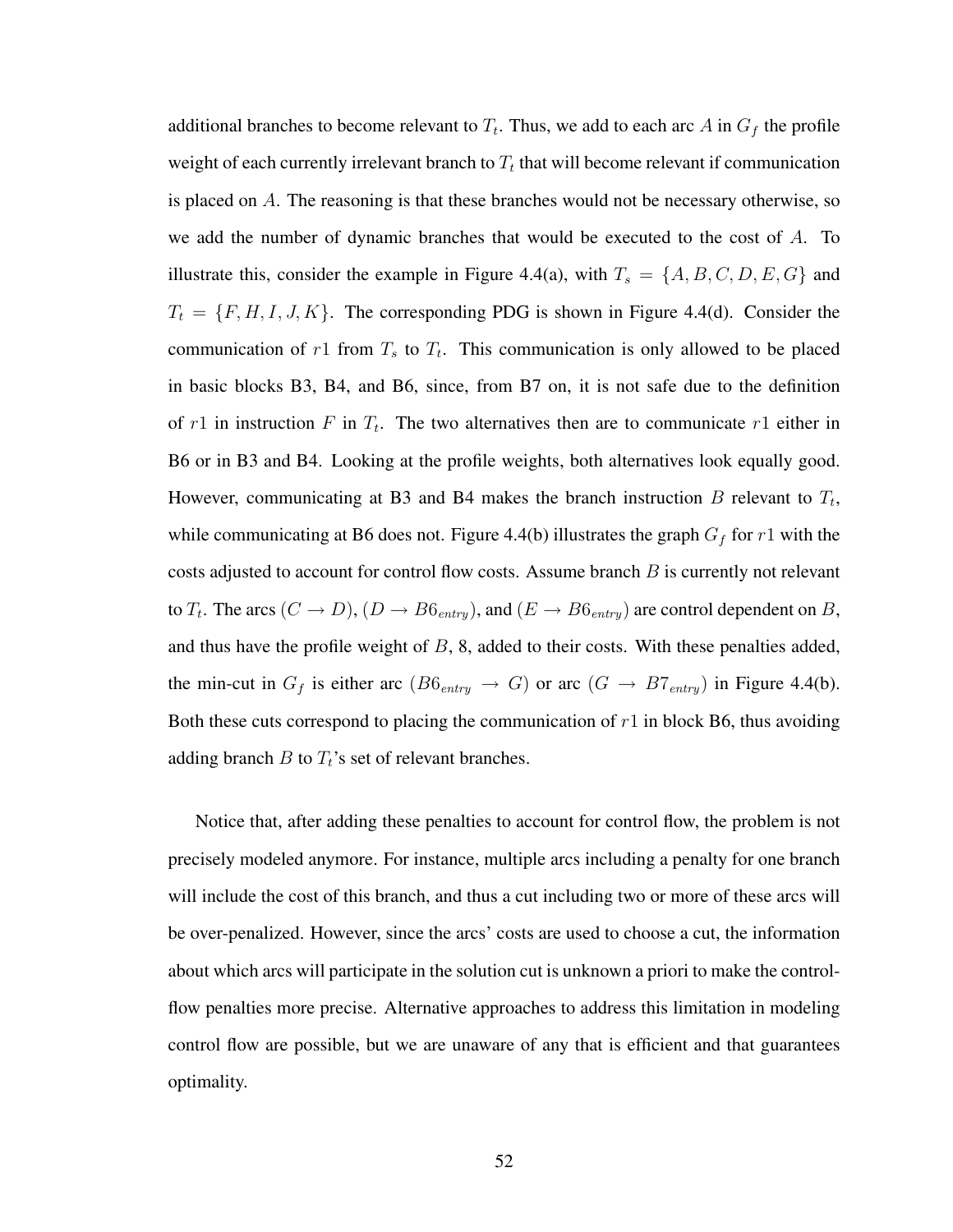additional branches to become relevant to $T_t$. Thus, we add to each arc $A$ in $G_f$ the profile weight of each currently irrelevant branch to $T_t$ that will become relevant if communication is placed on $A$. The reasoning is that these branches would not be necessary otherwise, so we add the number of dynamic branches that would be executed to the cost of $A$. To illustrate this, consider the example in Figure 4.4(a), with $T_s = \{A, B, C, D, E, G\}$ and $T_t = \{F, H, I, J, K\}$. The corresponding PDG is shown in Figure 4.4(d). Consider the communication of $r1$ from $T_s$ to $T_t$. This communication is only allowed to be placed in basic blocks B3, B4, and B6, since, from B7 on, it is not safe due to the definition of $r1$ in instruction $F$ in $T_t$. The two alternatives then are to communicate $r1$ either in B6 or in B3 and B4. Looking at the profile weights, both alternatives look equally good. However, communicating at B3 and B4 makes the branch instruction $B$ relevant to $T_t$, while communicating at B6 does not. Figure 4.4(b) illustrates the graph $G_f$ for $r1$ with the costs adjusted to account for control flow costs. Assume branch $B$ is currently not relevant to $T_t$. The arcs $(C \rightarrow D)$, $(D \rightarrow B6_{entry})$, and $(E \rightarrow B6_{entry})$ are control dependent on $B$, and thus have the profile weight of $B$, 8, added to their costs. With these penalties added, the min-cut in $G_f$ is either arc $(B6_{entry} \rightarrow G)$ or arc $(G \rightarrow B7_{entry})$ in Figure 4.4(b). Both these cuts correspond to placing the communication of $r1$ in block B6, thus avoiding adding branch $B$ to $T_t$'s set of relevant branches.

Notice that, after adding these penalties to account for control flow, the problem is not precisely modeled anymore. For instance, multiple arcs including a penalty for one branch will include the cost of this branch, and thus a cut including two or more of these arcs will be over-penalized. However, since the arcs' costs are used to choose a cut, the information about which arcs will participate in the solution cut is unknown a priori to make the control-flow penalties more precise. Alternative approaches to address this limitation in modeling control flow are possible, but we are unaware of any that is efficient and that guarantees optimality.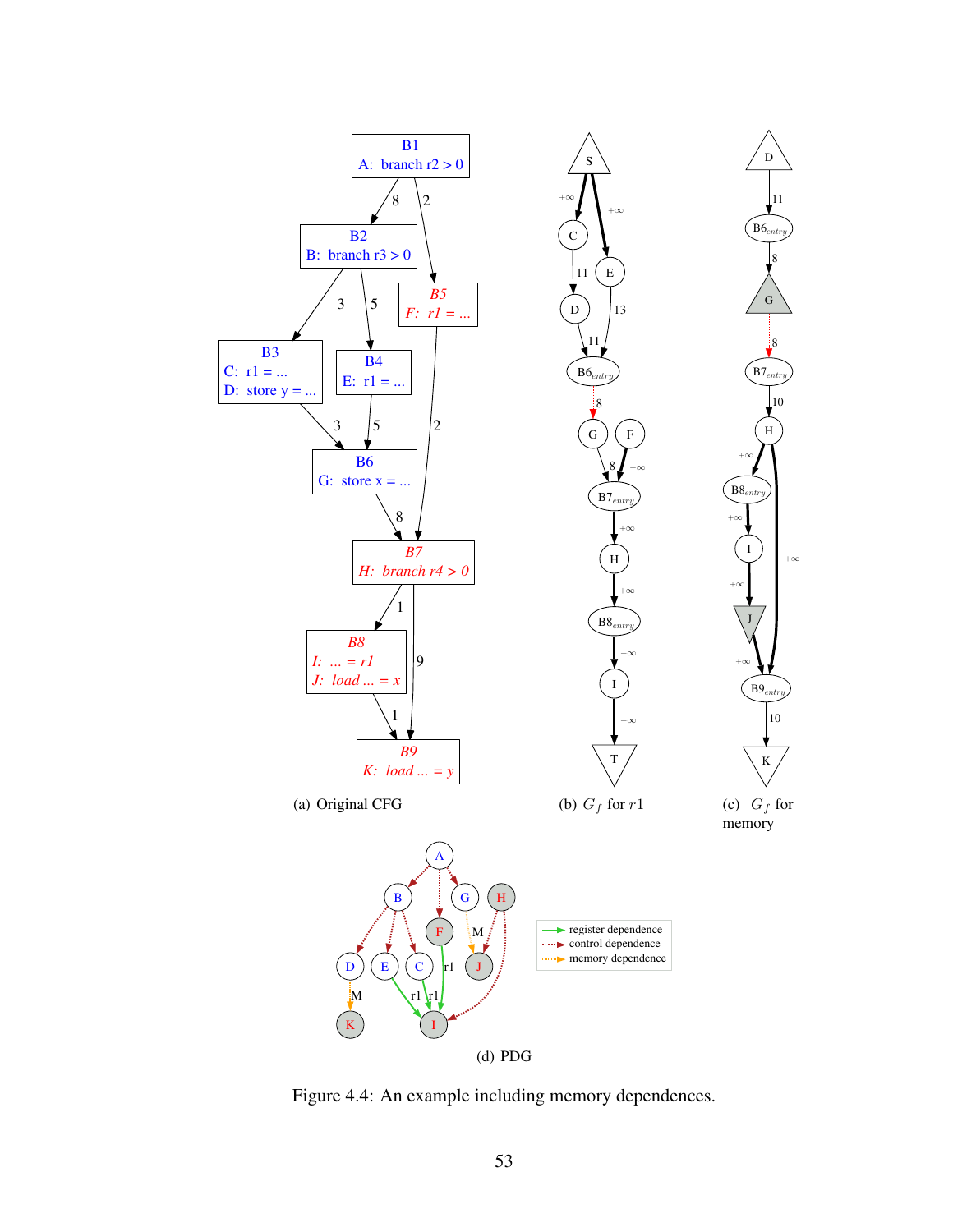(a) Original CFG

(b) $G_f$ for $r1$

(c) $G_f$ for memory

(d) PDG

Figure 4.4: An example including memory dependences.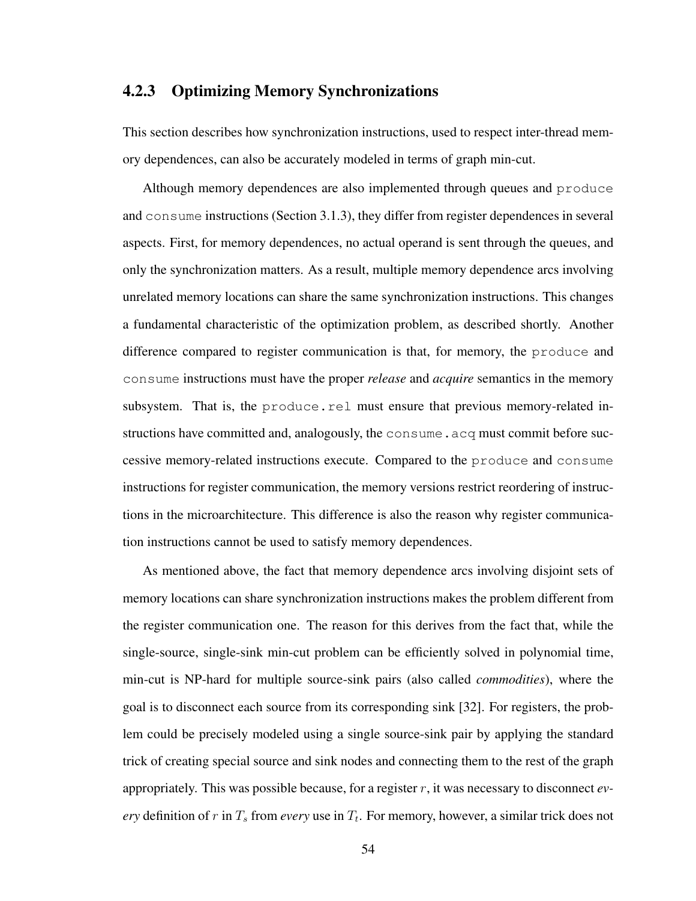### 4.2.3 Optimizing Memory Synchronizations

This section describes how synchronization instructions, used to respect inter-thread memory dependences, can also be accurately modeled in terms of graph min-cut.

Although memory dependences are also implemented through queues and `produce` and `consume` instructions (Section 3.1.3), they differ from register dependences in several aspects. First, for memory dependences, no actual operand is sent through the queues, and only the synchronization matters. As a result, multiple memory dependence arcs involving unrelated memory locations can share the same synchronization instructions. This changes a fundamental characteristic of the optimization problem, as described shortly. Another difference compared to register communication is that, for memory, the `produce` and `consume` instructions must have the proper *release* and *acquire* semantics in the memory subsystem. That is, the `produce.rel` must ensure that previous memory-related instructions have committed and, analogously, the `consume.acq` must commit before successive memory-related instructions execute. Compared to the `produce` and `consume` instructions for register communication, the memory versions restrict reordering of instructions in the microarchitecture. This difference is also the reason why register communication instructions cannot be used to satisfy memory dependences.

As mentioned above, the fact that memory dependence arcs involving disjoint sets of memory locations can share synchronization instructions makes the problem different from the register communication one. The reason for this derives from the fact that, while the single-source, single-sink min-cut problem can be efficiently solved in polynomial time, min-cut is NP-hard for multiple source-sink pairs (also called *commodities*), where the goal is to disconnect each source from its corresponding sink [32]. For registers, the problem could be precisely modeled using a single source-sink pair by applying the standard trick of creating special source and sink nodes and connecting them to the rest of the graph appropriately. This was possible because, for a register $r$, it was necessary to disconnect *every* definition of $r$ in $T_s$ from *every* use in $T_t$. For memory, however, a similar trick does not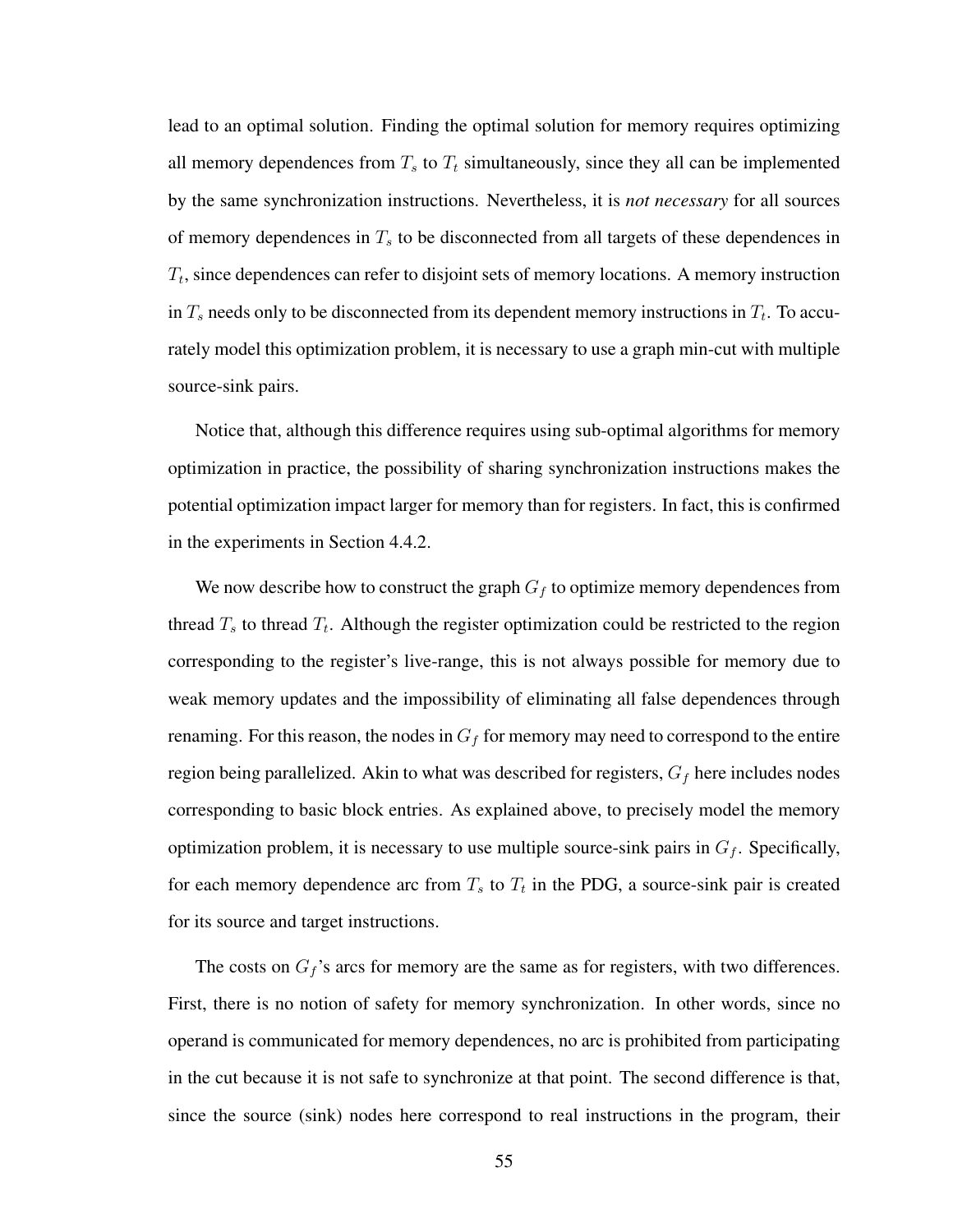lead to an optimal solution. Finding the optimal solution for memory requires optimizing all memory dependences from $T_s$ to $T_t$ simultaneously, since they all can be implemented by the same synchronization instructions. Nevertheless, it is *not necessary* for all sources of memory dependences in $T_s$ to be disconnected from all targets of these dependences in $T_t$, since dependences can refer to disjoint sets of memory locations. A memory instruction in $T_s$ needs only to be disconnected from its dependent memory instructions in $T_t$. To accurately model this optimization problem, it is necessary to use a graph min-cut with multiple source-sink pairs.

Notice that, although this difference requires using sub-optimal algorithms for memory optimization in practice, the possibility of sharing synchronization instructions makes the potential optimization impact larger for memory than for registers. In fact, this is confirmed in the experiments in Section 4.4.2.

We now describe how to construct the graph $G_f$ to optimize memory dependences from thread $T_s$ to thread $T_t$. Although the register optimization could be restricted to the region corresponding to the register's live-range, this is not always possible for memory due to weak memory updates and the impossibility of eliminating all false dependences through renaming. For this reason, the nodes in $G_f$ for memory may need to correspond to the entire region being parallelized. Akin to what was described for registers, $G_f$ here includes nodes corresponding to basic block entries. As explained above, to precisely model the memory optimization problem, it is necessary to use multiple source-sink pairs in $G_f$. Specifically, for each memory dependence arc from $T_s$ to $T_t$ in the PDG, a source-sink pair is created for its source and target instructions.

The costs on $G_f$'s arcs for memory are the same as for registers, with two differences. First, there is no notion of safety for memory synchronization. In other words, since no operand is communicated for memory dependences, no arc is prohibited from participating in the cut because it is not safe to synchronize at that point. The second difference is that, since the source (sink) nodes here correspond to real instructions in the program, their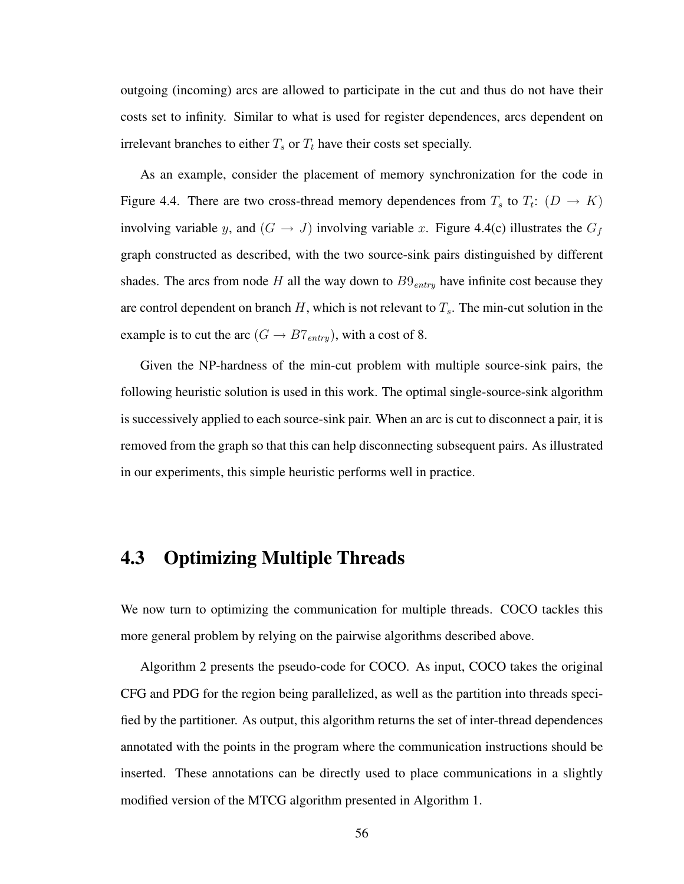outgoing (incoming) arcs are allowed to participate in the cut and thus do not have their costs set to infinity. Similar to what is used for register dependences, arcs dependent on irrelevant branches to either $T_s$ or $T_t$ have their costs set specially.

As an example, consider the placement of memory synchronization for the code in Figure 4.4. There are two cross-thread memory dependences from $T_s$ to $T_t$: $(D \rightarrow K)$ involving variable $y$, and $(G \rightarrow J)$ involving variable $x$. Figure 4.4(c) illustrates the $G_f$ graph constructed as described, with the two source-sink pairs distinguished by different shades. The arcs from node $H$ all the way down to $B9_{entry}$ have infinite cost because they are control dependent on branch $H$, which is not relevant to $T_s$. The min-cut solution in the example is to cut the arc $(G \rightarrow B7_{entry})$, with a cost of 8.

Given the NP-hardness of the min-cut problem with multiple source-sink pairs, the following heuristic solution is used in this work. The optimal single-source-sink algorithm is successively applied to each source-sink pair. When an arc is cut to disconnect a pair, it is removed from the graph so that this can help disconnecting subsequent pairs. As illustrated in our experiments, this simple heuristic performs well in practice.

## 4.3 Optimizing Multiple Threads

We now turn to optimizing the communication for multiple threads. COCO tackles this more general problem by relying on the pairwise algorithms described above.

Algorithm 2 presents the pseudo-code for COCO. As input, COCO takes the original CFG and PDG for the region being parallelized, as well as the partition into threads specified by the partitioner. As output, this algorithm returns the set of inter-thread dependences annotated with the points in the program where the communication instructions should be inserted. These annotations can be directly used to place communications in a slightly modified version of the MTCG algorithm presented in Algorithm 1.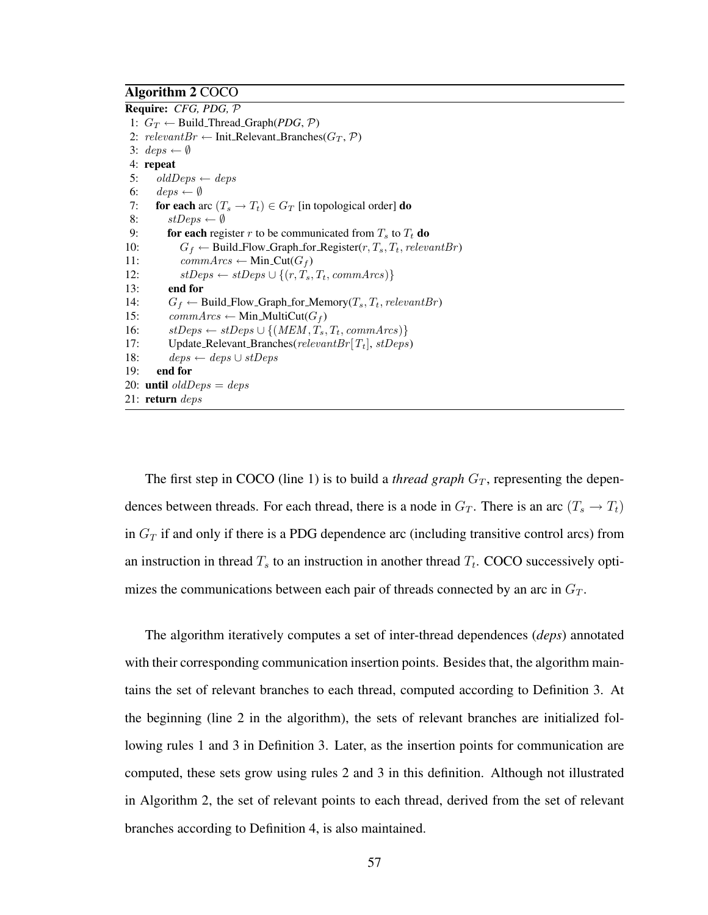**Algorithm 2** COCO

```
Require: CFG, PDG, 𝒫
 1: G_T ← Build_Thread_Graph(PDG, 𝒫)
 2: relevantBr ← Init_Relevant_Branches(G_T, 𝒫)
 3: deps ← ∅
 4: repeat
 5:    oldDeps ← deps
 6:    deps ← ∅
 7:    for each arc (T_s → T_t) ∈ G_T [in topological order] do
 8:       stDeps ← ∅
 9:       for each register r to be communicated from T_s to T_t do
10:          G_f ← Build_Flow_Graph_for_Register(r, T_s, T_t, relevantBr)
11:          commArcs ← Min_Cut(G_f)
12:          stDeps ← stDeps ∪ {(r, T_s, T_t, commArcs)}
13:       end for
14:       G_f ← Build_Flow_Graph_for_Memory(T_s, T_t, relevantBr)
15:       commArcs ← Min_MultiCut(G_f)
16:       stDeps ← stDeps ∪ {(MEM, T_s, T_t, commArcs)}
17:       Update_Relevant_Branches(relevantBr[T_t], stDeps)
18:       deps ← deps ∪ stDeps
19:    end for
20: until oldDeps = deps
21: return deps
```

The first step in COCO (line 1) is to build a *thread graph* $G_T$, representing the dependences between threads. For each thread, there is a node in $G_T$. There is an arc $(T_s \rightarrow T_t)$ in $G_T$ if and only if there is a PDG dependence arc (including transitive control arcs) from an instruction in thread $T_s$ to an instruction in another thread $T_t$. COCO successively optimizes the communications between each pair of threads connected by an arc in $G_T$.

The algorithm iteratively computes a set of inter-thread dependences (*deps*) annotated with their corresponding communication insertion points. Besides that, the algorithm maintains the set of relevant branches to each thread, computed according to Definition 3. At the beginning (line 2 in the algorithm), the sets of relevant branches are initialized following rules 1 and 3 in Definition 3. Later, as the insertion points for communication are computed, these sets grow using rules 2 and 3 in this definition. Although not illustrated in Algorithm 2, the set of relevant points to each thread, derived from the set of relevant branches according to Definition 4, is also maintained.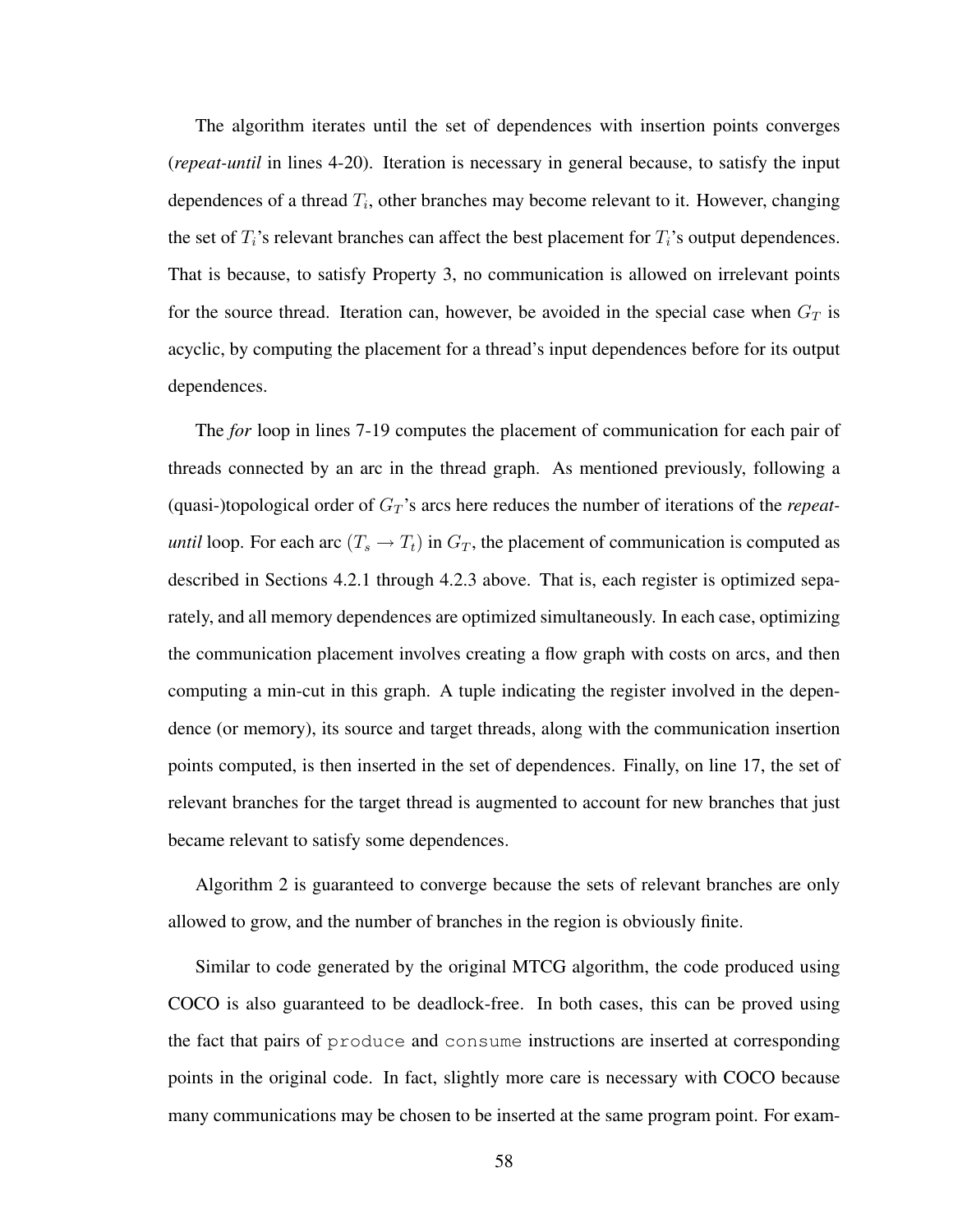The algorithm iterates until the set of dependences with insertion points converges (*repeat-until* in lines 4-20). Iteration is necessary in general because, to satisfy the input dependences of a thread $T_i$, other branches may become relevant to it. However, changing the set of $T_i$'s relevant branches can affect the best placement for $T_i$'s output dependences. That is because, to satisfy Property 3, no communication is allowed on irrelevant points for the source thread. Iteration can, however, be avoided in the special case when $G_T$ is acyclic, by computing the placement for a thread's input dependences before for its output dependences.

The *for* loop in lines 7-19 computes the placement of communication for each pair of threads connected by an arc in the thread graph. As mentioned previously, following a (quasi-)topological order of $G_T$'s arcs here reduces the number of iterations of the *repeat-until* loop. For each arc $(T_s \rightarrow T_t)$ in $G_T$, the placement of communication is computed as described in Sections 4.2.1 through 4.2.3 above. That is, each register is optimized separately, and all memory dependences are optimized simultaneously. In each case, optimizing the communication placement involves creating a flow graph with costs on arcs, and then computing a min-cut in this graph. A tuple indicating the register involved in the dependence (or memory), its source and target threads, along with the communication insertion points computed, is then inserted in the set of dependences. Finally, on line 17, the set of relevant branches for the target thread is augmented to account for new branches that just became relevant to satisfy some dependences.

Algorithm 2 is guaranteed to converge because the sets of relevant branches are only allowed to grow, and the number of branches in the region is obviously finite.

Similar to code generated by the original MTCG algorithm, the code produced using COCO is also guaranteed to be deadlock-free. In both cases, this can be proved using the fact that pairs of `produce` and `consume` instructions are inserted at corresponding points in the original code. In fact, slightly more care is necessary with COCO because many communications may be chosen to be inserted at the same program point. For exam-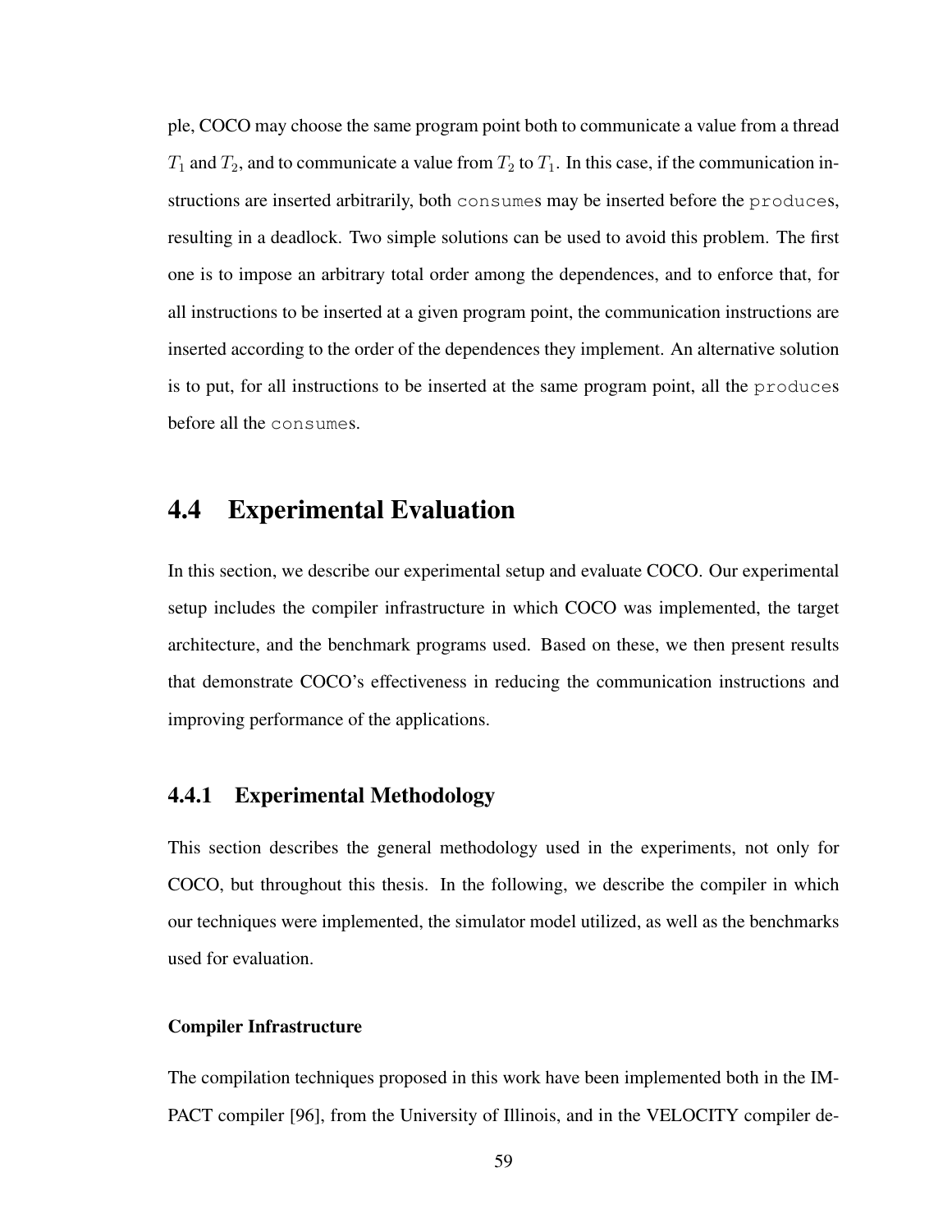ple, COCO may choose the same program point both to communicate a value from a thread $T_1$ and $T_2$, and to communicate a value from $T_2$ to $T_1$. In this case, if the communication instructions are inserted arbitrarily, both `consume`s may be inserted before the `produce`s, resulting in a deadlock. Two simple solutions can be used to avoid this problem. The first one is to impose an arbitrary total order among the dependences, and to enforce that, for all instructions to be inserted at a given program point, the communication instructions are inserted according to the order of the dependences they implement. An alternative solution is to put, for all instructions to be inserted at the same program point, all the `produce`s before all the `consume`s.

## 4.4 Experimental Evaluation

In this section, we describe our experimental setup and evaluate COCO. Our experimental setup includes the compiler infrastructure in which COCO was implemented, the target architecture, and the benchmark programs used. Based on these, we then present results that demonstrate COCO's effectiveness in reducing the communication instructions and improving performance of the applications.

### 4.4.1 Experimental Methodology

This section describes the general methodology used in the experiments, not only for COCO, but throughout this thesis. In the following, we describe the compiler in which our techniques were implemented, the simulator model utilized, as well as the benchmarks used for evaluation.

#### Compiler Infrastructure

The compilation techniques proposed in this work have been implemented both in the IMPACT compiler [96], from the University of Illinois, and in the VELOCITY compiler de-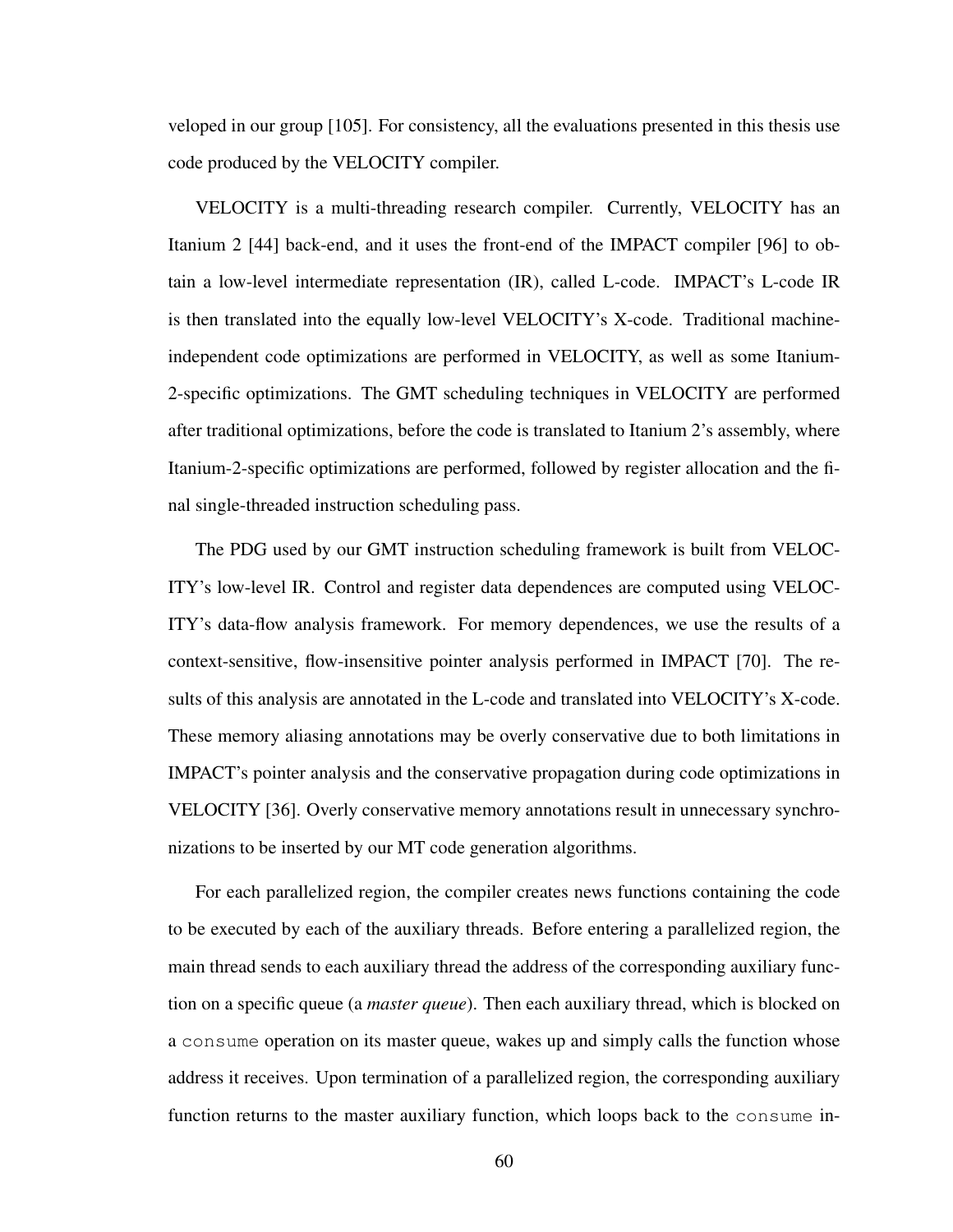veloped in our group [105]. For consistency, all the evaluations presented in this thesis use code produced by the VELOCITY compiler.

VELOCITY is a multi-threading research compiler. Currently, VELOCITY has an Itanium 2 [44] back-end, and it uses the front-end of the IMPACT compiler [96] to obtain a low-level intermediate representation (IR), called L-code. IMPACT's L-code IR is then translated into the equally low-level VELOCITY's X-code. Traditional machine-independent code optimizations are performed in VELOCITY, as well as some Itanium-2-specific optimizations. The GMT scheduling techniques in VELOCITY are performed after traditional optimizations, before the code is translated to Itanium 2's assembly, where Itanium-2-specific optimizations are performed, followed by register allocation and the final single-threaded instruction scheduling pass.

The PDG used by our GMT instruction scheduling framework is built from VELOCITY's low-level IR. Control and register data dependences are computed using VELOCITY's data-flow analysis framework. For memory dependences, we use the results of a context-sensitive, flow-insensitive pointer analysis performed in IMPACT [70]. The results of this analysis are annotated in the L-code and translated into VELOCITY's X-code. These memory aliasing annotations may be overly conservative due to both limitations in IMPACT's pointer analysis and the conservative propagation during code optimizations in VELOCITY [36]. Overly conservative memory annotations result in unnecessary synchronizations to be inserted by our MT code generation algorithms.

For each parallelized region, the compiler creates news functions containing the code to be executed by each of the auxiliary threads. Before entering a parallelized region, the main thread sends to each auxiliary thread the address of the corresponding auxiliary function on a specific queue (a *master queue*). Then each auxiliary thread, which is blocked on a `consume` operation on its master queue, wakes up and simply calls the function whose address it receives. Upon termination of a parallelized region, the corresponding auxiliary function returns to the master auxiliary function, which loops back to the `consume` in-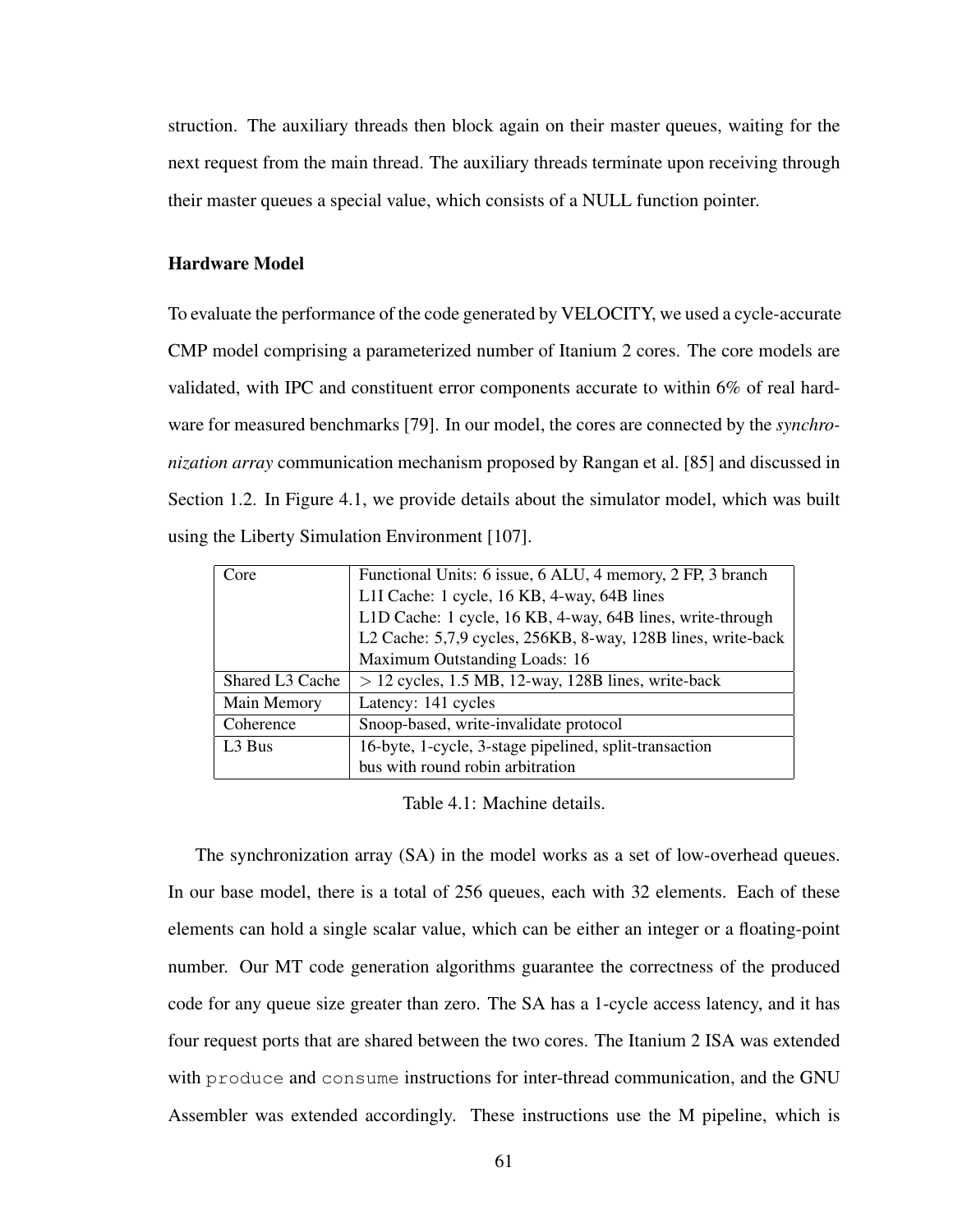struction. The auxiliary threads then block again on their master queues, waiting for the next request from the main thread. The auxiliary threads terminate upon receiving through their master queues a special value, which consists of a NULL function pointer.

### Hardware Model

To evaluate the performance of the code generated by VELOCITY, we used a cycle-accurate CMP model comprising a parameterized number of Itanium 2 cores. The core models are validated, with IPC and constituent error components accurate to within 6% of real hardware for measured benchmarks [79]. In our model, the cores are connected by the *synchronization array* communication mechanism proposed by Rangan et al. [85] and discussed in Section 1.2. In Figure 4.1, we provide details about the simulator model, which was built using the Liberty Simulation Environment [107].

| | |
|---|---|
| Core | Functional Units: 6 issue, 6 ALU, 4 memory, 2 FP, 3 branch<br>L1I Cache: 1 cycle, 16 KB, 4-way, 64B lines<br>L1D Cache: 1 cycle, 16 KB, 4-way, 64B lines, write-through<br>L2 Cache: 5,7,9 cycles, 256KB, 8-way, 128B lines, write-back<br>Maximum Outstanding Loads: 16 |
| Shared L3 Cache | $>12$ cycles, 1.5 MB, 12-way, 128B lines, write-back |
| Main Memory | Latency: 141 cycles |
| Coherence | Snoop-based, write-invalidate protocol |
| L3 Bus | 16-byte, 1-cycle, 3-stage pipelined, split-transaction bus with round robin arbitration |

Table 4.1: Machine details.

The synchronization array (SA) in the model works as a set of low-overhead queues. In our base model, there is a total of 256 queues, each with 32 elements. Each of these elements can hold a single scalar value, which can be either an integer or a floating-point number. Our MT code generation algorithms guarantee the correctness of the produced code for any queue size greater than zero. The SA has a 1-cycle access latency, and it has four request ports that are shared between the two cores. The Itanium 2 ISA was extended with `produce` and `consume` instructions for inter-thread communication, and the GNU Assembler was extended accordingly. These instructions use the M pipeline, which is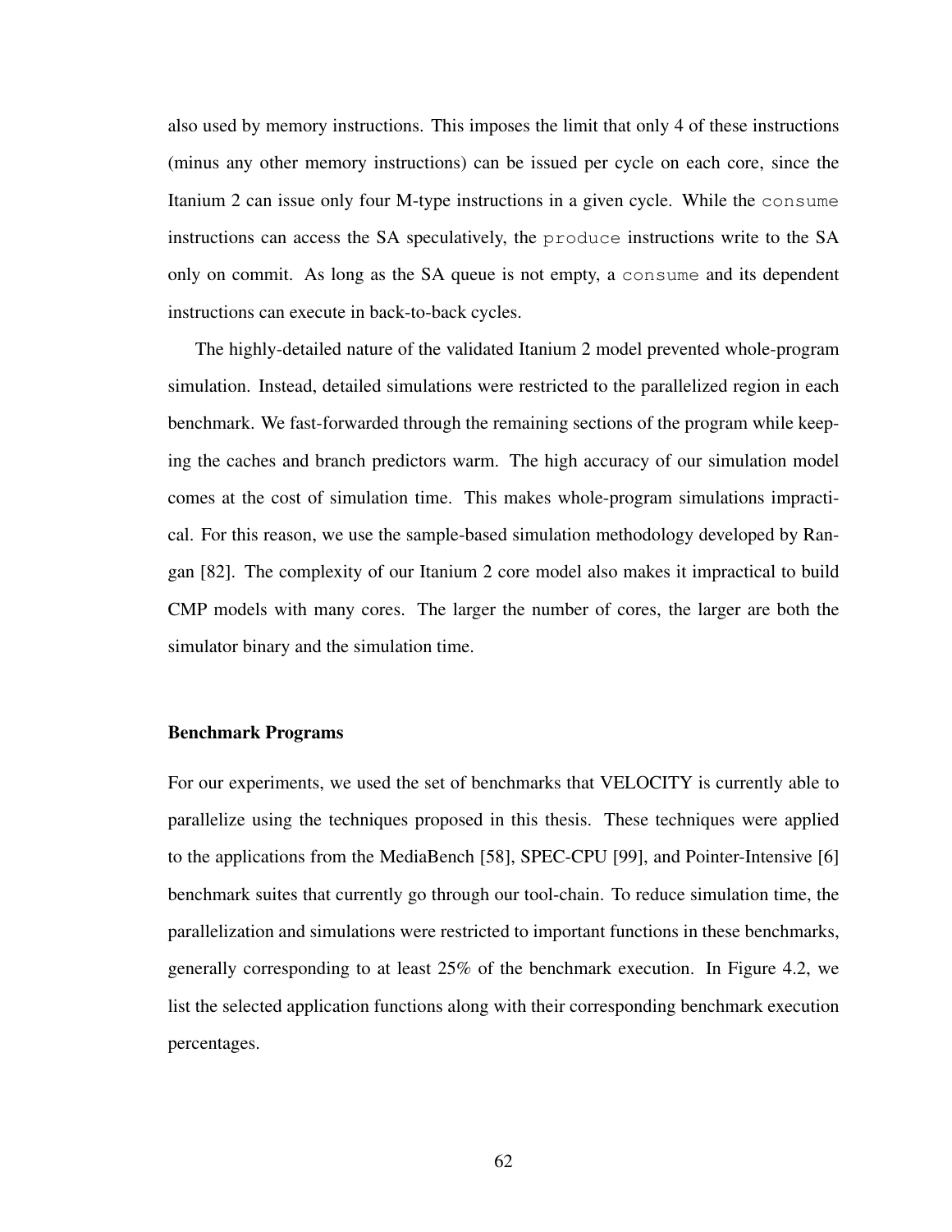also used by memory instructions. This imposes the limit that only 4 of these instructions (minus any other memory instructions) can be issued per cycle on each core, since the Itanium 2 can issue only four M-type instructions in a given cycle. While the `consume` instructions can access the SA speculatively, the `produce` instructions write to the SA only on commit. As long as the SA queue is not empty, a `consume` and its dependent instructions can execute in back-to-back cycles.

The highly-detailed nature of the validated Itanium 2 model prevented whole-program simulation. Instead, detailed simulations were restricted to the parallelized region in each benchmark. We fast-forwarded through the remaining sections of the program while keeping the caches and branch predictors warm. The high accuracy of our simulation model comes at the cost of simulation time. This makes whole-program simulations impractical. For this reason, we use the sample-based simulation methodology developed by Rangan [82]. The complexity of our Itanium 2 core model also makes it impractical to build CMP models with many cores. The larger the number of cores, the larger are both the simulator binary and the simulation time.

**Benchmark Programs**

For our experiments, we used the set of benchmarks that VELOCITY is currently able to parallelize using the techniques proposed in this thesis. These techniques were applied to the applications from the MediaBench [58], SPEC-CPU [99], and Pointer-Intensive [6] benchmark suites that currently go through our tool-chain. To reduce simulation time, the parallelization and simulations were restricted to important functions in these benchmarks, generally corresponding to at least 25% of the benchmark execution. In Figure 4.2, we list the selected application functions along with their corresponding benchmark execution percentages.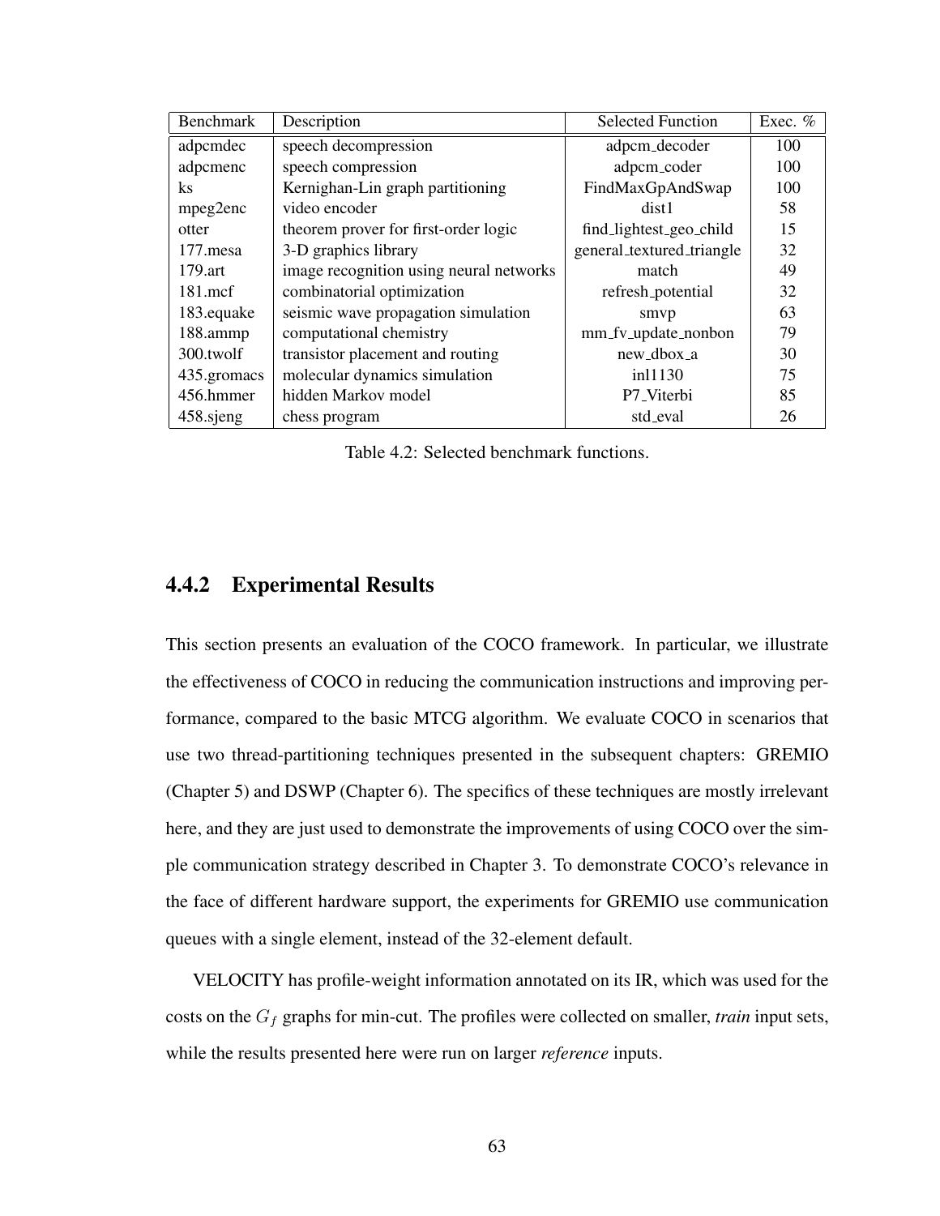| Benchmark | Description | Selected Function | Exec. % |
|---|---|---|---|
| adpcmdec | speech decompression | adpcm_decoder | 100 |
| adpcmenc | speech compression | adpcm_coder | 100 |
| ks | Kernighan-Lin graph partitioning | FindMaxGpAndSwap | 100 |
| mpeg2enc | video encoder | dist1 | 58 |
| otter | theorem prover for first-order logic | find_lightest_geo_child | 15 |
| 177.mesa | 3-D graphics library | general_textured_triangle | 32 |
| 179.art | image recognition using neural networks | match | 49 |
| 181.mcf | combinatorial optimization | refresh_potential | 32 |
| 183.equake | seismic wave propagation simulation | smvp | 63 |
| 188.ammp | computational chemistry | mm_fv_update_nonbon | 79 |
| 300.twolf | transistor placement and routing | new_dbox_a | 30 |
| 435.gromacs | molecular dynamics simulation | inl1130 | 75 |
| 456.hmmer | hidden Markov model | P7_Viterbi | 85 |
| 458.sjeng | chess program | std_eval | 26 |

Table 4.2: Selected benchmark functions.

### 4.4.2 Experimental Results

This section presents an evaluation of the COCO framework. In particular, we illustrate the effectiveness of COCO in reducing the communication instructions and improving performance, compared to the basic MTCG algorithm. We evaluate COCO in scenarios that use two thread-partitioning techniques presented in the subsequent chapters: GREMIO (Chapter 5) and DSWP (Chapter 6). The specifics of these techniques are mostly irrelevant here, and they are just used to demonstrate the improvements of using COCO over the simple communication strategy described in Chapter 3. To demonstrate COCO's relevance in the face of different hardware support, the experiments for GREMIO use communication queues with a single element, instead of the 32-element default.

VELOCITY has profile-weight information annotated on its IR, which was used for the costs on the $G_f$ graphs for min-cut. The profiles were collected on smaller, *train* input sets, while the results presented here were run on larger *reference* inputs.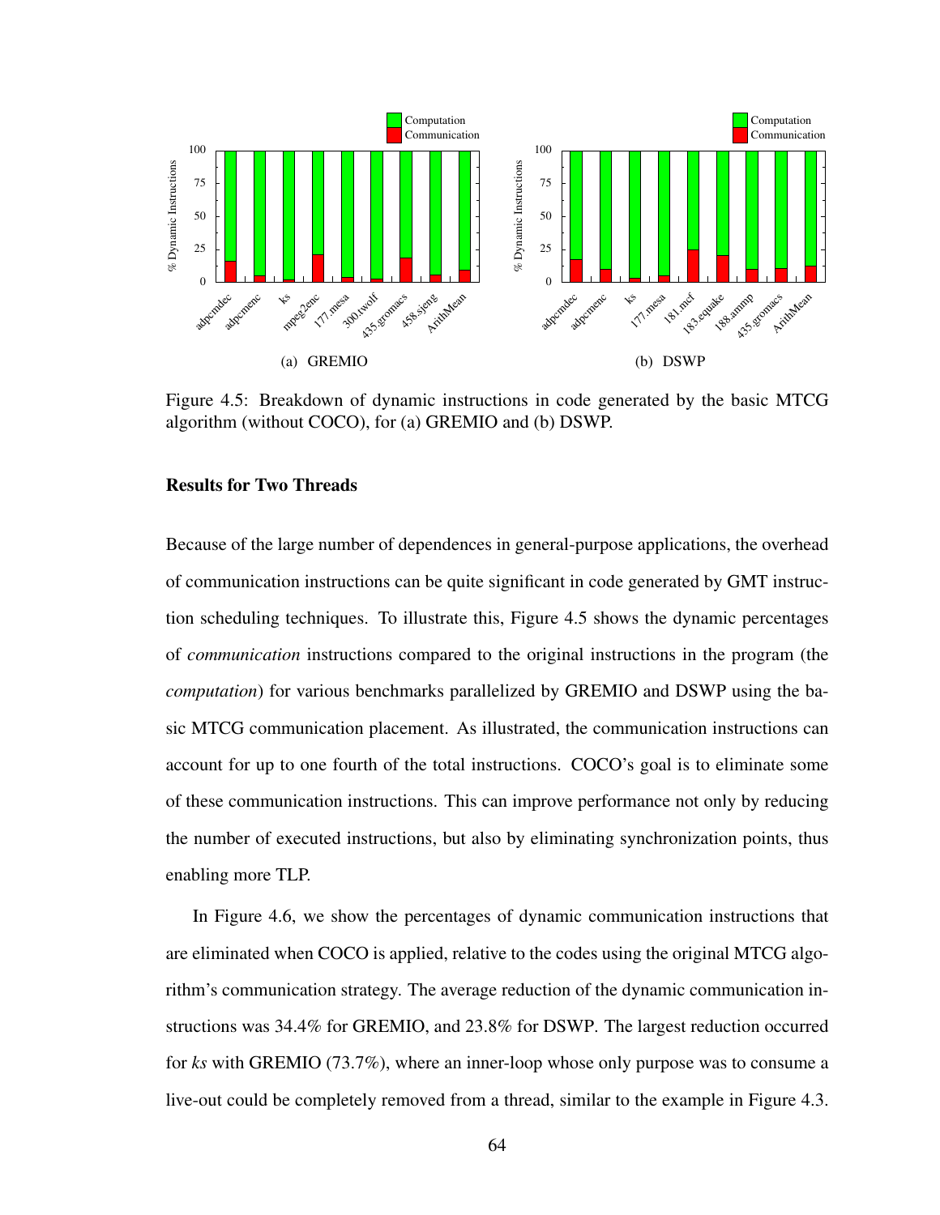Figure 4.5: Breakdown of dynamic instructions in code generated by the basic MTCG algorithm (without COCO), for (a) GREMIO and (b) DSWP.

### Results for Two Threads

Because of the large number of dependences in general-purpose applications, the overhead of communication instructions can be quite significant in code generated by GMT instruction scheduling techniques. To illustrate this, Figure 4.5 shows the dynamic percentages of *communication* instructions compared to the original instructions in the program (the *computation*) for various benchmarks parallelized by GREMIO and DSWP using the basic MTCG communication placement. As illustrated, the communication instructions can account for up to one fourth of the total instructions. COCO's goal is to eliminate some of these communication instructions. This can improve performance not only by reducing the number of executed instructions, but also by eliminating synchronization points, thus enabling more TLP.

In Figure 4.6, we show the percentages of dynamic communication instructions that are eliminated when COCO is applied, relative to the codes using the original MTCG algorithm's communication strategy. The average reduction of the dynamic communication instructions was 34.4% for GREMIO, and 23.8% for DSWP. The largest reduction occurred for *ks* with GREMIO (73.7%), where an inner-loop whose only purpose was to consume a live-out could be completely removed from a thread, similar to the example in Figure 4.3.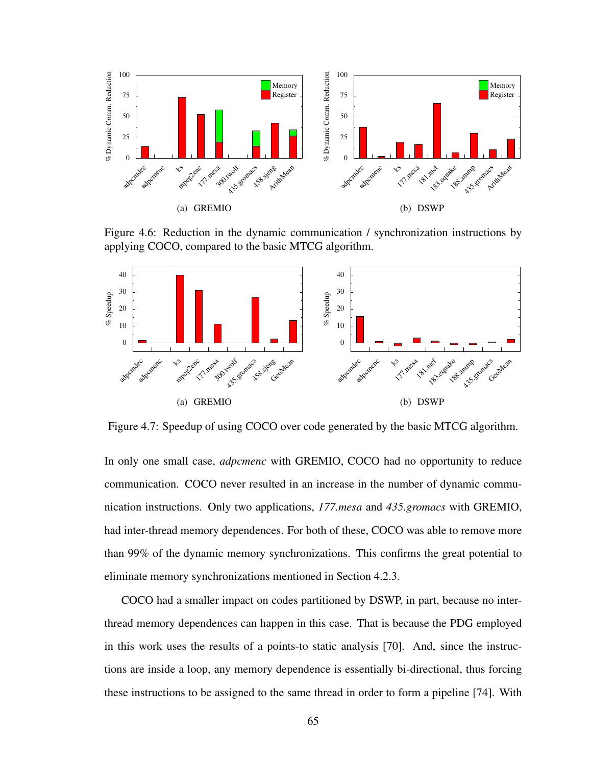Figure 4.6: Reduction in the dynamic communication / synchronization instructions by applying COCO, compared to the basic MTCG algorithm.

Figure 4.7: Speedup of using COCO over code generated by the basic MTCG algorithm.

In only one small case, *adpcmenc* with GREMIO, COCO had no opportunity to reduce communication. COCO never resulted in an increase in the number of dynamic communication instructions. Only two applications, *177.mesa* and *435.gromacs* with GREMIO, had inter-thread memory dependences. For both of these, COCO was able to remove more than 99% of the dynamic memory synchronizations. This confirms the great potential to eliminate memory synchronizations mentioned in Section 4.2.3.

COCO had a smaller impact on codes partitioned by DSWP, in part, because no inter-thread memory dependences can happen in this case. That is because the PDG employed in this work uses the results of a points-to static analysis [70]. And, since the instructions are inside a loop, any memory dependence is essentially bi-directional, thus forcing these instructions to be assigned to the same thread in order to form a pipeline [74]. With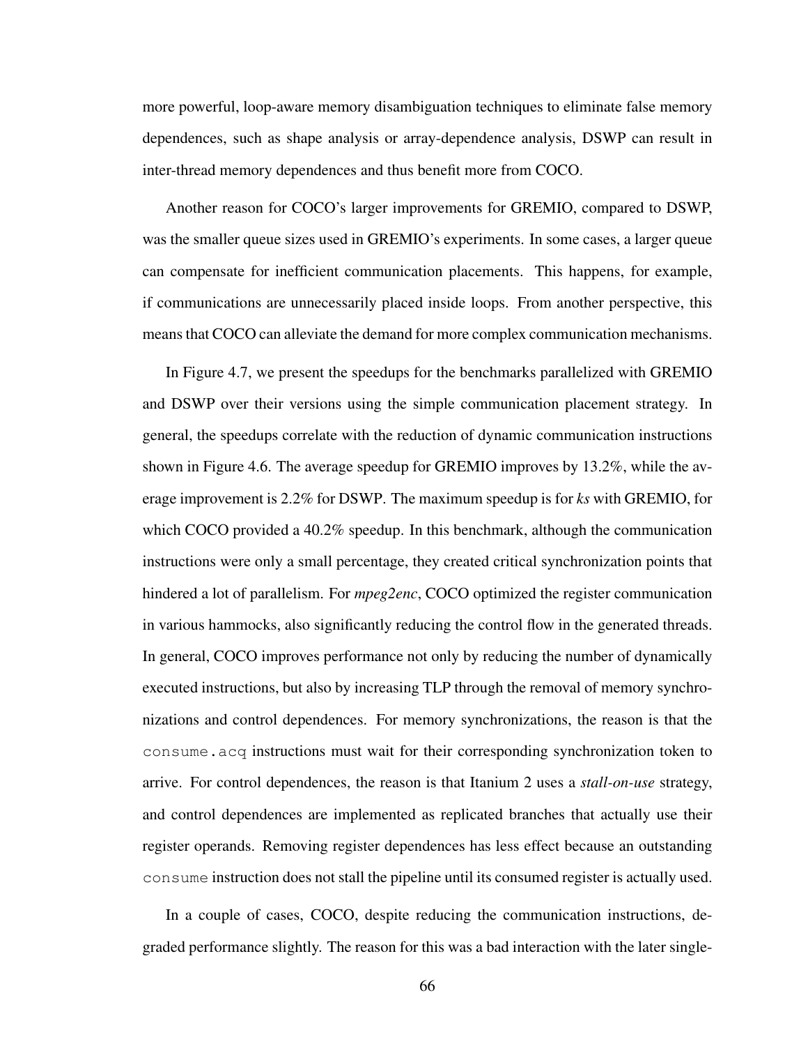more powerful, loop-aware memory disambiguation techniques to eliminate false memory dependences, such as shape analysis or array-dependence analysis, DSWP can result in inter-thread memory dependences and thus benefit more from COCO.

Another reason for COCO's larger improvements for GREMIO, compared to DSWP, was the smaller queue sizes used in GREMIO's experiments. In some cases, a larger queue can compensate for inefficient communication placements. This happens, for example, if communications are unnecessarily placed inside loops. From another perspective, this means that COCO can alleviate the demand for more complex communication mechanisms.

In Figure 4.7, we present the speedups for the benchmarks parallelized with GREMIO and DSWP over their versions using the simple communication placement strategy. In general, the speedups correlate with the reduction of dynamic communication instructions shown in Figure 4.6. The average speedup for GREMIO improves by 13.2%, while the average improvement is 2.2% for DSWP. The maximum speedup is for *ks* with GREMIO, for which COCO provided a 40.2% speedup. In this benchmark, although the communication instructions were only a small percentage, they created critical synchronization points that hindered a lot of parallelism. For *mpeg2enc*, COCO optimized the register communication in various hammocks, also significantly reducing the control flow in the generated threads. In general, COCO improves performance not only by reducing the number of dynamically executed instructions, but also by increasing TLP through the removal of memory synchronizations and control dependences. For memory synchronizations, the reason is that the `consume.acq` instructions must wait for their corresponding synchronization token to arrive. For control dependences, the reason is that Itanium 2 uses a *stall-on-use* strategy, and control dependences are implemented as replicated branches that actually use their register operands. Removing register dependences has less effect because an outstanding `consume` instruction does not stall the pipeline until its consumed register is actually used.

In a couple of cases, COCO, despite reducing the communication instructions, degraded performance slightly. The reason for this was a bad interaction with the later single-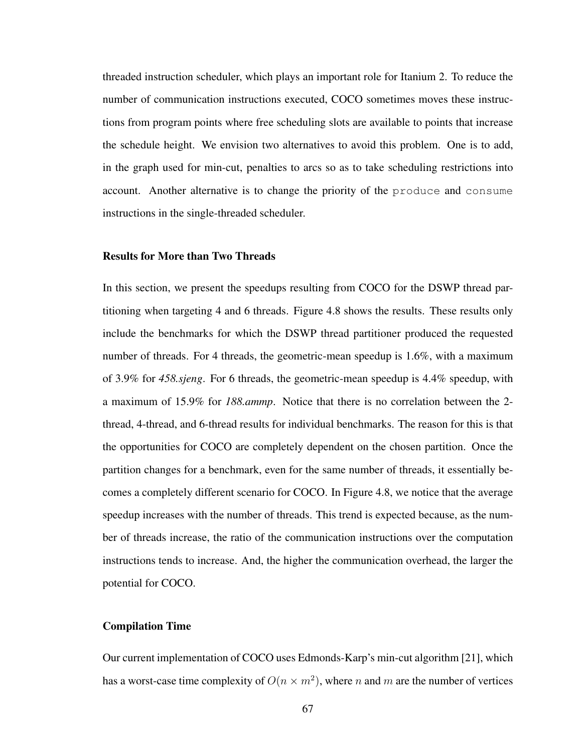threaded instruction scheduler, which plays an important role for Itanium 2. To reduce the number of communication instructions executed, COCO sometimes moves these instructions from program points where free scheduling slots are available to points that increase the schedule height. We envision two alternatives to avoid this problem. One is to add, in the graph used for min-cut, penalties to arcs so as to take scheduling restrictions into account. Another alternative is to change the priority of the `produce` and `consume` instructions in the single-threaded scheduler.

### Results for More than Two Threads

In this section, we present the speedups resulting from COCO for the DSWP thread partitioning when targeting 4 and 6 threads. Figure 4.8 shows the results. These results only include the benchmarks for which the DSWP thread partitioner produced the requested number of threads. For 4 threads, the geometric-mean speedup is 1.6%, with a maximum of 3.9% for *458.sjeng*. For 6 threads, the geometric-mean speedup is 4.4% speedup, with a maximum of 15.9% for *188.ammp*. Notice that there is no correlation between the 2-thread, 4-thread, and 6-thread results for individual benchmarks. The reason for this is that the opportunities for COCO are completely dependent on the chosen partition. Once the partition changes for a benchmark, even for the same number of threads, it essentially becomes a completely different scenario for COCO. In Figure 4.8, we notice that the average speedup increases with the number of threads. This trend is expected because, as the number of threads increase, the ratio of the communication instructions over the computation instructions tends to increase. And, the higher the communication overhead, the larger the potential for COCO.

### Compilation Time

Our current implementation of COCO uses Edmonds-Karp's min-cut algorithm [21], which has a worst-case time complexity of $O(n \times m^2)$, where $n$ and $m$ are the number of vertices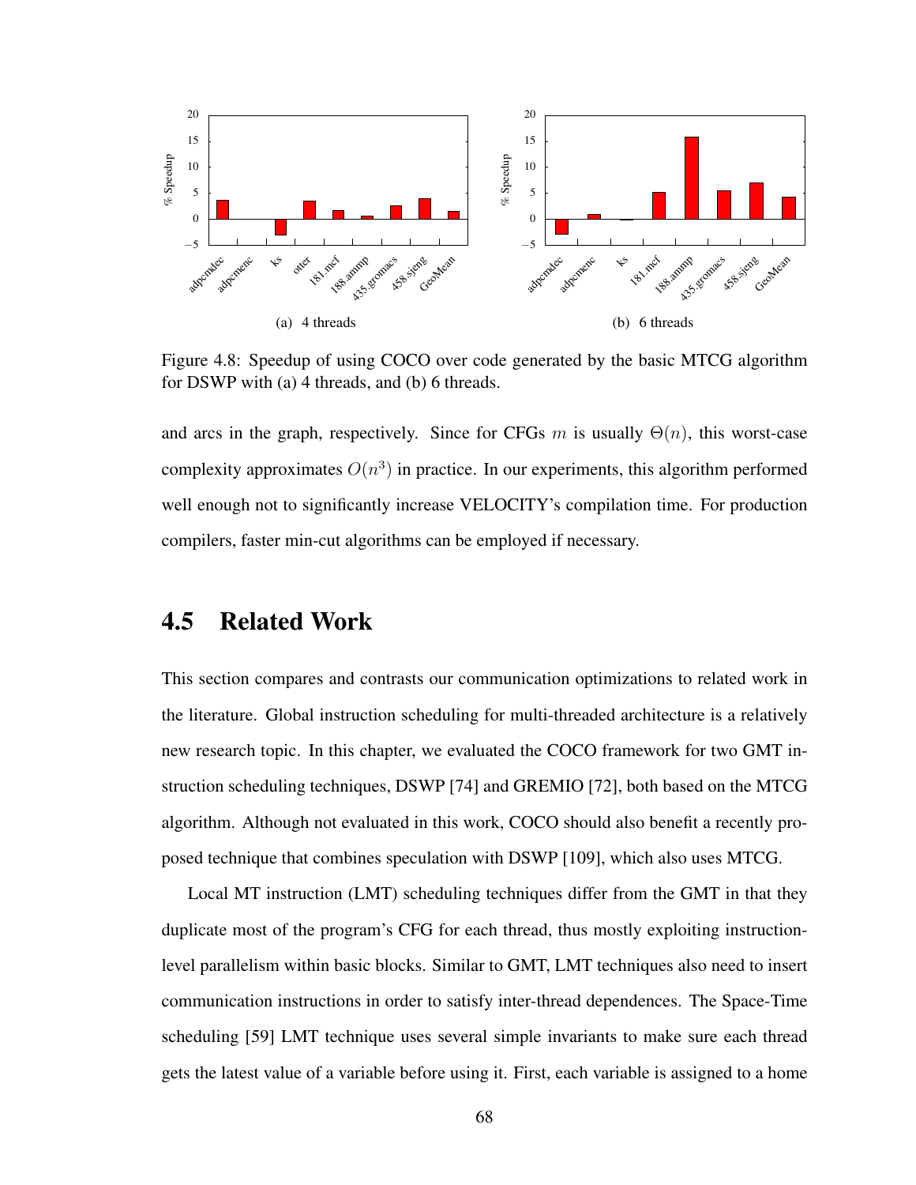Figure 4.8: Speedup of using COCO over code generated by the basic MTCG algorithm for DSWP with (a) 4 threads, and (b) 6 threads.

and arcs in the graph, respectively. Since for CFGs $m$ is usually $\Theta(n)$, this worst-case complexity approximates $O(n^3)$ in practice. In our experiments, this algorithm performed well enough not to significantly increase VELOCITY's compilation time. For production compilers, faster min-cut algorithms can be employed if necessary.

## 4.5 Related Work

This section compares and contrasts our communication optimizations to related work in the literature. Global instruction scheduling for multi-threaded architecture is a relatively new research topic. In this chapter, we evaluated the COCO framework for two GMT instruction scheduling techniques, DSWP [74] and GREMIO [72], both based on the MTCG algorithm. Although not evaluated in this work, COCO should also benefit a recently proposed technique that combines speculation with DSWP [109], which also uses MTCG.

Local MT instruction (LMT) scheduling techniques differ from the GMT in that they duplicate most of the program's CFG for each thread, thus mostly exploiting instruction-level parallelism within basic blocks. Similar to GMT, LMT techniques also need to insert communication instructions in order to satisfy inter-thread dependences. The Space-Time scheduling [59] LMT technique uses several simple invariants to make sure each thread gets the latest value of a variable before using it. First, each variable is assigned to a home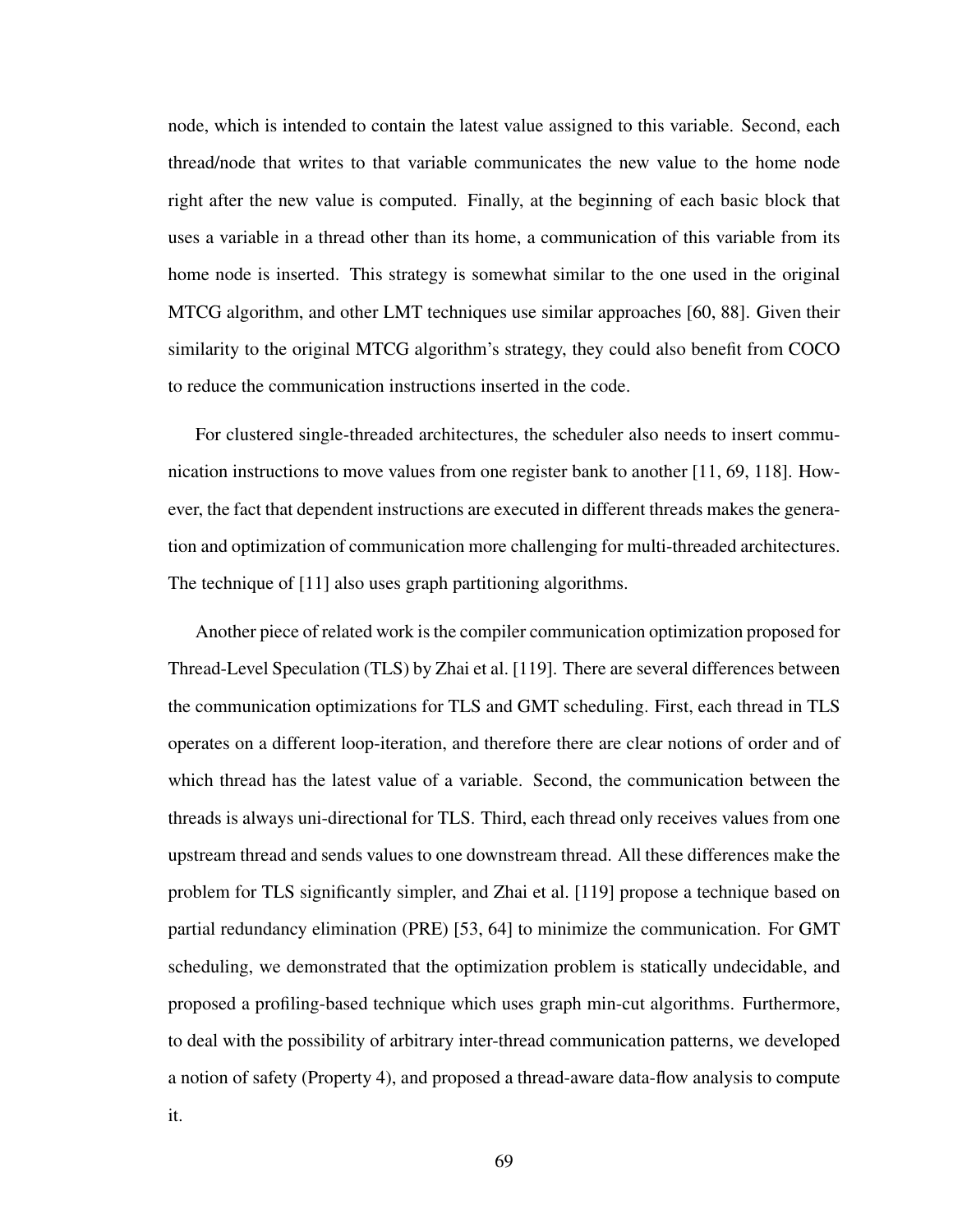node, which is intended to contain the latest value assigned to this variable. Second, each thread/node that writes to that variable communicates the new value to the home node right after the new value is computed. Finally, at the beginning of each basic block that uses a variable in a thread other than its home, a communication of this variable from its home node is inserted. This strategy is somewhat similar to the one used in the original MTCG algorithm, and other LMT techniques use similar approaches [60, 88]. Given their similarity to the original MTCG algorithm's strategy, they could also benefit from COCO to reduce the communication instructions inserted in the code.

For clustered single-threaded architectures, the scheduler also needs to insert communication instructions to move values from one register bank to another [11, 69, 118]. However, the fact that dependent instructions are executed in different threads makes the generation and optimization of communication more challenging for multi-threaded architectures. The technique of [11] also uses graph partitioning algorithms.

Another piece of related work is the compiler communication optimization proposed for Thread-Level Speculation (TLS) by Zhai et al. [119]. There are several differences between the communication optimizations for TLS and GMT scheduling. First, each thread in TLS operates on a different loop-iteration, and therefore there are clear notions of order and of which thread has the latest value of a variable. Second, the communication between the threads is always uni-directional for TLS. Third, each thread only receives values from one upstream thread and sends values to one downstream thread. All these differences make the problem for TLS significantly simpler, and Zhai et al. [119] propose a technique based on partial redundancy elimination (PRE) [53, 64] to minimize the communication. For GMT scheduling, we demonstrated that the optimization problem is statically undecidable, and proposed a profiling-based technique which uses graph min-cut algorithms. Furthermore, to deal with the possibility of arbitrary inter-thread communication patterns, we developed a notion of safety (Property 4), and proposed a thread-aware data-flow analysis to compute it.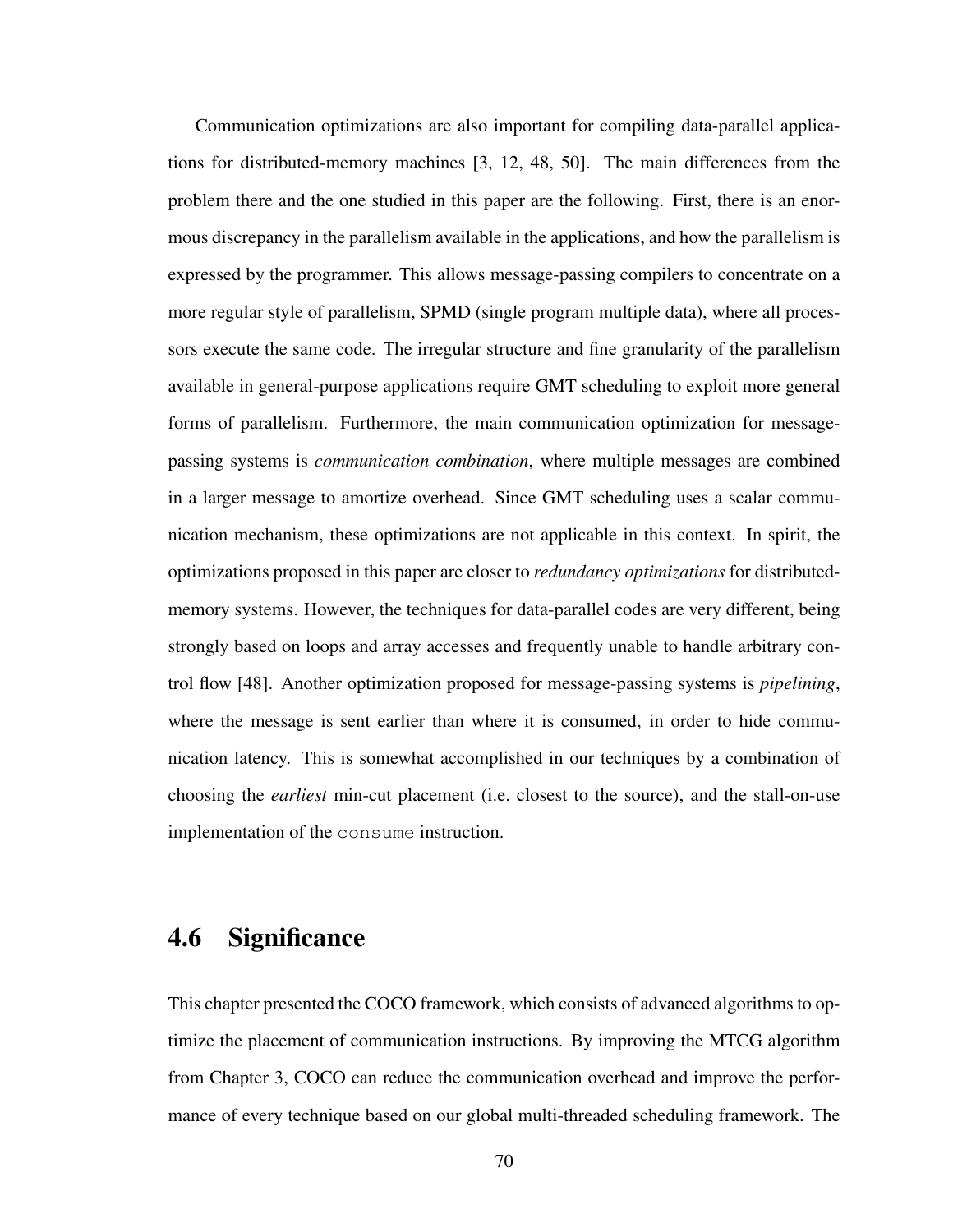Communication optimizations are also important for compiling data-parallel applications for distributed-memory machines [3, 12, 48, 50]. The main differences from the problem there and the one studied in this paper are the following. First, there is an enormous discrepancy in the parallelism available in the applications, and how the parallelism is expressed by the programmer. This allows message-passing compilers to concentrate on a more regular style of parallelism, SPMD (single program multiple data), where all processors execute the same code. The irregular structure and fine granularity of the parallelism available in general-purpose applications require GMT scheduling to exploit more general forms of parallelism. Furthermore, the main communication optimization for message-passing systems is *communication combination*, where multiple messages are combined in a larger message to amortize overhead. Since GMT scheduling uses a scalar communication mechanism, these optimizations are not applicable in this context. In spirit, the optimizations proposed in this paper are closer to *redundancy optimizations* for distributed-memory systems. However, the techniques for data-parallel codes are very different, being strongly based on loops and array accesses and frequently unable to handle arbitrary control flow [48]. Another optimization proposed for message-passing systems is *pipelining*, where the message is sent earlier than where it is consumed, in order to hide communication latency. This is somewhat accomplished in our techniques by a combination of choosing the *earliest* min-cut placement (i.e. closest to the source), and the stall-on-use implementation of the `consume` instruction.

## 4.6 Significance

This chapter presented the COCO framework, which consists of advanced algorithms to optimize the placement of communication instructions. By improving the MTCG algorithm from Chapter 3, COCO can reduce the communication overhead and improve the performance of every technique based on our global multi-threaded scheduling framework. The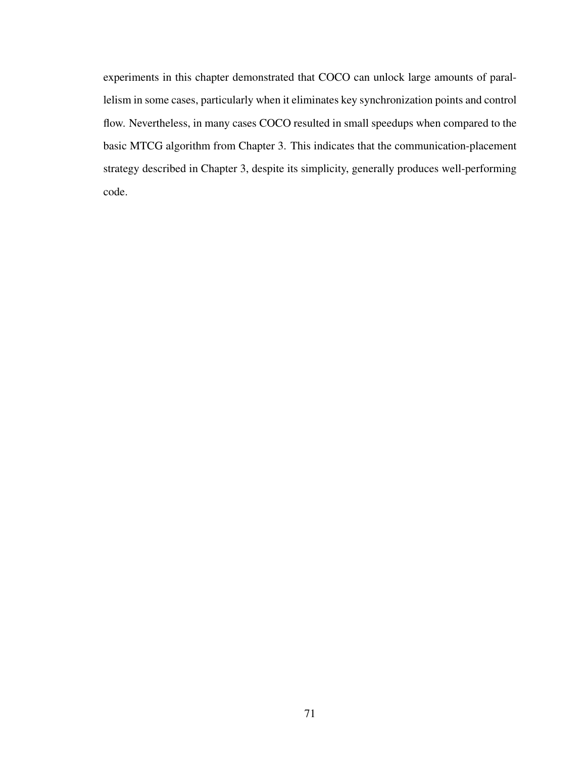experiments in this chapter demonstrated that COCO can unlock large amounts of parallelism in some cases, particularly when it eliminates key synchronization points and control flow. Nevertheless, in many cases COCO resulted in small speedups when compared to the basic MTCG algorithm from Chapter 3. This indicates that the communication-placement strategy described in Chapter 3, despite its simplicity, generally produces well-performing code.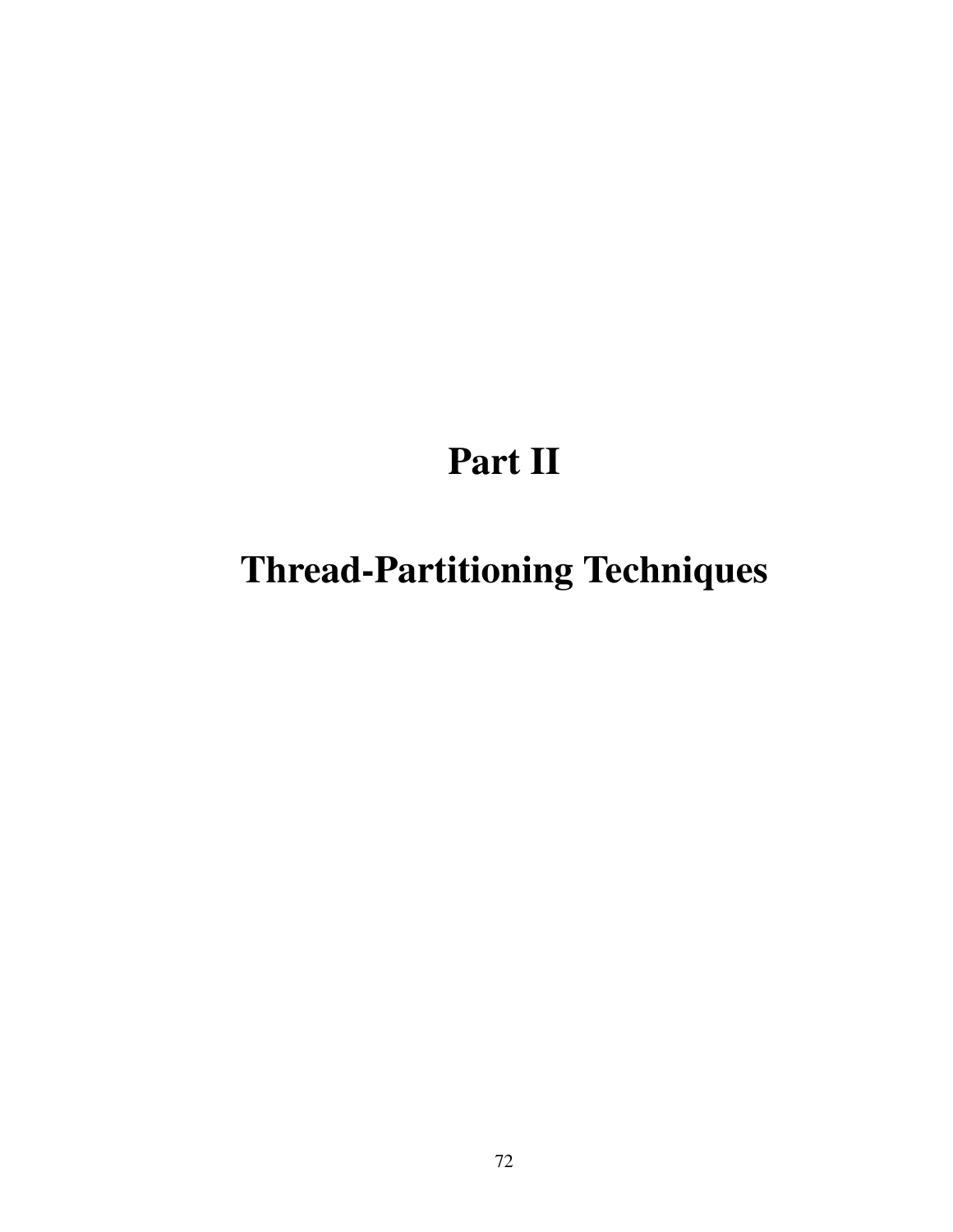# Part II

# Thread-Partitioning Techniques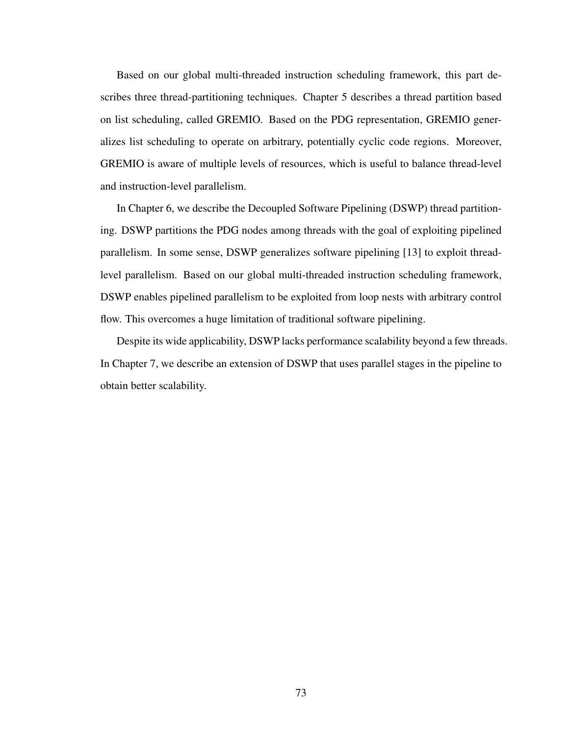Based on our global multi-threaded instruction scheduling framework, this part describes three thread-partitioning techniques. Chapter 5 describes a thread partition based on list scheduling, called GREMIO. Based on the PDG representation, GREMIO generalizes list scheduling to operate on arbitrary, potentially cyclic code regions. Moreover, GREMIO is aware of multiple levels of resources, which is useful to balance thread-level and instruction-level parallelism.

In Chapter 6, we describe the Decoupled Software Pipelining (DSWP) thread partitioning. DSWP partitions the PDG nodes among threads with the goal of exploiting pipelined parallelism. In some sense, DSWP generalizes software pipelining [13] to exploit thread-level parallelism. Based on our global multi-threaded instruction scheduling framework, DSWP enables pipelined parallelism to be exploited from loop nests with arbitrary control flow. This overcomes a huge limitation of traditional software pipelining.

Despite its wide applicability, DSWP lacks performance scalability beyond a few threads. In Chapter 7, we describe an extension of DSWP that uses parallel stages in the pipeline to obtain better scalability.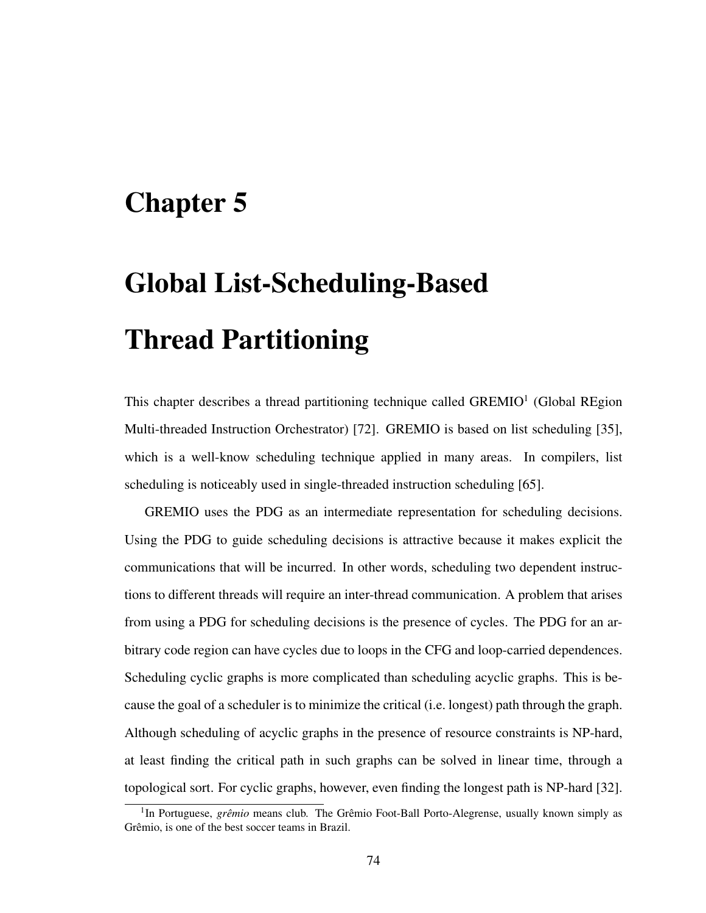# Chapter 5

# Global List-Scheduling-Based Thread Partitioning

This chapter describes a thread partitioning technique called GREMIO[1] (Global REgion Multi-threaded Instruction Orchestrator) [72]. GREMIO is based on list scheduling [35], which is a well-know scheduling technique applied in many areas. In compilers, list scheduling is noticeably used in single-threaded instruction scheduling [65].

GREMIO uses the PDG as an intermediate representation for scheduling decisions. Using the PDG to guide scheduling decisions is attractive because it makes explicit the communications that will be incurred. In other words, scheduling two dependent instructions to different threads will require an inter-thread communication. A problem that arises from using a PDG for scheduling decisions is the presence of cycles. The PDG for an arbitrary code region can have cycles due to loops in the CFG and loop-carried dependences. Scheduling cyclic graphs is more complicated than scheduling acyclic graphs. This is because the goal of a scheduler is to minimize the critical (i.e. longest) path through the graph. Although scheduling of acyclic graphs in the presence of resource constraints is NP-hard, at least finding the critical path in such graphs can be solved in linear time, through a topological sort. For cyclic graphs, however, even finding the longest path is NP-hard [32].

[1] In Portuguese, *grêmio* means club. The Grêmio Foot-Ball Porto-Alegrense, usually known simply as Grêmio, is one of the best soccer teams in Brazil.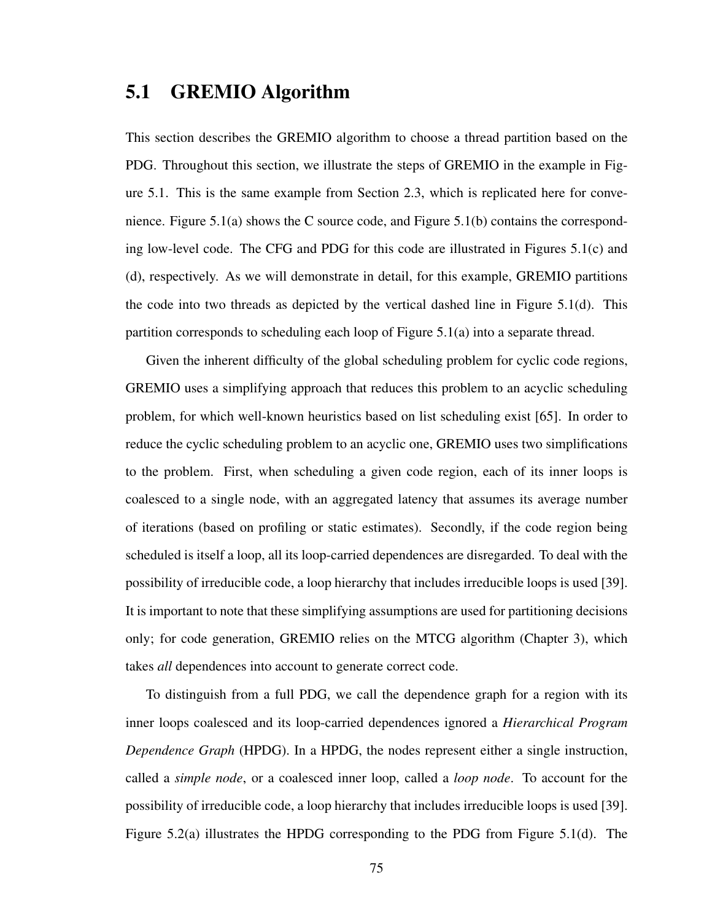## 5.1 GREMIO Algorithm

This section describes the GREMIO algorithm to choose a thread partition based on the PDG. Throughout this section, we illustrate the steps of GREMIO in the example in Figure 5.1. This is the same example from Section 2.3, which is replicated here for convenience. Figure 5.1(a) shows the C source code, and Figure 5.1(b) contains the corresponding low-level code. The CFG and PDG for this code are illustrated in Figures 5.1(c) and (d), respectively. As we will demonstrate in detail, for this example, GREMIO partitions the code into two threads as depicted by the vertical dashed line in Figure 5.1(d). This partition corresponds to scheduling each loop of Figure 5.1(a) into a separate thread.

Given the inherent difficulty of the global scheduling problem for cyclic code regions, GREMIO uses a simplifying approach that reduces this problem to an acyclic scheduling problem, for which well-known heuristics based on list scheduling exist [65]. In order to reduce the cyclic scheduling problem to an acyclic one, GREMIO uses two simplifications to the problem. First, when scheduling a given code region, each of its inner loops is coalesced to a single node, with an aggregated latency that assumes its average number of iterations (based on profiling or static estimates). Secondly, if the code region being scheduled is itself a loop, all its loop-carried dependences are disregarded. To deal with the possibility of irreducible code, a loop hierarchy that includes irreducible loops is used [39]. It is important to note that these simplifying assumptions are used for partitioning decisions only; for code generation, GREMIO relies on the MTCG algorithm (Chapter 3), which takes *all* dependences into account to generate correct code.

To distinguish from a full PDG, we call the dependence graph for a region with its inner loops coalesced and its loop-carried dependences ignored a *Hierarchical Program Dependence Graph* (HPDG). In a HPDG, the nodes represent either a single instruction, called a *simple node*, or a coalesced inner loop, called a *loop node*. To account for the possibility of irreducible code, a loop hierarchy that includes irreducible loops is used [39]. Figure 5.2(a) illustrates the HPDG corresponding to the PDG from Figure 5.1(d). The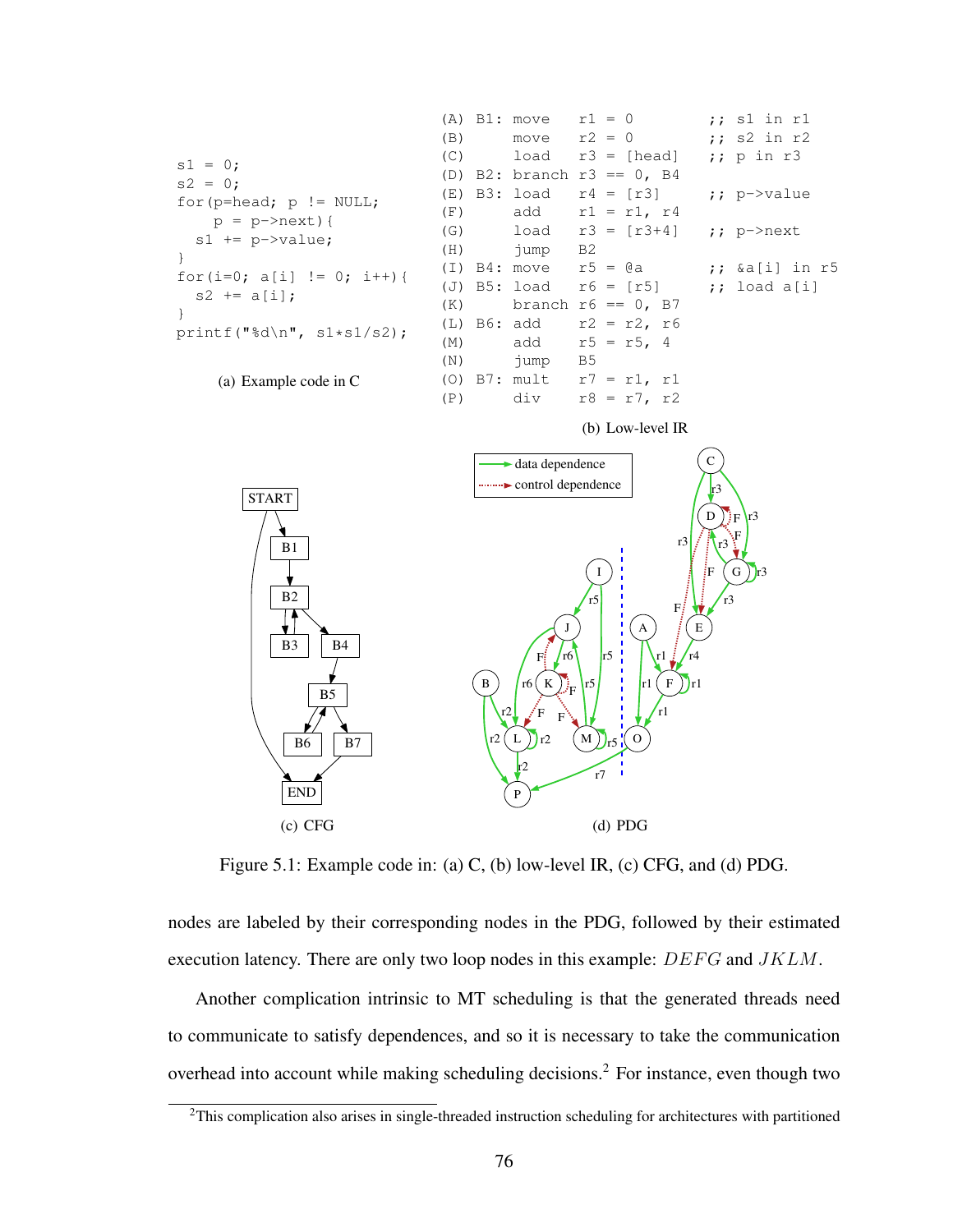```
s1 = 0;
s2 = 0;
for(p=head; p != NULL;
    p = p->next){
  s1 += p->value;
}
for(i=0; a[i] != 0; i++){
  s2 += a[i];
}
printf("%d\n", s1*s1/s2);
```

(a) Example code in C

```
(A) B1: move    r1 = 0          ;; s1 in r1
(B)     move    r2 = 0          ;; s2 in r2
(C)     load    r3 = [head]     ;; p in r3
(D) B2: branch r3 == 0, B4
(E) B3: load    r4 = [r3]       ;; p->value
(F)     add     r1 = r1, r4
(G)     load    r3 = [r3+4]     ;; p->next
(H)     jump    B2
(I) B4: move    r5 = @a         ;; &a[i] in r5
(J) B5: load    r6 = [r5]       ;; load a[i]
(K)     branch r6 == 0, B7
(L) B6: add     r2 = r2, r6
(M)     add     r5 = r5, 4
(N)     jump    B5
(O) B7: mult    r7 = r1, r1
(P)     div     r8 = r7, r2
```

(b) Low-level IR

(c) CFG

(d) PDG

Figure 5.1: Example code in: (a) C, (b) low-level IR, (c) CFG, and (d) PDG.

nodes are labeled by their corresponding nodes in the PDG, followed by their estimated execution latency. There are only two loop nodes in this example: $DEFG$ and $JKLM$.

Another complication intrinsic to MT scheduling is that the generated threads need to communicate to satisfy dependences, and so it is necessary to take the communication overhead into account while making scheduling decisions.[2] For instance, even though two

[2]This complication also arises in single-threaded instruction scheduling for architectures with partitioned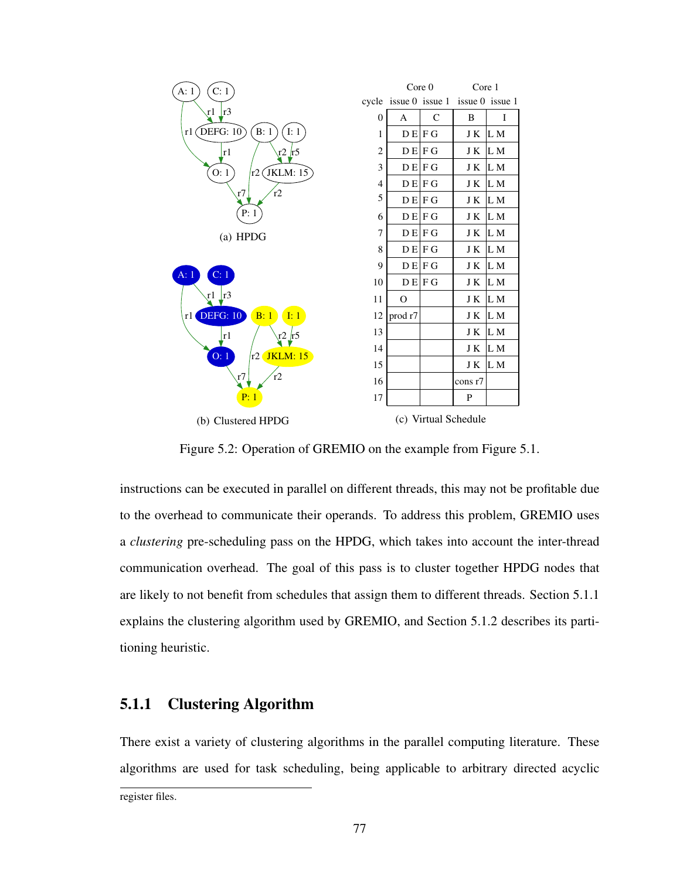(a) HPDG

(b) Clustered HPDG

| | Core 0 | | Core 1 | |
|---|---|---|---|---|
| cycle | issue 0 | issue 1 | issue 0 | issue 1 |
| 0 | A | C | B | I |
| 1 | D E | F G | J K | L M |
| 2 | D E | F G | J K | L M |
| 3 | D E | F G | J K | L M |
| 4 | D E | F G | J K | L M |
| 5 | D E | F G | J K | L M |
| 6 | D E | F G | J K | L M |
| 7 | D E | F G | J K | L M |
| 8 | D E | F G | J K | L M |
| 9 | D E | F G | J K | L M |
| 10 | D E | F G | J K | L M |
| 11 | O | | J K | L M |
| 12 | prod r7 | | J K | L M |
| 13 | | | J K | L M |
| 14 | | | J K | L M |
| 15 | | | J K | L M |
| 16 | | | cons r7 | |
| 17 | | | P | |

(c) Virtual Schedule

Figure 5.2: Operation of GREMIO on the example from Figure 5.1.

instructions can be executed in parallel on different threads, this may not be profitable due to the overhead to communicate their operands. To address this problem, GREMIO uses a *clustering* pre-scheduling pass on the HPDG, which takes into account the inter-thread communication overhead. The goal of this pass is to cluster together HPDG nodes that are likely to not benefit from schedules that assign them to different threads. Section 5.1.1 explains the clustering algorithm used by GREMIO, and Section 5.1.2 describes its partitioning heuristic.

### 5.1.1 Clustering Algorithm

There exist a variety of clustering algorithms in the parallel computing literature. These algorithms are used for task scheduling, being applicable to arbitrary directed acyclic

register files.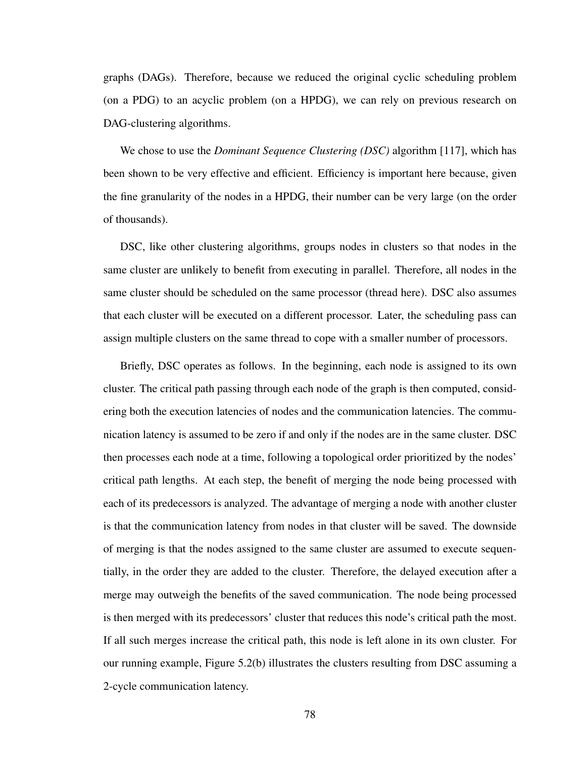graphs (DAGs). Therefore, because we reduced the original cyclic scheduling problem (on a PDG) to an acyclic problem (on a HPDG), we can rely on previous research on DAG-clustering algorithms.

We chose to use the *Dominant Sequence Clustering (DSC)* algorithm [117], which has been shown to be very effective and efficient. Efficiency is important here because, given the fine granularity of the nodes in a HPDG, their number can be very large (on the order of thousands).

DSC, like other clustering algorithms, groups nodes in clusters so that nodes in the same cluster are unlikely to benefit from executing in parallel. Therefore, all nodes in the same cluster should be scheduled on the same processor (thread here). DSC also assumes that each cluster will be executed on a different processor. Later, the scheduling pass can assign multiple clusters on the same thread to cope with a smaller number of processors.

Briefly, DSC operates as follows. In the beginning, each node is assigned to its own cluster. The critical path passing through each node of the graph is then computed, considering both the execution latencies of nodes and the communication latencies. The communication latency is assumed to be zero if and only if the nodes are in the same cluster. DSC then processes each node at a time, following a topological order prioritized by the nodes' critical path lengths. At each step, the benefit of merging the node being processed with each of its predecessors is analyzed. The advantage of merging a node with another cluster is that the communication latency from nodes in that cluster will be saved. The downside of merging is that the nodes assigned to the same cluster are assumed to execute sequentially, in the order they are added to the cluster. Therefore, the delayed execution after a merge may outweigh the benefits of the saved communication. The node being processed is then merged with its predecessors' cluster that reduces this node's critical path the most. If all such merges increase the critical path, this node is left alone in its own cluster. For our running example, Figure 5.2(b) illustrates the clusters resulting from DSC assuming a 2-cycle communication latency.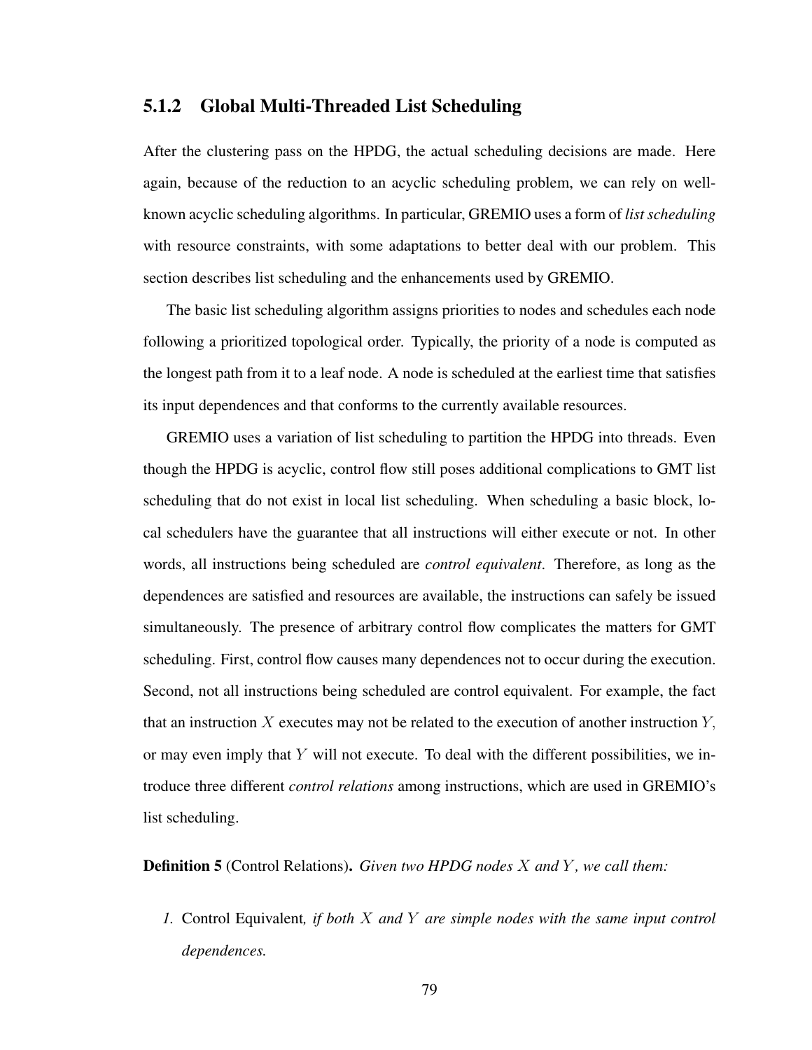### 5.1.2 Global Multi-Threaded List Scheduling

After the clustering pass on the HPDG, the actual scheduling decisions are made. Here again, because of the reduction to an acyclic scheduling problem, we can rely on well-known acyclic scheduling algorithms. In particular, GREMIO uses a form of *list scheduling* with resource constraints, with some adaptations to better deal with our problem. This section describes list scheduling and the enhancements used by GREMIO.

The basic list scheduling algorithm assigns priorities to nodes and schedules each node following a prioritized topological order. Typically, the priority of a node is computed as the longest path from it to a leaf node. A node is scheduled at the earliest time that satisfies its input dependences and that conforms to the currently available resources.

GREMIO uses a variation of list scheduling to partition the HPDG into threads. Even though the HPDG is acyclic, control flow still poses additional complications to GMT list scheduling that do not exist in local list scheduling. When scheduling a basic block, local schedulers have the guarantee that all instructions will either execute or not. In other words, all instructions being scheduled are *control equivalent*. Therefore, as long as the dependences are satisfied and resources are available, the instructions can safely be issued simultaneously. The presence of arbitrary control flow complicates the matters for GMT scheduling. First, control flow causes many dependences not to occur during the execution. Second, not all instructions being scheduled are control equivalent. For example, the fact that an instruction $X$ executes may not be related to the execution of another instruction $Y$, or may even imply that $Y$ will not execute. To deal with the different possibilities, we introduce three different *control relations* among instructions, which are used in GREMIO's list scheduling.

**Definition 5** (Control Relations)**.** *Given two HPDG nodes $X$ and $Y$, we call them:*

1. Control Equivalent*, if both $X$ and $Y$ are simple nodes with the same input control dependences.*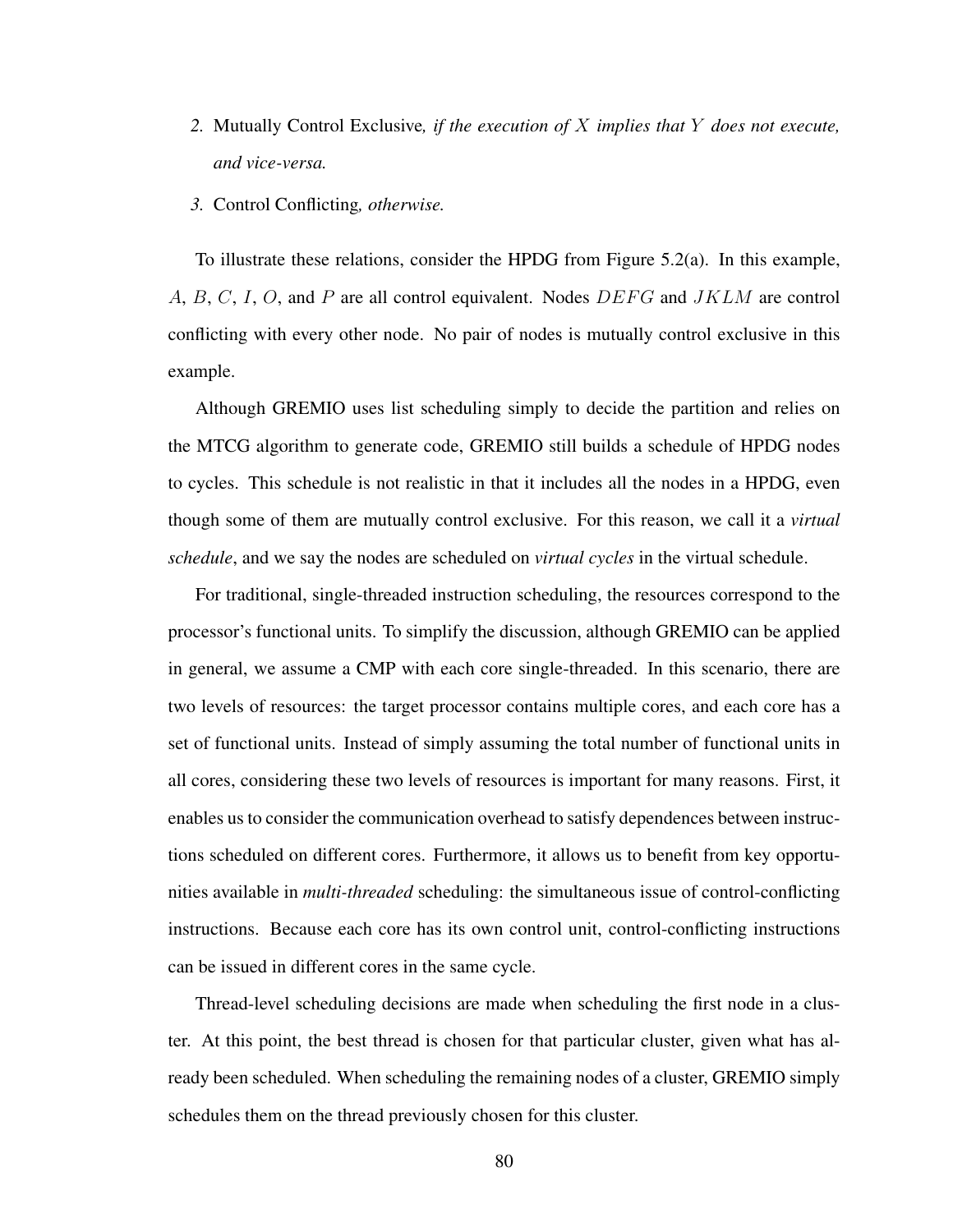2. Mutually Control Exclusive*, if the execution of $X$ implies that $Y$ does not execute, and vice-versa.*

3. Control Conflicting*, otherwise.*

To illustrate these relations, consider the HPDG from Figure 5.2(a). In this example, $A$, $B$, $C$, $I$, $O$, and $P$ are all control equivalent. Nodes $DEFG$ and $JKLM$ are control conflicting with every other node. No pair of nodes is mutually control exclusive in this example.

Although GREMIO uses list scheduling simply to decide the partition and relies on the MTCG algorithm to generate code, GREMIO still builds a schedule of HPDG nodes to cycles. This schedule is not realistic in that it includes all the nodes in a HPDG, even though some of them are mutually control exclusive. For this reason, we call it a *virtual schedule*, and we say the nodes are scheduled on *virtual cycles* in the virtual schedule.

For traditional, single-threaded instruction scheduling, the resources correspond to the processor's functional units. To simplify the discussion, although GREMIO can be applied in general, we assume a CMP with each core single-threaded. In this scenario, there are two levels of resources: the target processor contains multiple cores, and each core has a set of functional units. Instead of simply assuming the total number of functional units in all cores, considering these two levels of resources is important for many reasons. First, it enables us to consider the communication overhead to satisfy dependences between instructions scheduled on different cores. Furthermore, it allows us to benefit from key opportunities available in *multi-threaded* scheduling: the simultaneous issue of control-conflicting instructions. Because each core has its own control unit, control-conflicting instructions can be issued in different cores in the same cycle.

Thread-level scheduling decisions are made when scheduling the first node in a cluster. At this point, the best thread is chosen for that particular cluster, given what has already been scheduled. When scheduling the remaining nodes of a cluster, GREMIO simply schedules them on the thread previously chosen for this cluster.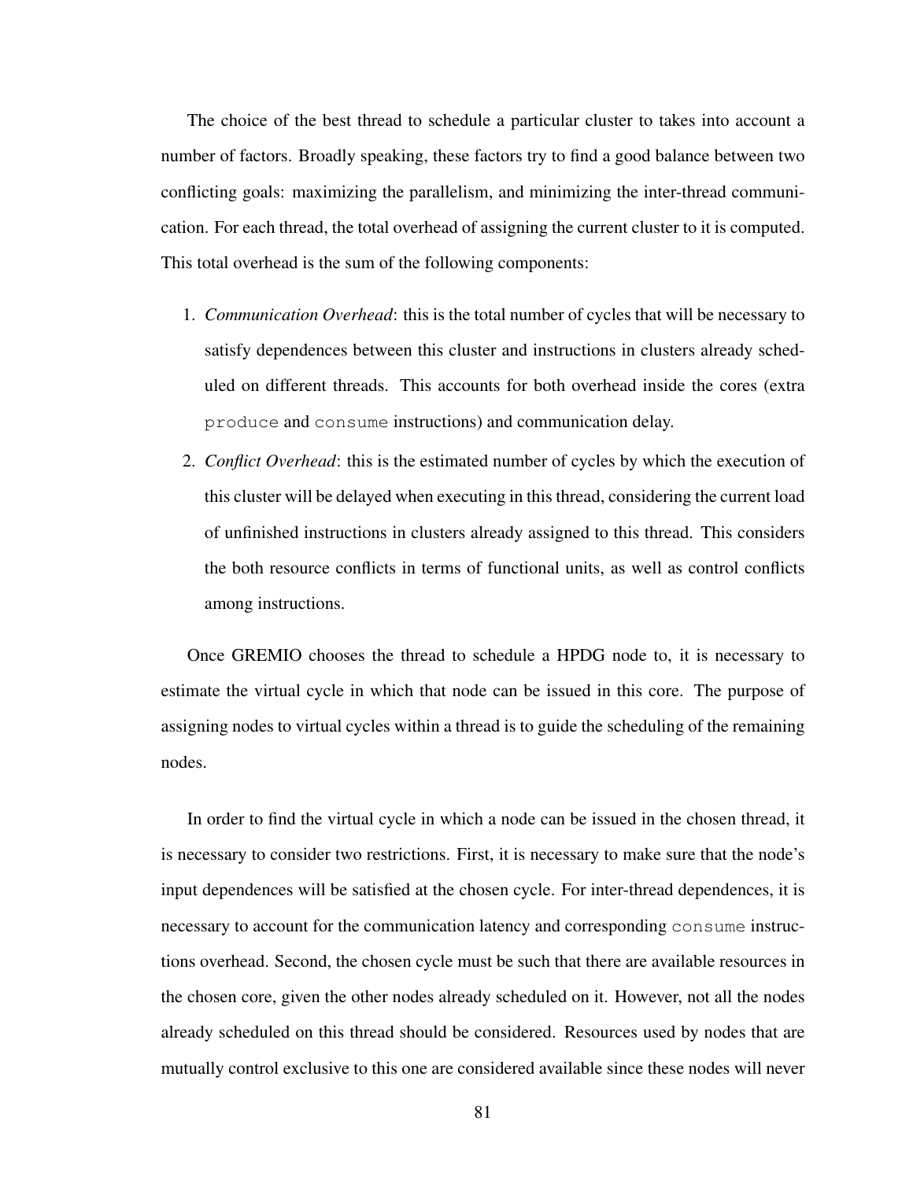The choice of the best thread to schedule a particular cluster to takes into account a number of factors. Broadly speaking, these factors try to find a good balance between two conflicting goals: maximizing the parallelism, and minimizing the inter-thread communication. For each thread, the total overhead of assigning the current cluster to it is computed. This total overhead is the sum of the following components:

1. *Communication Overhead*: this is the total number of cycles that will be necessary to satisfy dependences between this cluster and instructions in clusters already scheduled on different threads. This accounts for both overhead inside the cores (extra `produce` and `consume` instructions) and communication delay.
2. *Conflict Overhead*: this is the estimated number of cycles by which the execution of this cluster will be delayed when executing in this thread, considering the current load of unfinished instructions in clusters already assigned to this thread. This considers the both resource conflicts in terms of functional units, as well as control conflicts among instructions.

Once GREMIO chooses the thread to schedule a HPDG node to, it is necessary to estimate the virtual cycle in which that node can be issued in this core. The purpose of assigning nodes to virtual cycles within a thread is to guide the scheduling of the remaining nodes.

In order to find the virtual cycle in which a node can be issued in the chosen thread, it is necessary to consider two restrictions. First, it is necessary to make sure that the node's input dependences will be satisfied at the chosen cycle. For inter-thread dependences, it is necessary to account for the communication latency and corresponding `consume` instructions overhead. Second, the chosen cycle must be such that there are available resources in the chosen core, given the other nodes already scheduled on it. However, not all the nodes already scheduled on this thread should be considered. Resources used by nodes that are mutually control exclusive to this one are considered available since these nodes will never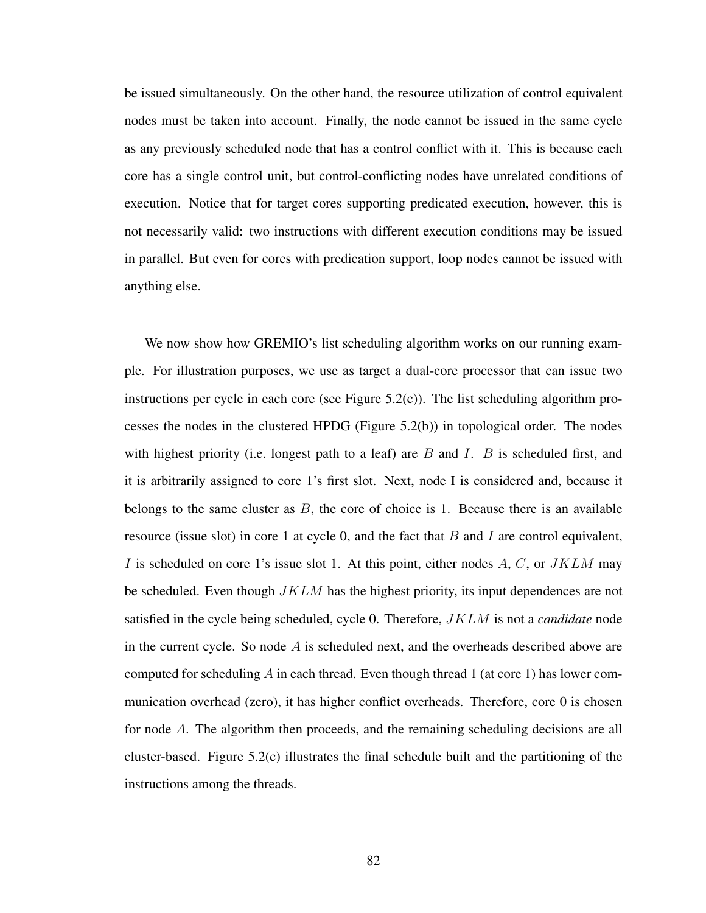be issued simultaneously. On the other hand, the resource utilization of control equivalent nodes must be taken into account. Finally, the node cannot be issued in the same cycle as any previously scheduled node that has a control conflict with it. This is because each core has a single control unit, but control-conflicting nodes have unrelated conditions of execution. Notice that for target cores supporting predicated execution, however, this is not necessarily valid: two instructions with different execution conditions may be issued in parallel. But even for cores with predication support, loop nodes cannot be issued with anything else.

We now show how GREMIO's list scheduling algorithm works on our running example. For illustration purposes, we use as target a dual-core processor that can issue two instructions per cycle in each core (see Figure 5.2(c)). The list scheduling algorithm processes the nodes in the clustered HPDG (Figure 5.2(b)) in topological order. The nodes with highest priority (i.e. longest path to a leaf) are $B$ and $I$. $B$ is scheduled first, and it is arbitrarily assigned to core 1's first slot. Next, node I is considered and, because it belongs to the same cluster as $B$, the core of choice is 1. Because there is an available resource (issue slot) in core 1 at cycle 0, and the fact that $B$ and $I$ are control equivalent, $I$ is scheduled on core 1's issue slot 1. At this point, either nodes $A$, $C$, or $JKLM$ may be scheduled. Even though $JKLM$ has the highest priority, its input dependences are not satisfied in the cycle being scheduled, cycle 0. Therefore, $JKLM$ is not a *candidate* node in the current cycle. So node $A$ is scheduled next, and the overheads described above are computed for scheduling $A$ in each thread. Even though thread 1 (at core 1) has lower communication overhead (zero), it has higher conflict overheads. Therefore, core 0 is chosen for node $A$. The algorithm then proceeds, and the remaining scheduling decisions are all cluster-based. Figure 5.2(c) illustrates the final schedule built and the partitioning of the instructions among the threads.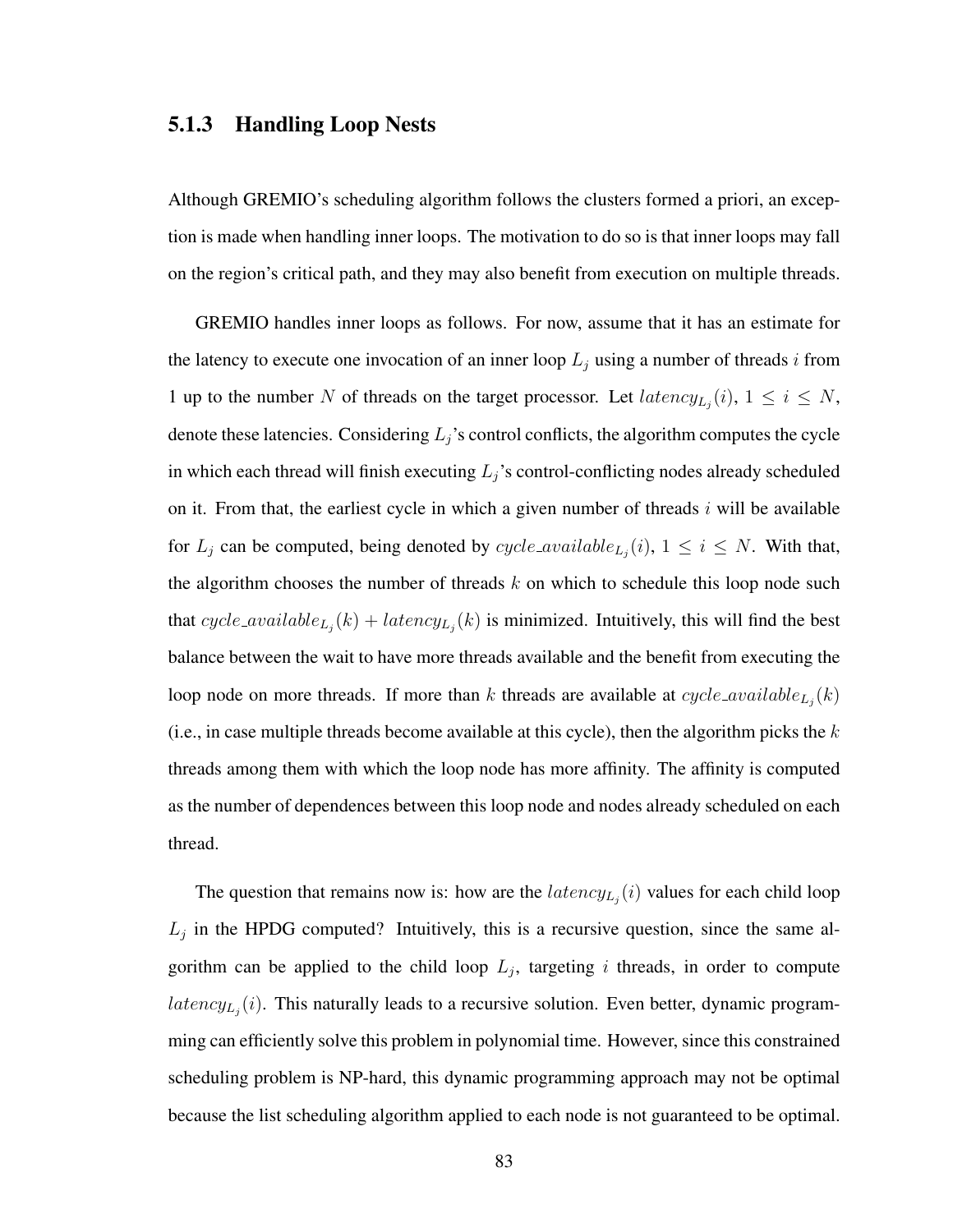### 5.1.3 Handling Loop Nests

Although GREMIO's scheduling algorithm follows the clusters formed a priori, an exception is made when handling inner loops. The motivation to do so is that inner loops may fall on the region's critical path, and they may also benefit from execution on multiple threads.

GREMIO handles inner loops as follows. For now, assume that it has an estimate for the latency to execute one invocation of an inner loop $L_j$ using a number of threads $i$ from 1 up to the number $N$ of threads on the target processor. Let $latency_{L_j}(i)$, $1 \leq i \leq N$, denote these latencies. Considering $L_j$'s control conflicts, the algorithm computes the cycle in which each thread will finish executing $L_j$'s control-conflicting nodes already scheduled on it. From that, the earliest cycle in which a given number of threads $i$ will be available for $L_j$ can be computed, being denoted by $cycle\_available_{L_j}(i)$, $1 \leq i \leq N$. With that, the algorithm chooses the number of threads $k$ on which to schedule this loop node such that $cycle\_available_{L_j}(k) + latency_{L_j}(k)$ is minimized. Intuitively, this will find the best balance between the wait to have more threads available and the benefit from executing the loop node on more threads. If more than $k$ threads are available at $cycle\_available_{L_j}(k)$ (i.e., in case multiple threads become available at this cycle), then the algorithm picks the $k$ threads among them with which the loop node has more affinity. The affinity is computed as the number of dependences between this loop node and nodes already scheduled on each thread.

The question that remains now is: how are the $latency_{L_j}(i)$ values for each child loop $L_j$ in the HPDG computed? Intuitively, this is a recursive question, since the same algorithm can be applied to the child loop $L_j$, targeting $i$ threads, in order to compute $latency_{L_j}(i)$. This naturally leads to a recursive solution. Even better, dynamic programming can efficiently solve this problem in polynomial time. However, since this constrained scheduling problem is NP-hard, this dynamic programming approach may not be optimal because the list scheduling algorithm applied to each node is not guaranteed to be optimal.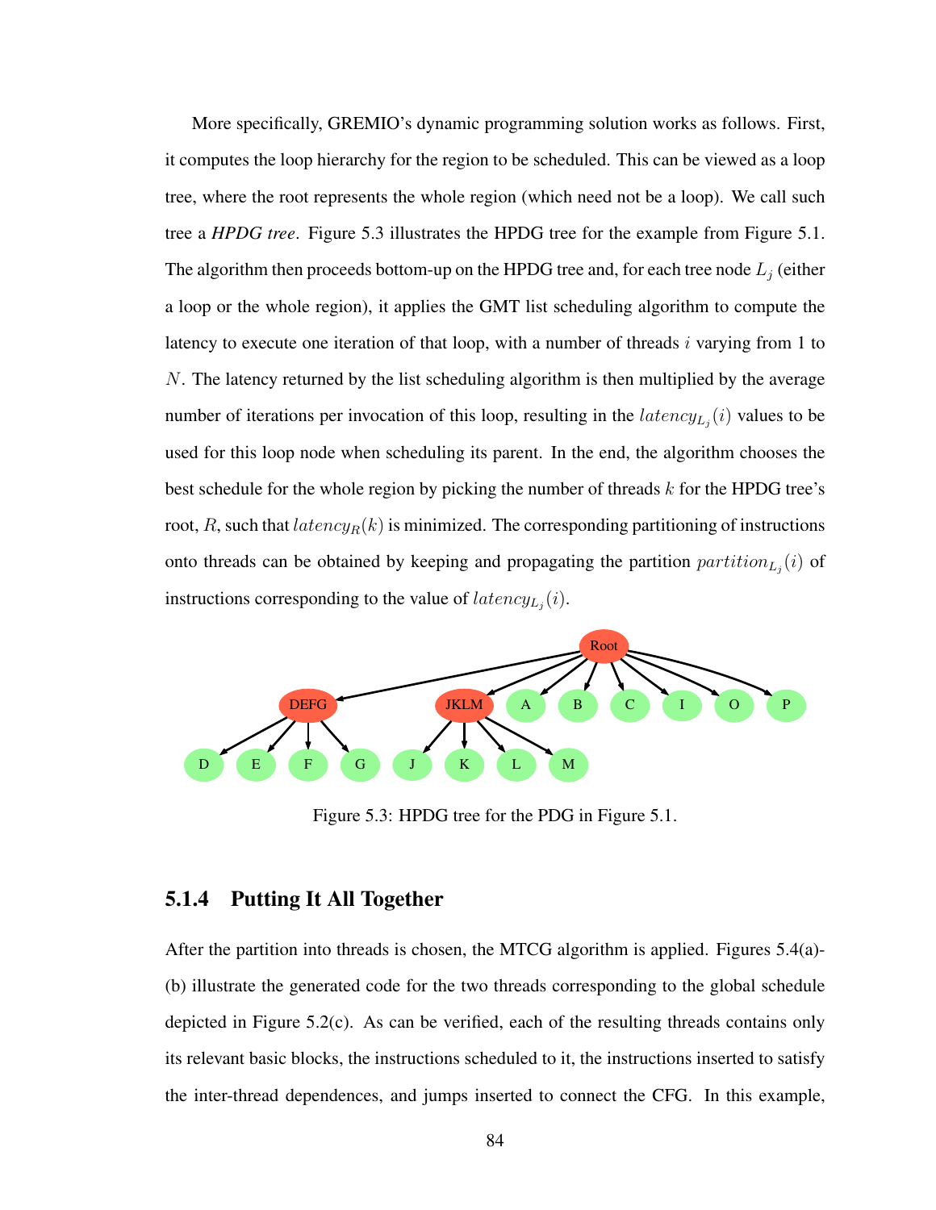More specifically, GREMIO's dynamic programming solution works as follows. First, it computes the loop hierarchy for the region to be scheduled. This can be viewed as a loop tree, where the root represents the whole region (which need not be a loop). We call such tree a ***HPDG tree***. Figure 5.3 illustrates the HPDG tree for the example from Figure 5.1. The algorithm then proceeds bottom-up on the HPDG tree and, for each tree node $L_j$ (either a loop or the whole region), it applies the GMT list scheduling algorithm to compute the latency to execute one iteration of that loop, with a number of threads $i$ varying from 1 to $N$. The latency returned by the list scheduling algorithm is then multiplied by the average number of iterations per invocation of this loop, resulting in the $latency_{L_j}(i)$ values to be used for this loop node when scheduling its parent. In the end, the algorithm chooses the best schedule for the whole region by picking the number of threads $k$ for the HPDG tree's root, $R$, such that $latency_R(k)$ is minimized. The corresponding partitioning of instructions onto threads can be obtained by keeping and propagating the partition $partition_{L_j}(i)$ of instructions corresponding to the value of $latency_{L_j}(i)$.

Figure 5.3: HPDG tree for the PDG in Figure 5.1.

### 5.1.4 Putting It All Together

After the partition into threads is chosen, the MTCG algorithm is applied. Figures 5.4(a)-(b) illustrate the generated code for the two threads corresponding to the global schedule depicted in Figure 5.2(c). As can be verified, each of the resulting threads contains only its relevant basic blocks, the instructions scheduled to it, the instructions inserted to satisfy the inter-thread dependences, and jumps inserted to connect the CFG. In this example,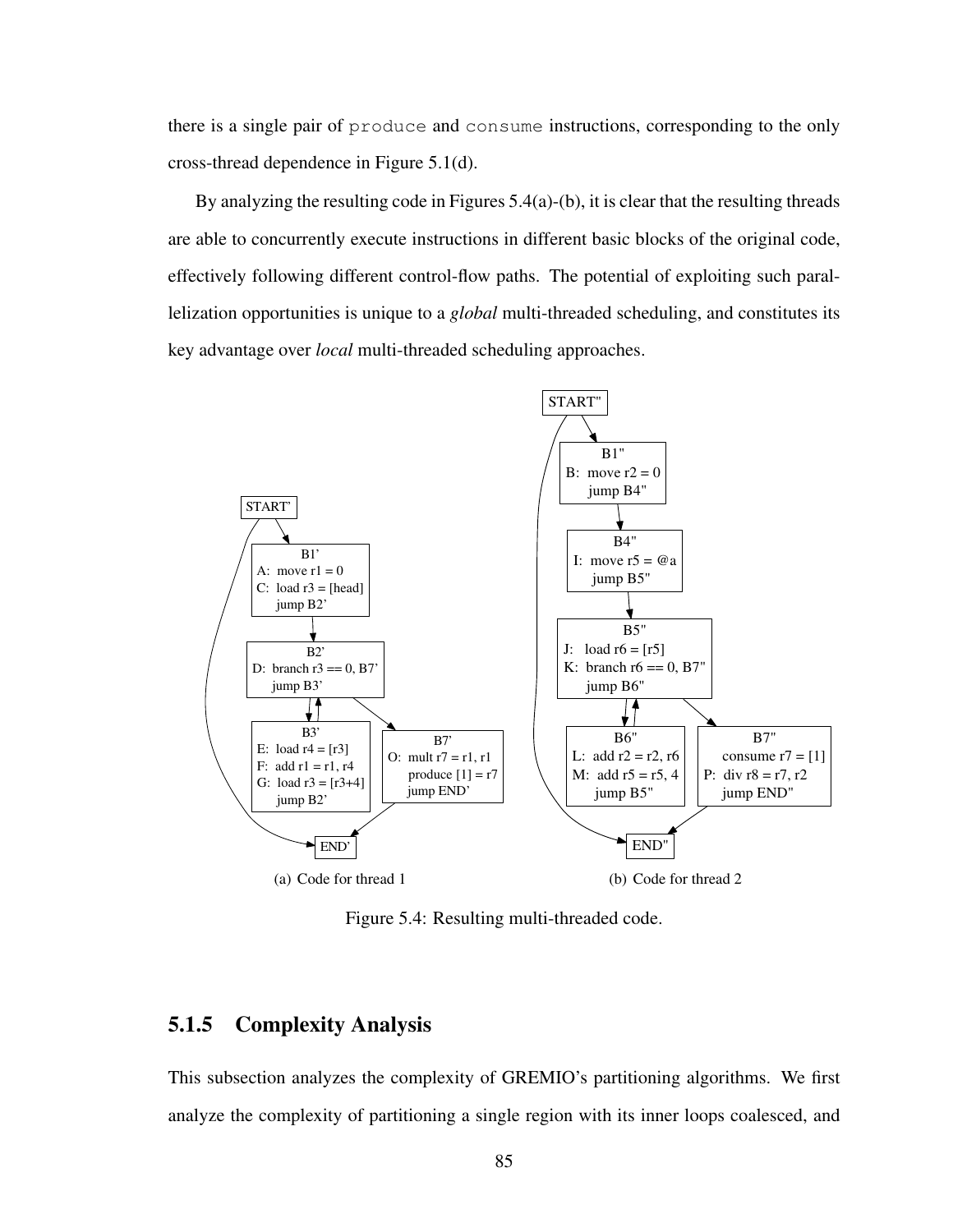there is a single pair of `produce` and `consume` instructions, corresponding to the only cross-thread dependence in Figure 5.1(d).

By analyzing the resulting code in Figures 5.4(a)-(b), it is clear that the resulting threads are able to concurrently execute instructions in different basic blocks of the original code, effectively following different control-flow paths. The potential of exploiting such parallelization opportunities is unique to a *global* multi-threaded scheduling, and constitutes its key advantage over *local* multi-threaded scheduling approaches.

```
START'
B1'
A:  move r1 = 0
C:  load r3 = [head]
    jump B2'

B2'
D:  branch r3 == 0, B7'
    jump B3'

B3'
E:  load r4 = [r3]
F:  add r1 = r1, r4
G:  load r3 = [r3+4]
    jump B2'

B7'
O:  mult r7 = r1, r1
    produce [1] = r7
    jump END'

END'
```

(a) Code for thread 1

```
START"
B1"
B:  move r2 = 0
    jump B4"

B4"
I:  move r5 = @a
    jump B5"

B5"
J:  load r6 = [r5]
K:  branch r6 == 0, B7"
    jump B6"

B6"
L:  add r2 = r2, r6
M:  add r5 = r5, 4
    jump B5"

B7"
    consume r7 = [1]
P:  div r8 = r7, r2
    jump END"

END"
```

(b) Code for thread 2

Figure 5.4: Resulting multi-threaded code.

### 5.1.5 Complexity Analysis

This subsection analyzes the complexity of GREMIO's partitioning algorithms. We first analyze the complexity of partitioning a single region with its inner loops coalesced, and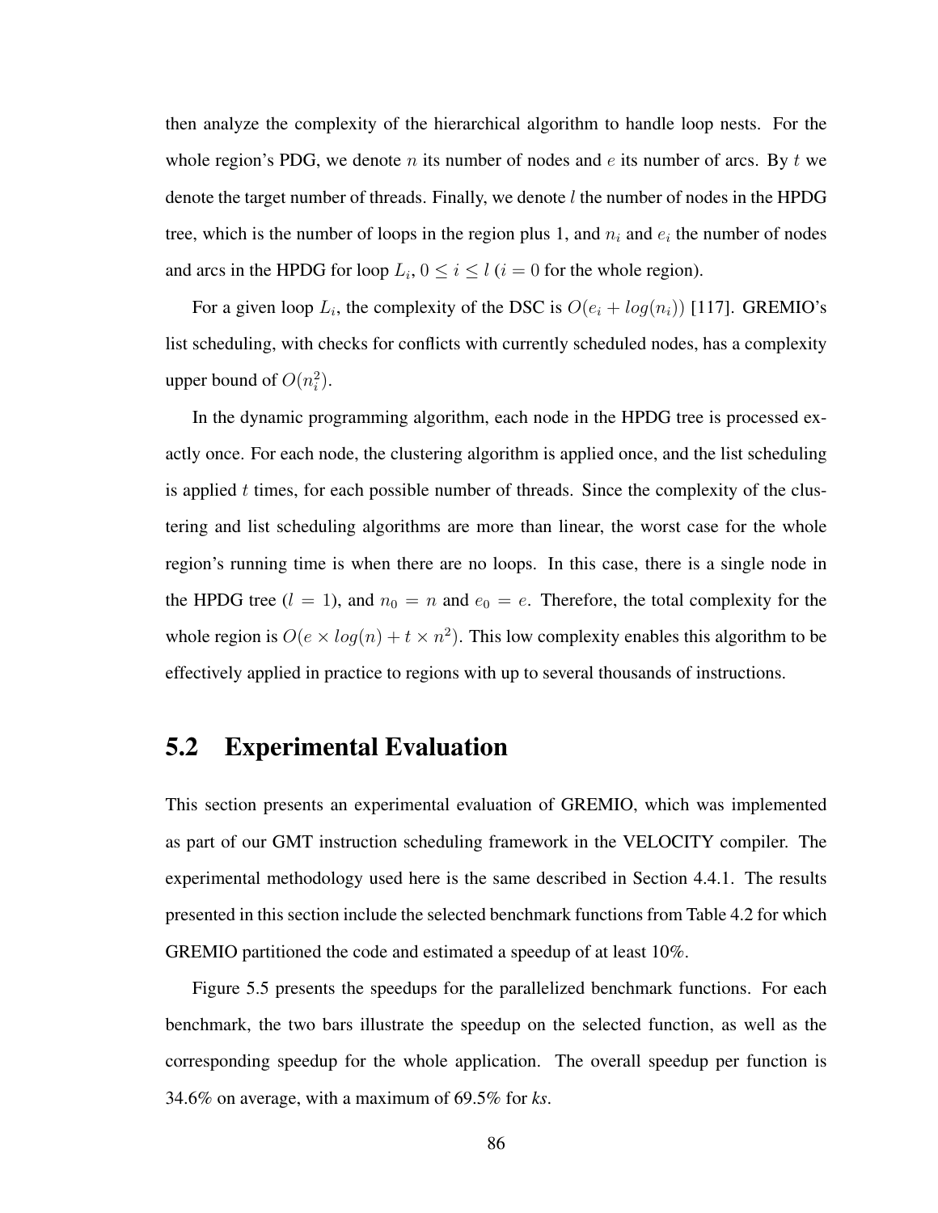then analyze the complexity of the hierarchical algorithm to handle loop nests. For the whole region's PDG, we denote $n$ its number of nodes and $e$ its number of arcs. By $t$ we denote the target number of threads. Finally, we denote $l$ the number of nodes in the HPDG tree, which is the number of loops in the region plus 1, and $n_i$ and $e_i$ the number of nodes and arcs in the HPDG for loop $L_i$, $0 \leq i \leq l$ ($i = 0$ for the whole region).

For a given loop $L_i$, the complexity of the DSC is $O(e_i + log(n_i))$ [117]. GREMIO's list scheduling, with checks for conflicts with currently scheduled nodes, has a complexity upper bound of $O(n_i^2)$.

In the dynamic programming algorithm, each node in the HPDG tree is processed exactly once. For each node, the clustering algorithm is applied once, and the list scheduling is applied $t$ times, for each possible number of threads. Since the complexity of the clustering and list scheduling algorithms are more than linear, the worst case for the whole region's running time is when there are no loops. In this case, there is a single node in the HPDG tree ($l = 1$), and $n_0 = n$ and $e_0 = e$. Therefore, the total complexity for the whole region is $O(e \times log(n) + t \times n^2)$. This low complexity enables this algorithm to be effectively applied in practice to regions with up to several thousands of instructions.

## 5.2 Experimental Evaluation

This section presents an experimental evaluation of GREMIO, which was implemented as part of our GMT instruction scheduling framework in the VELOCITY compiler. The experimental methodology used here is the same described in Section 4.4.1. The results presented in this section include the selected benchmark functions from Table 4.2 for which GREMIO partitioned the code and estimated a speedup of at least 10%.

Figure 5.5 presents the speedups for the parallelized benchmark functions. For each benchmark, the two bars illustrate the speedup on the selected function, as well as the corresponding speedup for the whole application. The overall speedup per function is 34.6% on average, with a maximum of 69.5% for *ks*.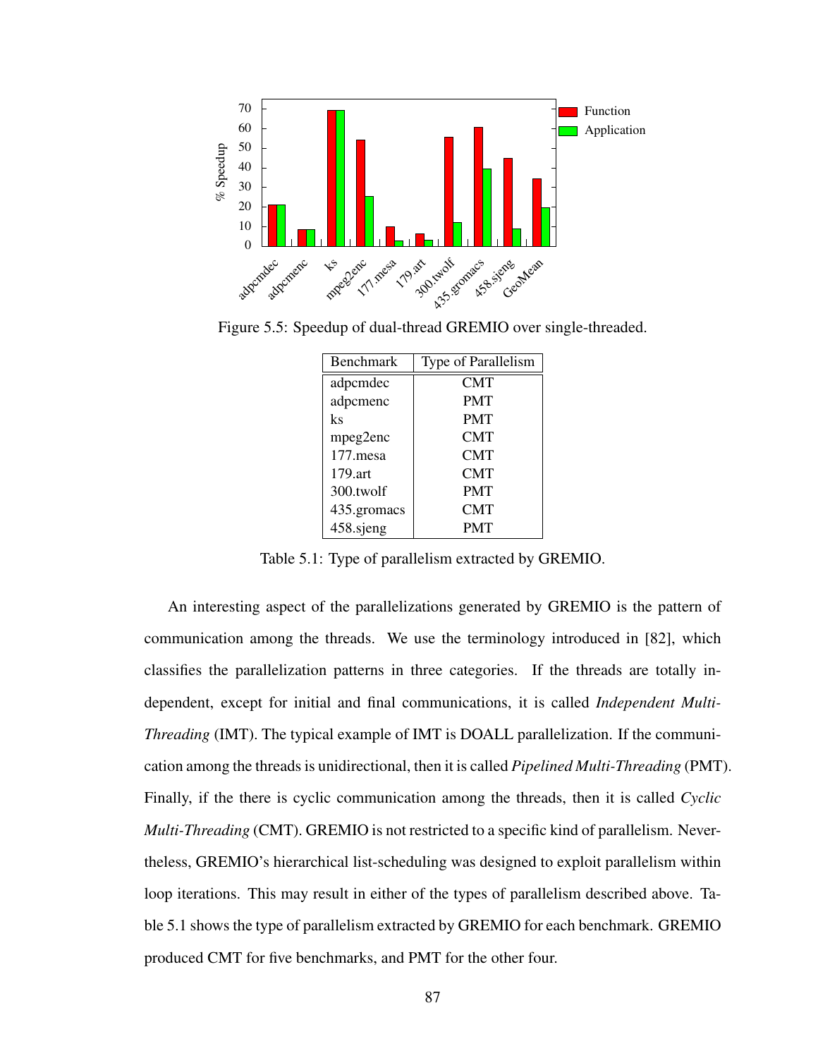Figure 5.5: Speedup of dual-thread GREMIO over single-threaded.

| Benchmark | Type of Parallelism |
|---|---|
| adpcmdec | CMT |
| adpcmenc | PMT |
| ks | PMT |
| mpeg2enc | CMT |
| 177.mesa | CMT |
| 179.art | CMT |
| 300.twolf | PMT |
| 435.gromacs | CMT |
| 458.sjeng | PMT |

Table 5.1: Type of parallelism extracted by GREMIO.

An interesting aspect of the parallelizations generated by GREMIO is the pattern of communication among the threads. We use the terminology introduced in [82], which classifies the parallelization patterns in three categories. If the threads are totally independent, except for initial and final communications, it is called *Independent Multi-Threading* (IMT). The typical example of IMT is DOALL parallelization. If the communication among the threads is unidirectional, then it is called *Pipelined Multi-Threading* (PMT). Finally, if the there is cyclic communication among the threads, then it is called *Cyclic Multi-Threading* (CMT). GREMIO is not restricted to a specific kind of parallelism. Nevertheless, GREMIO's hierarchical list-scheduling was designed to exploit parallelism within loop iterations. This may result in either of the types of parallelism described above. Table 5.1 shows the type of parallelism extracted by GREMIO for each benchmark. GREMIO produced CMT for five benchmarks, and PMT for the other four.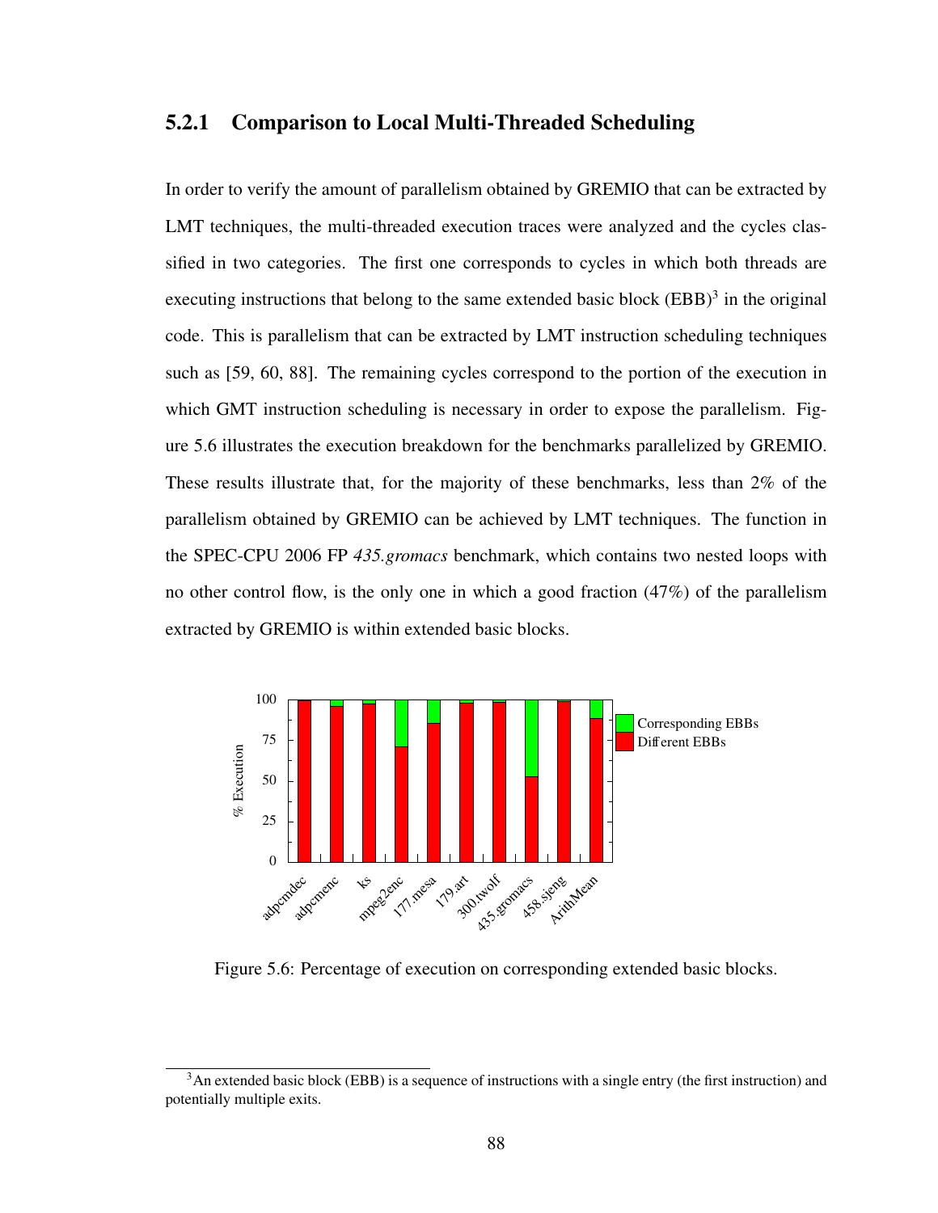### 5.2.1 Comparison to Local Multi-Threaded Scheduling

In order to verify the amount of parallelism obtained by GREMIO that can be extracted by LMT techniques, the multi-threaded execution traces were analyzed and the cycles classified in two categories. The first one corresponds to cycles in which both threads are executing instructions that belong to the same extended basic block (EBB)[3] in the original code. This is parallelism that can be extracted by LMT instruction scheduling techniques such as [59, 60, 88]. The remaining cycles correspond to the portion of the execution in which GMT instruction scheduling is necessary in order to expose the parallelism. Figure 5.6 illustrates the execution breakdown for the benchmarks parallelized by GREMIO. These results illustrate that, for the majority of these benchmarks, less than 2% of the parallelism obtained by GREMIO can be achieved by LMT techniques. The function in the SPEC-CPU 2006 FP *435.gromacs* benchmark, which contains two nested loops with no other control flow, is the only one in which a good fraction (47%) of the parallelism extracted by GREMIO is within extended basic blocks.

Figure 5.6: Percentage of execution on corresponding extended basic blocks.

[3] An extended basic block (EBB) is a sequence of instructions with a single entry (the first instruction) and potentially multiple exits.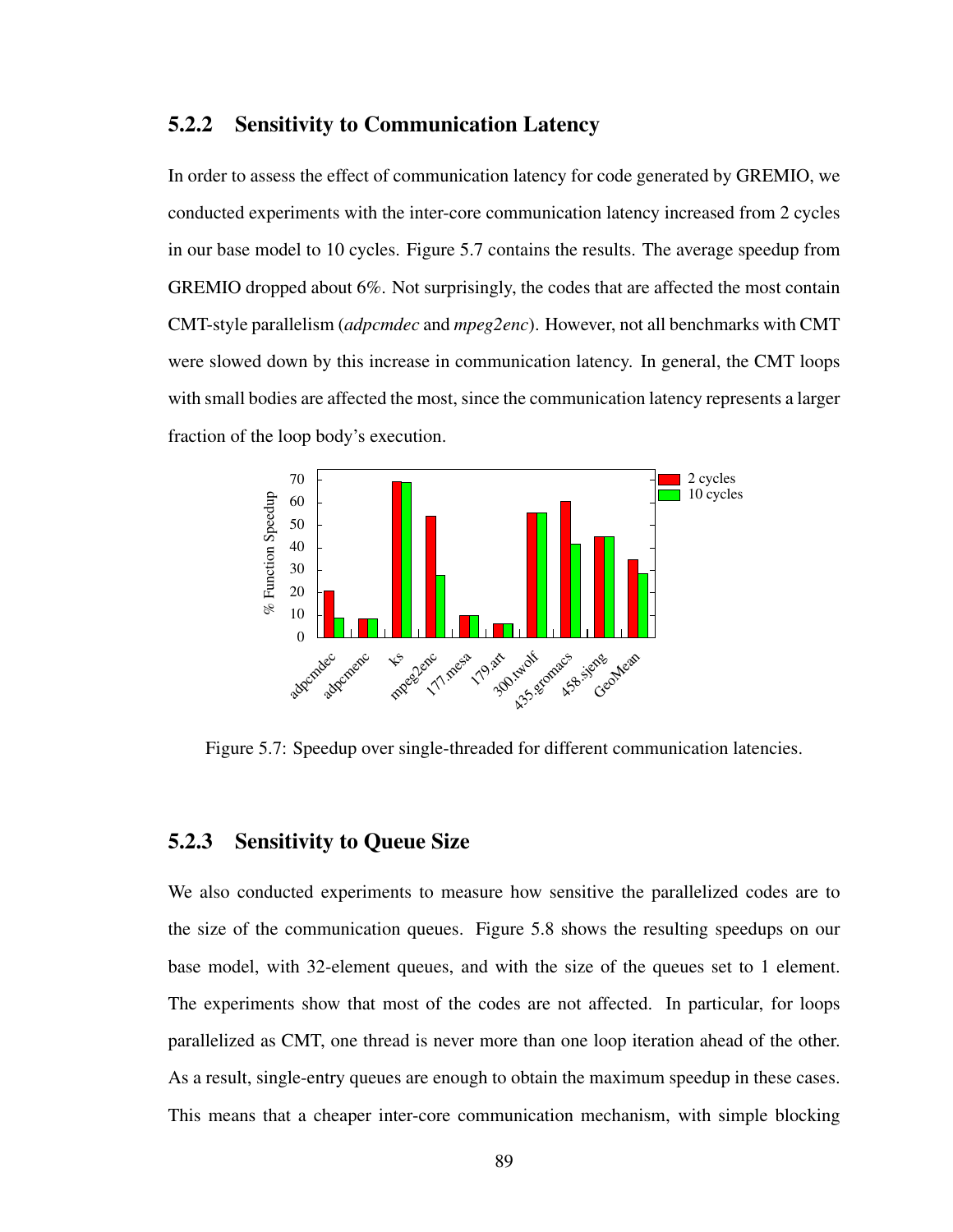### 5.2.2 Sensitivity to Communication Latency

In order to assess the effect of communication latency for code generated by GREMIO, we conducted experiments with the inter-core communication latency increased from 2 cycles in our base model to 10 cycles. Figure 5.7 contains the results. The average speedup from GREMIO dropped about 6%. Not surprisingly, the codes that are affected the most contain CMT-style parallelism (*adpcmdec* and *mpeg2enc*). However, not all benchmarks with CMT were slowed down by this increase in communication latency. In general, the CMT loops with small bodies are affected the most, since the communication latency represents a larger fraction of the loop body's execution.

Figure 5.7: Speedup over single-threaded for different communication latencies.

### 5.2.3 Sensitivity to Queue Size

We also conducted experiments to measure how sensitive the parallelized codes are to the size of the communication queues. Figure 5.8 shows the resulting speedups on our base model, with 32-element queues, and with the size of the queues set to 1 element. The experiments show that most of the codes are not affected. In particular, for loops parallelized as CMT, one thread is never more than one loop iteration ahead of the other. As a result, single-entry queues are enough to obtain the maximum speedup in these cases. This means that a cheaper inter-core communication mechanism, with simple blocking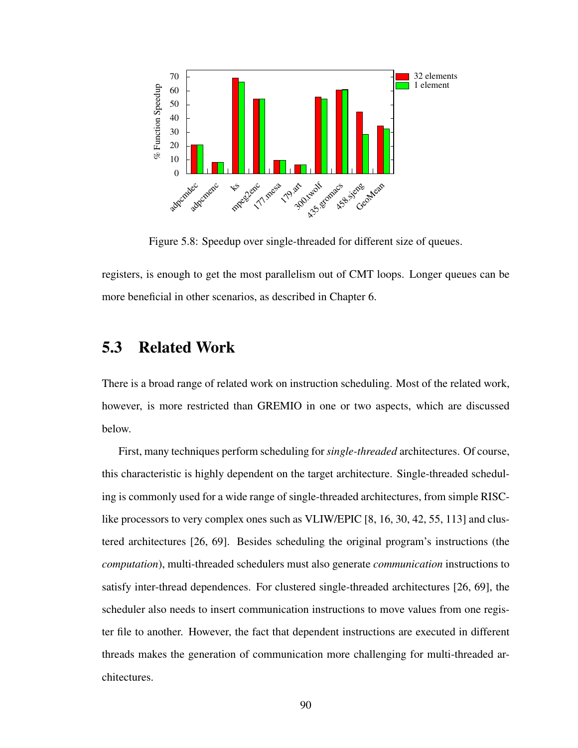Figure 5.8: Speedup over single-threaded for different size of queues.

registers, is enough to get the most parallelism out of CMT loops. Longer queues can be more beneficial in other scenarios, as described in Chapter 6.

## 5.3 Related Work

There is a broad range of related work on instruction scheduling. Most of the related work, however, is more restricted than GREMIO in one or two aspects, which are discussed below.

First, many techniques perform scheduling for *single-threaded* architectures. Of course, this characteristic is highly dependent on the target architecture. Single-threaded scheduling is commonly used for a wide range of single-threaded architectures, from simple RISC-like processors to very complex ones such as VLIW/EPIC [8, 16, 30, 42, 55, 113] and clustered architectures [26, 69]. Besides scheduling the original program's instructions (the *computation*), multi-threaded schedulers must also generate *communication* instructions to satisfy inter-thread dependences. For clustered single-threaded architectures [26, 69], the scheduler also needs to insert communication instructions to move values from one register file to another. However, the fact that dependent instructions are executed in different threads makes the generation of communication more challenging for multi-threaded architectures.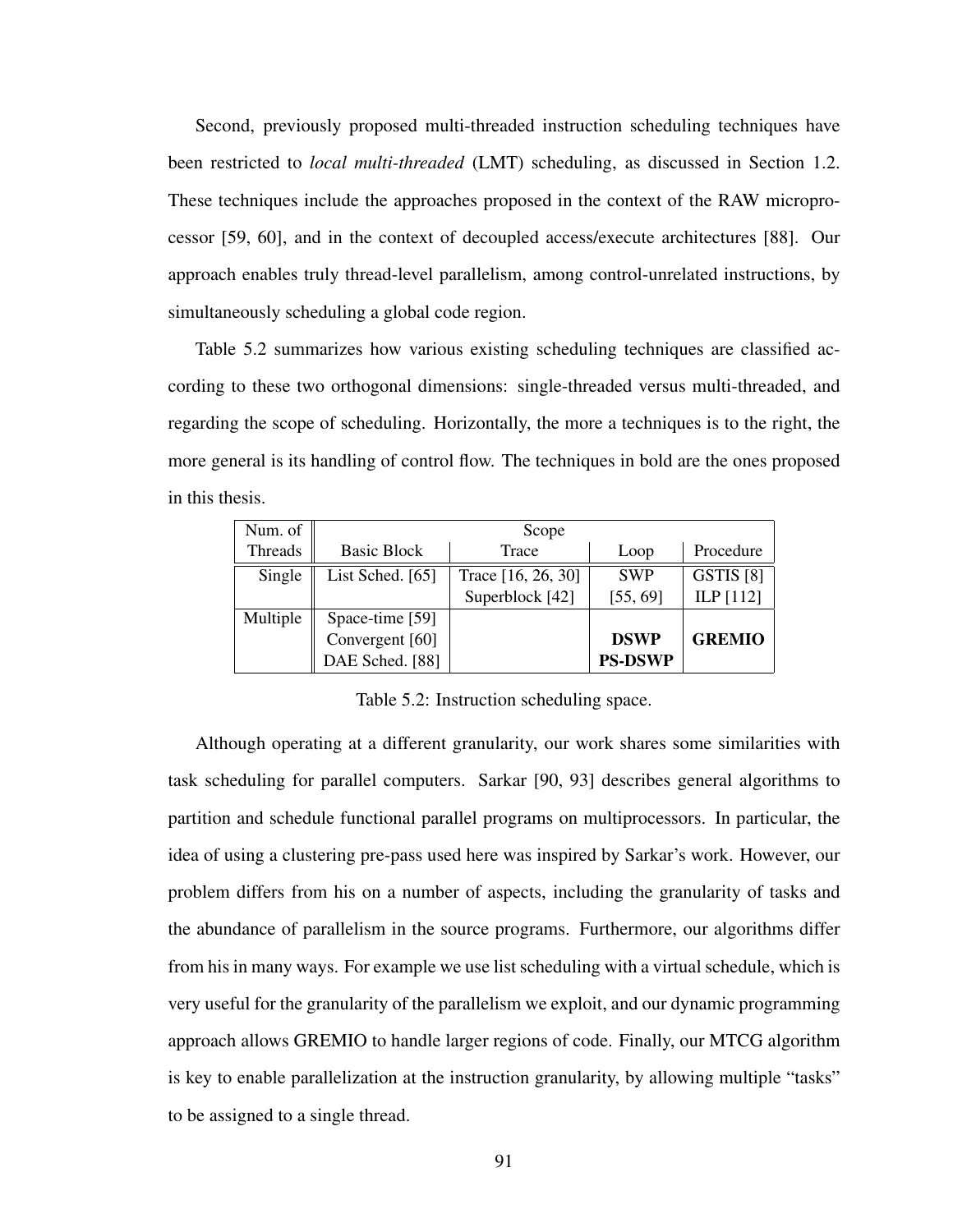Second, previously proposed multi-threaded instruction scheduling techniques have been restricted to *local multi-threaded* (LMT) scheduling, as discussed in Section 1.2. These techniques include the approaches proposed in the context of the RAW microprocessor [59, 60], and in the context of decoupled access/execute architectures [88]. Our approach enables truly thread-level parallelism, among control-unrelated instructions, by simultaneously scheduling a global code region.

Table 5.2 summarizes how various existing scheduling techniques are classified according to these two orthogonal dimensions: single-threaded versus multi-threaded, and regarding the scope of scheduling. Horizontally, the more a techniques is to the right, the more general is its handling of control flow. The techniques in bold are the ones proposed in this thesis.

| Num. of Threads | Scope | | | |
|---|---|---|---|---|
| | Basic Block | Trace | Loop | Procedure |
| Single | List Sched. [65] | Trace [16, 26, 30]<br>Superblock [42] | SWP<br>[55, 69] | GSTIS [8]<br>ILP [112] |
| Multiple | Space-time [59]<br>Convergent [60]<br>DAE Sched. [88] | | **DSWP**<br>**PS-DSWP** | **GREMIO** |

Table 5.2: Instruction scheduling space.

Although operating at a different granularity, our work shares some similarities with task scheduling for parallel computers. Sarkar [90, 93] describes general algorithms to partition and schedule functional parallel programs on multiprocessors. In particular, the idea of using a clustering pre-pass used here was inspired by Sarkar's work. However, our problem differs from his on a number of aspects, including the granularity of tasks and the abundance of parallelism in the source programs. Furthermore, our algorithms differ from his in many ways. For example we use list scheduling with a virtual schedule, which is very useful for the granularity of the parallelism we exploit, and our dynamic programming approach allows GREMIO to handle larger regions of code. Finally, our MTCG algorithm is key to enable parallelization at the instruction granularity, by allowing multiple "tasks" to be assigned to a single thread.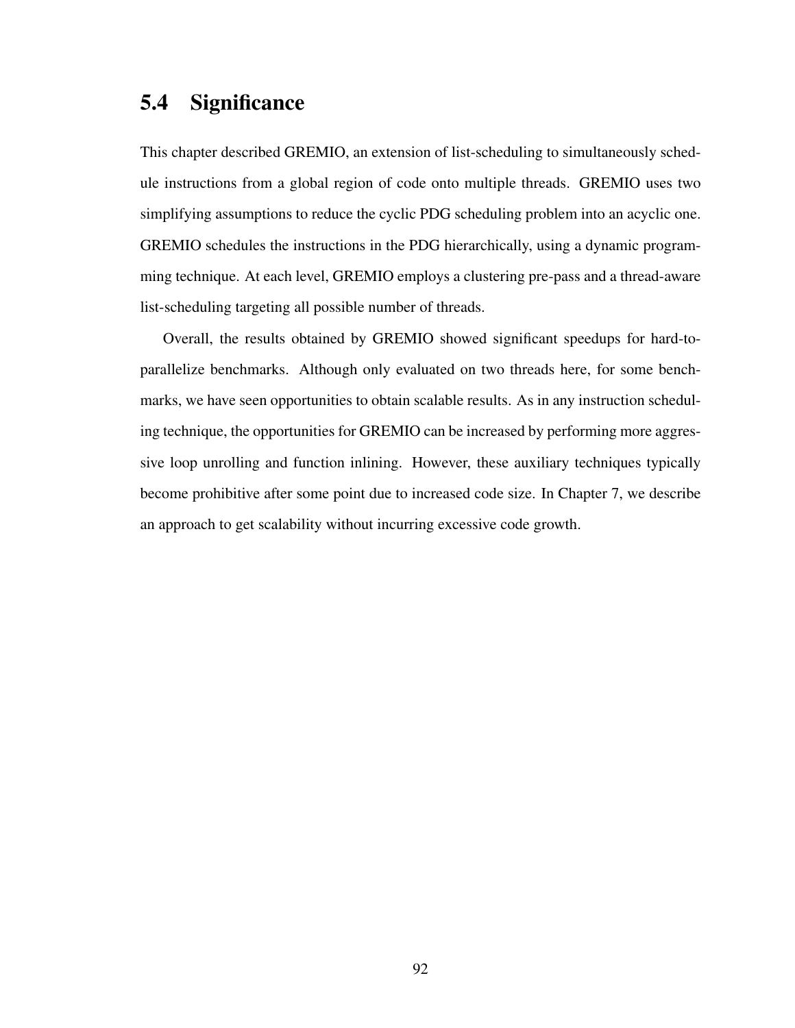## 5.4 Significance

This chapter described GREMIO, an extension of list-scheduling to simultaneously schedule instructions from a global region of code onto multiple threads. GREMIO uses two simplifying assumptions to reduce the cyclic PDG scheduling problem into an acyclic one. GREMIO schedules the instructions in the PDG hierarchically, using a dynamic programming technique. At each level, GREMIO employs a clustering pre-pass and a thread-aware list-scheduling targeting all possible number of threads.

Overall, the results obtained by GREMIO showed significant speedups for hard-to-parallelize benchmarks. Although only evaluated on two threads here, for some benchmarks, we have seen opportunities to obtain scalable results. As in any instruction scheduling technique, the opportunities for GREMIO can be increased by performing more aggressive loop unrolling and function inlining. However, these auxiliary techniques typically become prohibitive after some point due to increased code size. In Chapter 7, we describe an approach to get scalability without incurring excessive code growth.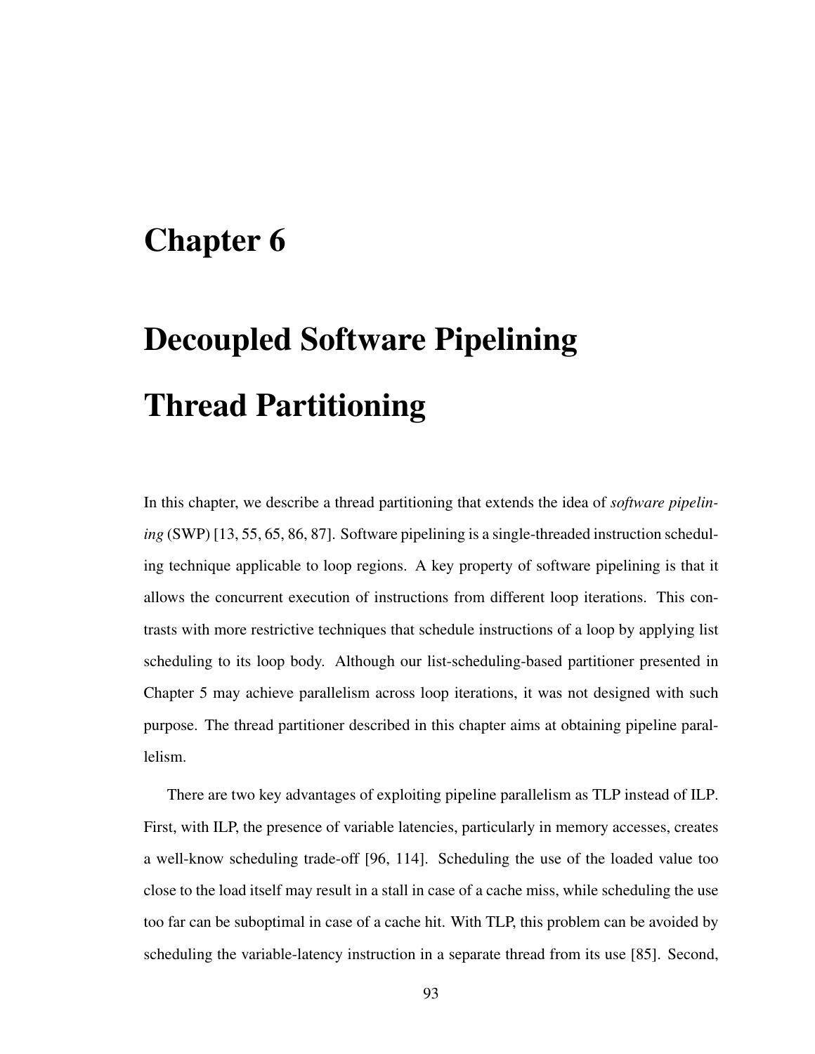# Chapter 6

# Decoupled Software Pipelining Thread Partitioning

In this chapter, we describe a thread partitioning that extends the idea of *software pipelining* (SWP) [13, 55, 65, 86, 87]. Software pipelining is a single-threaded instruction scheduling technique applicable to loop regions. A key property of software pipelining is that it allows the concurrent execution of instructions from different loop iterations. This contrasts with more restrictive techniques that schedule instructions of a loop by applying list scheduling to its loop body. Although our list-scheduling-based partitioner presented in Chapter 5 may achieve parallelism across loop iterations, it was not designed with such purpose. The thread partitioner described in this chapter aims at obtaining pipeline parallelism.

There are two key advantages of exploiting pipeline parallelism as TLP instead of ILP. First, with ILP, the presence of variable latencies, particularly in memory accesses, creates a well-know scheduling trade-off [96, 114]. Scheduling the use of the loaded value too close to the load itself may result in a stall in case of a cache miss, while scheduling the use too far can be suboptimal in case of a cache hit. With TLP, this problem can be avoided by scheduling the variable-latency instruction in a separate thread from its use [85]. Second,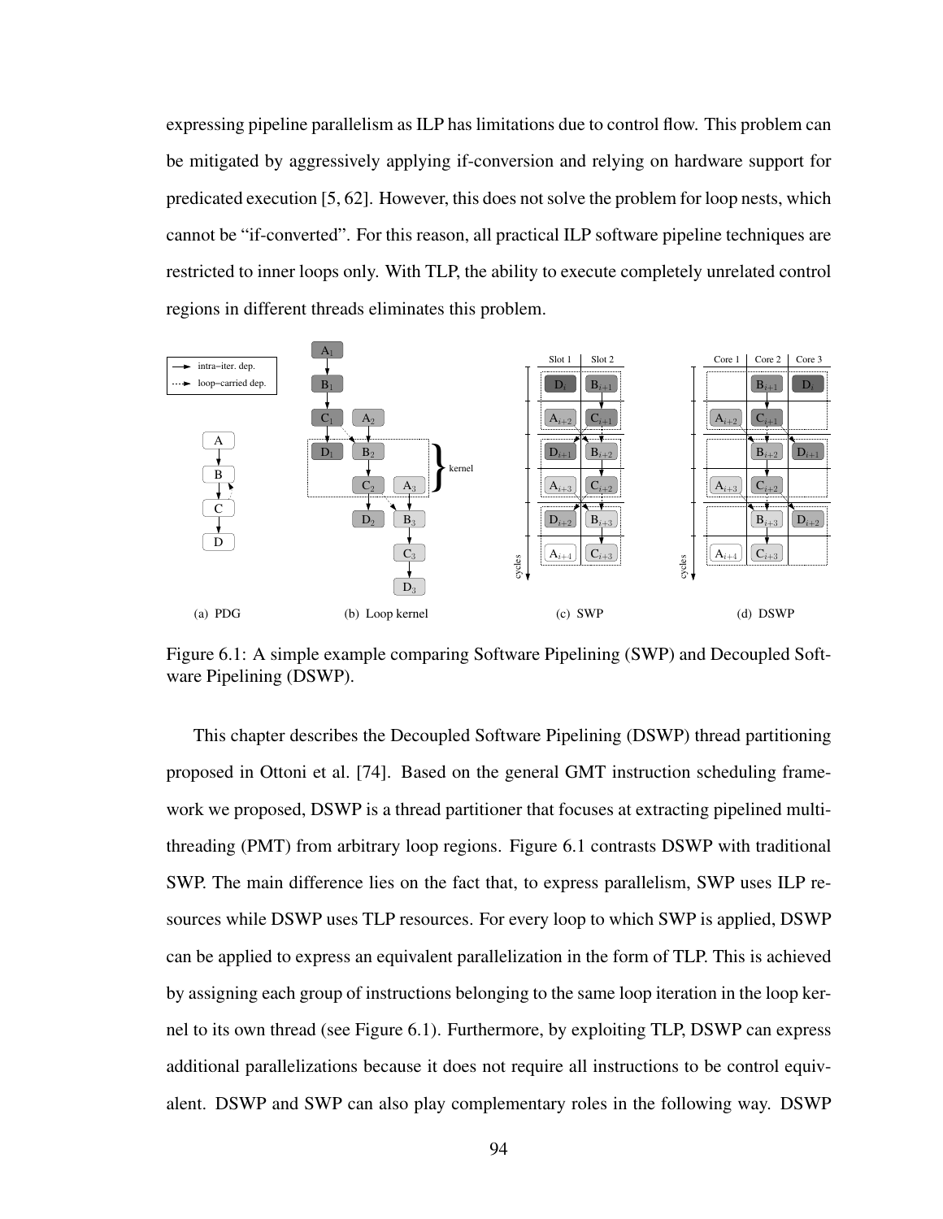expressing pipeline parallelism as ILP has limitations due to control flow. This problem can be mitigated by aggressively applying if-conversion and relying on hardware support for predicated execution [5, 62]. However, this does not solve the problem for loop nests, which cannot be "if-converted". For this reason, all practical ILP software pipeline techniques are restricted to inner loops only. With TLP, the ability to execute completely unrelated control regions in different threads eliminates this problem.

(a) PDG (b) Loop kernel (c) SWP (d) DSWP

Figure 6.1: A simple example comparing Software Pipelining (SWP) and Decoupled Software Pipelining (DSWP).

This chapter describes the Decoupled Software Pipelining (DSWP) thread partitioning proposed in Ottoni et al. [74]. Based on the general GMT instruction scheduling framework we proposed, DSWP is a thread partitioner that focuses at extracting pipelined multi-threading (PMT) from arbitrary loop regions. Figure 6.1 contrasts DSWP with traditional SWP. The main difference lies on the fact that, to express parallelism, SWP uses ILP resources while DSWP uses TLP resources. For every loop to which SWP is applied, DSWP can be applied to express an equivalent parallelization in the form of TLP. This is achieved by assigning each group of instructions belonging to the same loop iteration in the loop kernel to its own thread (see Figure 6.1). Furthermore, by exploiting TLP, DSWP can express additional parallelizations because it does not require all instructions to be control equivalent. DSWP and SWP can also play complementary roles in the following way. DSWP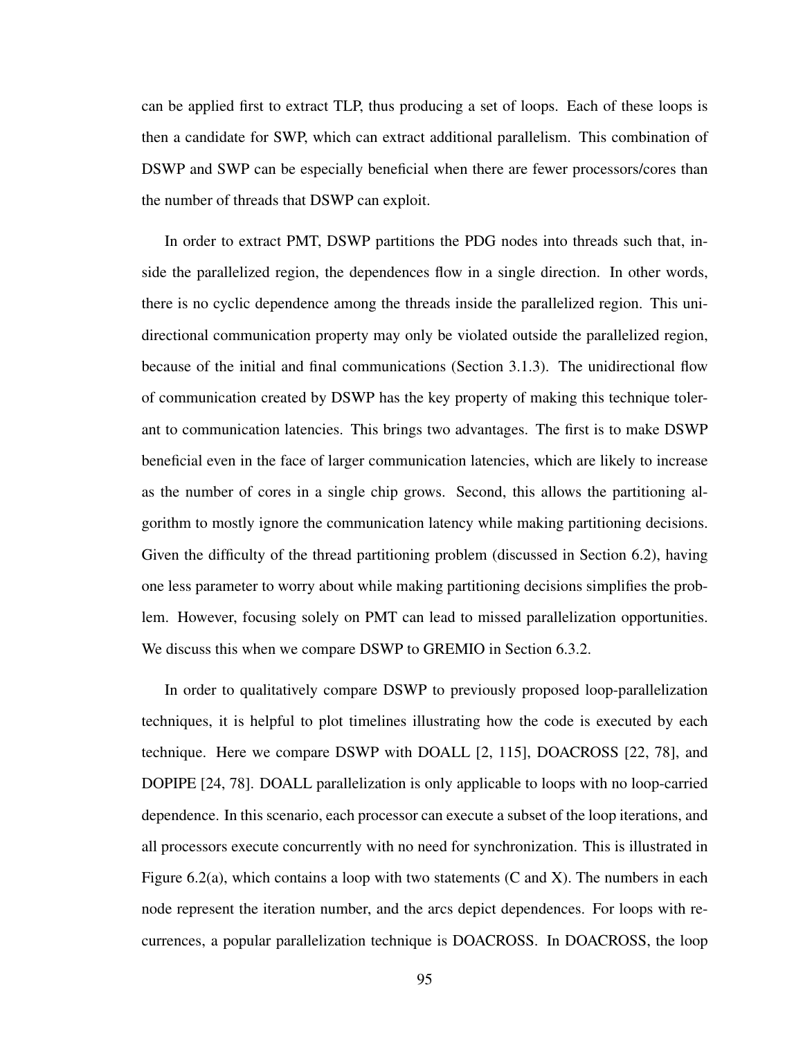can be applied first to extract TLP, thus producing a set of loops. Each of these loops is then a candidate for SWP, which can extract additional parallelism. This combination of DSWP and SWP can be especially beneficial when there are fewer processors/cores than the number of threads that DSWP can exploit.

In order to extract PMT, DSWP partitions the PDG nodes into threads such that, inside the parallelized region, the dependences flow in a single direction. In other words, there is no cyclic dependence among the threads inside the parallelized region. This unidirectional communication property may only be violated outside the parallelized region, because of the initial and final communications (Section 3.1.3). The unidirectional flow of communication created by DSWP has the key property of making this technique tolerant to communication latencies. This brings two advantages. The first is to make DSWP beneficial even in the face of larger communication latencies, which are likely to increase as the number of cores in a single chip grows. Second, this allows the partitioning algorithm to mostly ignore the communication latency while making partitioning decisions. Given the difficulty of the thread partitioning problem (discussed in Section 6.2), having one less parameter to worry about while making partitioning decisions simplifies the problem. However, focusing solely on PMT can lead to missed parallelization opportunities. We discuss this when we compare DSWP to GREMIO in Section 6.3.2.

In order to qualitatively compare DSWP to previously proposed loop-parallelization techniques, it is helpful to plot timelines illustrating how the code is executed by each technique. Here we compare DSWP with DOALL [2, 115], DOACROSS [22, 78], and DOPIPE [24, 78]. DOALL parallelization is only applicable to loops with no loop-carried dependence. In this scenario, each processor can execute a subset of the loop iterations, and all processors execute concurrently with no need for synchronization. This is illustrated in Figure 6.2(a), which contains a loop with two statements (C and X). The numbers in each node represent the iteration number, and the arcs depict dependences. For loops with recurrences, a popular parallelization technique is DOACROSS. In DOACROSS, the loop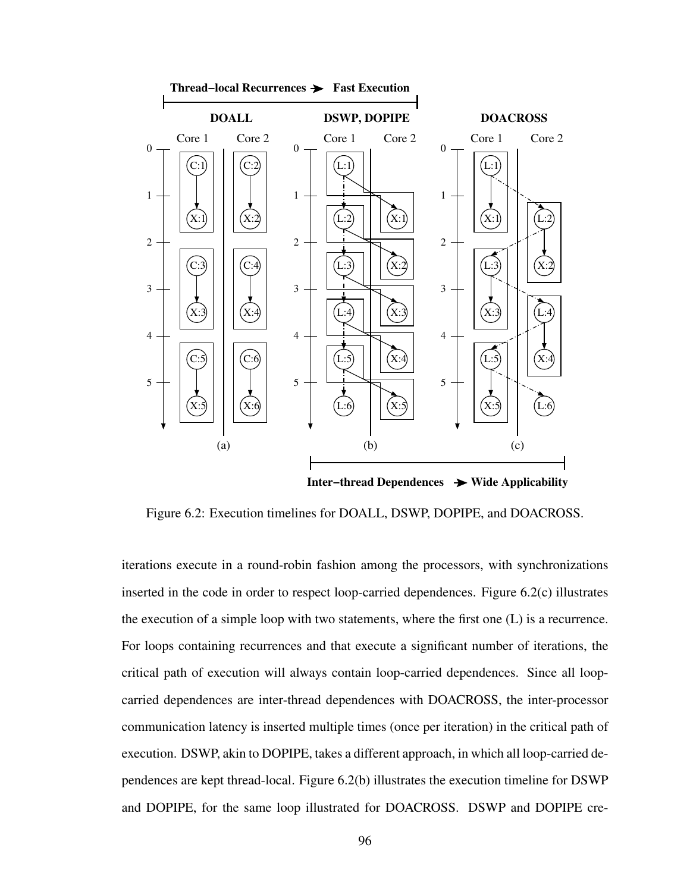Figure 6.2: Execution timelines for DOALL, DSWP, DOPIPE, and DOACROSS.

iterations execute in a round-robin fashion among the processors, with synchronizations inserted in the code in order to respect loop-carried dependences. Figure 6.2(c) illustrates the execution of a simple loop with two statements, where the first one (L) is a recurrence. For loops containing recurrences and that execute a significant number of iterations, the critical path of execution will always contain loop-carried dependences. Since all loop-carried dependences are inter-thread dependences with DOACROSS, the inter-processor communication latency is inserted multiple times (once per iteration) in the critical path of execution. DSWP, akin to DOPIPE, takes a different approach, in which all loop-carried dependences are kept thread-local. Figure 6.2(b) illustrates the execution timeline for DSWP and DOPIPE, for the same loop illustrated for DOACROSS. DSWP and DOPIPE cre-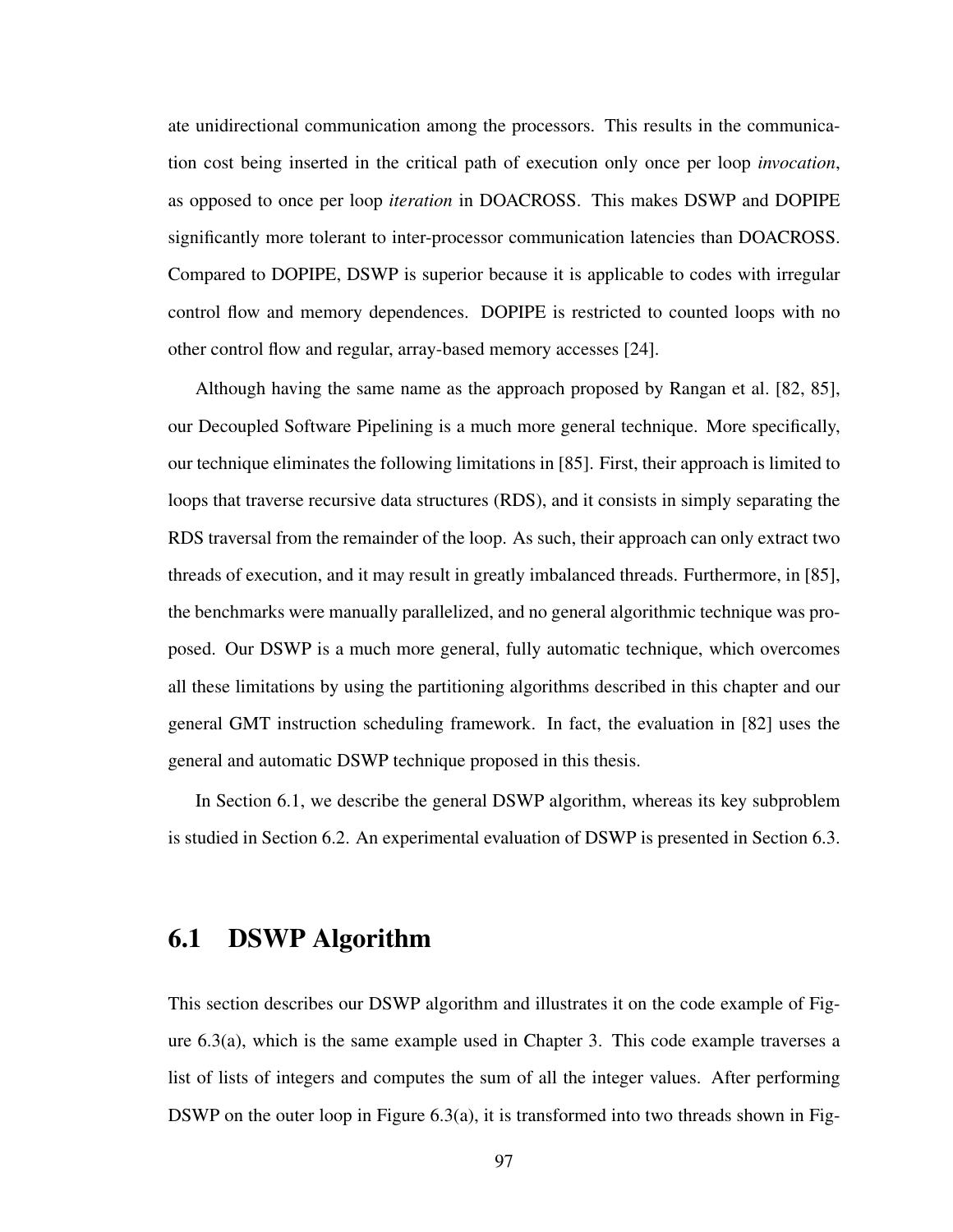ate unidirectional communication among the processors. This results in the communication cost being inserted in the critical path of execution only once per loop *invocation*, as opposed to once per loop *iteration* in DOACROSS. This makes DSWP and DOPIPE significantly more tolerant to inter-processor communication latencies than DOACROSS. Compared to DOPIPE, DSWP is superior because it is applicable to codes with irregular control flow and memory dependences. DOPIPE is restricted to counted loops with no other control flow and regular, array-based memory accesses [24].

Although having the same name as the approach proposed by Rangan et al. [82, 85], our Decoupled Software Pipelining is a much more general technique. More specifically, our technique eliminates the following limitations in [85]. First, their approach is limited to loops that traverse recursive data structures (RDS), and it consists in simply separating the RDS traversal from the remainder of the loop. As such, their approach can only extract two threads of execution, and it may result in greatly imbalanced threads. Furthermore, in [85], the benchmarks were manually parallelized, and no general algorithmic technique was proposed. Our DSWP is a much more general, fully automatic technique, which overcomes all these limitations by using the partitioning algorithms described in this chapter and our general GMT instruction scheduling framework. In fact, the evaluation in [82] uses the general and automatic DSWP technique proposed in this thesis.

In Section 6.1, we describe the general DSWP algorithm, whereas its key subproblem is studied in Section 6.2. An experimental evaluation of DSWP is presented in Section 6.3.

## 6.1 DSWP Algorithm

This section describes our DSWP algorithm and illustrates it on the code example of Figure 6.3(a), which is the same example used in Chapter 3. This code example traverses a list of lists of integers and computes the sum of all the integer values. After performing DSWP on the outer loop in Figure 6.3(a), it is transformed into two threads shown in Fig-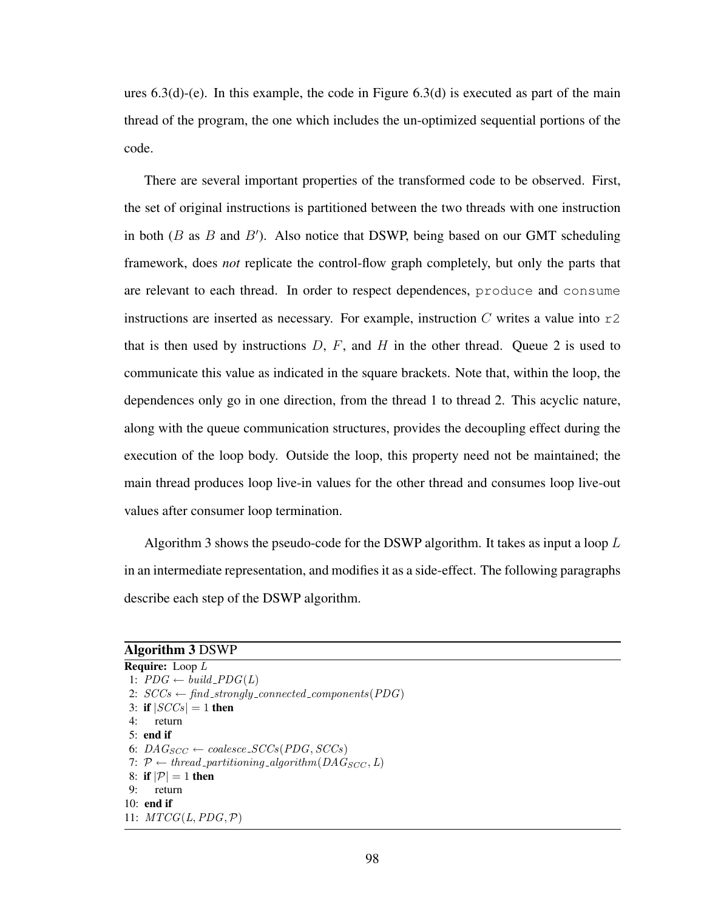ures 6.3(d)-(e). In this example, the code in Figure 6.3(d) is executed as part of the main thread of the program, the one which includes the un-optimized sequential portions of the code.

There are several important properties of the transformed code to be observed. First, the set of original instructions is partitioned between the two threads with one instruction in both ($B$ as $B$ and $B'$). Also notice that DSWP, being based on our GMT scheduling framework, does *not* replicate the control-flow graph completely, but only the parts that are relevant to each thread. In order to respect dependences, `produce` and `consume` instructions are inserted as necessary. For example, instruction $C$ writes a value into `r2` that is then used by instructions $D$, $F$, and $H$ in the other thread. Queue 2 is used to communicate this value as indicated in the square brackets. Note that, within the loop, the dependences only go in one direction, from the thread 1 to thread 2. This acyclic nature, along with the queue communication structures, provides the decoupling effect during the execution of the loop body. Outside the loop, this property need not be maintained; the main thread produces loop live-in values for the other thread and consumes loop live-out values after consumer loop termination.

Algorithm 3 shows the pseudo-code for the DSWP algorithm. It takes as input a loop $L$ in an intermediate representation, and modifies it as a side-effect. The following paragraphs describe each step of the DSWP algorithm.

**Algorithm 3** DSWP

**Require:** Loop $L$

1: $PDG \leftarrow build\_PDG(L)$
2: $SCCs \leftarrow find\_strongly\_connected\_components(PDG)$
3: **if** $|SCCs| = 1$ **then**
4: &nbsp;&nbsp;&nbsp;&nbsp;return
5: **end if**
6: $DAG_{SCC} \leftarrow coalesce\_SCCs(PDG, SCCs)$
7: $\mathcal{P} \leftarrow thread\_partitioning\_algorithm(DAG_{SCC}, L)$
8: **if** $|\mathcal{P}| = 1$ **then**
9: &nbsp;&nbsp;&nbsp;&nbsp;return
10: **end if**
11: $MTCG(L, PDG, \mathcal{P})$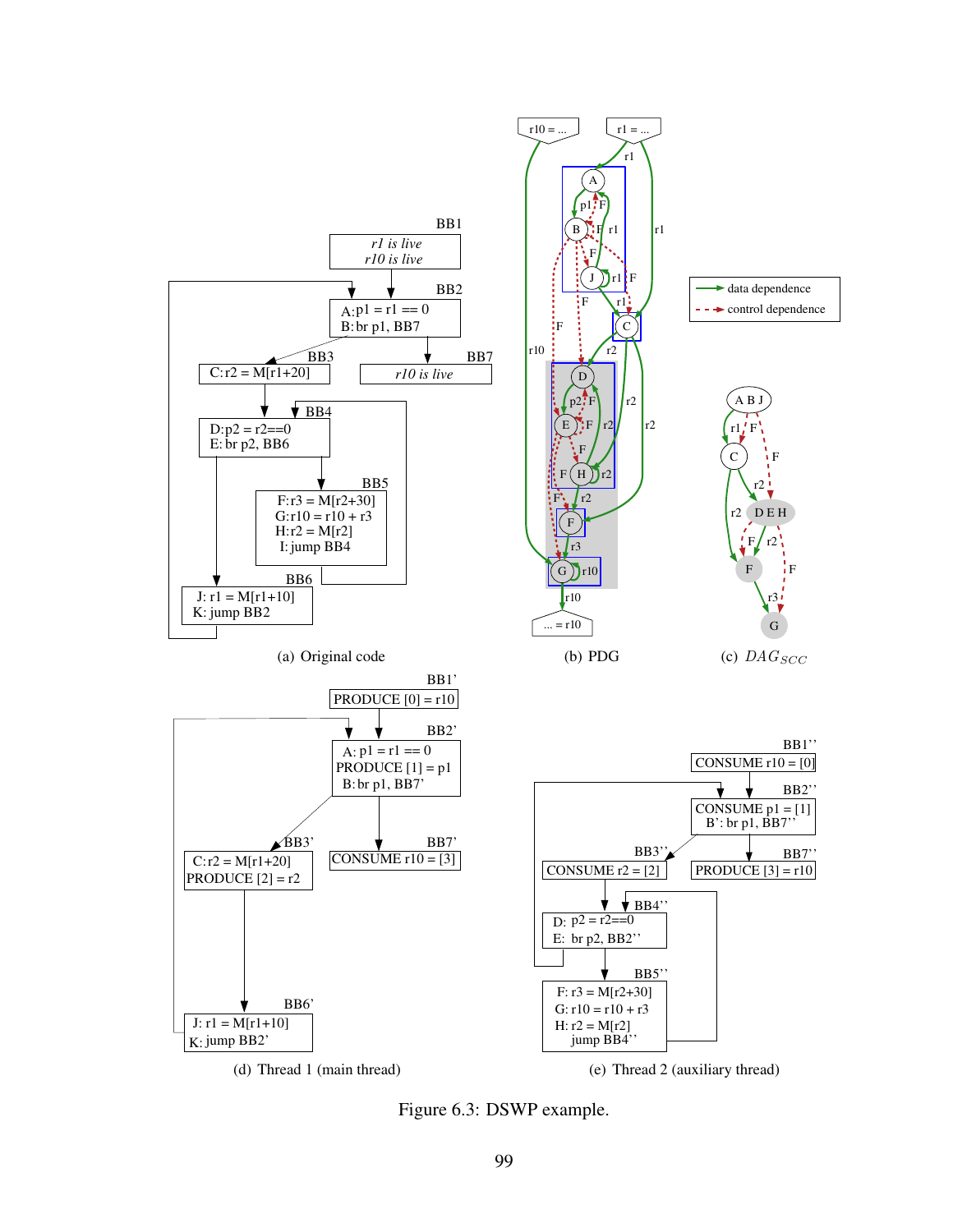**BB1**

*r1 is live*
*r10 is live*

**BB2**

```
A:p1 = r1 == 0
B:br p1, BB7
```

**BB3**

```
C:r2 = M[r1+20]
```

**BB7**

*r10 is live*

**BB4**

```
D:p2 = r2==0
E: br p2, BB6
```

**BB5**

```
F:r3 = M[r2+30]
G:r10 = r10 + r3
H:r2 = M[r2]
I:jump BB4
```

**BB6**

```
J: r1 = M[r1+10]
K: jump BB2
```

(a) Original code

(b) PDG

(c) $DAG_{SCC}$

**BB1'**

```
PRODUCE [0] = r10
```

**BB2'**

```
A: p1 = r1 == 0
PRODUCE [1] = p1
B: br p1, BB7'
```

**BB3'**

```
C: r2 = M[r1+20]
PRODUCE [2] = r2
```

**BB7'**

```
CONSUME r10 = [3]
```

**BB6'**

```
J: r1 = M[r1+10]
K: jump BB2'
```

(d) Thread 1 (main thread)

**BB1''**

```
CONSUME r10 = [0]
```

**BB2''**

```
CONSUME p1 = [1]
B': br p1, BB7''
```

**BB3''**

```
CONSUME r2 = [2]
```

**BB7''**

```
PRODUCE [3] = r10
```

**BB4''**

```
D: p2 = r2==0
E: br p2, BB2''
```

**BB5''**

```
F: r3 = M[r2+30]
G: r10 = r10 + r3
H: r2 = M[r2]
   jump BB4''
```

(e) Thread 2 (auxiliary thread)

Figure 6.3: DSWP example.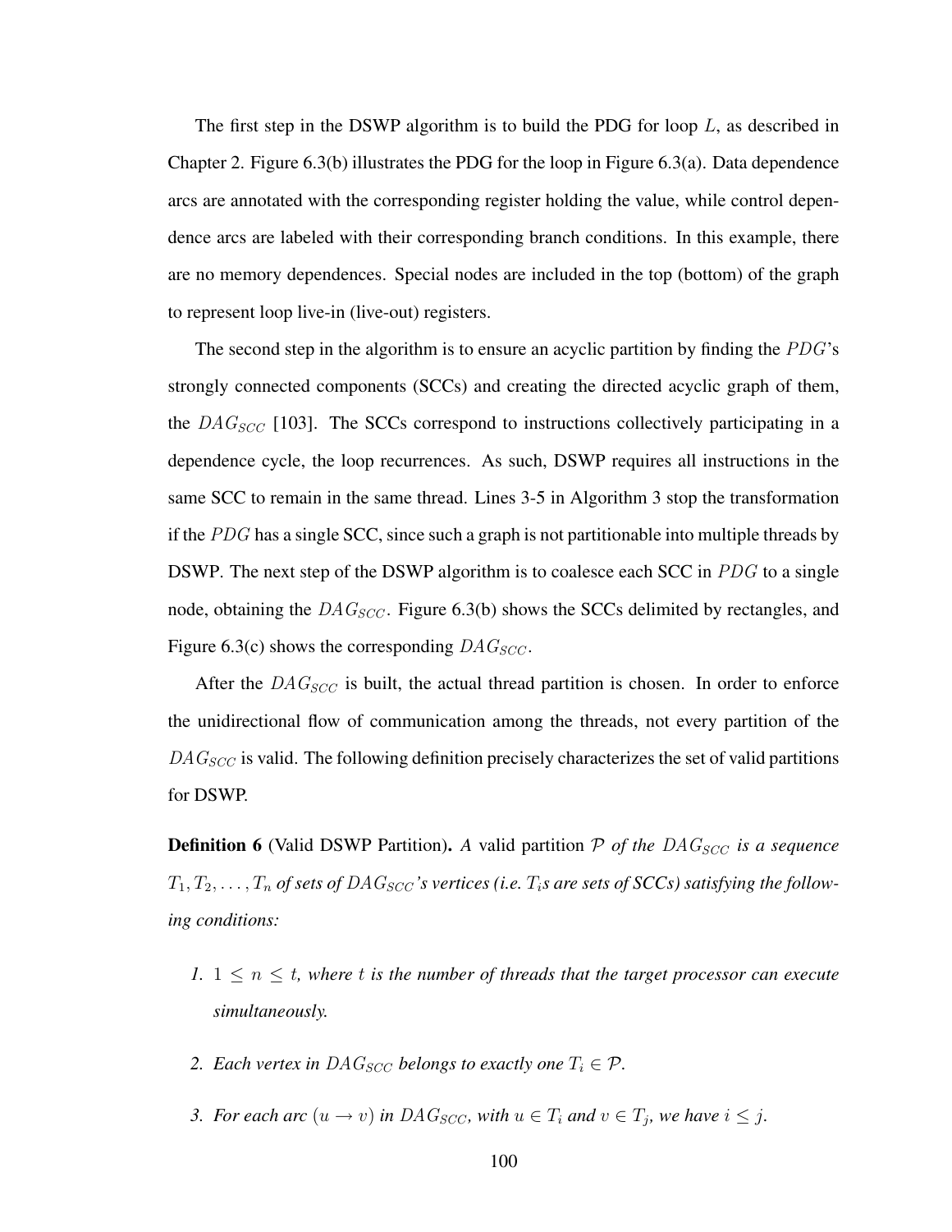The first step in the DSWP algorithm is to build the PDG for loop $L$, as described in Chapter 2. Figure 6.3(b) illustrates the PDG for the loop in Figure 6.3(a). Data dependence arcs are annotated with the corresponding register holding the value, while control dependence arcs are labeled with their corresponding branch conditions. In this example, there are no memory dependences. Special nodes are included in the top (bottom) of the graph to represent loop live-in (live-out) registers.

The second step in the algorithm is to ensure an acyclic partition by finding the $PDG$'s strongly connected components (SCCs) and creating the directed acyclic graph of them, the $DAG_{SCC}$ [103]. The SCCs correspond to instructions collectively participating in a dependence cycle, the loop recurrences. As such, DSWP requires all instructions in the same SCC to remain in the same thread. Lines 3-5 in Algorithm 3 stop the transformation if the $PDG$ has a single SCC, since such a graph is not partitionable into multiple threads by DSWP. The next step of the DSWP algorithm is to coalesce each SCC in $PDG$ to a single node, obtaining the $DAG_{SCC}$. Figure 6.3(b) shows the SCCs delimited by rectangles, and Figure 6.3(c) shows the corresponding $DAG_{SCC}$.

After the $DAG_{SCC}$ is built, the actual thread partition is chosen. In order to enforce the unidirectional flow of communication among the threads, not every partition of the $DAG_{SCC}$ is valid. The following definition precisely characterizes the set of valid partitions for DSWP.

**Definition 6** (Valid DSWP Partition)**.** *A* valid partition $\mathcal{P}$ *of the* $DAG_{SCC}$ *is a sequence* $T_1, T_2, \ldots, T_n$ *of sets of* $DAG_{SCC}$*'s vertices (i.e.* $T_i$*s are sets of SCCs) satisfying the following conditions:*

1. $1 \leq n \leq t$*, where* $t$ *is the number of threads that the target processor can execute simultaneously.*

2. *Each vertex in* $DAG_{SCC}$ *belongs to exactly one* $T_i \in \mathcal{P}$*.*

3. *For each arc* $(u \rightarrow v)$ *in* $DAG_{SCC}$*, with* $u \in T_i$ *and* $v \in T_j$*, we have* $i \leq j$*.*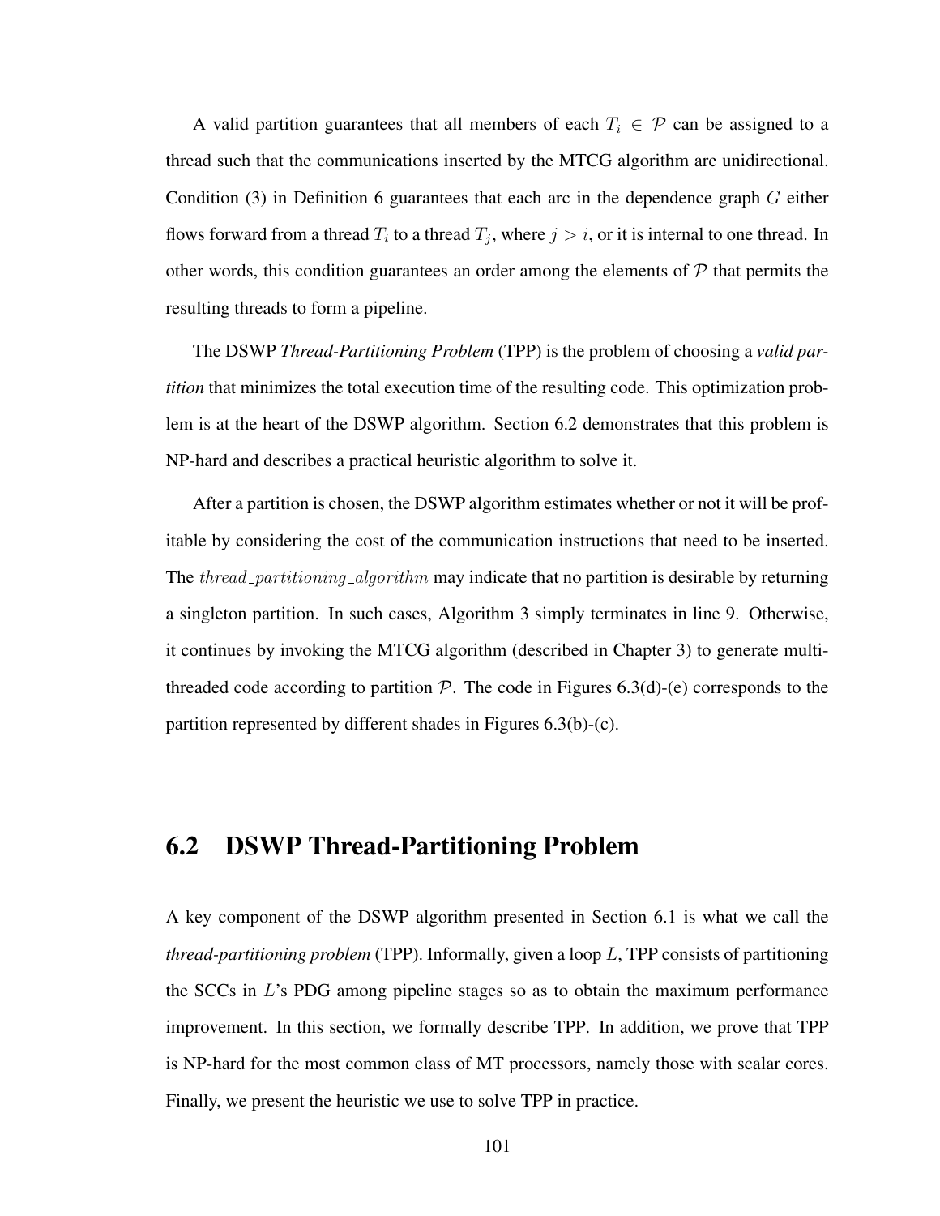A valid partition guarantees that all members of each $T_i \in \mathcal{P}$ can be assigned to a thread such that the communications inserted by the MTCG algorithm are unidirectional. Condition (3) in Definition 6 guarantees that each arc in the dependence graph $G$ either flows forward from a thread $T_i$ to a thread $T_j$, where $j > i$, or it is internal to one thread. In other words, this condition guarantees an order among the elements of $\mathcal{P}$ that permits the resulting threads to form a pipeline.

The DSWP *Thread-Partitioning Problem* (TPP) is the problem of choosing a *valid partition* that minimizes the total execution time of the resulting code. This optimization problem is at the heart of the DSWP algorithm. Section 6.2 demonstrates that this problem is NP-hard and describes a practical heuristic algorithm to solve it.

After a partition is chosen, the DSWP algorithm estimates whether or not it will be profitable by considering the cost of the communication instructions that need to be inserted. The $thread\_partitioning\_algorithm$ may indicate that no partition is desirable by returning a singleton partition. In such cases, Algorithm 3 simply terminates in line 9. Otherwise, it continues by invoking the MTCG algorithm (described in Chapter 3) to generate multi-threaded code according to partition $\mathcal{P}$. The code in Figures 6.3(d)-(e) corresponds to the partition represented by different shades in Figures 6.3(b)-(c).

## 6.2 DSWP Thread-Partitioning Problem

A key component of the DSWP algorithm presented in Section 6.1 is what we call the *thread-partitioning problem* (TPP). Informally, given a loop $L$, TPP consists of partitioning the SCCs in $L$'s PDG among pipeline stages so as to obtain the maximum performance improvement. In this section, we formally describe TPP. In addition, we prove that TPP is NP-hard for the most common class of MT processors, namely those with scalar cores. Finally, we present the heuristic we use to solve TPP in practice.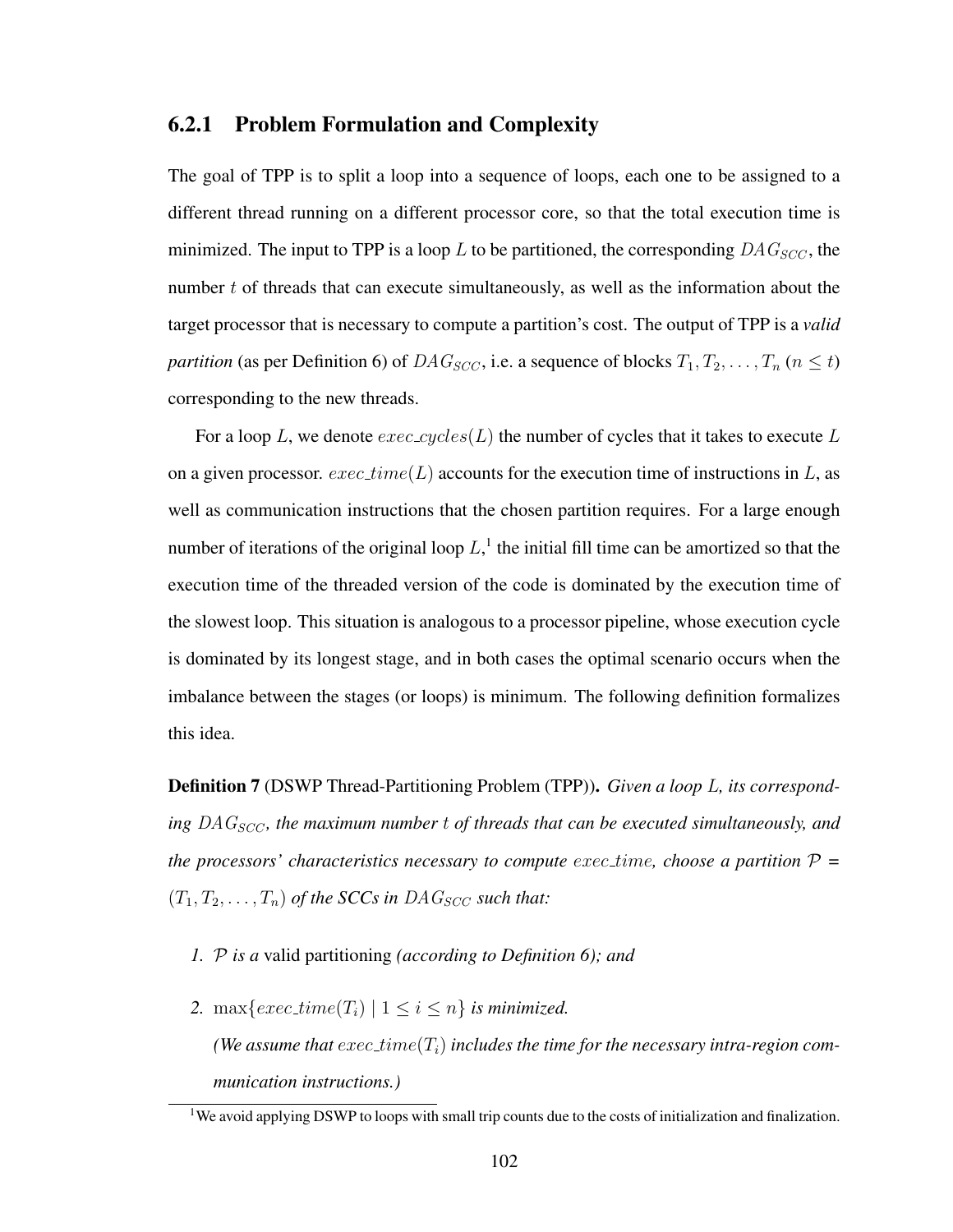### 6.2.1 Problem Formulation and Complexity

The goal of TPP is to split a loop into a sequence of loops, each one to be assigned to a different thread running on a different processor core, so that the total execution time is minimized. The input to TPP is a loop $L$ to be partitioned, the corresponding $DAG_{SCC}$, the number $t$ of threads that can execute simultaneously, as well as the information about the target processor that is necessary to compute a partition's cost. The output of TPP is a *valid partition* (as per Definition 6) of $DAG_{SCC}$, i.e. a sequence of blocks $T_1, T_2, \ldots, T_n$ ($n \leq t$) corresponding to the new threads.

For a loop $L$, we denote $exec\_cycles(L)$ the number of cycles that it takes to execute $L$ on a given processor. $exec\_time(L)$ accounts for the execution time of instructions in $L$, as well as communication instructions that the chosen partition requires. For a large enough number of iterations of the original loop $L$,[1] the initial fill time can be amortized so that the execution time of the threaded version of the code is dominated by the execution time of the slowest loop. This situation is analogous to a processor pipeline, whose execution cycle is dominated by its longest stage, and in both cases the optimal scenario occurs when the imbalance between the stages (or loops) is minimum. The following definition formalizes this idea.

**Definition 7** (DSWP Thread-Partitioning Problem (TPP)). *Given a loop $L$, its corresponding $DAG_{SCC}$, the maximum number $t$ of threads that can be executed simultaneously, and the processors' characteristics necessary to compute $exec\_time$, choose a partition $\mathcal{P}$ = $(T_1, T_2, \ldots, T_n)$ of the SCCs in $DAG_{SCC}$ such that:*

1. *$\mathcal{P}$ is a* valid partitioning *(according to Definition 6); and*
2. $\max\{exec\_time(T_i) \mid 1 \leq i \leq n\}$ *is minimized.*

   *(We assume that $exec\_time(T_i)$ includes the time for the necessary intra-region communication instructions.)*

[1] We avoid applying DSWP to loops with small trip counts due to the costs of initialization and finalization.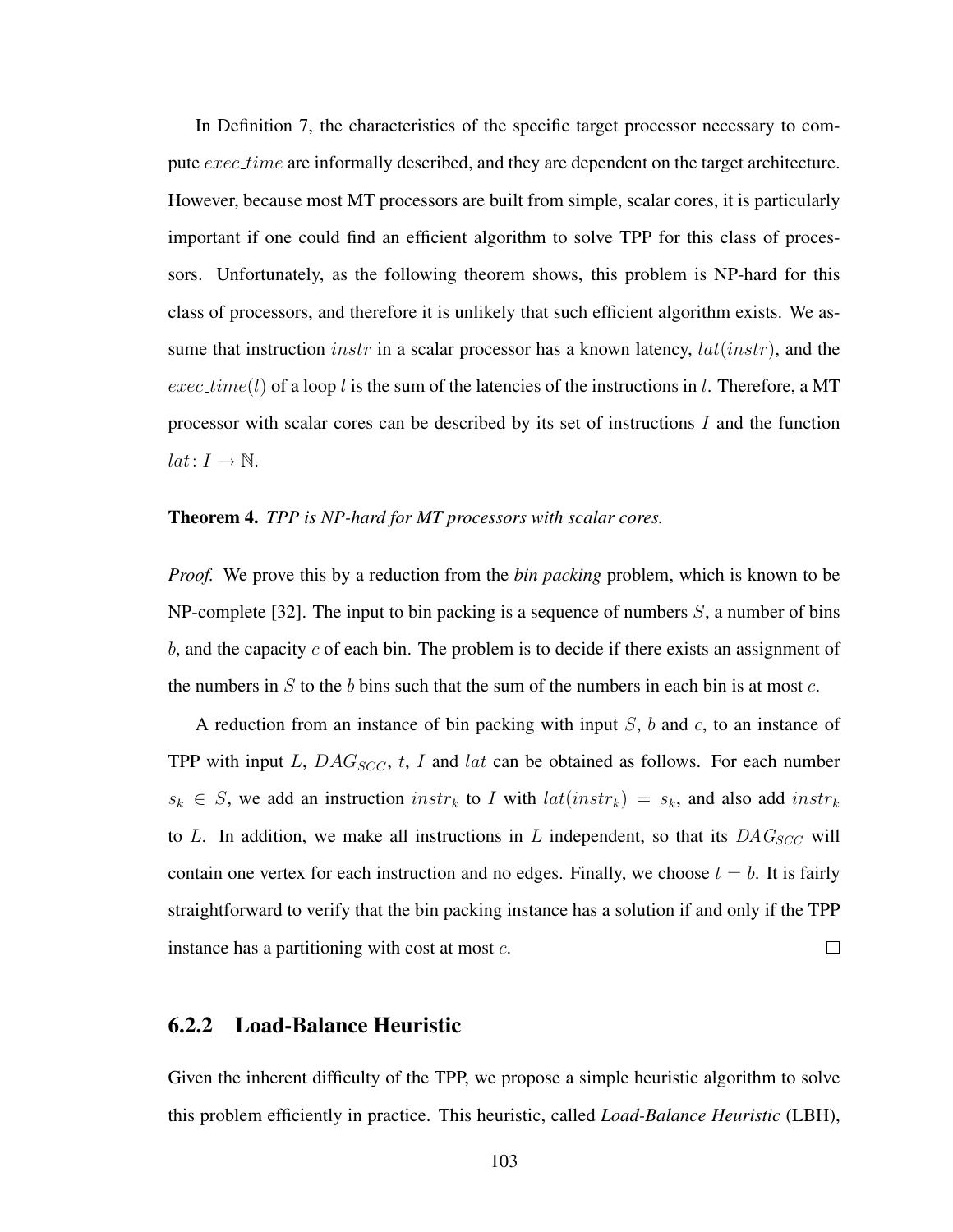In Definition 7, the characteristics of the specific target processor necessary to compute $exec\_time$ are informally described, and they are dependent on the target architecture. However, because most MT processors are built from simple, scalar cores, it is particularly important if one could find an efficient algorithm to solve TPP for this class of processors. Unfortunately, as the following theorem shows, this problem is NP-hard for this class of processors, and therefore it is unlikely that such efficient algorithm exists. We assume that instruction $instr$ in a scalar processor has a known latency, $lat(instr)$, and the $exec\_time(l)$ of a loop $l$ is the sum of the latencies of the instructions in $l$. Therefore, a MT processor with scalar cores can be described by its set of instructions $I$ and the function $lat \colon I \to \mathbb{N}$.

**Theorem 4.** *TPP is NP-hard for MT processors with scalar cores.*

*Proof.* We prove this by a reduction from the *bin packing* problem, which is known to be NP-complete [32]. The input to bin packing is a sequence of numbers $S$, a number of bins $b$, and the capacity $c$ of each bin. The problem is to decide if there exists an assignment of the numbers in $S$ to the $b$ bins such that the sum of the numbers in each bin is at most $c$.

A reduction from an instance of bin packing with input $S$, $b$ and $c$, to an instance of TPP with input $L$, $DAG_{SCC}$, $t$, $I$ and $lat$ can be obtained as follows. For each number $s_k \in S$, we add an instruction $instr_k$ to $I$ with $lat(instr_k) = s_k$, and also add $instr_k$ to $L$. In addition, we make all instructions in $L$ independent, so that its $DAG_{SCC}$ will contain one vertex for each instruction and no edges. Finally, we choose $t = b$. It is fairly straightforward to verify that the bin packing instance has a solution if and only if the TPP instance has a partitioning with cost at most $c$. □

### 6.2.2 Load-Balance Heuristic

Given the inherent difficulty of the TPP, we propose a simple heuristic algorithm to solve this problem efficiently in practice. This heuristic, called *Load-Balance Heuristic* (LBH),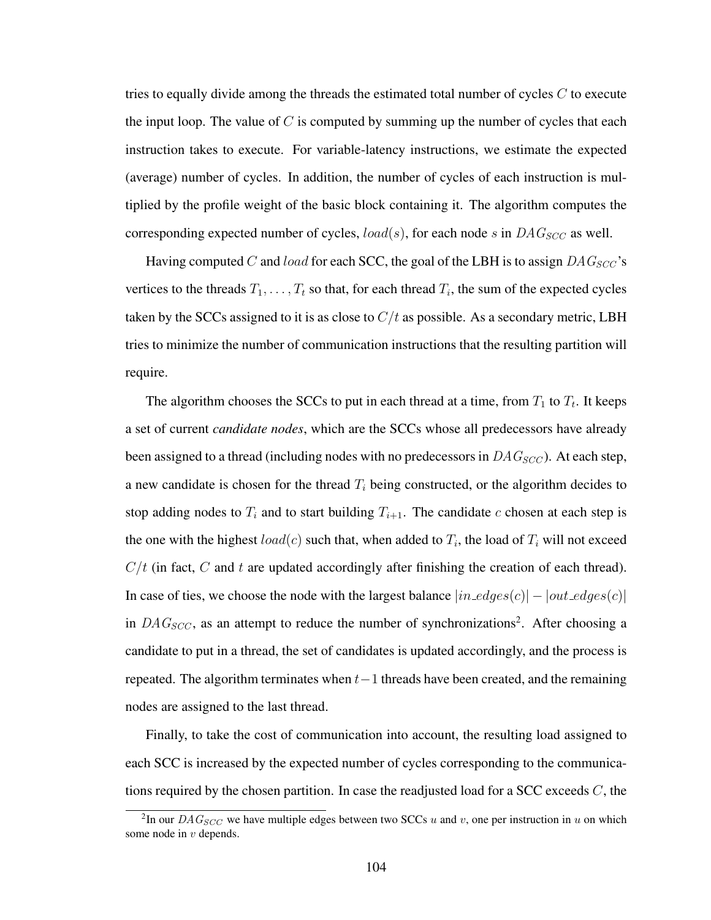tries to equally divide among the threads the estimated total number of cycles $C$ to execute the input loop. The value of $C$ is computed by summing up the number of cycles that each instruction takes to execute. For variable-latency instructions, we estimate the expected (average) number of cycles. In addition, the number of cycles of each instruction is multiplied by the profile weight of the basic block containing it. The algorithm computes the corresponding expected number of cycles, $load(s)$, for each node $s$ in $DAG_{SCC}$ as well.

Having computed $C$ and $load$ for each SCC, the goal of the LBH is to assign $DAG_{SCC}$'s vertices to the threads $T_1, \ldots, T_t$ so that, for each thread $T_i$, the sum of the expected cycles taken by the SCCs assigned to it is as close to $C/t$ as possible. As a secondary metric, LBH tries to minimize the number of communication instructions that the resulting partition will require.

The algorithm chooses the SCCs to put in each thread at a time, from $T_1$ to $T_t$. It keeps a set of current *candidate nodes*, which are the SCCs whose all predecessors have already been assigned to a thread (including nodes with no predecessors in $DAG_{SCC}$). At each step, a new candidate is chosen for the thread $T_i$ being constructed, or the algorithm decides to stop adding nodes to $T_i$ and to start building $T_{i+1}$. The candidate $c$ chosen at each step is the one with the highest $load(c)$ such that, when added to $T_i$, the load of $T_i$ will not exceed $C/t$ (in fact, $C$ and $t$ are updated accordingly after finishing the creation of each thread). In case of ties, we choose the node with the largest balance $|in\_edges(c)| - |out\_edges(c)|$ in $DAG_{SCC}$, as an attempt to reduce the number of synchronizations[2]. After choosing a candidate to put in a thread, the set of candidates is updated accordingly, and the process is repeated. The algorithm terminates when $t-1$ threads have been created, and the remaining nodes are assigned to the last thread.

Finally, to take the cost of communication into account, the resulting load assigned to each SCC is increased by the expected number of cycles corresponding to the communications required by the chosen partition. In case the readjusted load for a SCC exceeds $C$, the

[2] In our $DAG_{SCC}$ we have multiple edges between two SCCs $u$ and $v$, one per instruction in $u$ on which some node in $v$ depends.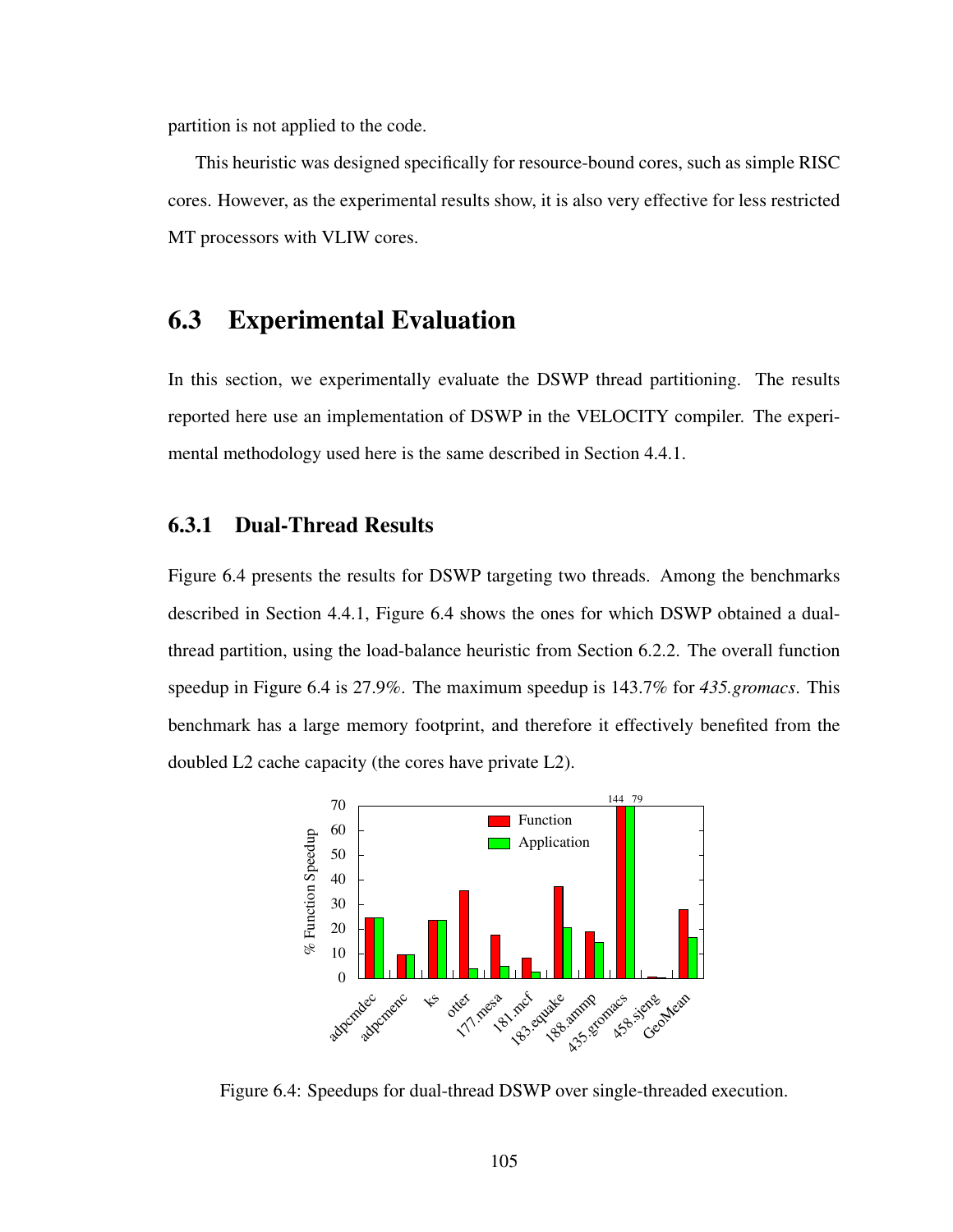partition is not applied to the code.

This heuristic was designed specifically for resource-bound cores, such as simple RISC cores. However, as the experimental results show, it is also very effective for less restricted MT processors with VLIW cores.

## 6.3 Experimental Evaluation

In this section, we experimentally evaluate the DSWP thread partitioning. The results reported here use an implementation of DSWP in the VELOCITY compiler. The experimental methodology used here is the same described in Section 4.4.1.

### 6.3.1 Dual-Thread Results

Figure 6.4 presents the results for DSWP targeting two threads. Among the benchmarks described in Section 4.4.1, Figure 6.4 shows the ones for which DSWP obtained a dual-thread partition, using the load-balance heuristic from Section 6.2.2. The overall function speedup in Figure 6.4 is 27.9%. The maximum speedup is 143.7% for *435.gromacs*. This benchmark has a large memory footprint, and therefore it effectively benefited from the doubled L2 cache capacity (the cores have private L2).

Figure 6.4: Speedups for dual-thread DSWP over single-threaded execution.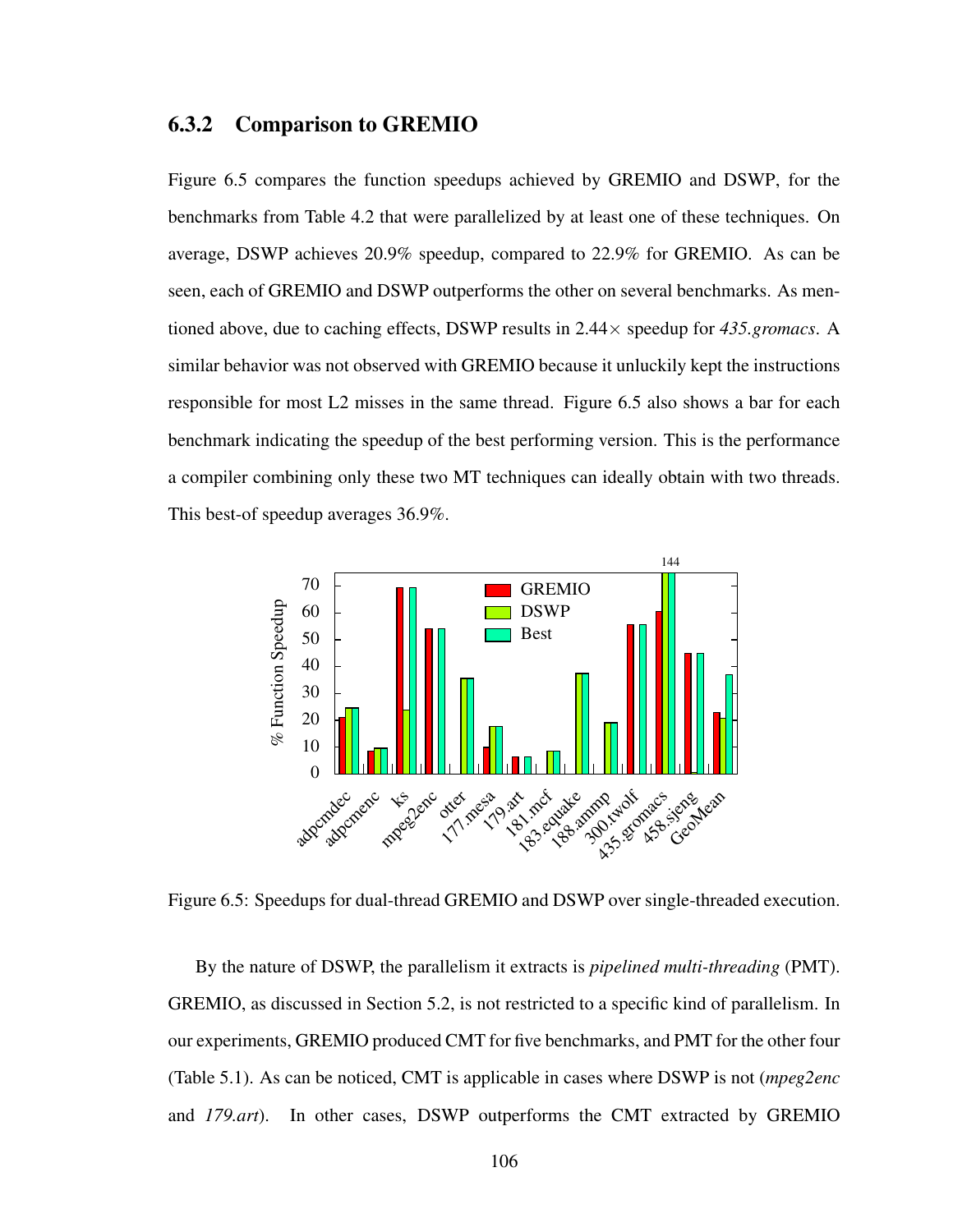### 6.3.2 Comparison to GREMIO

Figure 6.5 compares the function speedups achieved by GREMIO and DSWP, for the benchmarks from Table 4.2 that were parallelized by at least one of these techniques. On average, DSWP achieves 20.9% speedup, compared to 22.9% for GREMIO. As can be seen, each of GREMIO and DSWP outperforms the other on several benchmarks. As mentioned above, due to caching effects, DSWP results in 2.44× speedup for *435.gromacs*. A similar behavior was not observed with GREMIO because it unluckily kept the instructions responsible for most L2 misses in the same thread. Figure 6.5 also shows a bar for each benchmark indicating the speedup of the best performing version. This is the performance a compiler combining only these two MT techniques can ideally obtain with two threads. This best-of speedup averages 36.9%.

Figure 6.5: Speedups for dual-thread GREMIO and DSWP over single-threaded execution.

By the nature of DSWP, the parallelism it extracts is *pipelined multi-threading* (PMT). GREMIO, as discussed in Section 5.2, is not restricted to a specific kind of parallelism. In our experiments, GREMIO produced CMT for five benchmarks, and PMT for the other four (Table 5.1). As can be noticed, CMT is applicable in cases where DSWP is not (*mpeg2enc* and *179.art*). In other cases, DSWP outperforms the CMT extracted by GREMIO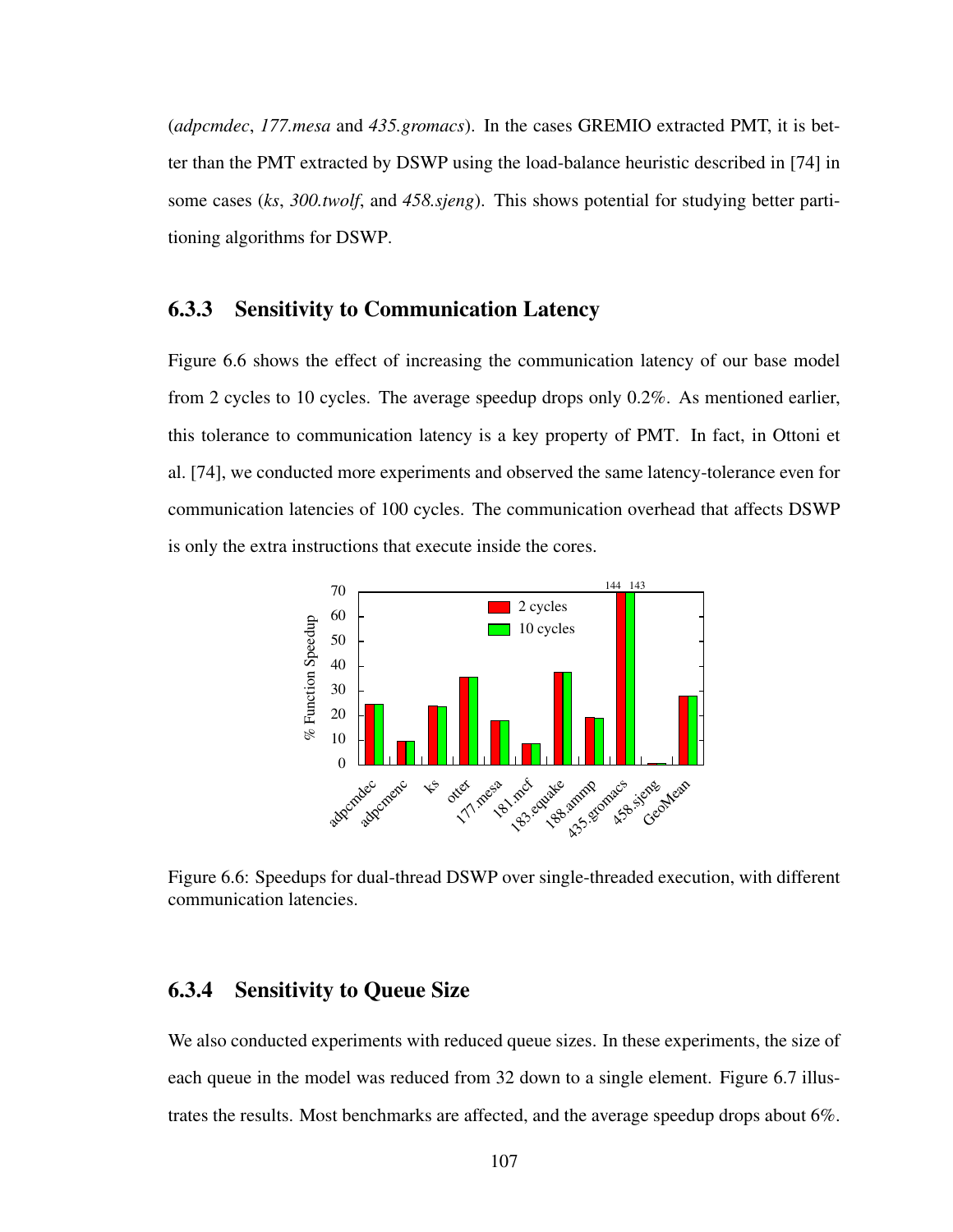(*adpcmdec*, *177.mesa* and *435.gromacs*). In the cases GREMIO extracted PMT, it is better than the PMT extracted by DSWP using the load-balance heuristic described in [74] in some cases (*ks*, *300.twolf*, and *458.sjeng*). This shows potential for studying better partitioning algorithms for DSWP.

### 6.3.3 Sensitivity to Communication Latency

Figure 6.6 shows the effect of increasing the communication latency of our base model from 2 cycles to 10 cycles. The average speedup drops only 0.2%. As mentioned earlier, this tolerance to communication latency is a key property of PMT. In fact, in Ottoni et al. [74], we conducted more experiments and observed the same latency-tolerance even for communication latencies of 100 cycles. The communication overhead that affects DSWP is only the extra instructions that execute inside the cores.

Figure 6.6: Speedups for dual-thread DSWP over single-threaded execution, with different communication latencies.

### 6.3.4 Sensitivity to Queue Size

We also conducted experiments with reduced queue sizes. In these experiments, the size of each queue in the model was reduced from 32 down to a single element. Figure 6.7 illustrates the results. Most benchmarks are affected, and the average speedup drops about 6%.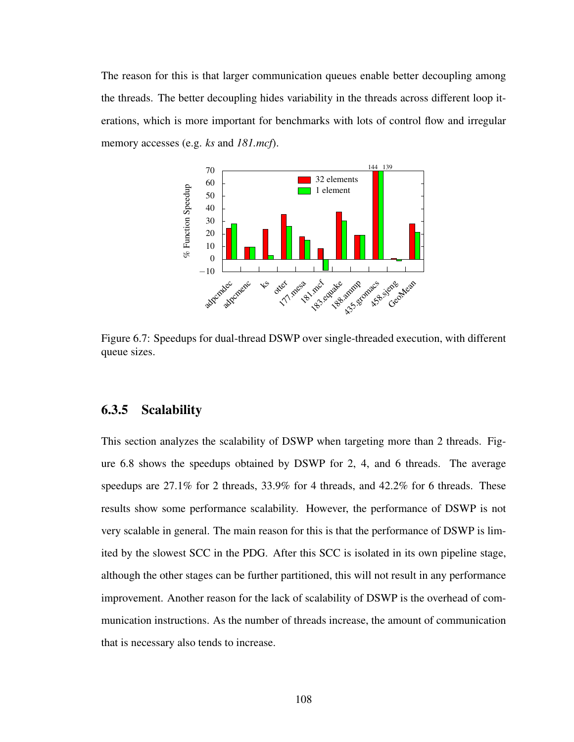The reason for this is that larger communication queues enable better decoupling among the threads. The better decoupling hides variability in the threads across different loop iterations, which is more important for benchmarks with lots of control flow and irregular memory accesses (e.g. *ks* and *181.mcf*).

Figure 6.7: Speedups for dual-thread DSWP over single-threaded execution, with different queue sizes.

### 6.3.5 Scalability

This section analyzes the scalability of DSWP when targeting more than 2 threads. Figure 6.8 shows the speedups obtained by DSWP for 2, 4, and 6 threads. The average speedups are 27.1% for 2 threads, 33.9% for 4 threads, and 42.2% for 6 threads. These results show some performance scalability. However, the performance of DSWP is not very scalable in general. The main reason for this is that the performance of DSWP is limited by the slowest SCC in the PDG. After this SCC is isolated in its own pipeline stage, although the other stages can be further partitioned, this will not result in any performance improvement. Another reason for the lack of scalability of DSWP is the overhead of communication instructions. As the number of threads increase, the amount of communication that is necessary also tends to increase.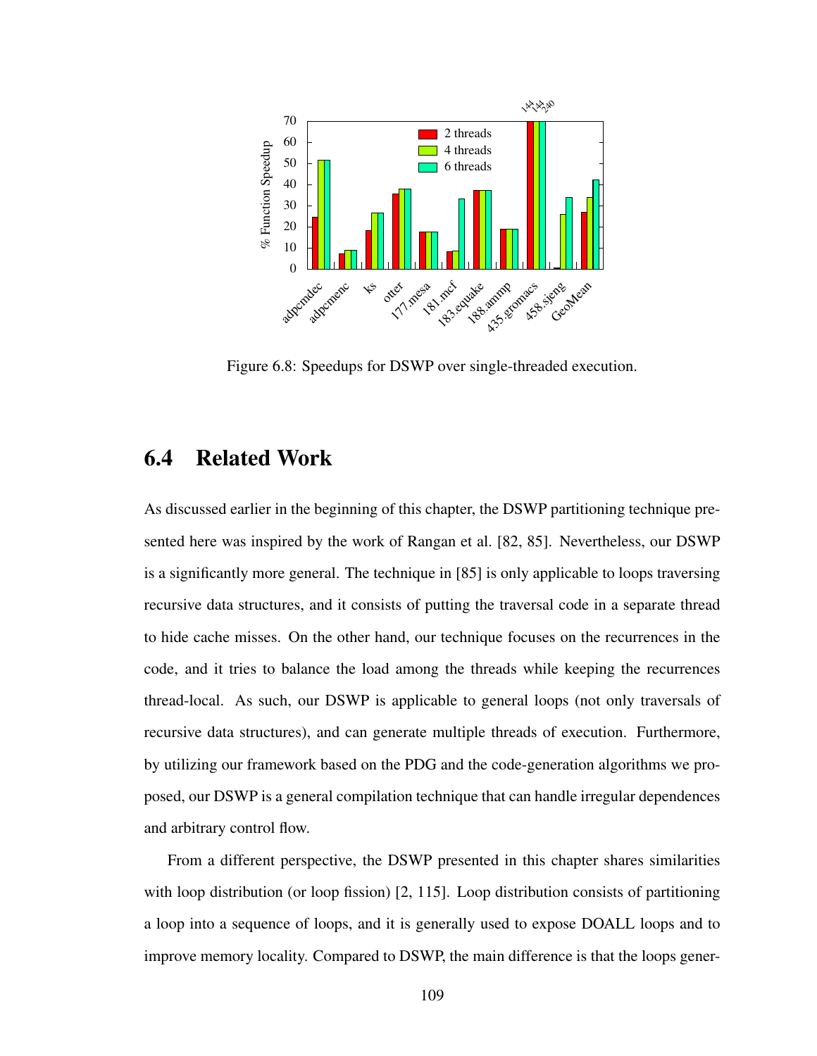Figure 6.8: Speedups for DSWP over single-threaded execution.

## 6.4 Related Work

As discussed earlier in the beginning of this chapter, the DSWP partitioning technique presented here was inspired by the work of Rangan et al. [82, 85]. Nevertheless, our DSWP is a significantly more general. The technique in [85] is only applicable to loops traversing recursive data structures, and it consists of putting the traversal code in a separate thread to hide cache misses. On the other hand, our technique focuses on the recurrences in the code, and it tries to balance the load among the threads while keeping the recurrences thread-local. As such, our DSWP is applicable to general loops (not only traversals of recursive data structures), and can generate multiple threads of execution. Furthermore, by utilizing our framework based on the PDG and the code-generation algorithms we proposed, our DSWP is a general compilation technique that can handle irregular dependences and arbitrary control flow.

From a different perspective, the DSWP presented in this chapter shares similarities with loop distribution (or loop fission) [2, 115]. Loop distribution consists of partitioning a loop into a sequence of loops, and it is generally used to expose DOALL loops and to improve memory locality. Compared to DSWP, the main difference is that the loops gener-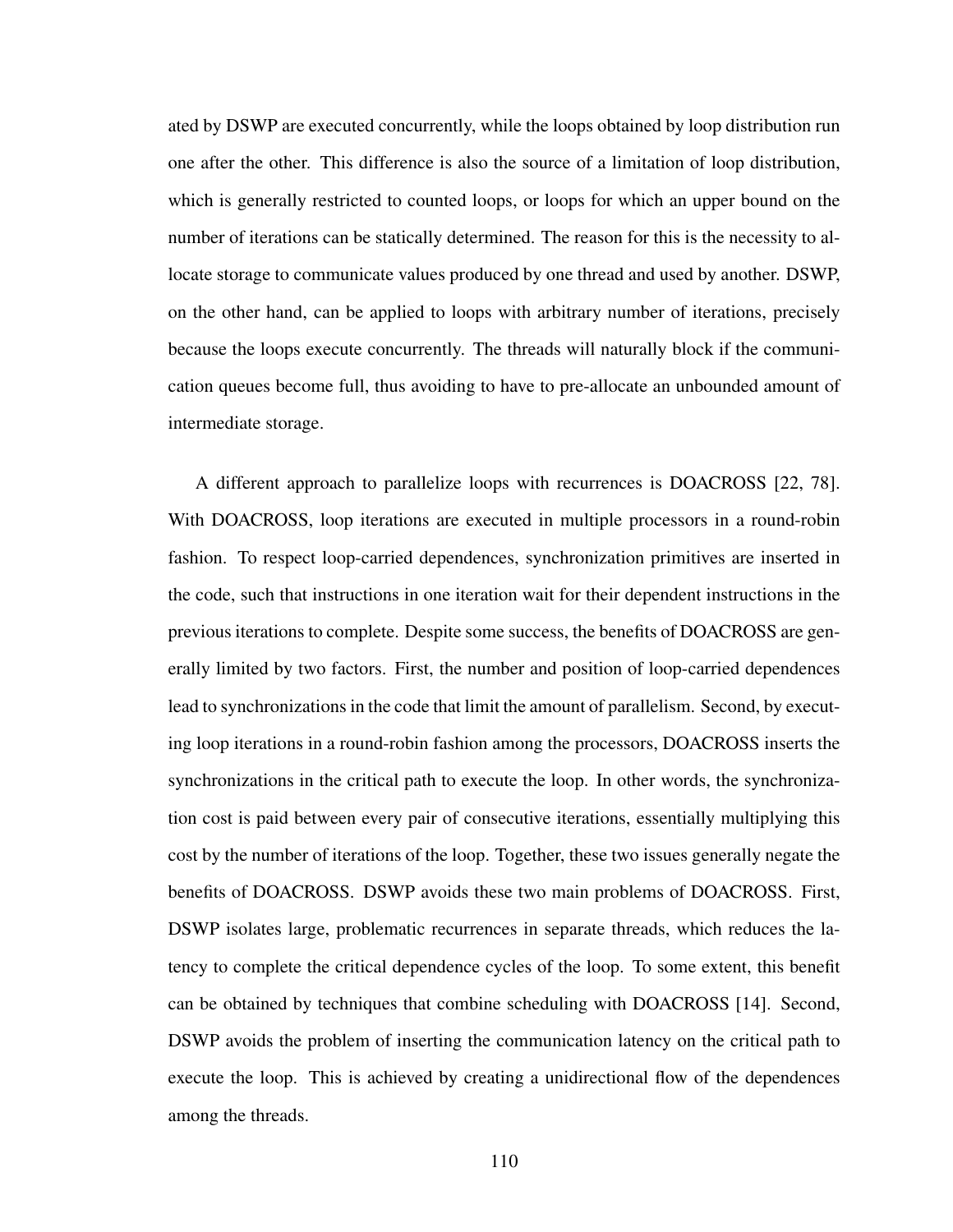ated by DSWP are executed concurrently, while the loops obtained by loop distribution run one after the other. This difference is also the source of a limitation of loop distribution, which is generally restricted to counted loops, or loops for which an upper bound on the number of iterations can be statically determined. The reason for this is the necessity to allocate storage to communicate values produced by one thread and used by another. DSWP, on the other hand, can be applied to loops with arbitrary number of iterations, precisely because the loops execute concurrently. The threads will naturally block if the communication queues become full, thus avoiding to have to pre-allocate an unbounded amount of intermediate storage.

A different approach to parallelize loops with recurrences is DOACROSS [22, 78]. With DOACROSS, loop iterations are executed in multiple processors in a round-robin fashion. To respect loop-carried dependences, synchronization primitives are inserted in the code, such that instructions in one iteration wait for their dependent instructions in the previous iterations to complete. Despite some success, the benefits of DOACROSS are generally limited by two factors. First, the number and position of loop-carried dependences lead to synchronizations in the code that limit the amount of parallelism. Second, by executing loop iterations in a round-robin fashion among the processors, DOACROSS inserts the synchronizations in the critical path to execute the loop. In other words, the synchronization cost is paid between every pair of consecutive iterations, essentially multiplying this cost by the number of iterations of the loop. Together, these two issues generally negate the benefits of DOACROSS. DSWP avoids these two main problems of DOACROSS. First, DSWP isolates large, problematic recurrences in separate threads, which reduces the latency to complete the critical dependence cycles of the loop. To some extent, this benefit can be obtained by techniques that combine scheduling with DOACROSS [14]. Second, DSWP avoids the problem of inserting the communication latency on the critical path to execute the loop. This is achieved by creating a unidirectional flow of the dependences among the threads.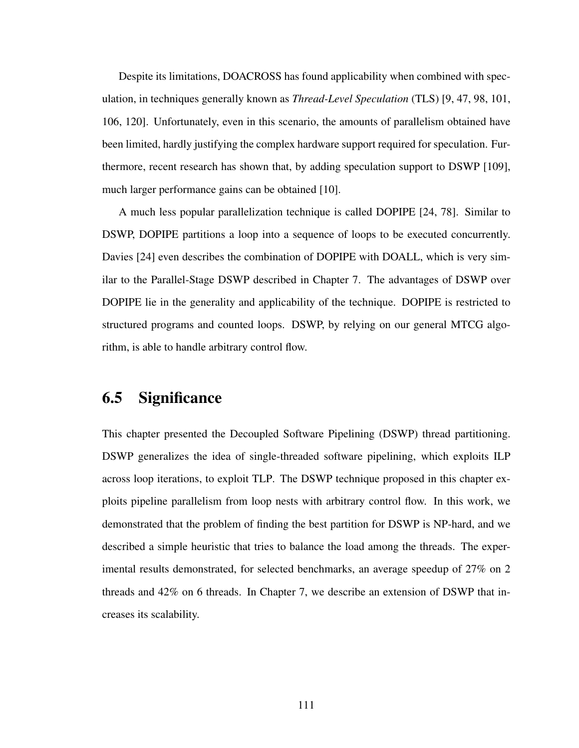Despite its limitations, DOACROSS has found applicability when combined with speculation, in techniques generally known as *Thread-Level Speculation* (TLS) [9, 47, 98, 101, 106, 120]. Unfortunately, even in this scenario, the amounts of parallelism obtained have been limited, hardly justifying the complex hardware support required for speculation. Furthermore, recent research has shown that, by adding speculation support to DSWP [109], much larger performance gains can be obtained [10].

A much less popular parallelization technique is called DOPIPE [24, 78]. Similar to DSWP, DOPIPE partitions a loop into a sequence of loops to be executed concurrently. Davies [24] even describes the combination of DOPIPE with DOALL, which is very similar to the Parallel-Stage DSWP described in Chapter 7. The advantages of DSWP over DOPIPE lie in the generality and applicability of the technique. DOPIPE is restricted to structured programs and counted loops. DSWP, by relying on our general MTCG algorithm, is able to handle arbitrary control flow.

## 6.5 Significance

This chapter presented the Decoupled Software Pipelining (DSWP) thread partitioning. DSWP generalizes the idea of single-threaded software pipelining, which exploits ILP across loop iterations, to exploit TLP. The DSWP technique proposed in this chapter exploits pipeline parallelism from loop nests with arbitrary control flow. In this work, we demonstrated that the problem of finding the best partition for DSWP is NP-hard, and we described a simple heuristic that tries to balance the load among the threads. The experimental results demonstrated, for selected benchmarks, an average speedup of 27% on 2 threads and 42% on 6 threads. In Chapter 7, we describe an extension of DSWP that increases its scalability.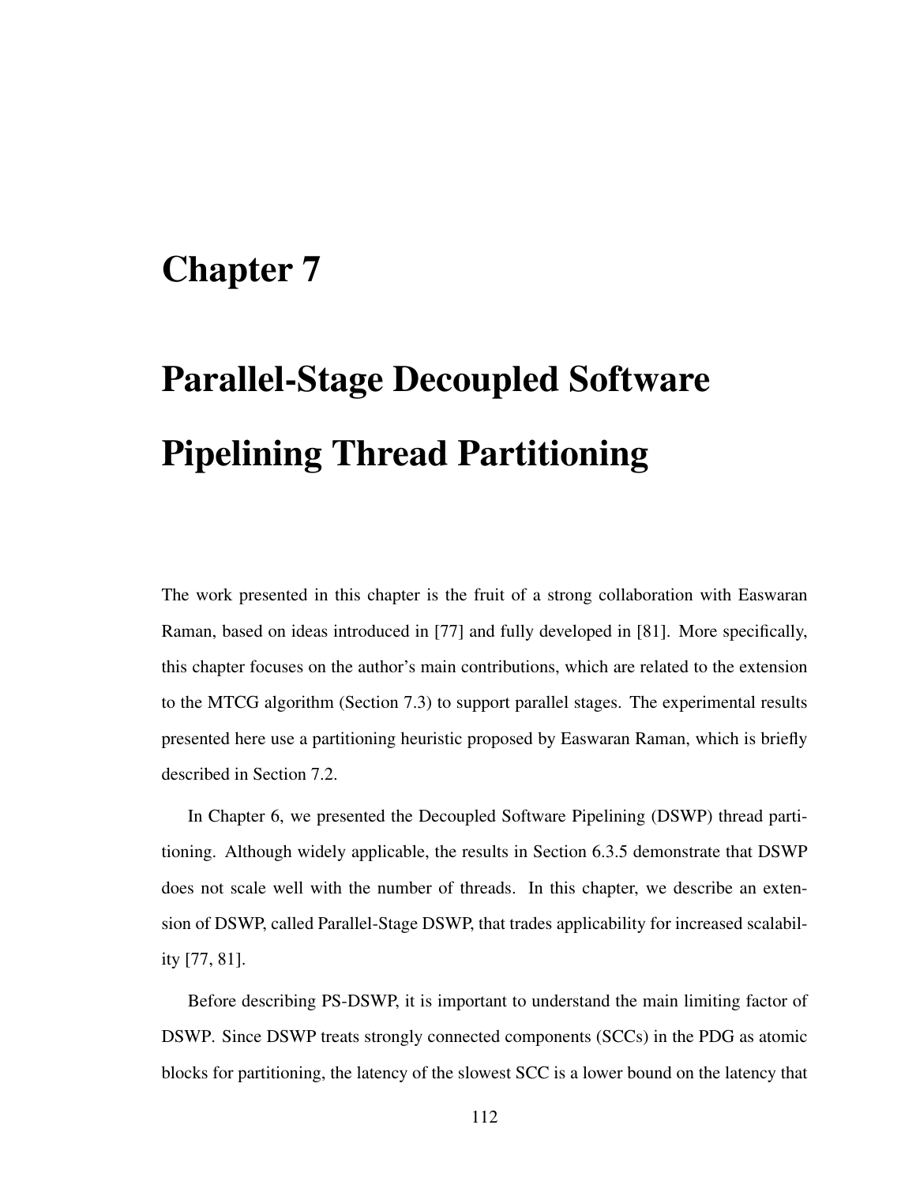# Chapter 7

# Parallel-Stage Decoupled Software Pipelining Thread Partitioning

The work presented in this chapter is the fruit of a strong collaboration with Easwaran Raman, based on ideas introduced in [77] and fully developed in [81]. More specifically, this chapter focuses on the author's main contributions, which are related to the extension to the MTCG algorithm (Section 7.3) to support parallel stages. The experimental results presented here use a partitioning heuristic proposed by Easwaran Raman, which is briefly described in Section 7.2.

In Chapter 6, we presented the Decoupled Software Pipelining (DSWP) thread partitioning. Although widely applicable, the results in Section 6.3.5 demonstrate that DSWP does not scale well with the number of threads. In this chapter, we describe an extension of DSWP, called Parallel-Stage DSWP, that trades applicability for increased scalability [77, 81].

Before describing PS-DSWP, it is important to understand the main limiting factor of DSWP. Since DSWP treats strongly connected components (SCCs) in the PDG as atomic blocks for partitioning, the latency of the slowest SCC is a lower bound on the latency that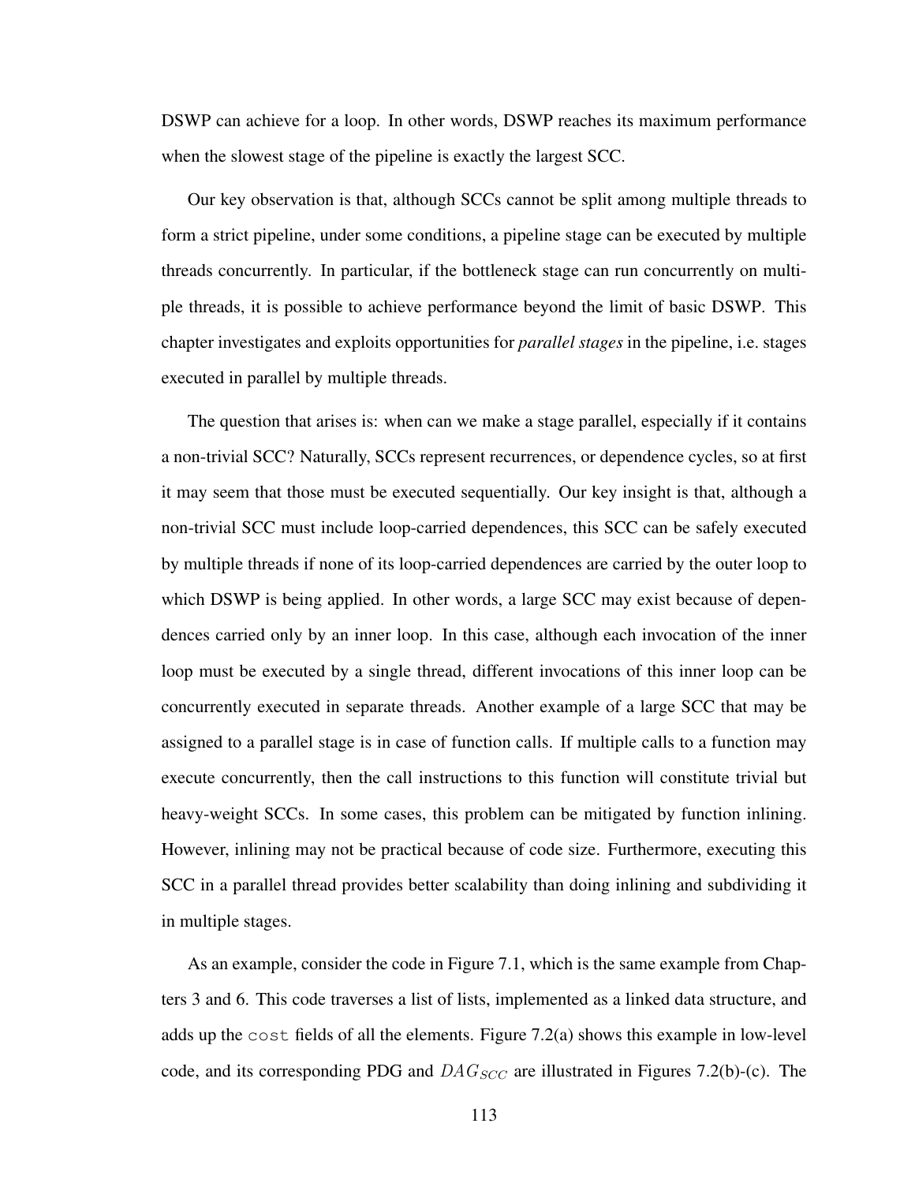DSWP can achieve for a loop. In other words, DSWP reaches its maximum performance when the slowest stage of the pipeline is exactly the largest SCC.

Our key observation is that, although SCCs cannot be split among multiple threads to form a strict pipeline, under some conditions, a pipeline stage can be executed by multiple threads concurrently. In particular, if the bottleneck stage can run concurrently on multiple threads, it is possible to achieve performance beyond the limit of basic DSWP. This chapter investigates and exploits opportunities for *parallel stages* in the pipeline, i.e. stages executed in parallel by multiple threads.

The question that arises is: when can we make a stage parallel, especially if it contains a non-trivial SCC? Naturally, SCCs represent recurrences, or dependence cycles, so at first it may seem that those must be executed sequentially. Our key insight is that, although a non-trivial SCC must include loop-carried dependences, this SCC can be safely executed by multiple threads if none of its loop-carried dependences are carried by the outer loop to which DSWP is being applied. In other words, a large SCC may exist because of dependences carried only by an inner loop. In this case, although each invocation of the inner loop must be executed by a single thread, different invocations of this inner loop can be concurrently executed in separate threads. Another example of a large SCC that may be assigned to a parallel stage is in case of function calls. If multiple calls to a function may execute concurrently, then the call instructions to this function will constitute trivial but heavy-weight SCCs. In some cases, this problem can be mitigated by function inlining. However, inlining may not be practical because of code size. Furthermore, executing this SCC in a parallel thread provides better scalability than doing inlining and subdividing it in multiple stages.

As an example, consider the code in Figure 7.1, which is the same example from Chapters 3 and 6. This code traverses a list of lists, implemented as a linked data structure, and adds up the `cost` fields of all the elements. Figure 7.2(a) shows this example in low-level code, and its corresponding PDG and $DAG_{SCC}$ are illustrated in Figures 7.2(b)-(c). The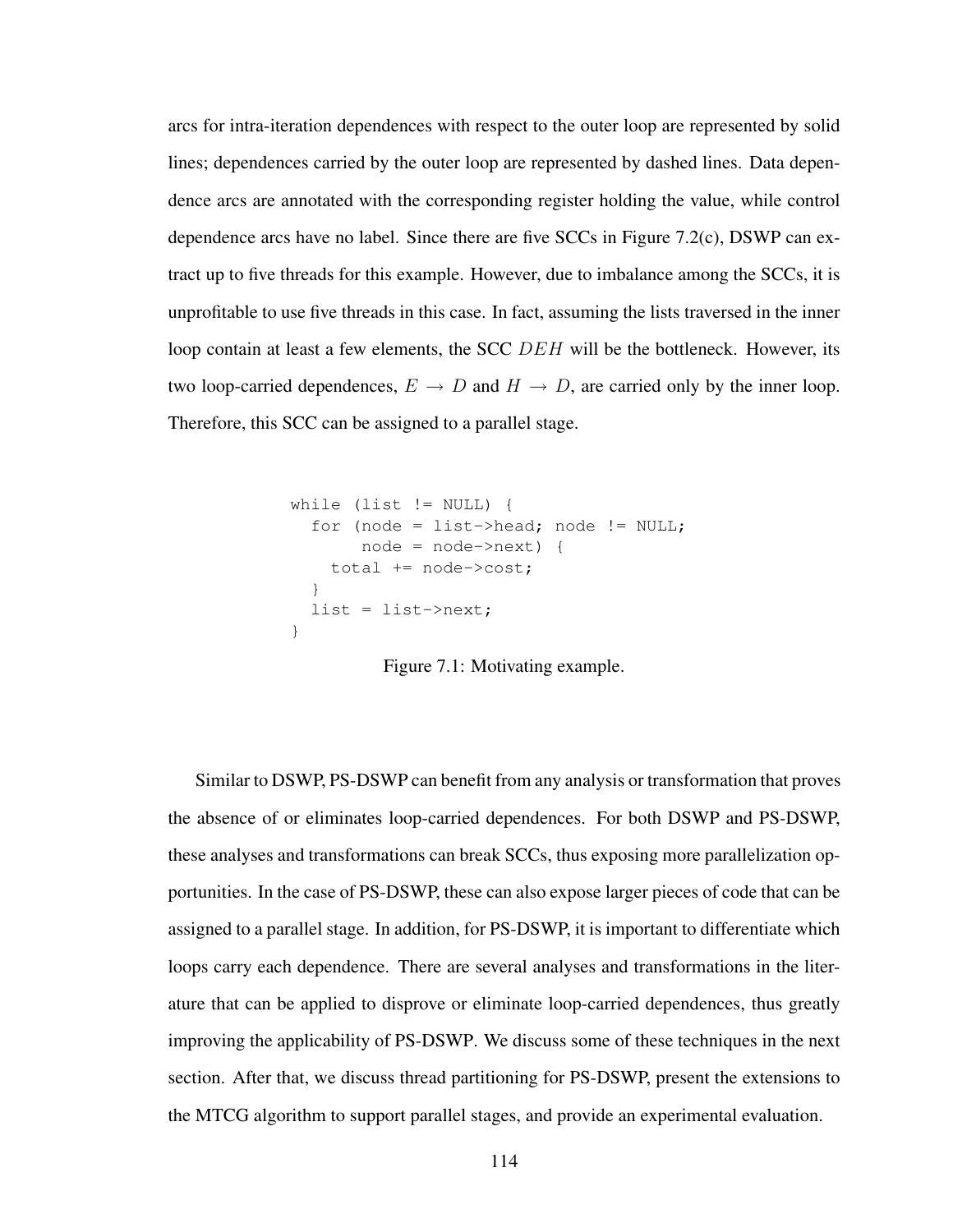arcs for intra-iteration dependences with respect to the outer loop are represented by solid lines; dependences carried by the outer loop are represented by dashed lines. Data dependence arcs are annotated with the corresponding register holding the value, while control dependence arcs have no label. Since there are five SCCs in Figure 7.2(c), DSWP can extract up to five threads for this example. However, due to imbalance among the SCCs, it is unprofitable to use five threads in this case. In fact, assuming the lists traversed in the inner loop contain at least a few elements, the SCC $DEH$ will be the bottleneck. However, its two loop-carried dependences, $E \rightarrow D$ and $H \rightarrow D$, are carried only by the inner loop. Therefore, this SCC can be assigned to a parallel stage.

```
while (list != NULL) {
  for (node = list->head; node != NULL;
       node = node->next) {
    total += node->cost;
  }
  list = list->next;
}
```

Figure 7.1: Motivating example.

Similar to DSWP, PS-DSWP can benefit from any analysis or transformation that proves the absence of or eliminates loop-carried dependences. For both DSWP and PS-DSWP, these analyses and transformations can break SCCs, thus exposing more parallelization opportunities. In the case of PS-DSWP, these can also expose larger pieces of code that can be assigned to a parallel stage. In addition, for PS-DSWP, it is important to differentiate which loops carry each dependence. There are several analyses and transformations in the literature that can be applied to disprove or eliminate loop-carried dependences, thus greatly improving the applicability of PS-DSWP. We discuss some of these techniques in the next section. After that, we discuss thread partitioning for PS-DSWP, present the extensions to the MTCG algorithm to support parallel stages, and provide an experimental evaluation.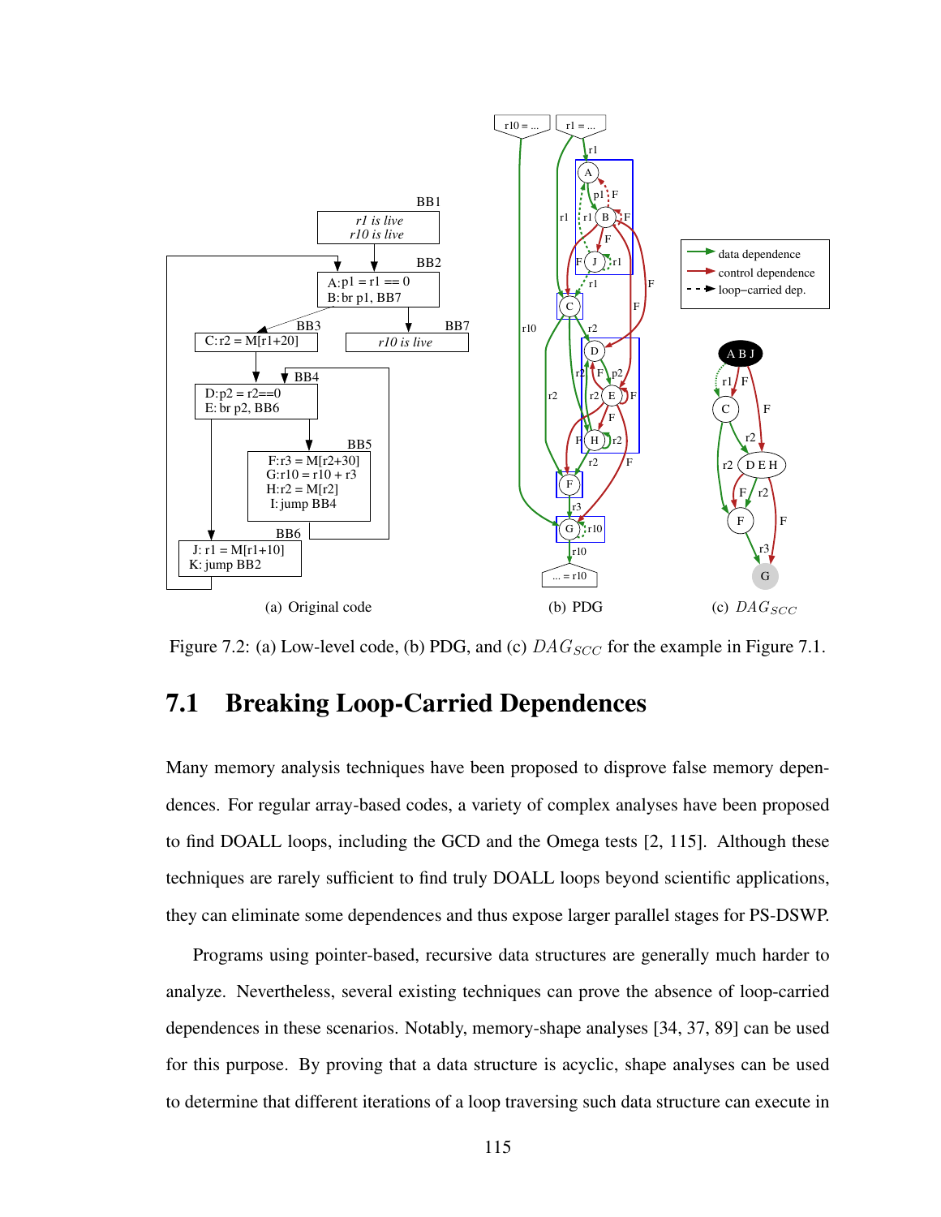Figure 7.2: (a) Low-level code, (b) PDG, and (c) $DAG_{SCC}$ for the example in Figure 7.1.

## 7.1 Breaking Loop-Carried Dependences

Many memory analysis techniques have been proposed to disprove false memory dependences. For regular array-based codes, a variety of complex analyses have been proposed to find DOALL loops, including the GCD and the Omega tests [2, 115]. Although these techniques are rarely sufficient to find truly DOALL loops beyond scientific applications, they can eliminate some dependences and thus expose larger parallel stages for PS-DSWP.

Programs using pointer-based, recursive data structures are generally much harder to analyze. Nevertheless, several existing techniques can prove the absence of loop-carried dependences in these scenarios. Notably, memory-shape analyses [34, 37, 89] can be used for this purpose. By proving that a data structure is acyclic, shape analyses can be used to determine that different iterations of a loop traversing such data structure can execute in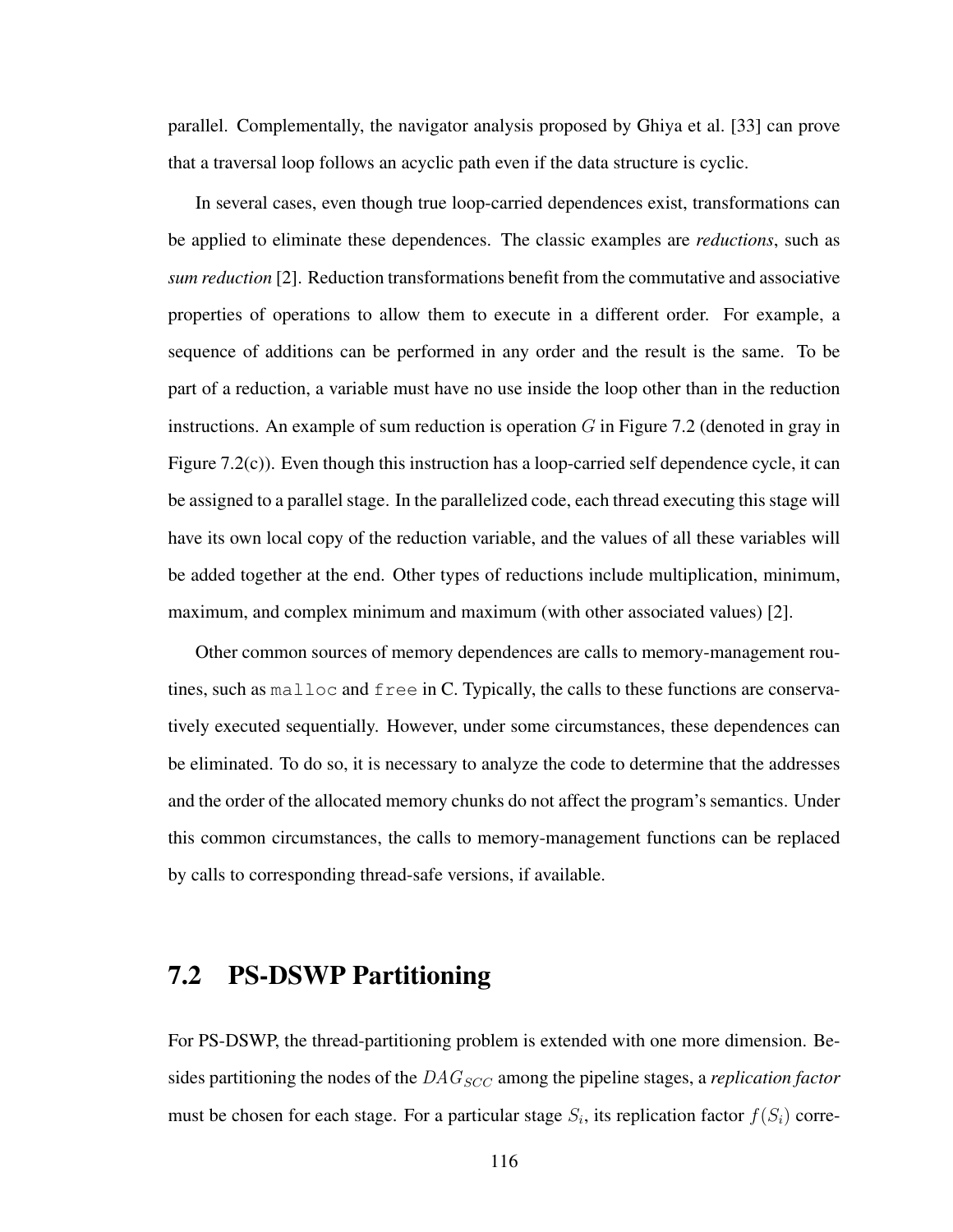parallel. Complementally, the navigator analysis proposed by Ghiya et al. [33] can prove that a traversal loop follows an acyclic path even if the data structure is cyclic.

In several cases, even though true loop-carried dependences exist, transformations can be applied to eliminate these dependences. The classic examples are *reductions*, such as *sum reduction* [2]. Reduction transformations benefit from the commutative and associative properties of operations to allow them to execute in a different order. For example, a sequence of additions can be performed in any order and the result is the same. To be part of a reduction, a variable must have no use inside the loop other than in the reduction instructions. An example of sum reduction is operation $G$ in Figure 7.2 (denoted in gray in Figure 7.2(c)). Even though this instruction has a loop-carried self dependence cycle, it can be assigned to a parallel stage. In the parallelized code, each thread executing this stage will have its own local copy of the reduction variable, and the values of all these variables will be added together at the end. Other types of reductions include multiplication, minimum, maximum, and complex minimum and maximum (with other associated values) [2].

Other common sources of memory dependences are calls to memory-management routines, such as `malloc` and `free` in C. Typically, the calls to these functions are conservatively executed sequentially. However, under some circumstances, these dependences can be eliminated. To do so, it is necessary to analyze the code to determine that the addresses and the order of the allocated memory chunks do not affect the program's semantics. Under this common circumstances, the calls to memory-management functions can be replaced by calls to corresponding thread-safe versions, if available.

## 7.2 PS-DSWP Partitioning

For PS-DSWP, the thread-partitioning problem is extended with one more dimension. Besides partitioning the nodes of the $DAG_{SCC}$ among the pipeline stages, a *replication factor* must be chosen for each stage. For a particular stage $S_i$, its replication factor $f(S_i)$ corre-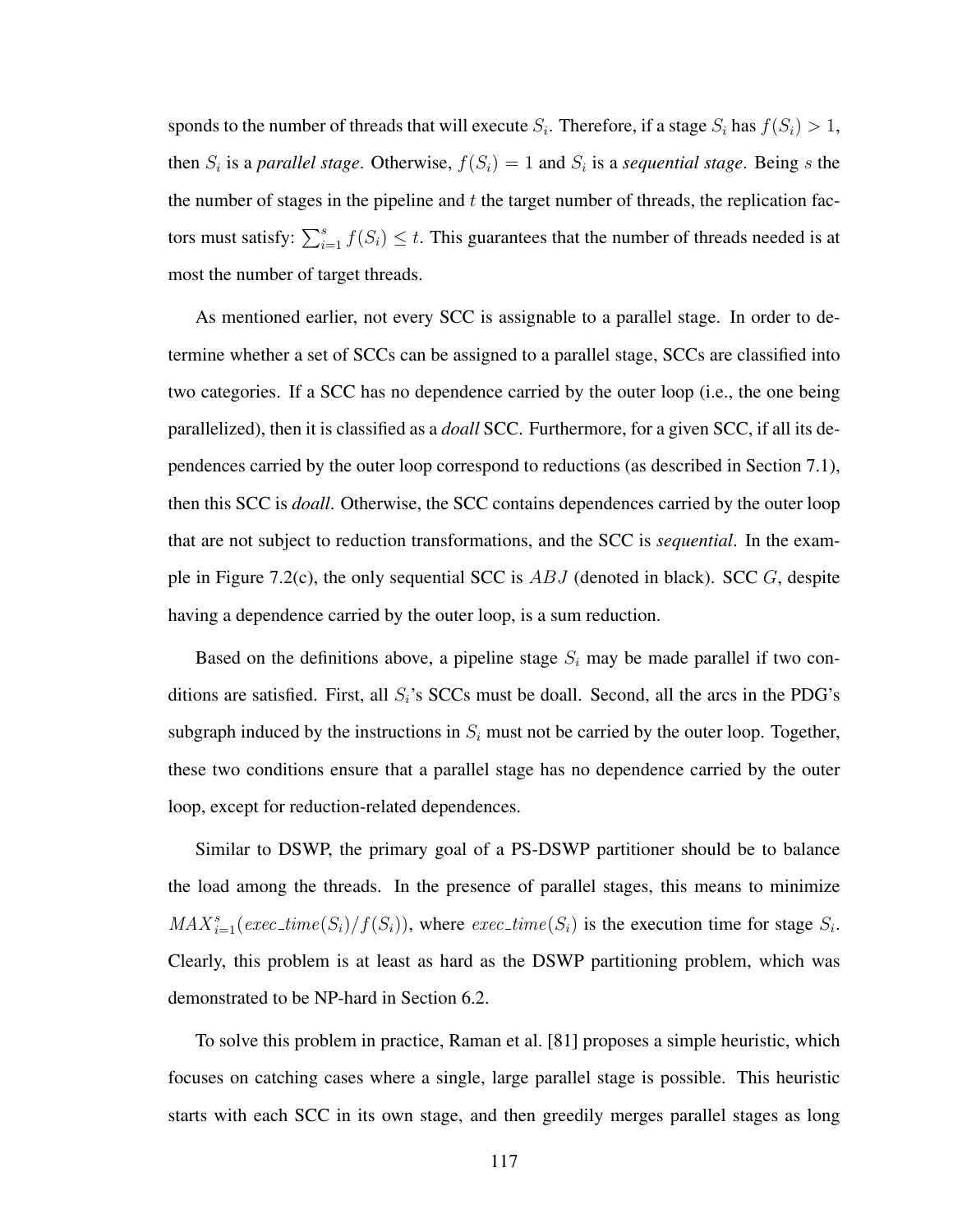sponds to the number of threads that will execute $S_i$. Therefore, if a stage $S_i$ has $f(S_i) > 1$, then $S_i$ is a *parallel stage*. Otherwise, $f(S_i) = 1$ and $S_i$ is a *sequential stage*. Being $s$ the the number of stages in the pipeline and $t$ the target number of threads, the replication factors must satisfy: $\sum_{i=1}^{s} f(S_i) \leq t$. This guarantees that the number of threads needed is at most the number of target threads.

As mentioned earlier, not every SCC is assignable to a parallel stage. In order to determine whether a set of SCCs can be assigned to a parallel stage, SCCs are classified into two categories. If a SCC has no dependence carried by the outer loop (i.e., the one being parallelized), then it is classified as a *doall* SCC. Furthermore, for a given SCC, if all its dependences carried by the outer loop correspond to reductions (as described in Section 7.1), then this SCC is *doall*. Otherwise, the SCC contains dependences carried by the outer loop that are not subject to reduction transformations, and the SCC is *sequential*. In the example in Figure 7.2(c), the only sequential SCC is $ABJ$ (denoted in black). SCC $G$, despite having a dependence carried by the outer loop, is a sum reduction.

Based on the definitions above, a pipeline stage $S_i$ may be made parallel if two conditions are satisfied. First, all $S_i$'s SCCs must be doall. Second, all the arcs in the PDG's subgraph induced by the instructions in $S_i$ must not be carried by the outer loop. Together, these two conditions ensure that a parallel stage has no dependence carried by the outer loop, except for reduction-related dependences.

Similar to DSWP, the primary goal of a PS-DSWP partitioner should be to balance the load among the threads. In the presence of parallel stages, this means to minimize $MAX_{i=1}^{s}(exec\_time(S_i)/f(S_i))$, where $exec\_time(S_i)$ is the execution time for stage $S_i$. Clearly, this problem is at least as hard as the DSWP partitioning problem, which was demonstrated to be NP-hard in Section 6.2.

To solve this problem in practice, Raman et al. [81] proposes a simple heuristic, which focuses on catching cases where a single, large parallel stage is possible. This heuristic starts with each SCC in its own stage, and then greedily merges parallel stages as long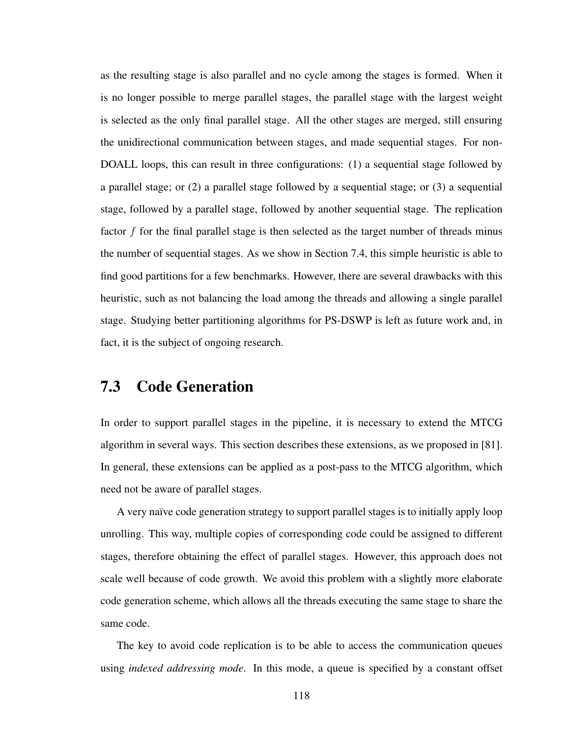as the resulting stage is also parallel and no cycle among the stages is formed. When it is no longer possible to merge parallel stages, the parallel stage with the largest weight is selected as the only final parallel stage. All the other stages are merged, still ensuring the unidirectional communication between stages, and made sequential stages. For non-DOALL loops, this can result in three configurations: (1) a sequential stage followed by a parallel stage; or (2) a parallel stage followed by a sequential stage; or (3) a sequential stage, followed by a parallel stage, followed by another sequential stage. The replication factor $f$ for the final parallel stage is then selected as the target number of threads minus the number of sequential stages. As we show in Section 7.4, this simple heuristic is able to find good partitions for a few benchmarks. However, there are several drawbacks with this heuristic, such as not balancing the load among the threads and allowing a single parallel stage. Studying better partitioning algorithms for PS-DSWP is left as future work and, in fact, it is the subject of ongoing research.

## 7.3 Code Generation

In order to support parallel stages in the pipeline, it is necessary to extend the MTCG algorithm in several ways. This section describes these extensions, as we proposed in [81]. In general, these extensions can be applied as a post-pass to the MTCG algorithm, which need not be aware of parallel stages.

A very naïve code generation strategy to support parallel stages is to initially apply loop unrolling. This way, multiple copies of corresponding code could be assigned to different stages, therefore obtaining the effect of parallel stages. However, this approach does not scale well because of code growth. We avoid this problem with a slightly more elaborate code generation scheme, which allows all the threads executing the same stage to share the same code.

The key to avoid code replication is to be able to access the communication queues using *indexed addressing mode*. In this mode, a queue is specified by a constant offset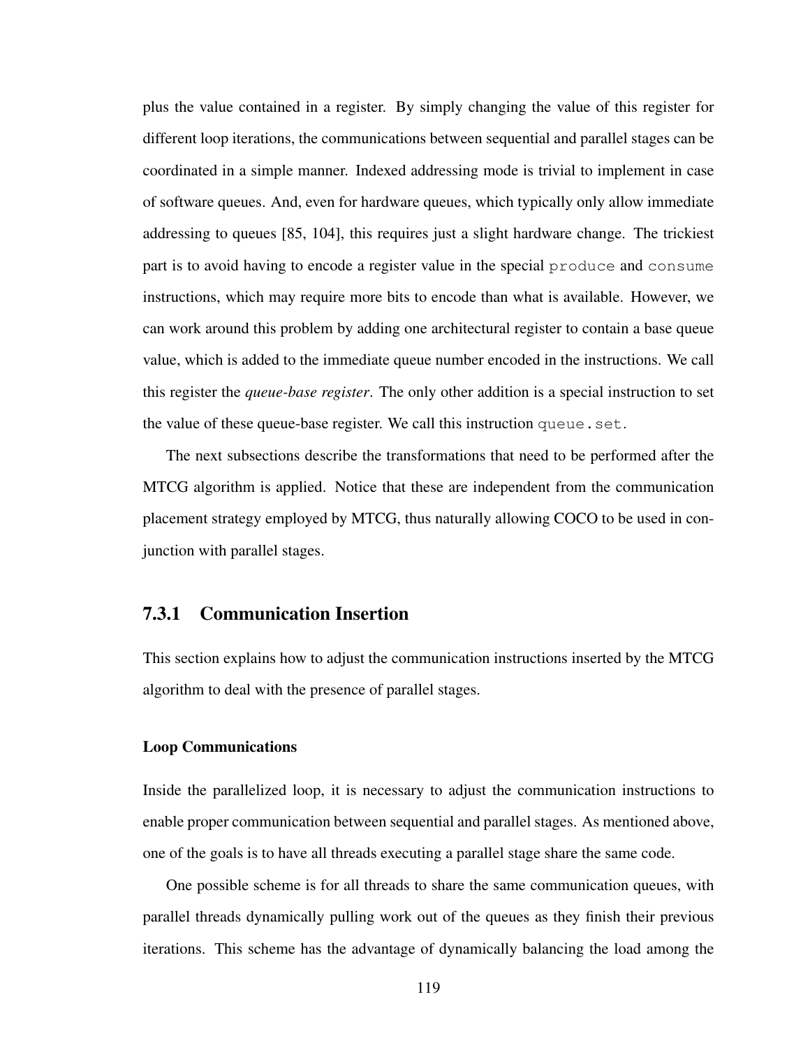plus the value contained in a register. By simply changing the value of this register for different loop iterations, the communications between sequential and parallel stages can be coordinated in a simple manner. Indexed addressing mode is trivial to implement in case of software queues. And, even for hardware queues, which typically only allow immediate addressing to queues [85, 104], this requires just a slight hardware change. The trickiest part is to avoid having to encode a register value in the special `produce` and `consume` instructions, which may require more bits to encode than what is available. However, we can work around this problem by adding one architectural register to contain a base queue value, which is added to the immediate queue number encoded in the instructions. We call this register the *queue-base register*. The only other addition is a special instruction to set the value of these queue-base register. We call this instruction `queue.set`.

The next subsections describe the transformations that need to be performed after the MTCG algorithm is applied. Notice that these are independent from the communication placement strategy employed by MTCG, thus naturally allowing COCO to be used in conjunction with parallel stages.

### 7.3.1 Communication Insertion

This section explains how to adjust the communication instructions inserted by the MTCG algorithm to deal with the presence of parallel stages.

#### Loop Communications

Inside the parallelized loop, it is necessary to adjust the communication instructions to enable proper communication between sequential and parallel stages. As mentioned above, one of the goals is to have all threads executing a parallel stage share the same code.

One possible scheme is for all threads to share the same communication queues, with parallel threads dynamically pulling work out of the queues as they finish their previous iterations. This scheme has the advantage of dynamically balancing the load among the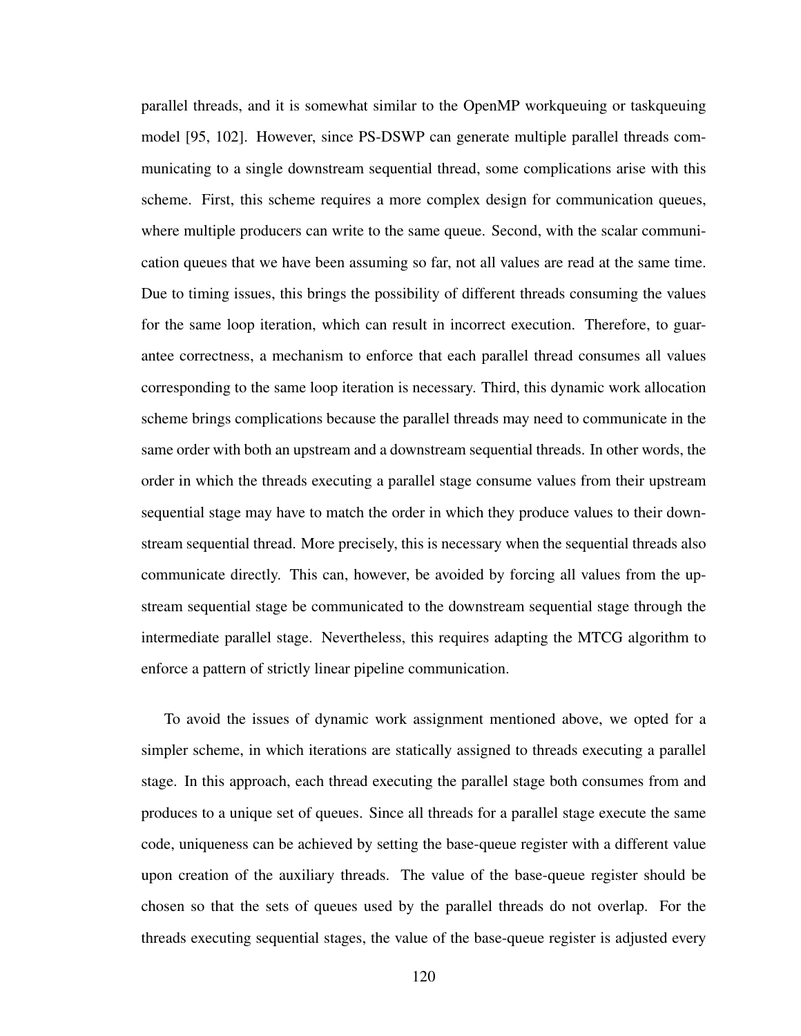parallel threads, and it is somewhat similar to the OpenMP workqueuing or taskqueuing model [95, 102]. However, since PS-DSWP can generate multiple parallel threads communicating to a single downstream sequential thread, some complications arise with this scheme. First, this scheme requires a more complex design for communication queues, where multiple producers can write to the same queue. Second, with the scalar communication queues that we have been assuming so far, not all values are read at the same time. Due to timing issues, this brings the possibility of different threads consuming the values for the same loop iteration, which can result in incorrect execution. Therefore, to guarantee correctness, a mechanism to enforce that each parallel thread consumes all values corresponding to the same loop iteration is necessary. Third, this dynamic work allocation scheme brings complications because the parallel threads may need to communicate in the same order with both an upstream and a downstream sequential threads. In other words, the order in which the threads executing a parallel stage consume values from their upstream sequential stage may have to match the order in which they produce values to their downstream sequential thread. More precisely, this is necessary when the sequential threads also communicate directly. This can, however, be avoided by forcing all values from the upstream sequential stage be communicated to the downstream sequential stage through the intermediate parallel stage. Nevertheless, this requires adapting the MTCG algorithm to enforce a pattern of strictly linear pipeline communication.

To avoid the issues of dynamic work assignment mentioned above, we opted for a simpler scheme, in which iterations are statically assigned to threads executing a parallel stage. In this approach, each thread executing the parallel stage both consumes from and produces to a unique set of queues. Since all threads for a parallel stage execute the same code, uniqueness can be achieved by setting the base-queue register with a different value upon creation of the auxiliary threads. The value of the base-queue register should be chosen so that the sets of queues used by the parallel threads do not overlap. For the threads executing sequential stages, the value of the base-queue register is adjusted every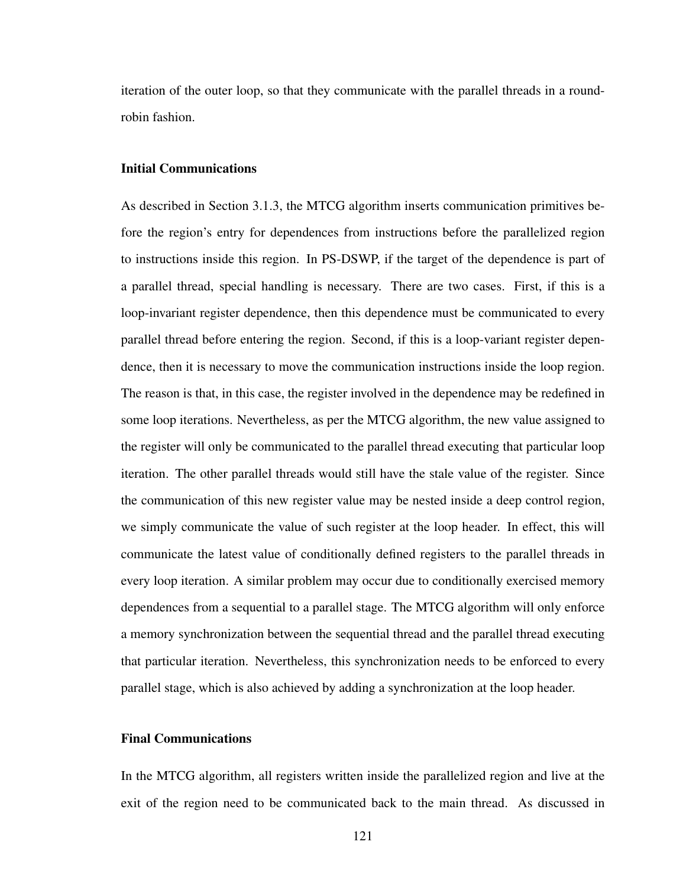iteration of the outer loop, so that they communicate with the parallel threads in a round-robin fashion.

#### Initial Communications

As described in Section 3.1.3, the MTCG algorithm inserts communication primitives before the region's entry for dependences from instructions before the parallelized region to instructions inside this region. In PS-DSWP, if the target of the dependence is part of a parallel thread, special handling is necessary. There are two cases. First, if this is a loop-invariant register dependence, then this dependence must be communicated to every parallel thread before entering the region. Second, if this is a loop-variant register dependence, then it is necessary to move the communication instructions inside the loop region. The reason is that, in this case, the register involved in the dependence may be redefined in some loop iterations. Nevertheless, as per the MTCG algorithm, the new value assigned to the register will only be communicated to the parallel thread executing that particular loop iteration. The other parallel threads would still have the stale value of the register. Since the communication of this new register value may be nested inside a deep control region, we simply communicate the value of such register at the loop header. In effect, this will communicate the latest value of conditionally defined registers to the parallel threads in every loop iteration. A similar problem may occur due to conditionally exercised memory dependences from a sequential to a parallel stage. The MTCG algorithm will only enforce a memory synchronization between the sequential thread and the parallel thread executing that particular iteration. Nevertheless, this synchronization needs to be enforced to every parallel stage, which is also achieved by adding a synchronization at the loop header.

#### Final Communications

In the MTCG algorithm, all registers written inside the parallelized region and live at the exit of the region need to be communicated back to the main thread. As discussed in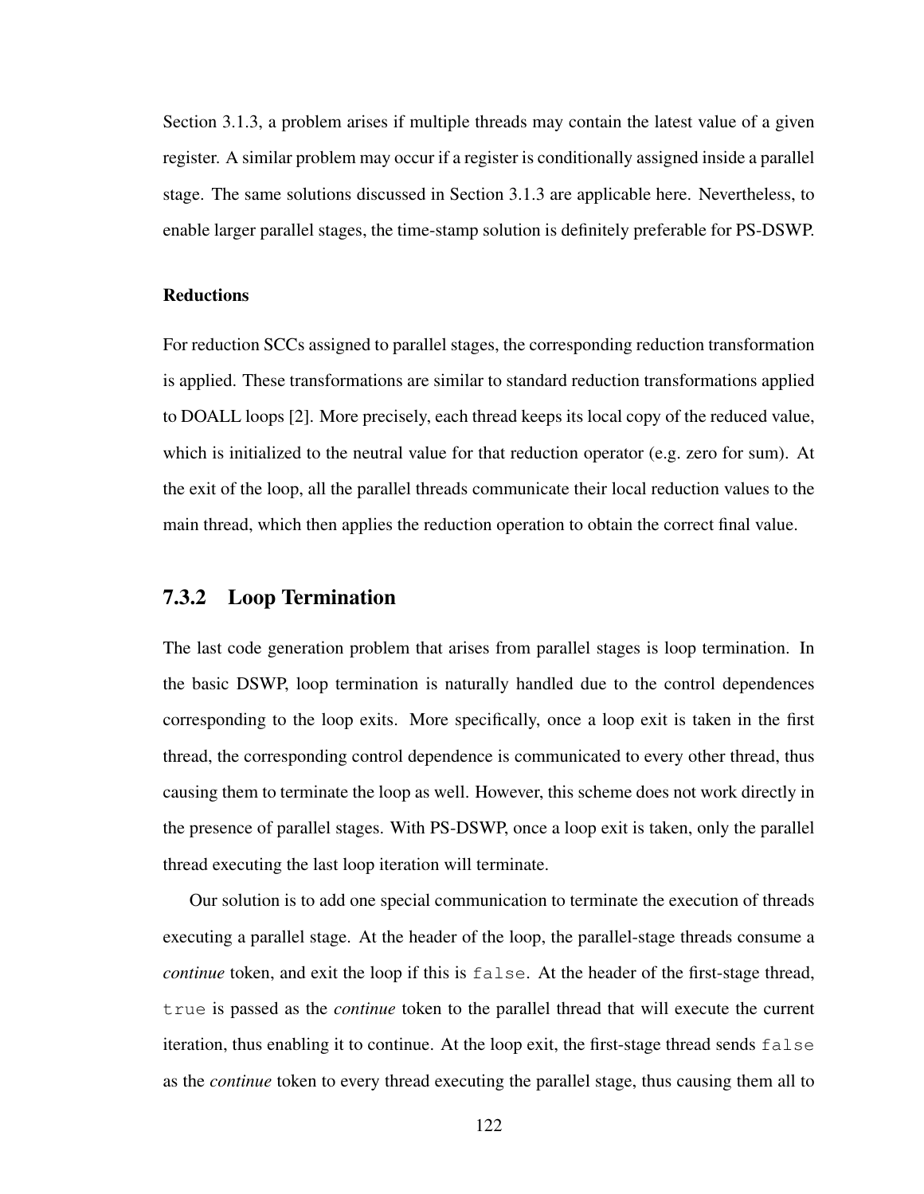Section 3.1.3, a problem arises if multiple threads may contain the latest value of a given register. A similar problem may occur if a register is conditionally assigned inside a parallel stage. The same solutions discussed in Section 3.1.3 are applicable here. Nevertheless, to enable larger parallel stages, the time-stamp solution is definitely preferable for PS-DSWP.

#### Reductions

For reduction SCCs assigned to parallel stages, the corresponding reduction transformation is applied. These transformations are similar to standard reduction transformations applied to DOALL loops [2]. More precisely, each thread keeps its local copy of the reduced value, which is initialized to the neutral value for that reduction operator (e.g. zero for sum). At the exit of the loop, all the parallel threads communicate their local reduction values to the main thread, which then applies the reduction operation to obtain the correct final value.

### 7.3.2 Loop Termination

The last code generation problem that arises from parallel stages is loop termination. In the basic DSWP, loop termination is naturally handled due to the control dependences corresponding to the loop exits. More specifically, once a loop exit is taken in the first thread, the corresponding control dependence is communicated to every other thread, thus causing them to terminate the loop as well. However, this scheme does not work directly in the presence of parallel stages. With PS-DSWP, once a loop exit is taken, only the parallel thread executing the last loop iteration will terminate.

Our solution is to add one special communication to terminate the execution of threads executing a parallel stage. At the header of the loop, the parallel-stage threads consume a *continue* token, and exit the loop if this is `false`. At the header of the first-stage thread, `true` is passed as the *continue* token to the parallel thread that will execute the current iteration, thus enabling it to continue. At the loop exit, the first-stage thread sends `false` as the *continue* token to every thread executing the parallel stage, thus causing them all to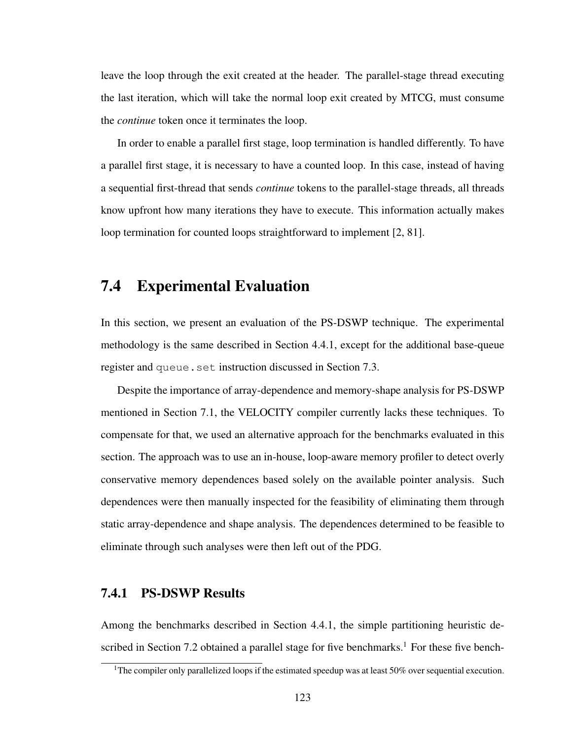leave the loop through the exit created at the header. The parallel-stage thread executing the last iteration, which will take the normal loop exit created by MTCG, must consume the *continue* token once it terminates the loop.

In order to enable a parallel first stage, loop termination is handled differently. To have a parallel first stage, it is necessary to have a counted loop. In this case, instead of having a sequential first-thread that sends *continue* tokens to the parallel-stage threads, all threads know upfront how many iterations they have to execute. This information actually makes loop termination for counted loops straightforward to implement [2, 81].

## 7.4 Experimental Evaluation

In this section, we present an evaluation of the PS-DSWP technique. The experimental methodology is the same described in Section 4.4.1, except for the additional base-queue register and `queue.set` instruction discussed in Section 7.3.

Despite the importance of array-dependence and memory-shape analysis for PS-DSWP mentioned in Section 7.1, the VELOCITY compiler currently lacks these techniques. To compensate for that, we used an alternative approach for the benchmarks evaluated in this section. The approach was to use an in-house, loop-aware memory profiler to detect overly conservative memory dependences based solely on the available pointer analysis. Such dependences were then manually inspected for the feasibility of eliminating them through static array-dependence and shape analysis. The dependences determined to be feasible to eliminate through such analyses were then left out of the PDG.

### 7.4.1 PS-DSWP Results

Among the benchmarks described in Section 4.4.1, the simple partitioning heuristic described in Section 7.2 obtained a parallel stage for five benchmarks.[1] For these five bench-

[1] The compiler only parallelized loops if the estimated speedup was at least 50% over sequential execution.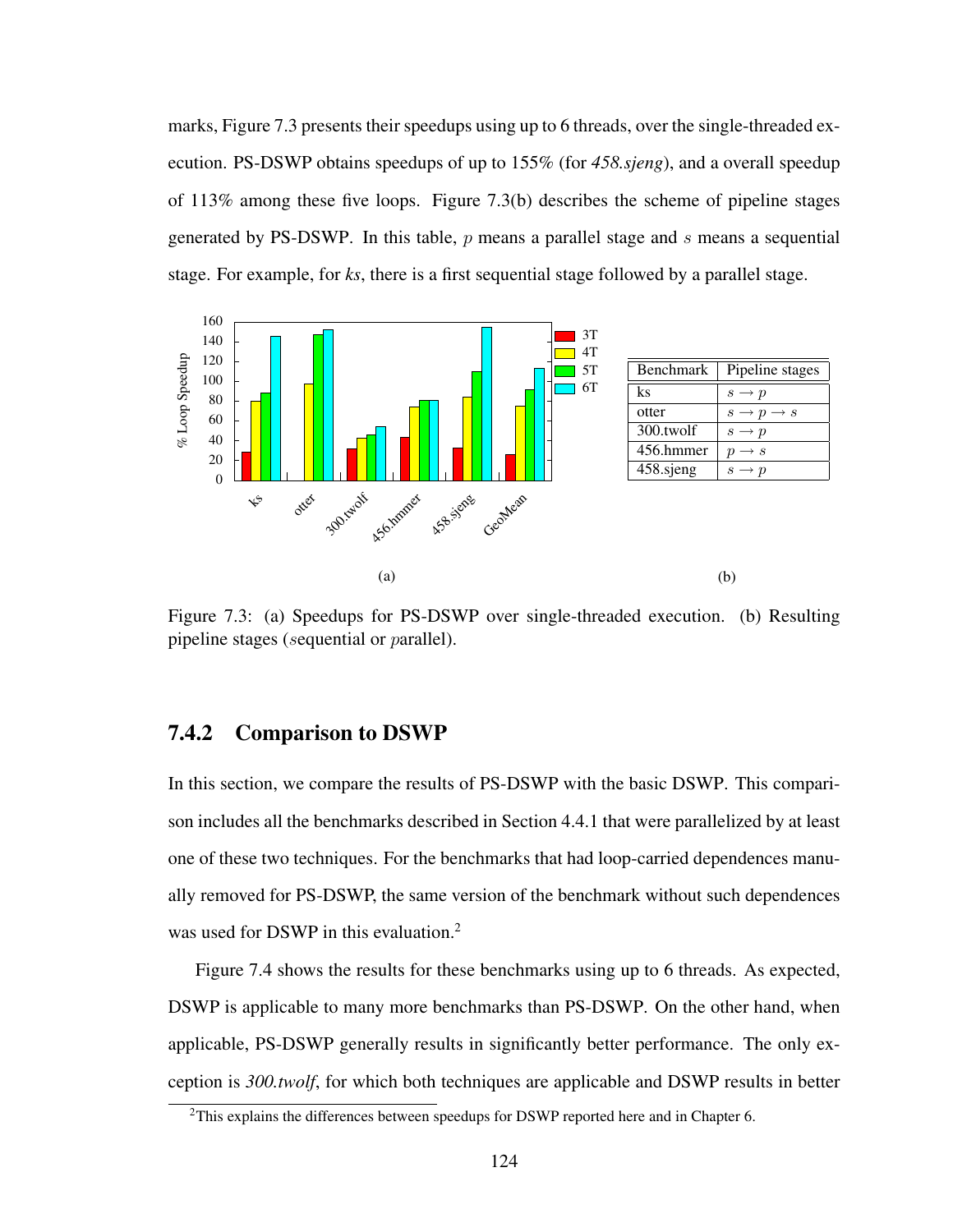marks, Figure 7.3 presents their speedups using up to 6 threads, over the single-threaded execution. PS-DSWP obtains speedups of up to 155% (for *458.sjeng*), and a overall speedup of 113% among these five loops. Figure 7.3(b) describes the scheme of pipeline stages generated by PS-DSWP. In this table, $p$ means a parallel stage and $s$ means a sequential stage. For example, for *ks*, there is a first sequential stage followed by a parallel stage.

| Benchmark | Pipeline stages |
|---|---|
| ks | $s \rightarrow p$ |
| otter | $s \rightarrow p \rightarrow s$ |
| 300.twolf | $s \rightarrow p$ |
| 456.hmmer | $p \rightarrow s$ |
| 458.sjeng | $s \rightarrow p$ |

(a) (b)

Figure 7.3: (a) Speedups for PS-DSWP over single-threaded execution. (b) Resulting pipeline stages ($s$equential or $p$arallel).

### 7.4.2 Comparison to DSWP

In this section, we compare the results of PS-DSWP with the basic DSWP. This comparison includes all the benchmarks described in Section 4.4.1 that were parallelized by at least one of these two techniques. For the benchmarks that had loop-carried dependences manually removed for PS-DSWP, the same version of the benchmark without such dependences was used for DSWP in this evaluation.[2]

Figure 7.4 shows the results for these benchmarks using up to 6 threads. As expected, DSWP is applicable to many more benchmarks than PS-DSWP. On the other hand, when applicable, PS-DSWP generally results in significantly better performance. The only exception is *300.twolf*, for which both techniques are applicable and DSWP results in better

[2]This explains the differences between speedups for DSWP reported here and in Chapter 6.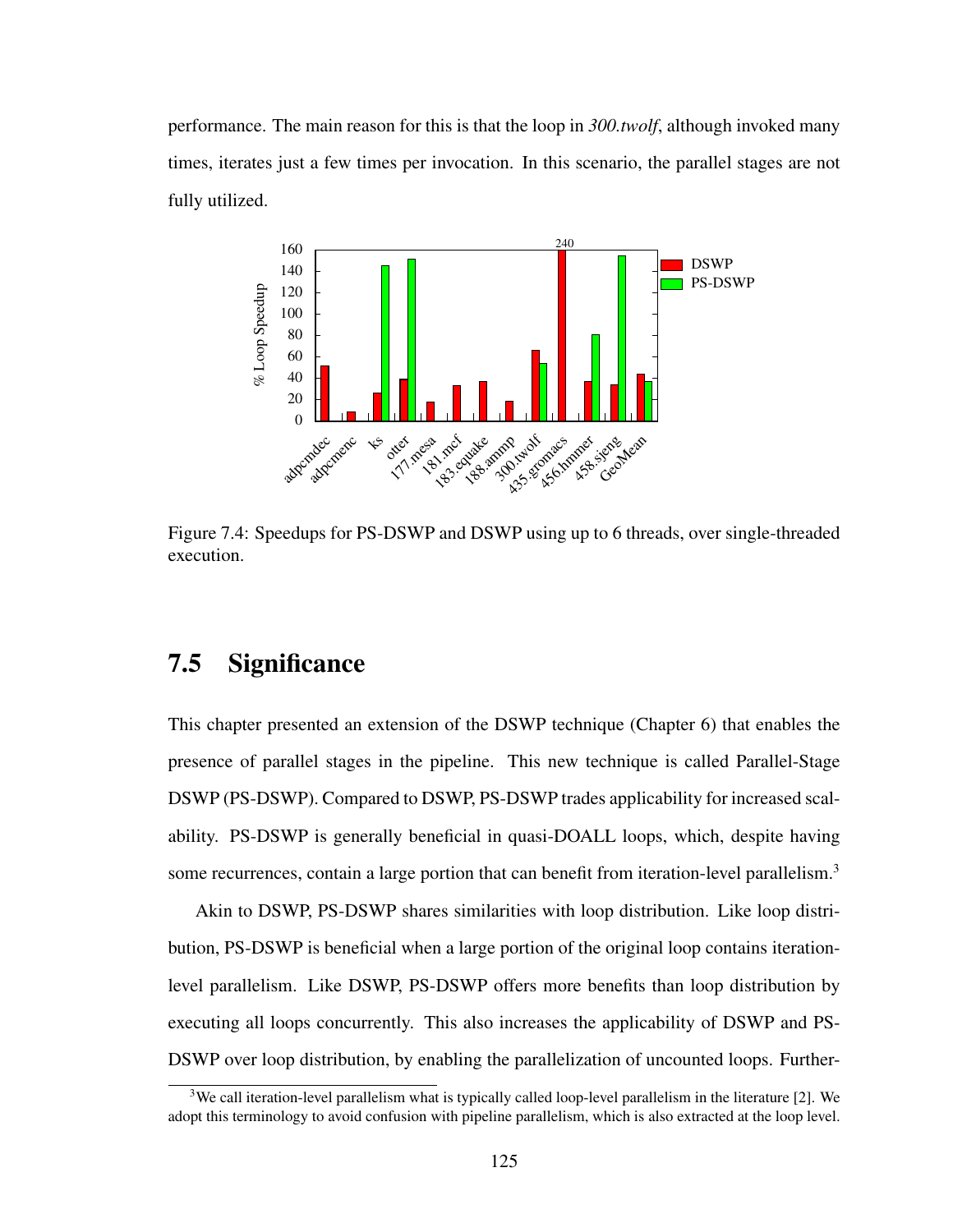performance. The main reason for this is that the loop in *300.twolf*, although invoked many times, iterates just a few times per invocation. In this scenario, the parallel stages are not fully utilized.

Figure 7.4: Speedups for PS-DSWP and DSWP using up to 6 threads, over single-threaded execution.

## 7.5 Significance

This chapter presented an extension of the DSWP technique (Chapter 6) that enables the presence of parallel stages in the pipeline. This new technique is called Parallel-Stage DSWP (PS-DSWP). Compared to DSWP, PS-DSWP trades applicability for increased scalability. PS-DSWP is generally beneficial in quasi-DOALL loops, which, despite having some recurrences, contain a large portion that can benefit from iteration-level parallelism.[3]

Akin to DSWP, PS-DSWP shares similarities with loop distribution. Like loop distribution, PS-DSWP is beneficial when a large portion of the original loop contains iteration-level parallelism. Like DSWP, PS-DSWP offers more benefits than loop distribution by executing all loops concurrently. This also increases the applicability of DSWP and PS-DSWP over loop distribution, by enabling the parallelization of uncounted loops. Further-

[3] We call iteration-level parallelism what is typically called loop-level parallelism in the literature [2]. We adopt this terminology to avoid confusion with pipeline parallelism, which is also extracted at the loop level.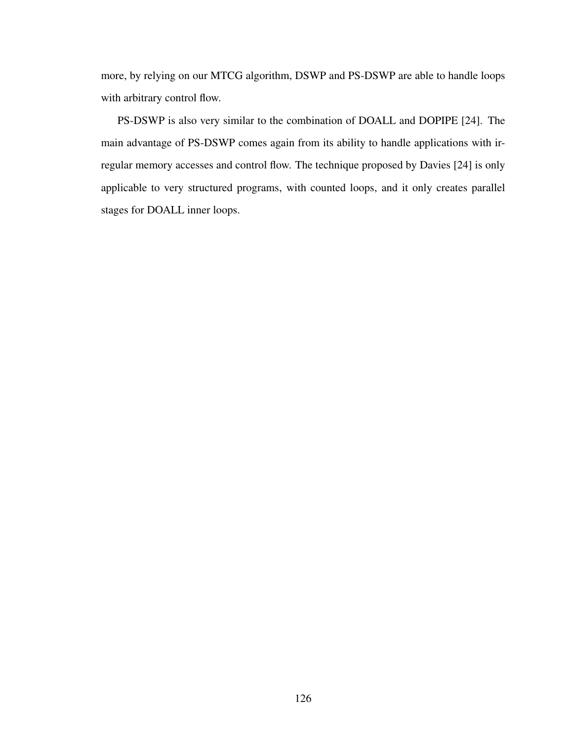more, by relying on our MTCG algorithm, DSWP and PS-DSWP are able to handle loops with arbitrary control flow.

PS-DSWP is also very similar to the combination of DOALL and DOPIPE [24]. The main advantage of PS-DSWP comes again from its ability to handle applications with irregular memory accesses and control flow. The technique proposed by Davies [24] is only applicable to very structured programs, with counted loops, and it only creates parallel stages for DOALL inner loops.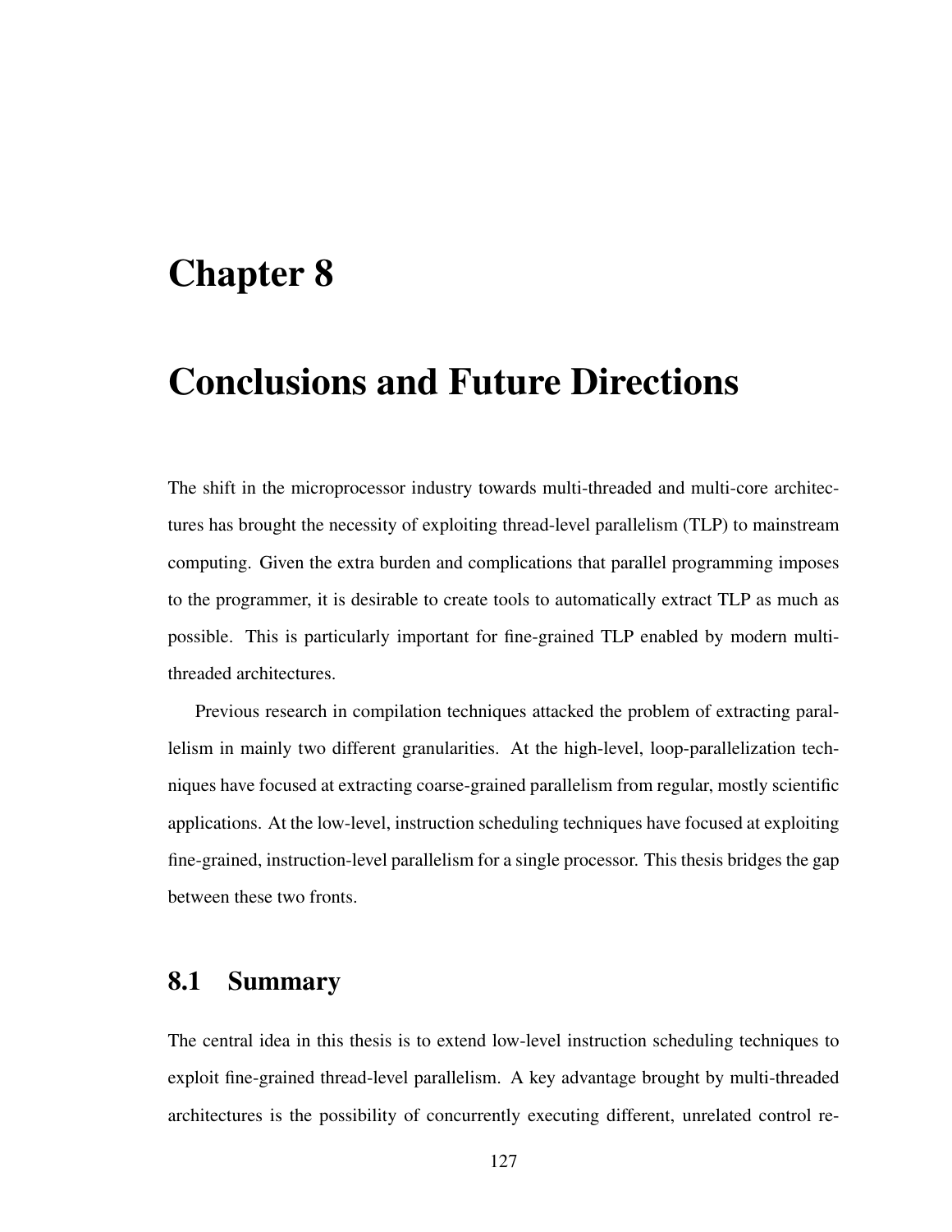# Chapter 8

# Conclusions and Future Directions

The shift in the microprocessor industry towards multi-threaded and multi-core architectures has brought the necessity of exploiting thread-level parallelism (TLP) to mainstream computing. Given the extra burden and complications that parallel programming imposes to the programmer, it is desirable to create tools to automatically extract TLP as much as possible. This is particularly important for fine-grained TLP enabled by modern multi-threaded architectures.

Previous research in compilation techniques attacked the problem of extracting parallelism in mainly two different granularities. At the high-level, loop-parallelization techniques have focused at extracting coarse-grained parallelism from regular, mostly scientific applications. At the low-level, instruction scheduling techniques have focused at exploiting fine-grained, instruction-level parallelism for a single processor. This thesis bridges the gap between these two fronts.

## 8.1 Summary

The central idea in this thesis is to extend low-level instruction scheduling techniques to exploit fine-grained thread-level parallelism. A key advantage brought by multi-threaded architectures is the possibility of concurrently executing different, unrelated control re-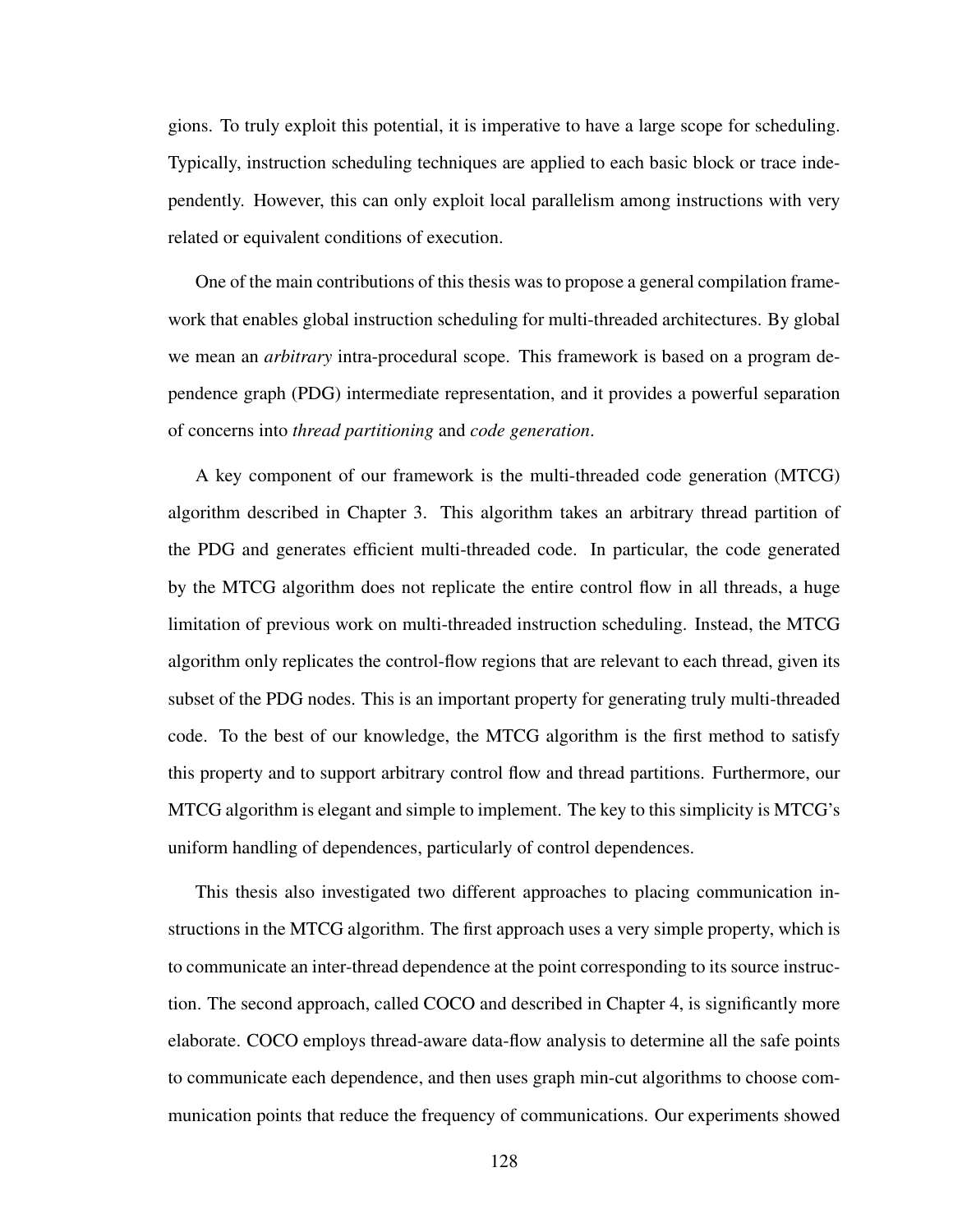gions. To truly exploit this potential, it is imperative to have a large scope for scheduling. Typically, instruction scheduling techniques are applied to each basic block or trace independently. However, this can only exploit local parallelism among instructions with very related or equivalent conditions of execution.

One of the main contributions of this thesis was to propose a general compilation framework that enables global instruction scheduling for multi-threaded architectures. By global we mean an *arbitrary* intra-procedural scope. This framework is based on a program dependence graph (PDG) intermediate representation, and it provides a powerful separation of concerns into *thread partitioning* and *code generation*.

A key component of our framework is the multi-threaded code generation (MTCG) algorithm described in Chapter 3. This algorithm takes an arbitrary thread partition of the PDG and generates efficient multi-threaded code. In particular, the code generated by the MTCG algorithm does not replicate the entire control flow in all threads, a huge limitation of previous work on multi-threaded instruction scheduling. Instead, the MTCG algorithm only replicates the control-flow regions that are relevant to each thread, given its subset of the PDG nodes. This is an important property for generating truly multi-threaded code. To the best of our knowledge, the MTCG algorithm is the first method to satisfy this property and to support arbitrary control flow and thread partitions. Furthermore, our MTCG algorithm is elegant and simple to implement. The key to this simplicity is MTCG's uniform handling of dependences, particularly of control dependences.

This thesis also investigated two different approaches to placing communication instructions in the MTCG algorithm. The first approach uses a very simple property, which is to communicate an inter-thread dependence at the point corresponding to its source instruction. The second approach, called COCO and described in Chapter 4, is significantly more elaborate. COCO employs thread-aware data-flow analysis to determine all the safe points to communicate each dependence, and then uses graph min-cut algorithms to choose communication points that reduce the frequency of communications. Our experiments showed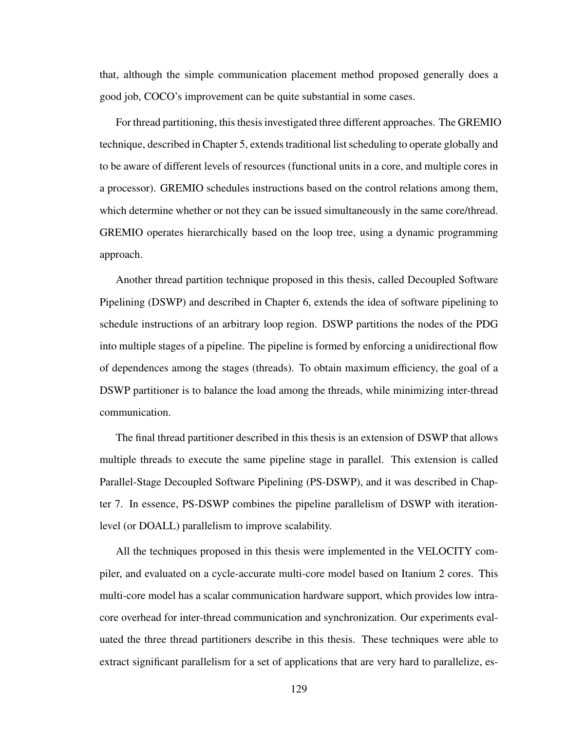that, although the simple communication placement method proposed generally does a good job, COCO's improvement can be quite substantial in some cases.

For thread partitioning, this thesis investigated three different approaches. The GREMIO technique, described in Chapter 5, extends traditional list scheduling to operate globally and to be aware of different levels of resources (functional units in a core, and multiple cores in a processor). GREMIO schedules instructions based on the control relations among them, which determine whether or not they can be issued simultaneously in the same core/thread. GREMIO operates hierarchically based on the loop tree, using a dynamic programming approach.

Another thread partition technique proposed in this thesis, called Decoupled Software Pipelining (DSWP) and described in Chapter 6, extends the idea of software pipelining to schedule instructions of an arbitrary loop region. DSWP partitions the nodes of the PDG into multiple stages of a pipeline. The pipeline is formed by enforcing a unidirectional flow of dependences among the stages (threads). To obtain maximum efficiency, the goal of a DSWP partitioner is to balance the load among the threads, while minimizing inter-thread communication.

The final thread partitioner described in this thesis is an extension of DSWP that allows multiple threads to execute the same pipeline stage in parallel. This extension is called Parallel-Stage Decoupled Software Pipelining (PS-DSWP), and it was described in Chapter 7. In essence, PS-DSWP combines the pipeline parallelism of DSWP with iteration-level (or DOALL) parallelism to improve scalability.

All the techniques proposed in this thesis were implemented in the VELOCITY compiler, and evaluated on a cycle-accurate multi-core model based on Itanium 2 cores. This multi-core model has a scalar communication hardware support, which provides low intra-core overhead for inter-thread communication and synchronization. Our experiments evaluated the three thread partitioners describe in this thesis. These techniques were able to extract significant parallelism for a set of applications that are very hard to parallelize, es-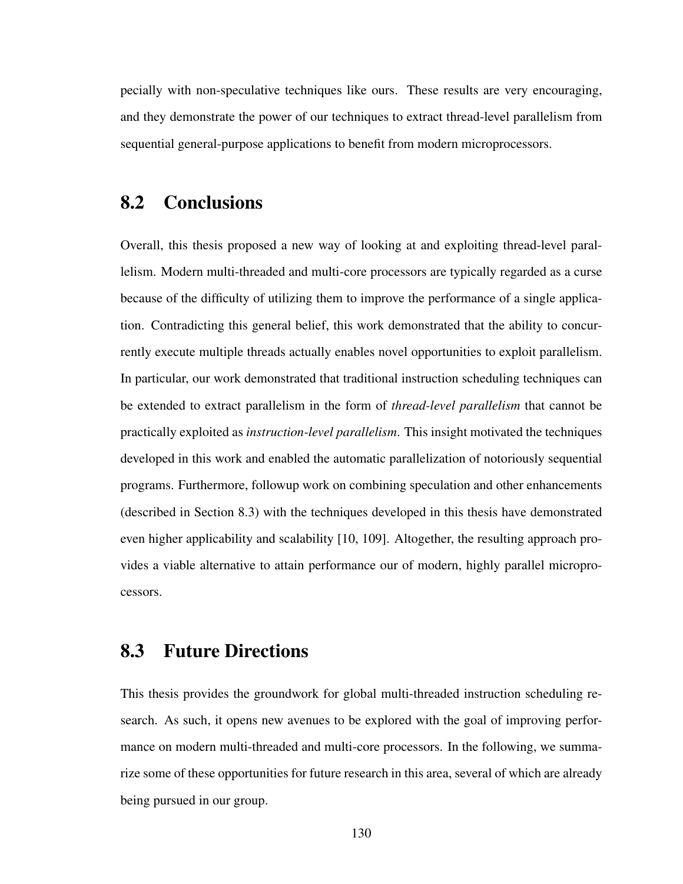pecially with non-speculative techniques like ours. These results are very encouraging, and they demonstrate the power of our techniques to extract thread-level parallelism from sequential general-purpose applications to benefit from modern microprocessors.

## 8.2 Conclusions

Overall, this thesis proposed a new way of looking at and exploiting thread-level parallelism. Modern multi-threaded and multi-core processors are typically regarded as a curse because of the difficulty of utilizing them to improve the performance of a single application. Contradicting this general belief, this work demonstrated that the ability to concurrently execute multiple threads actually enables novel opportunities to exploit parallelism. In particular, our work demonstrated that traditional instruction scheduling techniques can be extended to extract parallelism in the form of *thread-level parallelism* that cannot be practically exploited as *instruction-level parallelism*. This insight motivated the techniques developed in this work and enabled the automatic parallelization of notoriously sequential programs. Furthermore, followup work on combining speculation and other enhancements (described in Section 8.3) with the techniques developed in this thesis have demonstrated even higher applicability and scalability [10, 109]. Altogether, the resulting approach provides a viable alternative to attain performance our of modern, highly parallel microprocessors.

## 8.3 Future Directions

This thesis provides the groundwork for global multi-threaded instruction scheduling research. As such, it opens new avenues to be explored with the goal of improving performance on modern multi-threaded and multi-core processors. In the following, we summarize some of these opportunities for future research in this area, several of which are already being pursued in our group.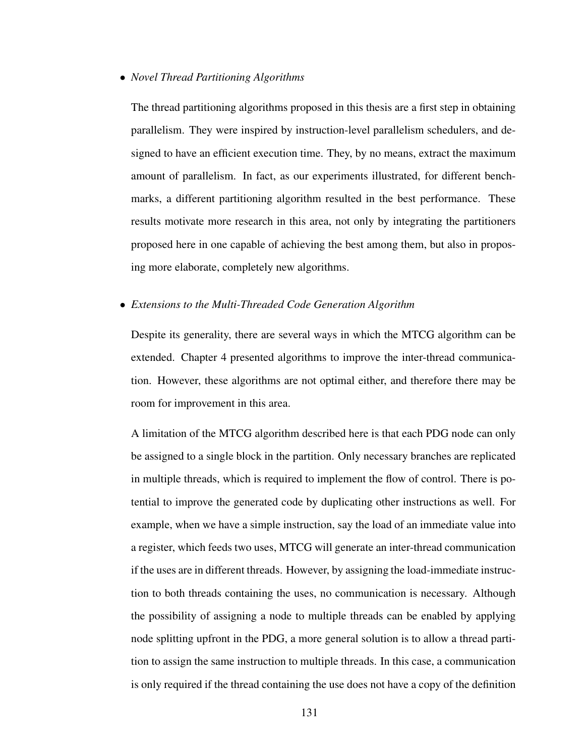- *Novel Thread Partitioning Algorithms*

  The thread partitioning algorithms proposed in this thesis are a first step in obtaining parallelism. They were inspired by instruction-level parallelism schedulers, and designed to have an efficient execution time. They, by no means, extract the maximum amount of parallelism. In fact, as our experiments illustrated, for different benchmarks, a different partitioning algorithm resulted in the best performance. These results motivate more research in this area, not only by integrating the partitioners proposed here in one capable of achieving the best among them, but also in proposing more elaborate, completely new algorithms.

- *Extensions to the Multi-Threaded Code Generation Algorithm*

  Despite its generality, there are several ways in which the MTCG algorithm can be extended. Chapter 4 presented algorithms to improve the inter-thread communication. However, these algorithms are not optimal either, and therefore there may be room for improvement in this area.

  A limitation of the MTCG algorithm described here is that each PDG node can only be assigned to a single block in the partition. Only necessary branches are replicated in multiple threads, which is required to implement the flow of control. There is potential to improve the generated code by duplicating other instructions as well. For example, when we have a simple instruction, say the load of an immediate value into a register, which feeds two uses, MTCG will generate an inter-thread communication if the uses are in different threads. However, by assigning the load-immediate instruction to both threads containing the uses, no communication is necessary. Although the possibility of assigning a node to multiple threads can be enabled by applying node splitting upfront in the PDG, a more general solution is to allow a thread partition to assign the same instruction to multiple threads. In this case, a communication is only required if the thread containing the use does not have a copy of the definition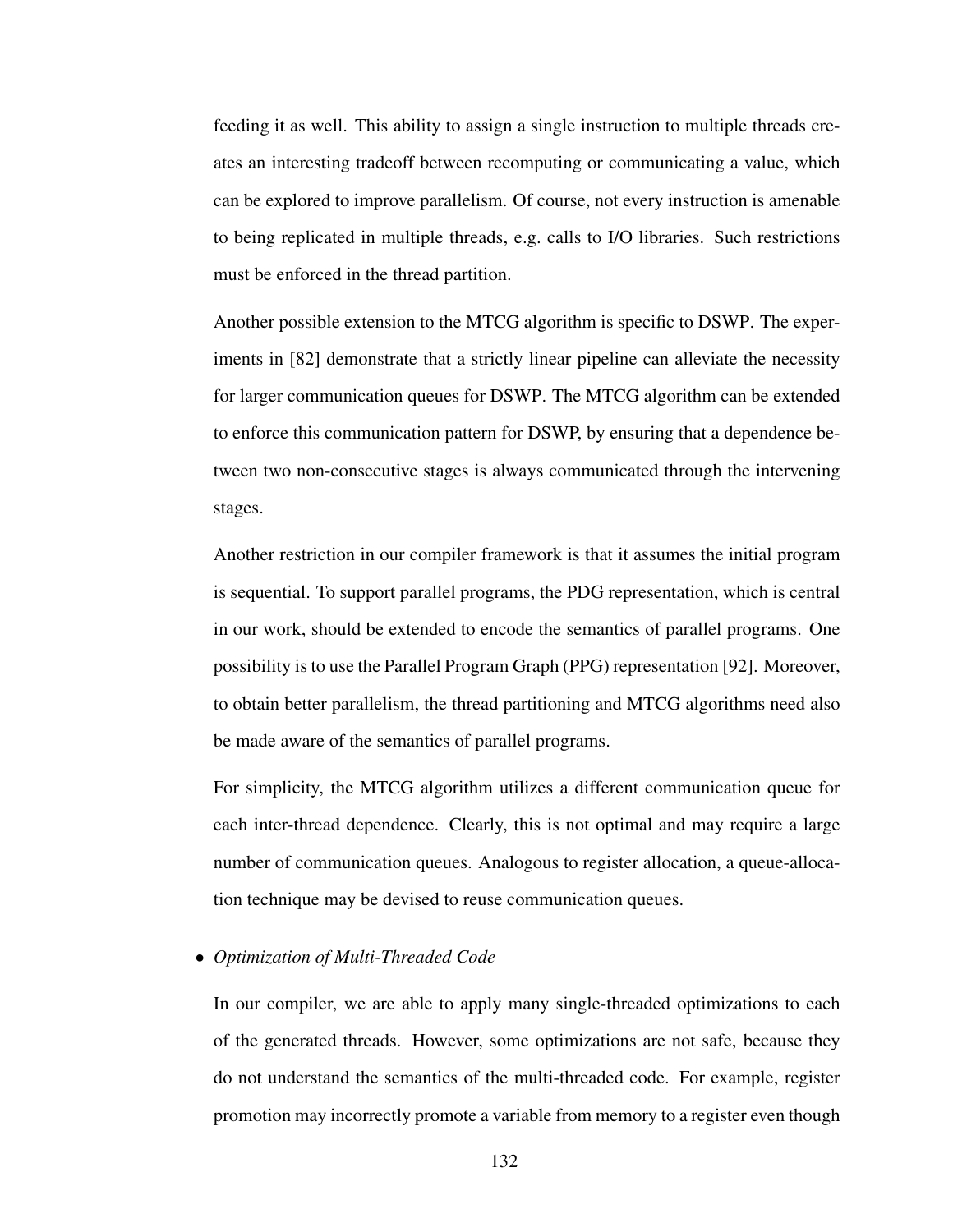feeding it as well. This ability to assign a single instruction to multiple threads creates an interesting tradeoff between recomputing or communicating a value, which can be explored to improve parallelism. Of course, not every instruction is amenable to being replicated in multiple threads, e.g. calls to I/O libraries. Such restrictions must be enforced in the thread partition.

Another possible extension to the MTCG algorithm is specific to DSWP. The experiments in [82] demonstrate that a strictly linear pipeline can alleviate the necessity for larger communication queues for DSWP. The MTCG algorithm can be extended to enforce this communication pattern for DSWP, by ensuring that a dependence between two non-consecutive stages is always communicated through the intervening stages.

Another restriction in our compiler framework is that it assumes the initial program is sequential. To support parallel programs, the PDG representation, which is central in our work, should be extended to encode the semantics of parallel programs. One possibility is to use the Parallel Program Graph (PPG) representation [92]. Moreover, to obtain better parallelism, the thread partitioning and MTCG algorithms need also be made aware of the semantics of parallel programs.

For simplicity, the MTCG algorithm utilizes a different communication queue for each inter-thread dependence. Clearly, this is not optimal and may require a large number of communication queues. Analogous to register allocation, a queue-allocation technique may be devised to reuse communication queues.

- *Optimization of Multi-Threaded Code*

  In our compiler, we are able to apply many single-threaded optimizations to each of the generated threads. However, some optimizations are not safe, because they do not understand the semantics of the multi-threaded code. For example, register promotion may incorrectly promote a variable from memory to a register even though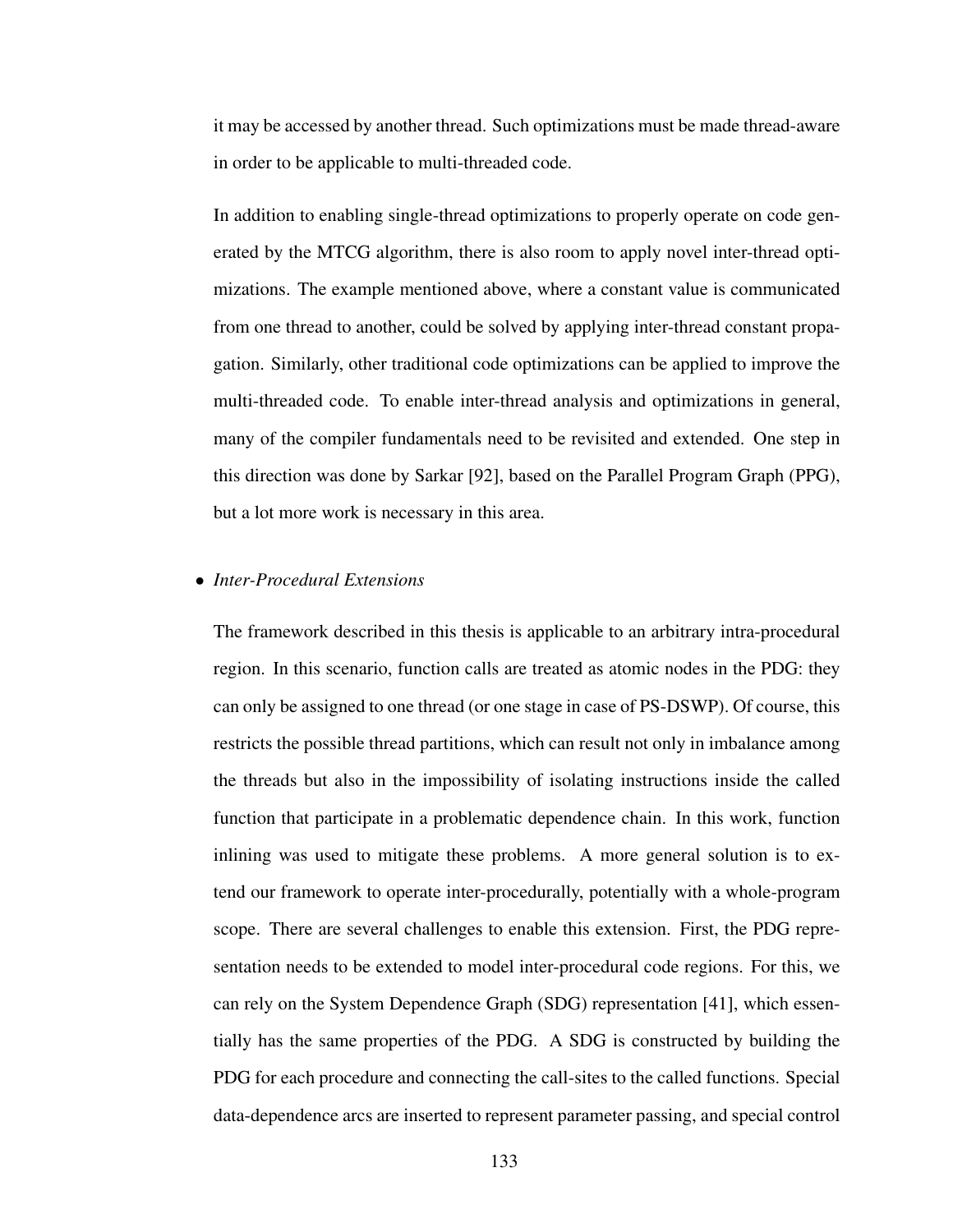it may be accessed by another thread. Such optimizations must be made thread-aware in order to be applicable to multi-threaded code.

In addition to enabling single-thread optimizations to properly operate on code generated by the MTCG algorithm, there is also room to apply novel inter-thread optimizations. The example mentioned above, where a constant value is communicated from one thread to another, could be solved by applying inter-thread constant propagation. Similarly, other traditional code optimizations can be applied to improve the multi-threaded code. To enable inter-thread analysis and optimizations in general, many of the compiler fundamentals need to be revisited and extended. One step in this direction was done by Sarkar [92], based on the Parallel Program Graph (PPG), but a lot more work is necessary in this area.

- *Inter-Procedural Extensions*

  The framework described in this thesis is applicable to an arbitrary intra-procedural region. In this scenario, function calls are treated as atomic nodes in the PDG: they can only be assigned to one thread (or one stage in case of PS-DSWP). Of course, this restricts the possible thread partitions, which can result not only in imbalance among the threads but also in the impossibility of isolating instructions inside the called function that participate in a problematic dependence chain. In this work, function inlining was used to mitigate these problems. A more general solution is to extend our framework to operate inter-procedurally, potentially with a whole-program scope. There are several challenges to enable this extension. First, the PDG representation needs to be extended to model inter-procedural code regions. For this, we can rely on the System Dependence Graph (SDG) representation [41], which essentially has the same properties of the PDG. A SDG is constructed by building the PDG for each procedure and connecting the call-sites to the called functions. Special data-dependence arcs are inserted to represent parameter passing, and special control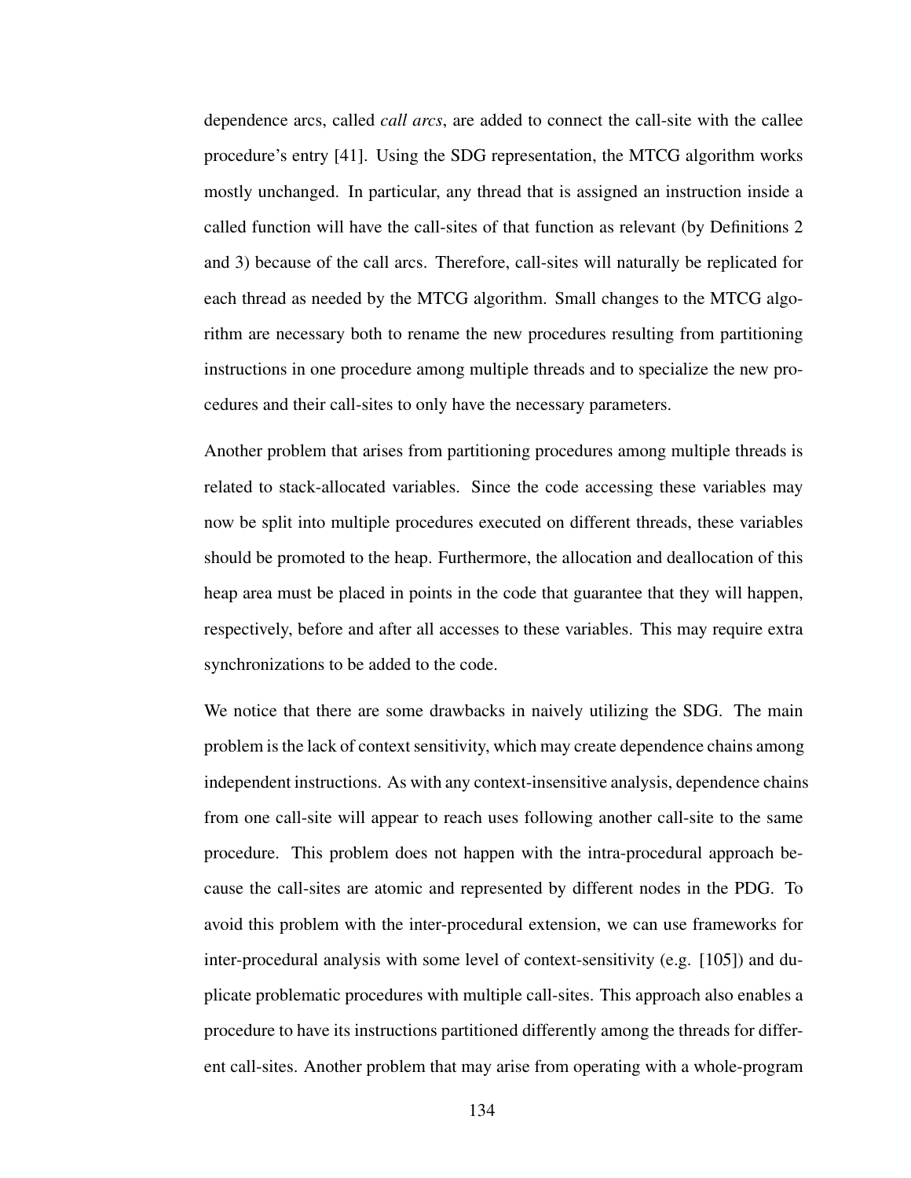dependence arcs, called *call arcs*, are added to connect the call-site with the callee procedure's entry [41]. Using the SDG representation, the MTCG algorithm works mostly unchanged. In particular, any thread that is assigned an instruction inside a called function will have the call-sites of that function as relevant (by Definitions 2 and 3) because of the call arcs. Therefore, call-sites will naturally be replicated for each thread as needed by the MTCG algorithm. Small changes to the MTCG algorithm are necessary both to rename the new procedures resulting from partitioning instructions in one procedure among multiple threads and to specialize the new procedures and their call-sites to only have the necessary parameters.

Another problem that arises from partitioning procedures among multiple threads is related to stack-allocated variables. Since the code accessing these variables may now be split into multiple procedures executed on different threads, these variables should be promoted to the heap. Furthermore, the allocation and deallocation of this heap area must be placed in points in the code that guarantee that they will happen, respectively, before and after all accesses to these variables. This may require extra synchronizations to be added to the code.

We notice that there are some drawbacks in naively utilizing the SDG. The main problem is the lack of context sensitivity, which may create dependence chains among independent instructions. As with any context-insensitive analysis, dependence chains from one call-site will appear to reach uses following another call-site to the same procedure. This problem does not happen with the intra-procedural approach because the call-sites are atomic and represented by different nodes in the PDG. To avoid this problem with the inter-procedural extension, we can use frameworks for inter-procedural analysis with some level of context-sensitivity (e.g. [105]) and duplicate problematic procedures with multiple call-sites. This approach also enables a procedure to have its instructions partitioned differently among the threads for different call-sites. Another problem that may arise from operating with a whole-program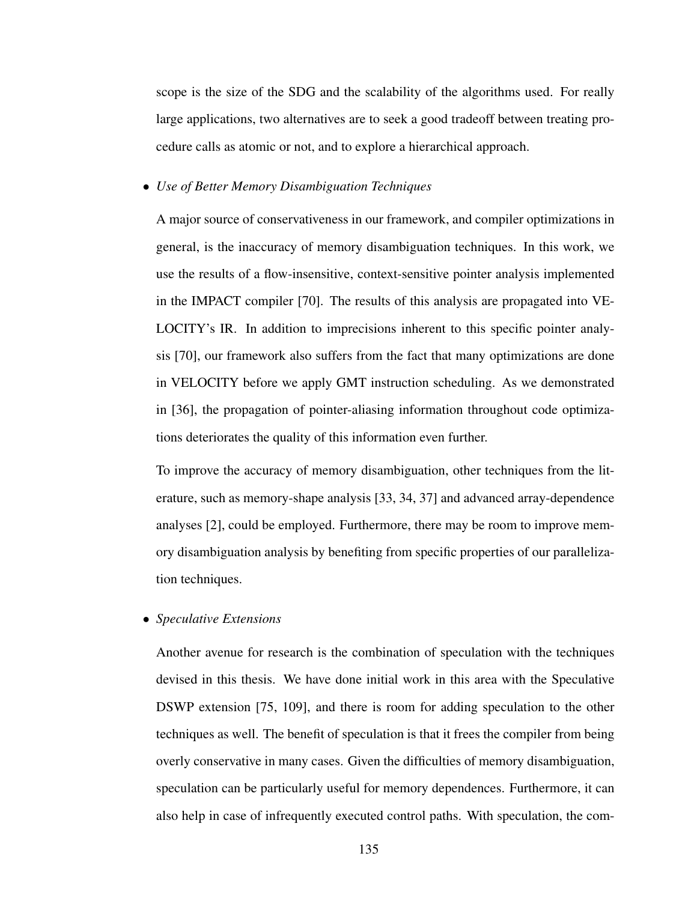scope is the size of the SDG and the scalability of the algorithms used. For really large applications, two alternatives are to seek a good tradeoff between treating procedure calls as atomic or not, and to explore a hierarchical approach.

- *Use of Better Memory Disambiguation Techniques*

  A major source of conservativeness in our framework, and compiler optimizations in general, is the inaccuracy of memory disambiguation techniques. In this work, we use the results of a flow-insensitive, context-sensitive pointer analysis implemented in the IMPACT compiler [70]. The results of this analysis are propagated into VELOCITY's IR. In addition to imprecisions inherent to this specific pointer analysis [70], our framework also suffers from the fact that many optimizations are done in VELOCITY before we apply GMT instruction scheduling. As we demonstrated in [36], the propagation of pointer-aliasing information throughout code optimizations deteriorates the quality of this information even further.

  To improve the accuracy of memory disambiguation, other techniques from the literature, such as memory-shape analysis [33, 34, 37] and advanced array-dependence analyses [2], could be employed. Furthermore, there may be room to improve memory disambiguation analysis by benefiting from specific properties of our parallelization techniques.

- *Speculative Extensions*

  Another avenue for research is the combination of speculation with the techniques devised in this thesis. We have done initial work in this area with the Speculative DSWP extension [75, 109], and there is room for adding speculation to the other techniques as well. The benefit of speculation is that it frees the compiler from being overly conservative in many cases. Given the difficulties of memory disambiguation, speculation can be particularly useful for memory dependences. Furthermore, it can also help in case of infrequently executed control paths. With speculation, the com-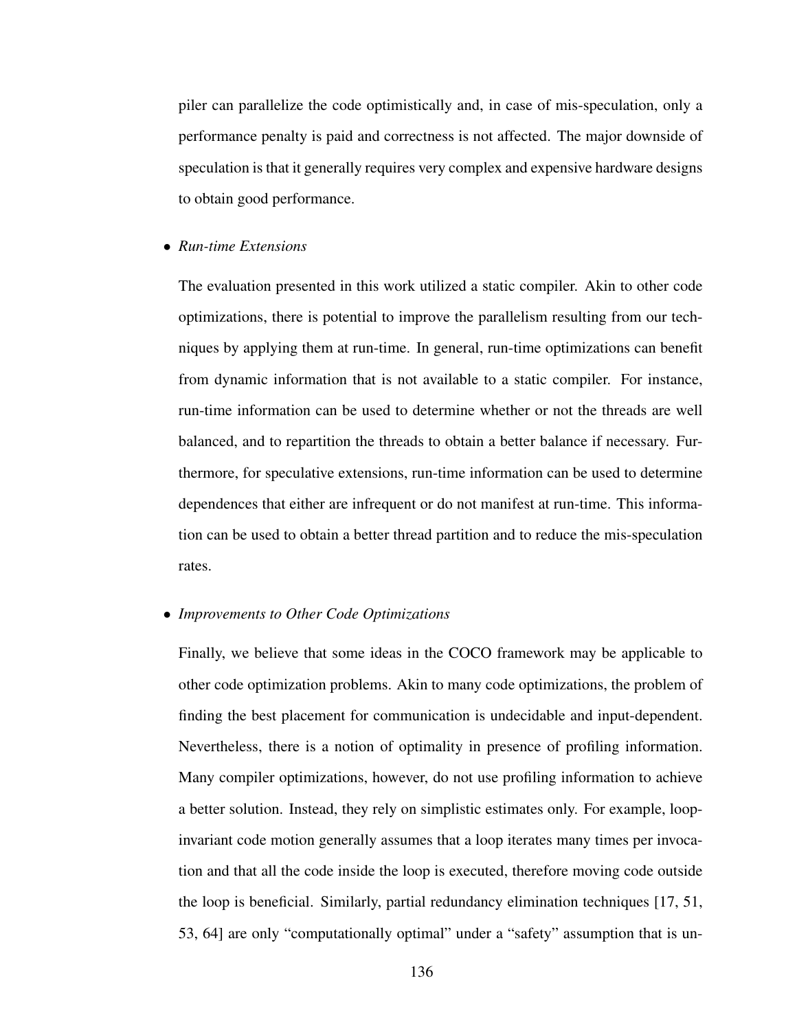piler can parallelize the code optimistically and, in case of mis-speculation, only a performance penalty is paid and correctness is not affected. The major downside of speculation is that it generally requires very complex and expensive hardware designs to obtain good performance.

- *Run-time Extensions*

  The evaluation presented in this work utilized a static compiler. Akin to other code optimizations, there is potential to improve the parallelism resulting from our techniques by applying them at run-time. In general, run-time optimizations can benefit from dynamic information that is not available to a static compiler. For instance, run-time information can be used to determine whether or not the threads are well balanced, and to repartition the threads to obtain a better balance if necessary. Furthermore, for speculative extensions, run-time information can be used to determine dependences that either are infrequent or do not manifest at run-time. This information can be used to obtain a better thread partition and to reduce the mis-speculation rates.

- *Improvements to Other Code Optimizations*

  Finally, we believe that some ideas in the COCO framework may be applicable to other code optimization problems. Akin to many code optimizations, the problem of finding the best placement for communication is undecidable and input-dependent. Nevertheless, there is a notion of optimality in presence of profiling information. Many compiler optimizations, however, do not use profiling information to achieve a better solution. Instead, they rely on simplistic estimates only. For example, loop-invariant code motion generally assumes that a loop iterates many times per invocation and that all the code inside the loop is executed, therefore moving code outside the loop is beneficial. Similarly, partial redundancy elimination techniques [17, 51, 53, 64] are only "computationally optimal" under a "safety" assumption that is un-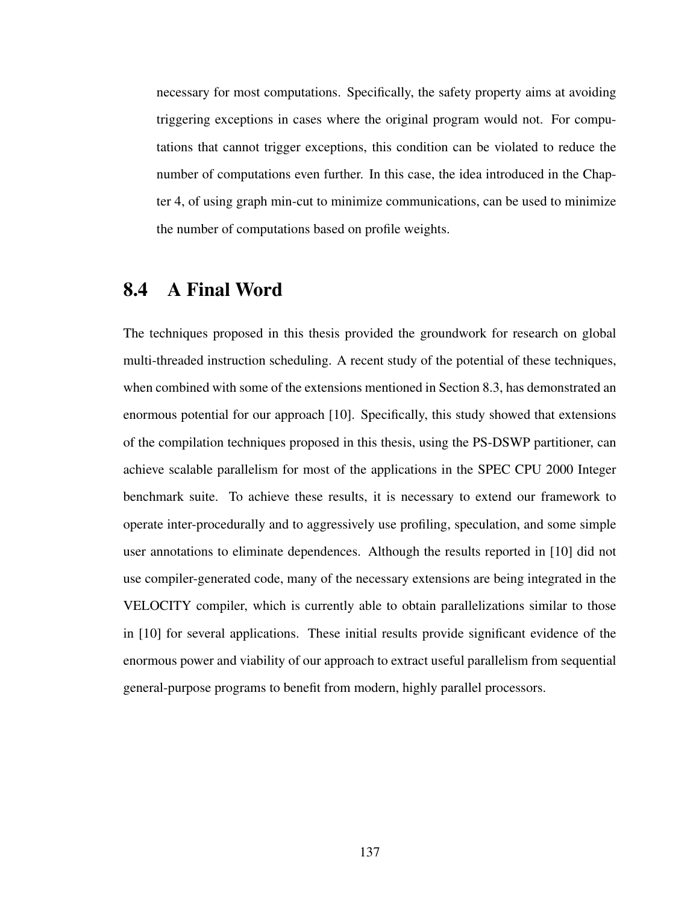necessary for most computations. Specifically, the safety property aims at avoiding triggering exceptions in cases where the original program would not. For computations that cannot trigger exceptions, this condition can be violated to reduce the number of computations even further. In this case, the idea introduced in the Chapter 4, of using graph min-cut to minimize communications, can be used to minimize the number of computations based on profile weights.

## 8.4 A Final Word

The techniques proposed in this thesis provided the groundwork for research on global multi-threaded instruction scheduling. A recent study of the potential of these techniques, when combined with some of the extensions mentioned in Section 8.3, has demonstrated an enormous potential for our approach [10]. Specifically, this study showed that extensions of the compilation techniques proposed in this thesis, using the PS-DSWP partitioner, can achieve scalable parallelism for most of the applications in the SPEC CPU 2000 Integer benchmark suite. To achieve these results, it is necessary to extend our framework to operate inter-procedurally and to aggressively use profiling, speculation, and some simple user annotations to eliminate dependences. Although the results reported in [10] did not use compiler-generated code, many of the necessary extensions are being integrated in the VELOCITY compiler, which is currently able to obtain parallelizations similar to those in [10] for several applications. These initial results provide significant evidence of the enormous power and viability of our approach to extract useful parallelism from sequential general-purpose programs to benefit from modern, highly parallel processors.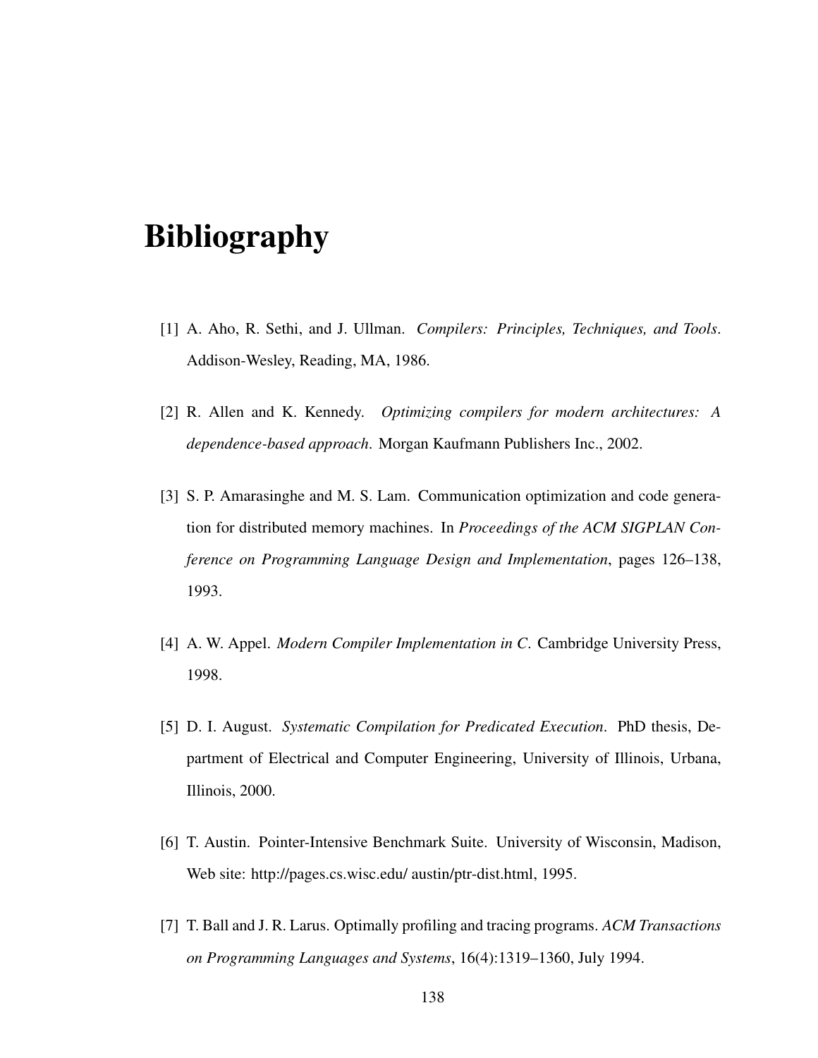# Bibliography

[1] A. Aho, R. Sethi, and J. Ullman. *Compilers: Principles, Techniques, and Tools*. Addison-Wesley, Reading, MA, 1986.

[2] R. Allen and K. Kennedy. *Optimizing compilers for modern architectures: A dependence-based approach*. Morgan Kaufmann Publishers Inc., 2002.

[3] S. P. Amarasinghe and M. S. Lam. Communication optimization and code generation for distributed memory machines. In *Proceedings of the ACM SIGPLAN Conference on Programming Language Design and Implementation*, pages 126–138, 1993.

[4] A. W. Appel. *Modern Compiler Implementation in C*. Cambridge University Press, 1998.

[5] D. I. August. *Systematic Compilation for Predicated Execution*. PhD thesis, Department of Electrical and Computer Engineering, University of Illinois, Urbana, Illinois, 2000.

[6] T. Austin. Pointer-Intensive Benchmark Suite. University of Wisconsin, Madison, Web site: http://pages.cs.wisc.edu/ austin/ptr-dist.html, 1995.

[7] T. Ball and J. R. Larus. Optimally profiling and tracing programs. *ACM Transactions on Programming Languages and Systems*, 16(4):1319–1360, July 1994.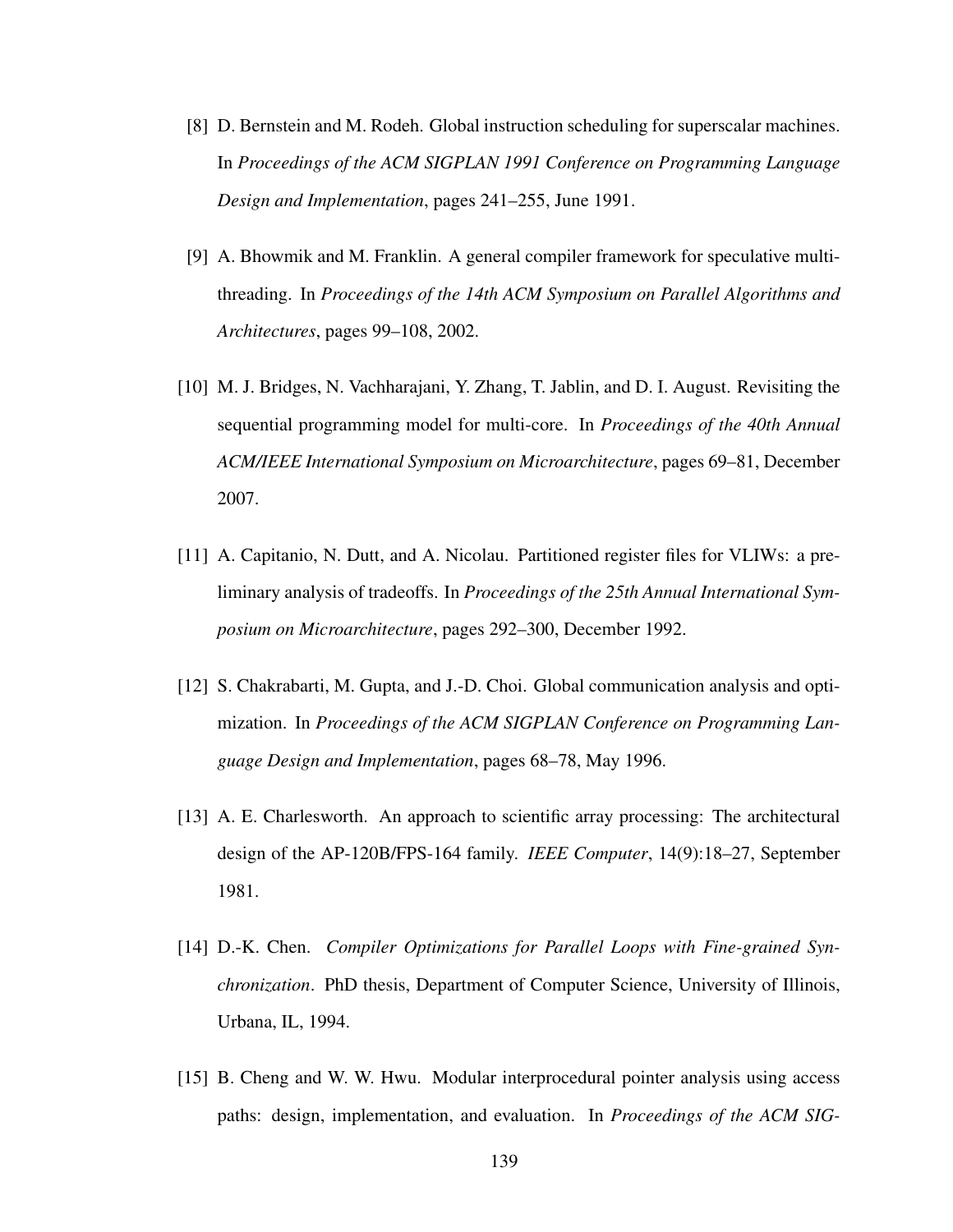[8] D. Bernstein and M. Rodeh. Global instruction scheduling for superscalar machines. In *Proceedings of the ACM SIGPLAN 1991 Conference on Programming Language Design and Implementation*, pages 241–255, June 1991.

[9] A. Bhowmik and M. Franklin. A general compiler framework for speculative multithreading. In *Proceedings of the 14th ACM Symposium on Parallel Algorithms and Architectures*, pages 99–108, 2002.

[10] M. J. Bridges, N. Vachharajani, Y. Zhang, T. Jablin, and D. I. August. Revisiting the sequential programming model for multi-core. In *Proceedings of the 40th Annual ACM/IEEE International Symposium on Microarchitecture*, pages 69–81, December 2007.

[11] A. Capitanio, N. Dutt, and A. Nicolau. Partitioned register files for VLIWs: a preliminary analysis of tradeoffs. In *Proceedings of the 25th Annual International Symposium on Microarchitecture*, pages 292–300, December 1992.

[12] S. Chakrabarti, M. Gupta, and J.-D. Choi. Global communication analysis and optimization. In *Proceedings of the ACM SIGPLAN Conference on Programming Language Design and Implementation*, pages 68–78, May 1996.

[13] A. E. Charlesworth. An approach to scientific array processing: The architectural design of the AP-120B/FPS-164 family. *IEEE Computer*, 14(9):18–27, September 1981.

[14] D.-K. Chen. *Compiler Optimizations for Parallel Loops with Fine-grained Synchronization*. PhD thesis, Department of Computer Science, University of Illinois, Urbana, IL, 1994.

[15] B. Cheng and W. W. Hwu. Modular interprocedural pointer analysis using access paths: design, implementation, and evaluation. In *Proceedings of the ACM SIG-*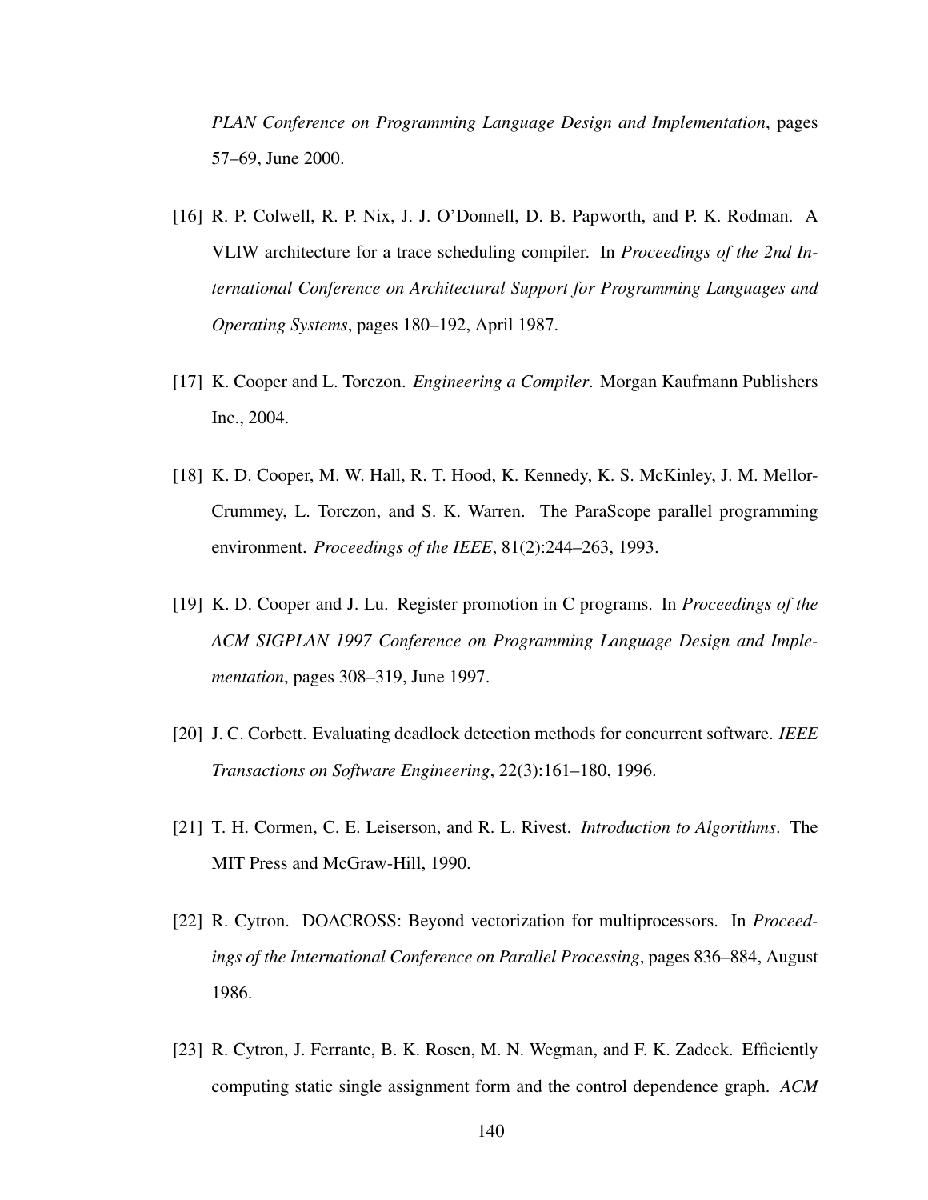*PLAN Conference on Programming Language Design and Implementation*, pages 57–69, June 2000.

[16] R. P. Colwell, R. P. Nix, J. J. O'Donnell, D. B. Papworth, and P. K. Rodman. A VLIW architecture for a trace scheduling compiler. In *Proceedings of the 2nd International Conference on Architectural Support for Programming Languages and Operating Systems*, pages 180–192, April 1987.

[17] K. Cooper and L. Torczon. *Engineering a Compiler*. Morgan Kaufmann Publishers Inc., 2004.

[18] K. D. Cooper, M. W. Hall, R. T. Hood, K. Kennedy, K. S. McKinley, J. M. Mellor-Crummey, L. Torczon, and S. K. Warren. The ParaScope parallel programming environment. *Proceedings of the IEEE*, 81(2):244–263, 1993.

[19] K. D. Cooper and J. Lu. Register promotion in C programs. In *Proceedings of the ACM SIGPLAN 1997 Conference on Programming Language Design and Implementation*, pages 308–319, June 1997.

[20] J. C. Corbett. Evaluating deadlock detection methods for concurrent software. *IEEE Transactions on Software Engineering*, 22(3):161–180, 1996.

[21] T. H. Cormen, C. E. Leiserson, and R. L. Rivest. *Introduction to Algorithms*. The MIT Press and McGraw-Hill, 1990.

[22] R. Cytron. DOACROSS: Beyond vectorization for multiprocessors. In *Proceedings of the International Conference on Parallel Processing*, pages 836–884, August 1986.

[23] R. Cytron, J. Ferrante, B. K. Rosen, M. N. Wegman, and F. K. Zadeck. Efficiently computing static single assignment form and the control dependence graph. *ACM*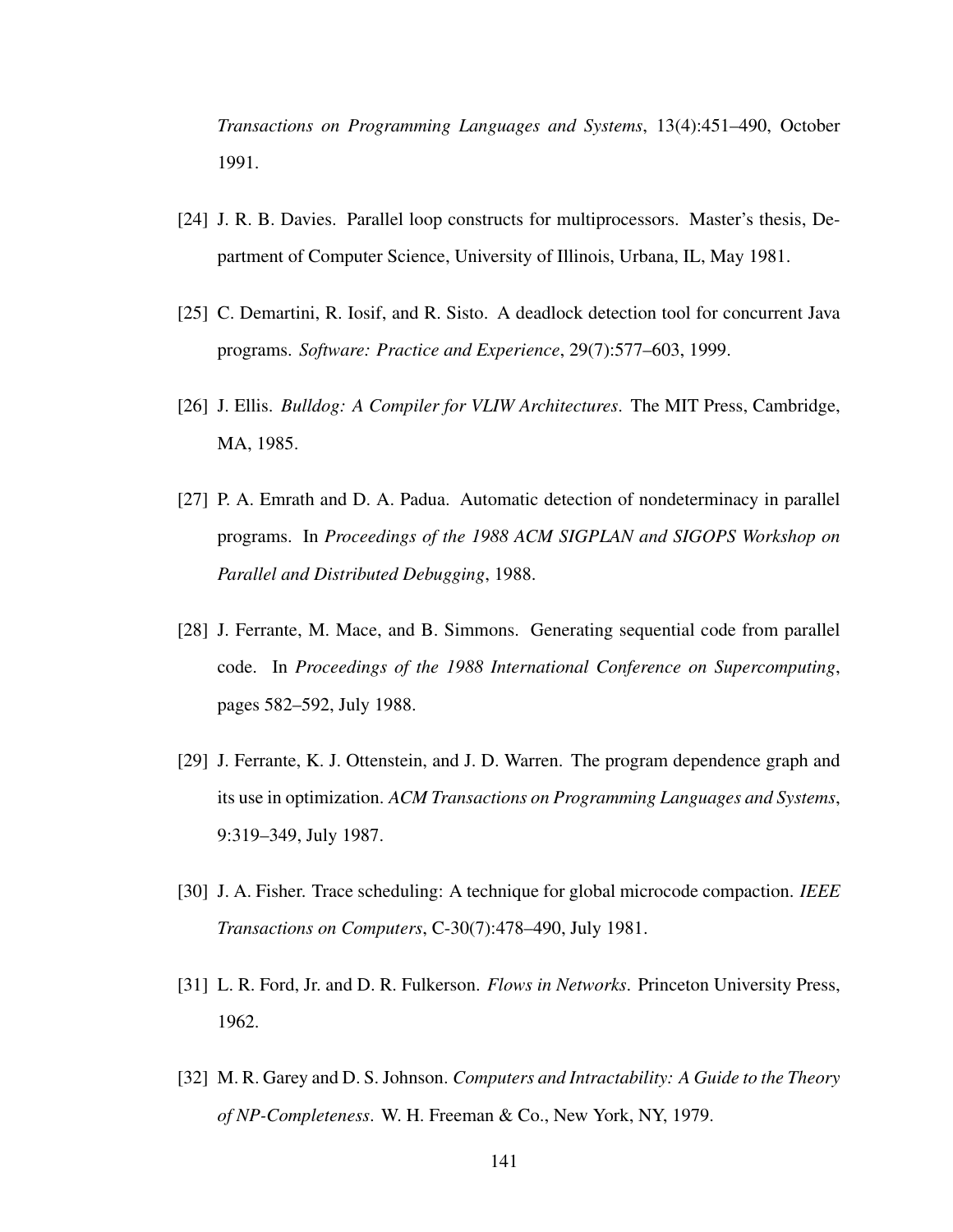*Transactions on Programming Languages and Systems*, 13(4):451–490, October 1991.

[24] J. R. B. Davies. Parallel loop constructs for multiprocessors. Master's thesis, Department of Computer Science, University of Illinois, Urbana, IL, May 1981.

[25] C. Demartini, R. Iosif, and R. Sisto. A deadlock detection tool for concurrent Java programs. *Software: Practice and Experience*, 29(7):577–603, 1999.

[26] J. Ellis. *Bulldog: A Compiler for VLIW Architectures*. The MIT Press, Cambridge, MA, 1985.

[27] P. A. Emrath and D. A. Padua. Automatic detection of nondeterminacy in parallel programs. In *Proceedings of the 1988 ACM SIGPLAN and SIGOPS Workshop on Parallel and Distributed Debugging*, 1988.

[28] J. Ferrante, M. Mace, and B. Simmons. Generating sequential code from parallel code. In *Proceedings of the 1988 International Conference on Supercomputing*, pages 582–592, July 1988.

[29] J. Ferrante, K. J. Ottenstein, and J. D. Warren. The program dependence graph and its use in optimization. *ACM Transactions on Programming Languages and Systems*, 9:319–349, July 1987.

[30] J. A. Fisher. Trace scheduling: A technique for global microcode compaction. *IEEE Transactions on Computers*, C-30(7):478–490, July 1981.

[31] L. R. Ford, Jr. and D. R. Fulkerson. *Flows in Networks*. Princeton University Press, 1962.

[32] M. R. Garey and D. S. Johnson. *Computers and Intractability: A Guide to the Theory of NP-Completeness*. W. H. Freeman & Co., New York, NY, 1979.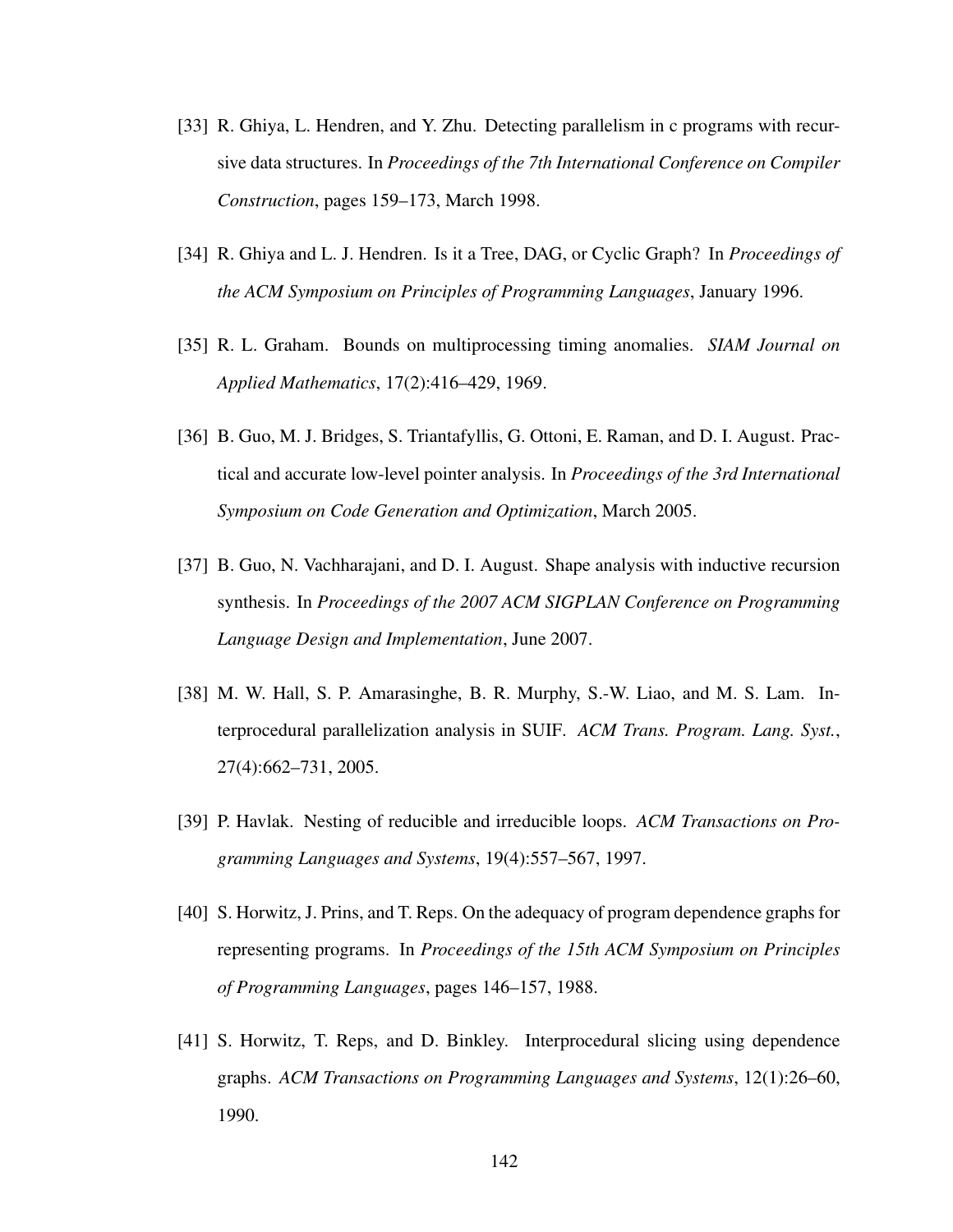[33] R. Ghiya, L. Hendren, and Y. Zhu. Detecting parallelism in c programs with recursive data structures. In *Proceedings of the 7th International Conference on Compiler Construction*, pages 159–173, March 1998.

[34] R. Ghiya and L. J. Hendren. Is it a Tree, DAG, or Cyclic Graph? In *Proceedings of the ACM Symposium on Principles of Programming Languages*, January 1996.

[35] R. L. Graham. Bounds on multiprocessing timing anomalies. *SIAM Journal on Applied Mathematics*, 17(2):416–429, 1969.

[36] B. Guo, M. J. Bridges, S. Triantafyllis, G. Ottoni, E. Raman, and D. I. August. Practical and accurate low-level pointer analysis. In *Proceedings of the 3rd International Symposium on Code Generation and Optimization*, March 2005.

[37] B. Guo, N. Vachharajani, and D. I. August. Shape analysis with inductive recursion synthesis. In *Proceedings of the 2007 ACM SIGPLAN Conference on Programming Language Design and Implementation*, June 2007.

[38] M. W. Hall, S. P. Amarasinghe, B. R. Murphy, S.-W. Liao, and M. S. Lam. Interprocedural parallelization analysis in SUIF. *ACM Trans. Program. Lang. Syst.*, 27(4):662–731, 2005.

[39] P. Havlak. Nesting of reducible and irreducible loops. *ACM Transactions on Programming Languages and Systems*, 19(4):557–567, 1997.

[40] S. Horwitz, J. Prins, and T. Reps. On the adequacy of program dependence graphs for representing programs. In *Proceedings of the 15th ACM Symposium on Principles of Programming Languages*, pages 146–157, 1988.

[41] S. Horwitz, T. Reps, and D. Binkley. Interprocedural slicing using dependence graphs. *ACM Transactions on Programming Languages and Systems*, 12(1):26–60, 1990.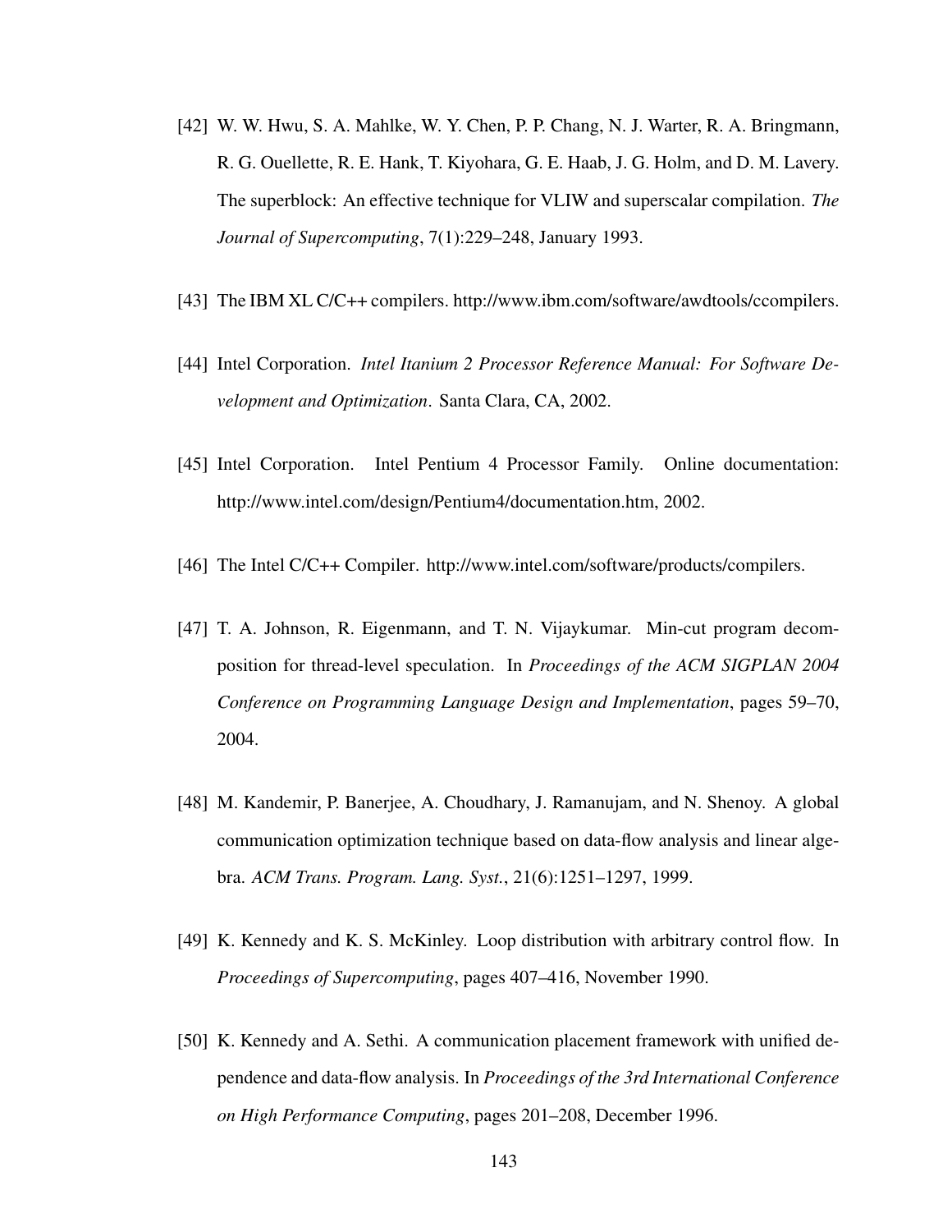[42] W. W. Hwu, S. A. Mahlke, W. Y. Chen, P. P. Chang, N. J. Warter, R. A. Bringmann, R. G. Ouellette, R. E. Hank, T. Kiyohara, G. E. Haab, J. G. Holm, and D. M. Lavery. The superblock: An effective technique for VLIW and superscalar compilation. *The Journal of Supercomputing*, 7(1):229–248, January 1993.

[43] The IBM XL C/C++ compilers. http://www.ibm.com/software/awdtools/ccompilers.

[44] Intel Corporation. *Intel Itanium 2 Processor Reference Manual: For Software Development and Optimization*. Santa Clara, CA, 2002.

[45] Intel Corporation. Intel Pentium 4 Processor Family. Online documentation: http://www.intel.com/design/Pentium4/documentation.htm, 2002.

[46] The Intel C/C++ Compiler. http://www.intel.com/software/products/compilers.

[47] T. A. Johnson, R. Eigenmann, and T. N. Vijaykumar. Min-cut program decomposition for thread-level speculation. In *Proceedings of the ACM SIGPLAN 2004 Conference on Programming Language Design and Implementation*, pages 59–70, 2004.

[48] M. Kandemir, P. Banerjee, A. Choudhary, J. Ramanujam, and N. Shenoy. A global communication optimization technique based on data-flow analysis and linear algebra. *ACM Trans. Program. Lang. Syst.*, 21(6):1251–1297, 1999.

[49] K. Kennedy and K. S. McKinley. Loop distribution with arbitrary control flow. In *Proceedings of Supercomputing*, pages 407–416, November 1990.

[50] K. Kennedy and A. Sethi. A communication placement framework with unified dependence and data-flow analysis. In *Proceedings of the 3rd International Conference on High Performance Computing*, pages 201–208, December 1996.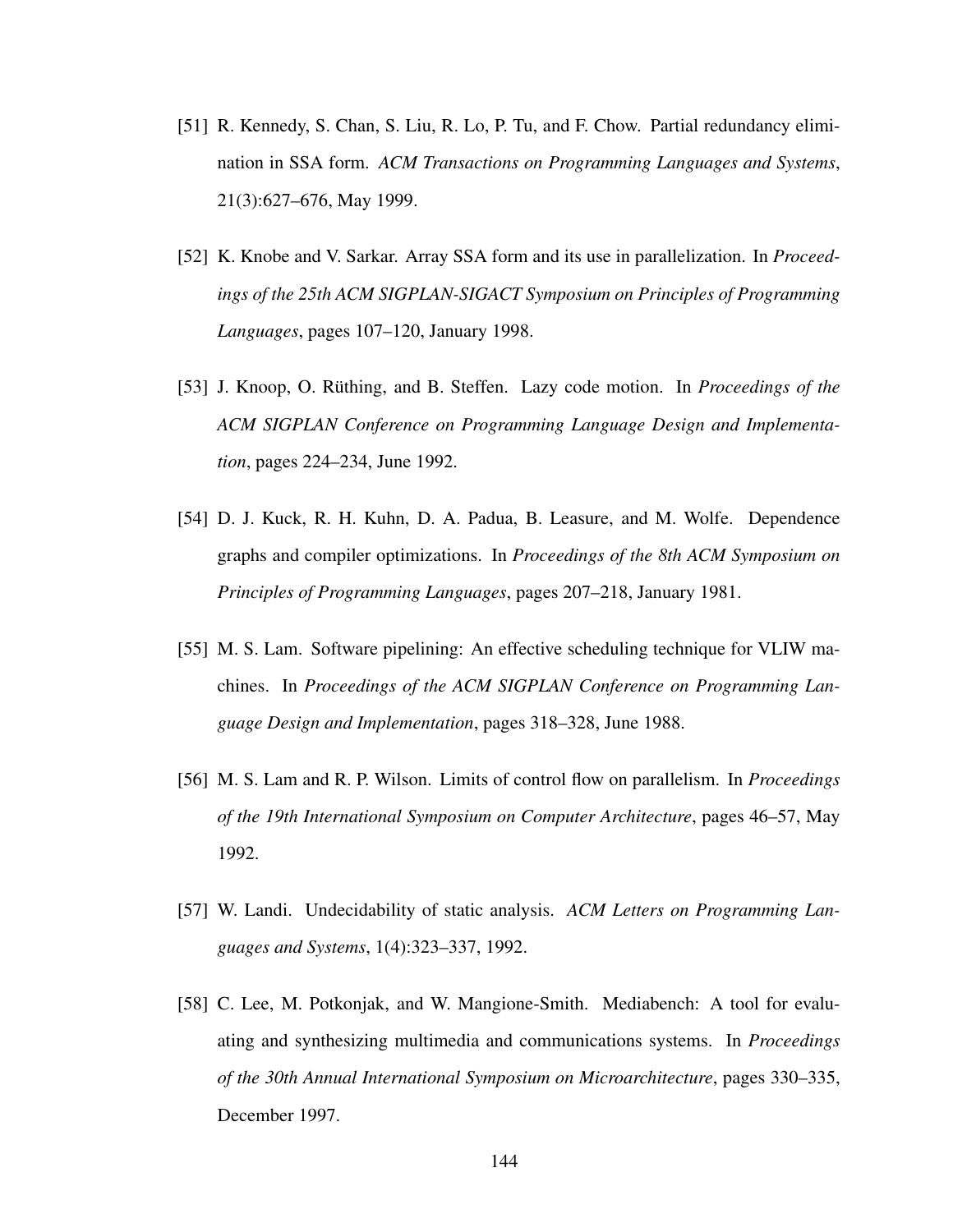[51] R. Kennedy, S. Chan, S. Liu, R. Lo, P. Tu, and F. Chow. Partial redundancy elimination in SSA form. *ACM Transactions on Programming Languages and Systems*, 21(3):627–676, May 1999.

[52] K. Knobe and V. Sarkar. Array SSA form and its use in parallelization. In *Proceedings of the 25th ACM SIGPLAN-SIGACT Symposium on Principles of Programming Languages*, pages 107–120, January 1998.

[53] J. Knoop, O. Rüthing, and B. Steffen. Lazy code motion. In *Proceedings of the ACM SIGPLAN Conference on Programming Language Design and Implementation*, pages 224–234, June 1992.

[54] D. J. Kuck, R. H. Kuhn, D. A. Padua, B. Leasure, and M. Wolfe. Dependence graphs and compiler optimizations. In *Proceedings of the 8th ACM Symposium on Principles of Programming Languages*, pages 207–218, January 1981.

[55] M. S. Lam. Software pipelining: An effective scheduling technique for VLIW machines. In *Proceedings of the ACM SIGPLAN Conference on Programming Language Design and Implementation*, pages 318–328, June 1988.

[56] M. S. Lam and R. P. Wilson. Limits of control flow on parallelism. In *Proceedings of the 19th International Symposium on Computer Architecture*, pages 46–57, May 1992.

[57] W. Landi. Undecidability of static analysis. *ACM Letters on Programming Languages and Systems*, 1(4):323–337, 1992.

[58] C. Lee, M. Potkonjak, and W. Mangione-Smith. Mediabench: A tool for evaluating and synthesizing multimedia and communications systems. In *Proceedings of the 30th Annual International Symposium on Microarchitecture*, pages 330–335, December 1997.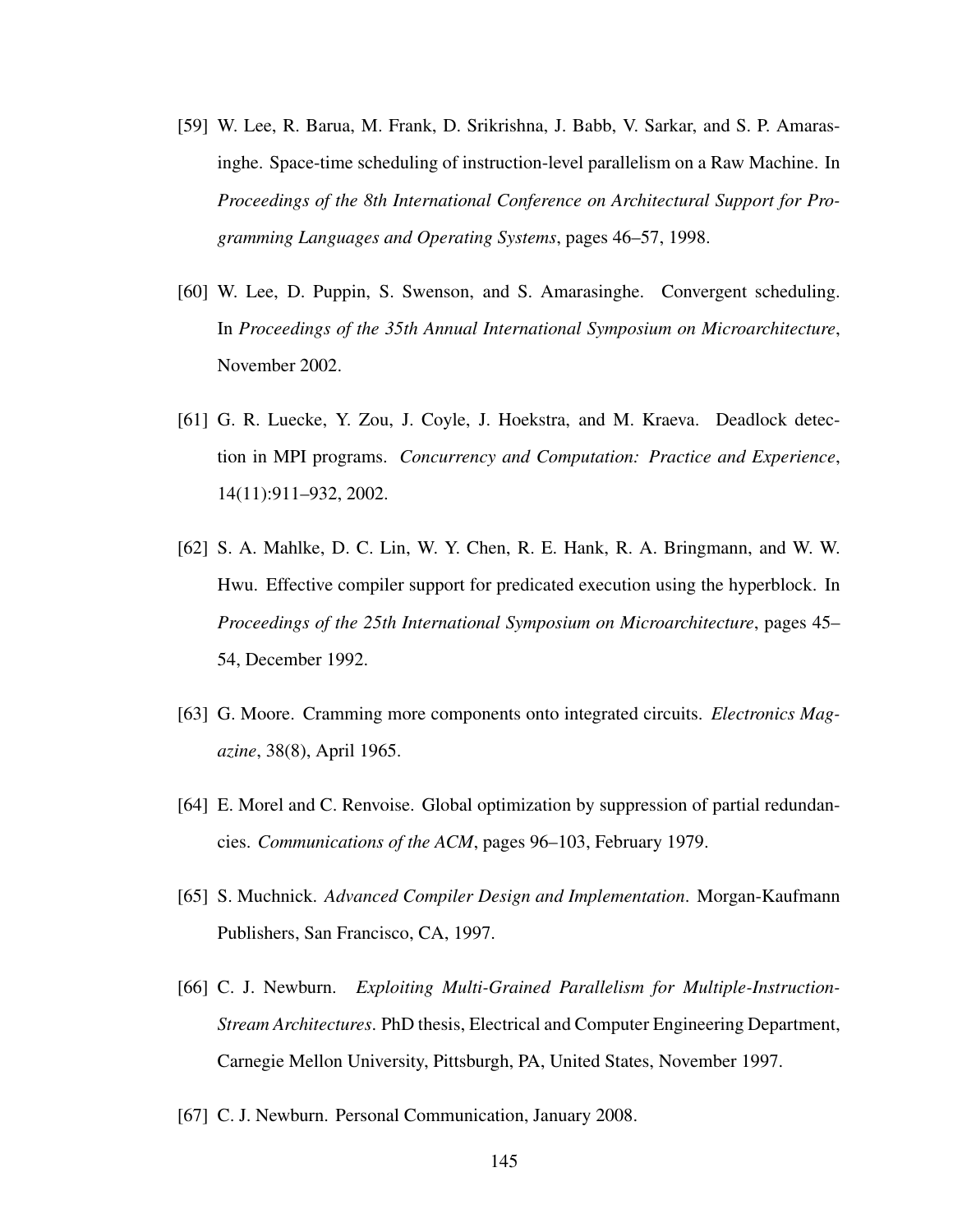[59] W. Lee, R. Barua, M. Frank, D. Srikrishna, J. Babb, V. Sarkar, and S. P. Amarasinghe. Space-time scheduling of instruction-level parallelism on a Raw Machine. In *Proceedings of the 8th International Conference on Architectural Support for Programming Languages and Operating Systems*, pages 46–57, 1998.

[60] W. Lee, D. Puppin, S. Swenson, and S. Amarasinghe. Convergent scheduling. In *Proceedings of the 35th Annual International Symposium on Microarchitecture*, November 2002.

[61] G. R. Luecke, Y. Zou, J. Coyle, J. Hoekstra, and M. Kraeva. Deadlock detection in MPI programs. *Concurrency and Computation: Practice and Experience*, 14(11):911–932, 2002.

[62] S. A. Mahlke, D. C. Lin, W. Y. Chen, R. E. Hank, R. A. Bringmann, and W. W. Hwu. Effective compiler support for predicated execution using the hyperblock. In *Proceedings of the 25th International Symposium on Microarchitecture*, pages 45–54, December 1992.

[63] G. Moore. Cramming more components onto integrated circuits. *Electronics Magazine*, 38(8), April 1965.

[64] E. Morel and C. Renvoise. Global optimization by suppression of partial redundancies. *Communications of the ACM*, pages 96–103, February 1979.

[65] S. Muchnick. *Advanced Compiler Design and Implementation*. Morgan-Kaufmann Publishers, San Francisco, CA, 1997.

[66] C. J. Newburn. *Exploiting Multi-Grained Parallelism for Multiple-Instruction-Stream Architectures*. PhD thesis, Electrical and Computer Engineering Department, Carnegie Mellon University, Pittsburgh, PA, United States, November 1997.

[67] C. J. Newburn. Personal Communication, January 2008.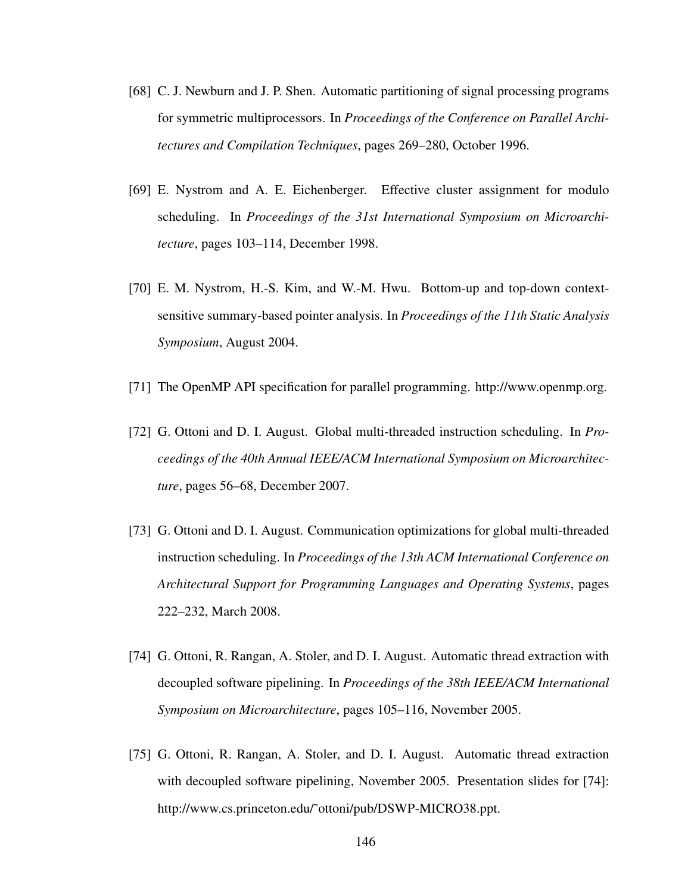[68] C. J. Newburn and J. P. Shen. Automatic partitioning of signal processing programs for symmetric multiprocessors. In *Proceedings of the Conference on Parallel Architectures and Compilation Techniques*, pages 269–280, October 1996.

[69] E. Nystrom and A. E. Eichenberger. Effective cluster assignment for modulo scheduling. In *Proceedings of the 31st International Symposium on Microarchitecture*, pages 103–114, December 1998.

[70] E. M. Nystrom, H.-S. Kim, and W.-M. Hwu. Bottom-up and top-down context-sensitive summary-based pointer analysis. In *Proceedings of the 11th Static Analysis Symposium*, August 2004.

[71] The OpenMP API specification for parallel programming. http://www.openmp.org.

[72] G. Ottoni and D. I. August. Global multi-threaded instruction scheduling. In *Proceedings of the 40th Annual IEEE/ACM International Symposium on Microarchitecture*, pages 56–68, December 2007.

[73] G. Ottoni and D. I. August. Communication optimizations for global multi-threaded instruction scheduling. In *Proceedings of the 13th ACM International Conference on Architectural Support for Programming Languages and Operating Systems*, pages 222–232, March 2008.

[74] G. Ottoni, R. Rangan, A. Stoler, and D. I. August. Automatic thread extraction with decoupled software pipelining. In *Proceedings of the 38th IEEE/ACM International Symposium on Microarchitecture*, pages 105–116, November 2005.

[75] G. Ottoni, R. Rangan, A. Stoler, and D. I. August. Automatic thread extraction with decoupled software pipelining, November 2005. Presentation slides for [74]: http://www.cs.princeton.edu/˜ottoni/pub/DSWP-MICRO38.ppt.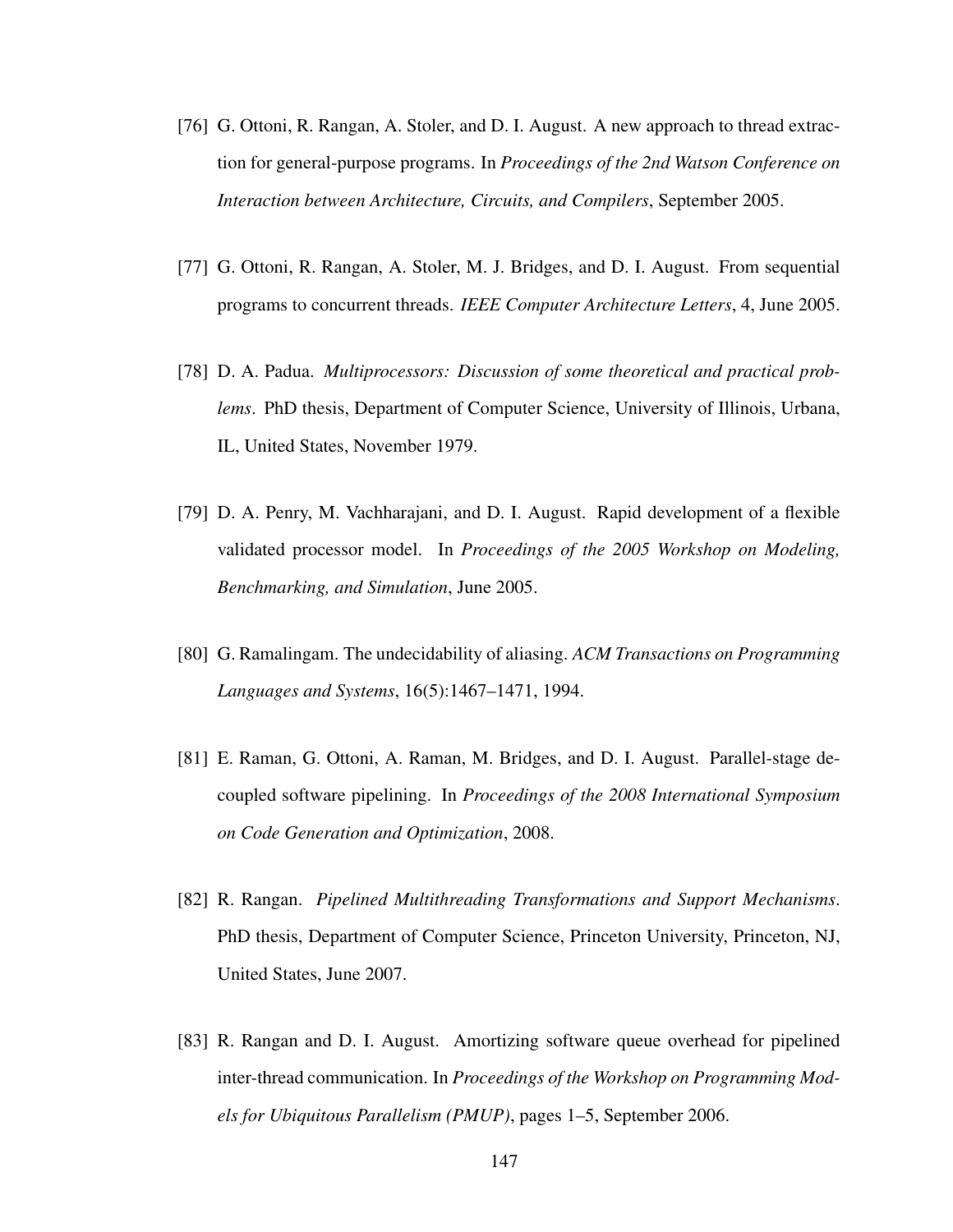[76] G. Ottoni, R. Rangan, A. Stoler, and D. I. August. A new approach to thread extraction for general-purpose programs. In *Proceedings of the 2nd Watson Conference on Interaction between Architecture, Circuits, and Compilers*, September 2005.

[77] G. Ottoni, R. Rangan, A. Stoler, M. J. Bridges, and D. I. August. From sequential programs to concurrent threads. *IEEE Computer Architecture Letters*, 4, June 2005.

[78] D. A. Padua. *Multiprocessors: Discussion of some theoretical and practical problems*. PhD thesis, Department of Computer Science, University of Illinois, Urbana, IL, United States, November 1979.

[79] D. A. Penry, M. Vachharajani, and D. I. August. Rapid development of a flexible validated processor model. In *Proceedings of the 2005 Workshop on Modeling, Benchmarking, and Simulation*, June 2005.

[80] G. Ramalingam. The undecidability of aliasing. *ACM Transactions on Programming Languages and Systems*, 16(5):1467–1471, 1994.

[81] E. Raman, G. Ottoni, A. Raman, M. Bridges, and D. I. August. Parallel-stage decoupled software pipelining. In *Proceedings of the 2008 International Symposium on Code Generation and Optimization*, 2008.

[82] R. Rangan. *Pipelined Multithreading Transformations and Support Mechanisms*. PhD thesis, Department of Computer Science, Princeton University, Princeton, NJ, United States, June 2007.

[83] R. Rangan and D. I. August. Amortizing software queue overhead for pipelined inter-thread communication. In *Proceedings of the Workshop on Programming Models for Ubiquitous Parallelism (PMUP)*, pages 1–5, September 2006.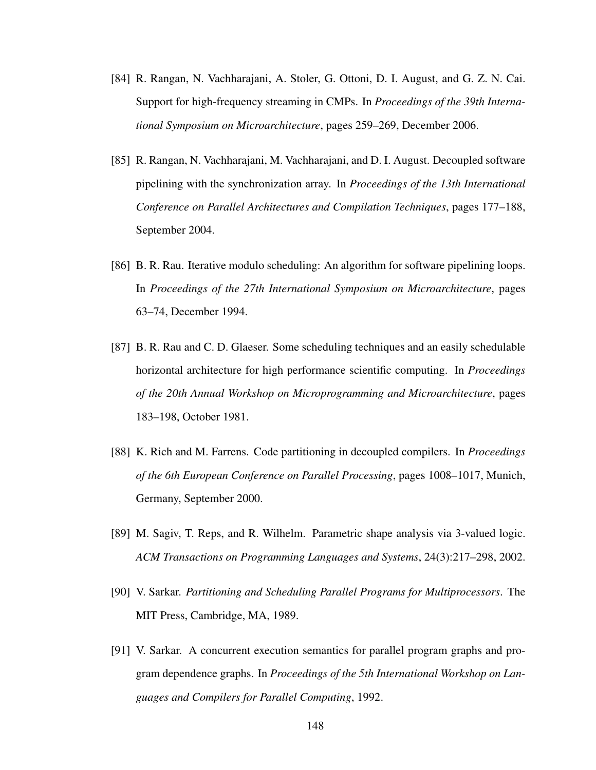[84] R. Rangan, N. Vachharajani, A. Stoler, G. Ottoni, D. I. August, and G. Z. N. Cai. Support for high-frequency streaming in CMPs. In *Proceedings of the 39th International Symposium on Microarchitecture*, pages 259–269, December 2006.

[85] R. Rangan, N. Vachharajani, M. Vachharajani, and D. I. August. Decoupled software pipelining with the synchronization array. In *Proceedings of the 13th International Conference on Parallel Architectures and Compilation Techniques*, pages 177–188, September 2004.

[86] B. R. Rau. Iterative modulo scheduling: An algorithm for software pipelining loops. In *Proceedings of the 27th International Symposium on Microarchitecture*, pages 63–74, December 1994.

[87] B. R. Rau and C. D. Glaeser. Some scheduling techniques and an easily schedulable horizontal architecture for high performance scientific computing. In *Proceedings of the 20th Annual Workshop on Microprogramming and Microarchitecture*, pages 183–198, October 1981.

[88] K. Rich and M. Farrens. Code partitioning in decoupled compilers. In *Proceedings of the 6th European Conference on Parallel Processing*, pages 1008–1017, Munich, Germany, September 2000.

[89] M. Sagiv, T. Reps, and R. Wilhelm. Parametric shape analysis via 3-valued logic. *ACM Transactions on Programming Languages and Systems*, 24(3):217–298, 2002.

[90] V. Sarkar. *Partitioning and Scheduling Parallel Programs for Multiprocessors*. The MIT Press, Cambridge, MA, 1989.

[91] V. Sarkar. A concurrent execution semantics for parallel program graphs and program dependence graphs. In *Proceedings of the 5th International Workshop on Languages and Compilers for Parallel Computing*, 1992.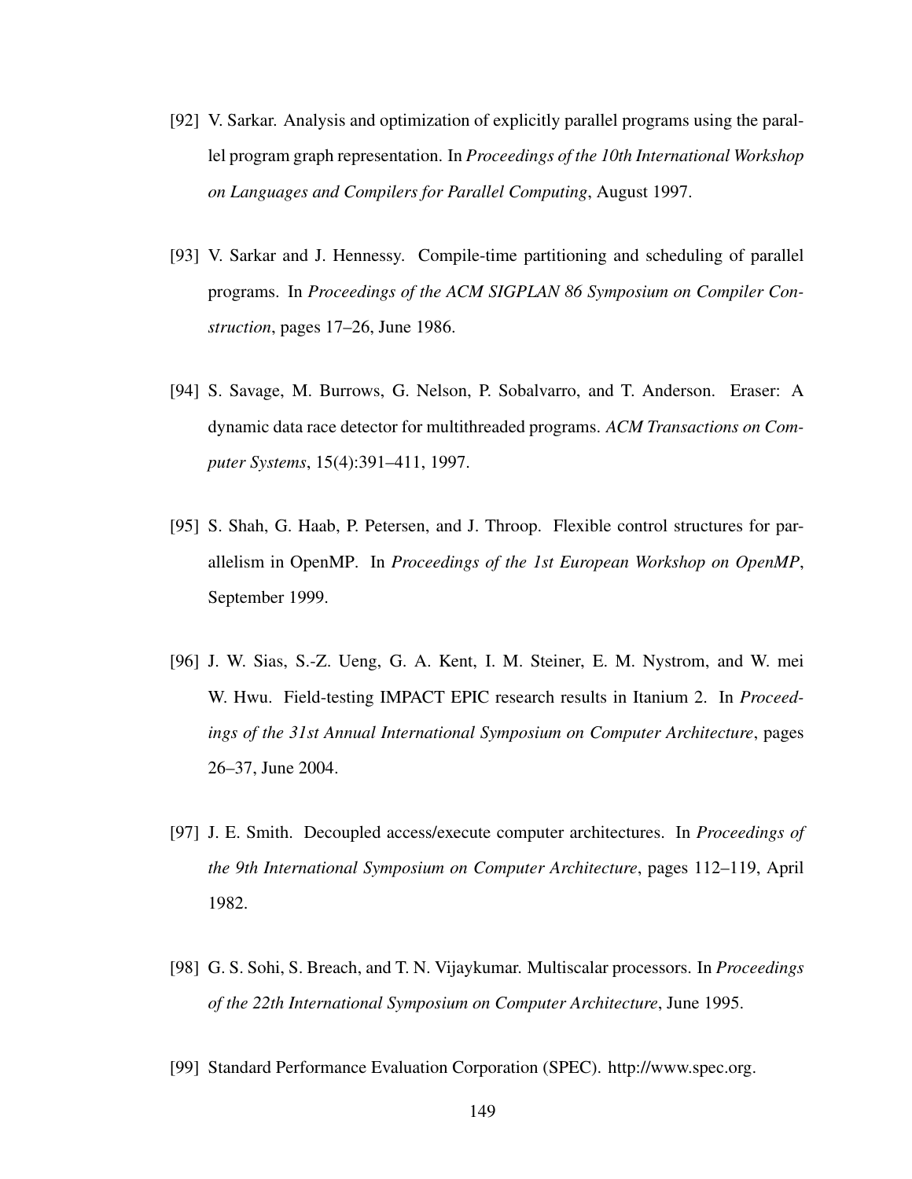[92] V. Sarkar. Analysis and optimization of explicitly parallel programs using the parallel program graph representation. In *Proceedings of the 10th International Workshop on Languages and Compilers for Parallel Computing*, August 1997.

[93] V. Sarkar and J. Hennessy. Compile-time partitioning and scheduling of parallel programs. In *Proceedings of the ACM SIGPLAN 86 Symposium on Compiler Construction*, pages 17–26, June 1986.

[94] S. Savage, M. Burrows, G. Nelson, P. Sobalvarro, and T. Anderson. Eraser: A dynamic data race detector for multithreaded programs. *ACM Transactions on Computer Systems*, 15(4):391–411, 1997.

[95] S. Shah, G. Haab, P. Petersen, and J. Throop. Flexible control structures for parallelism in OpenMP. In *Proceedings of the 1st European Workshop on OpenMP*, September 1999.

[96] J. W. Sias, S.-Z. Ueng, G. A. Kent, I. M. Steiner, E. M. Nystrom, and W. mei W. Hwu. Field-testing IMPACT EPIC research results in Itanium 2. In *Proceedings of the 31st Annual International Symposium on Computer Architecture*, pages 26–37, June 2004.

[97] J. E. Smith. Decoupled access/execute computer architectures. In *Proceedings of the 9th International Symposium on Computer Architecture*, pages 112–119, April 1982.

[98] G. S. Sohi, S. Breach, and T. N. Vijaykumar. Multiscalar processors. In *Proceedings of the 22th International Symposium on Computer Architecture*, June 1995.

[99] Standard Performance Evaluation Corporation (SPEC). http://www.spec.org.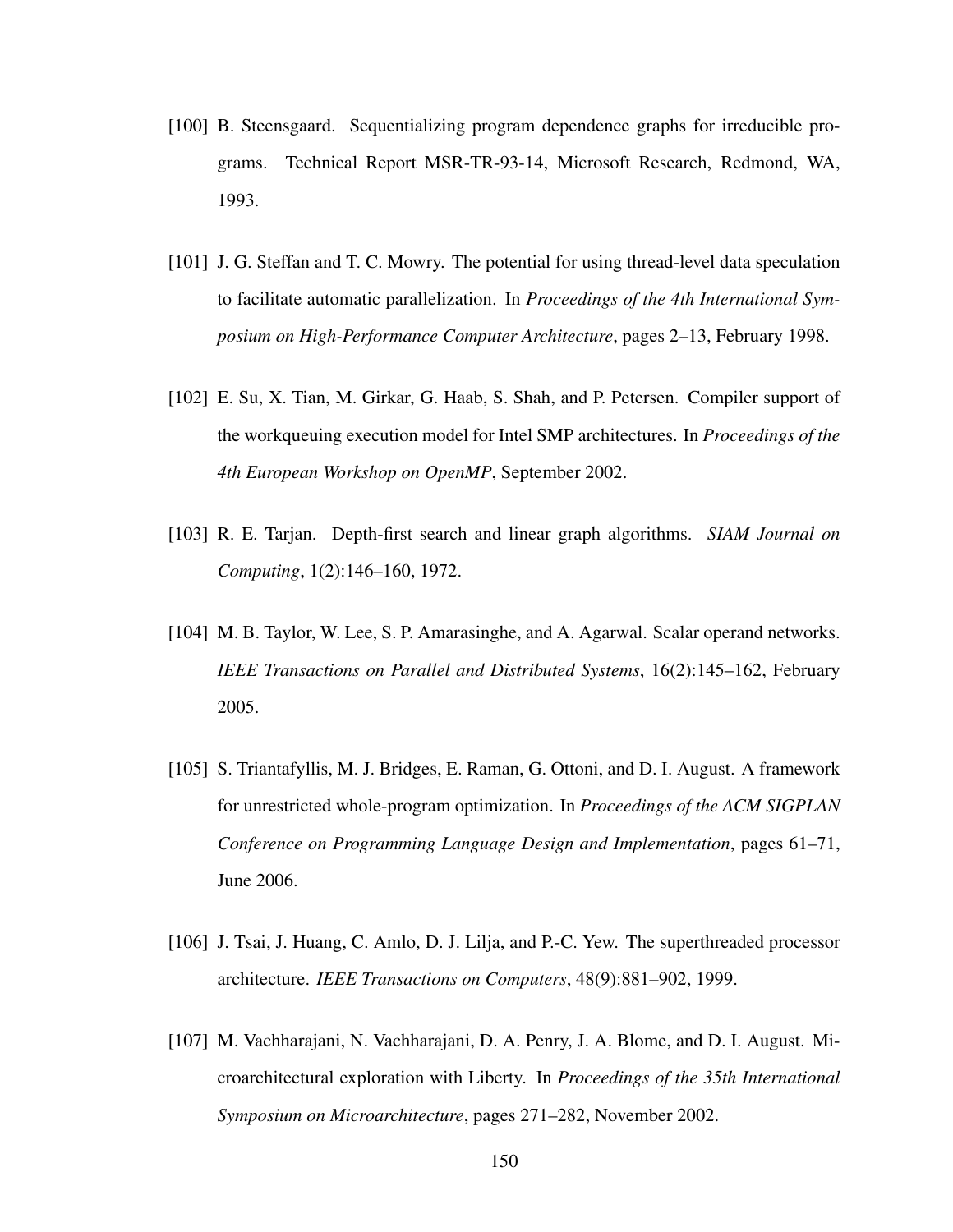[100] B. Steensgaard. Sequentializing program dependence graphs for irreducible programs. Technical Report MSR-TR-93-14, Microsoft Research, Redmond, WA, 1993.

[101] J. G. Steffan and T. C. Mowry. The potential for using thread-level data speculation to facilitate automatic parallelization. In *Proceedings of the 4th International Symposium on High-Performance Computer Architecture*, pages 2–13, February 1998.

[102] E. Su, X. Tian, M. Girkar, G. Haab, S. Shah, and P. Petersen. Compiler support of the workqueuing execution model for Intel SMP architectures. In *Proceedings of the 4th European Workshop on OpenMP*, September 2002.

[103] R. E. Tarjan. Depth-first search and linear graph algorithms. *SIAM Journal on Computing*, 1(2):146–160, 1972.

[104] M. B. Taylor, W. Lee, S. P. Amarasinghe, and A. Agarwal. Scalar operand networks. *IEEE Transactions on Parallel and Distributed Systems*, 16(2):145–162, February 2005.

[105] S. Triantafyllis, M. J. Bridges, E. Raman, G. Ottoni, and D. I. August. A framework for unrestricted whole-program optimization. In *Proceedings of the ACM SIGPLAN Conference on Programming Language Design and Implementation*, pages 61–71, June 2006.

[106] J. Tsai, J. Huang, C. Amlo, D. J. Lilja, and P.-C. Yew. The superthreaded processor architecture. *IEEE Transactions on Computers*, 48(9):881–902, 1999.

[107] M. Vachharajani, N. Vachharajani, D. A. Penry, J. A. Blome, and D. I. August. Microarchitectural exploration with Liberty. In *Proceedings of the 35th International Symposium on Microarchitecture*, pages 271–282, November 2002.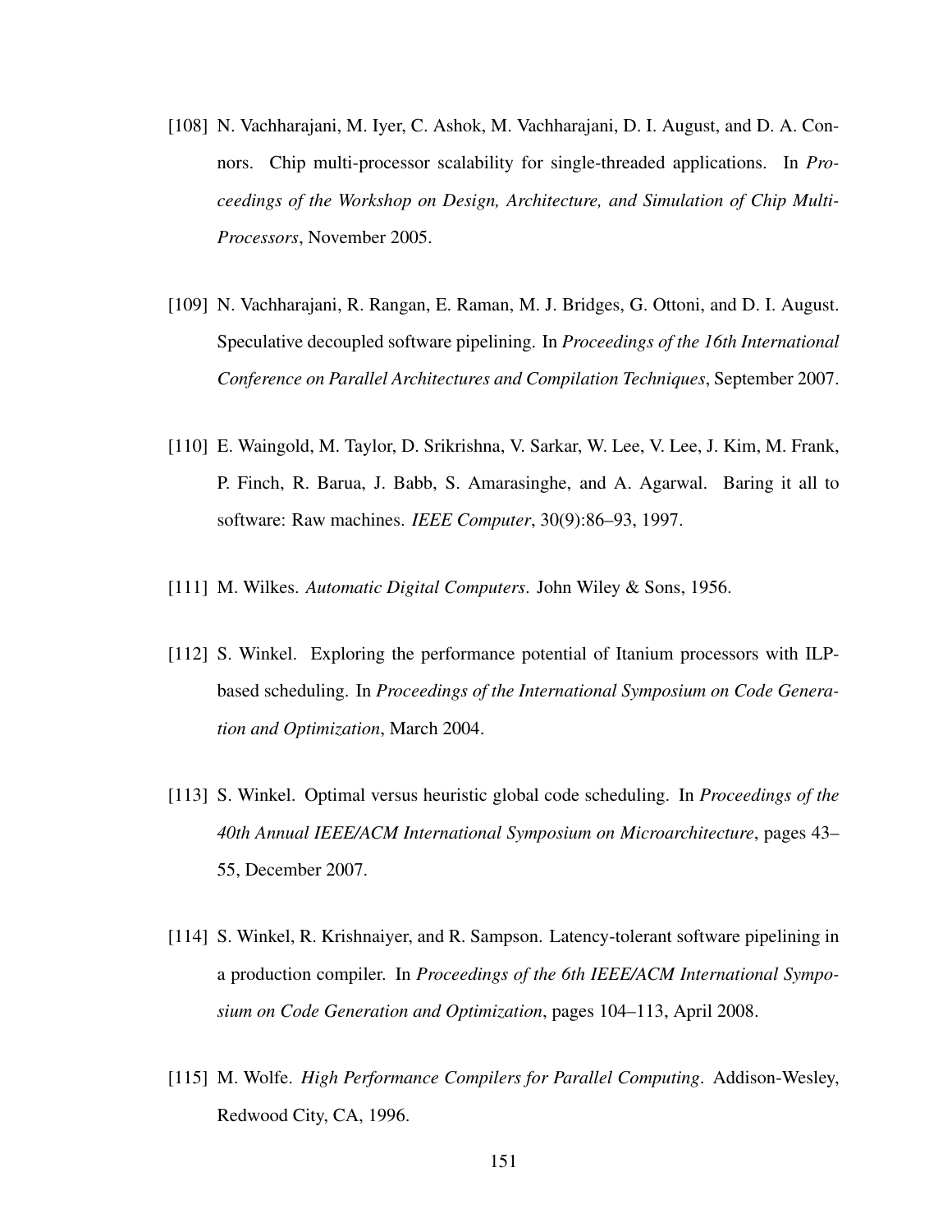[108] N. Vachharajani, M. Iyer, C. Ashok, M. Vachharajani, D. I. August, and D. A. Connors. Chip multi-processor scalability for single-threaded applications. In *Proceedings of the Workshop on Design, Architecture, and Simulation of Chip Multi-Processors*, November 2005.

[109] N. Vachharajani, R. Rangan, E. Raman, M. J. Bridges, G. Ottoni, and D. I. August. Speculative decoupled software pipelining. In *Proceedings of the 16th International Conference on Parallel Architectures and Compilation Techniques*, September 2007.

[110] E. Waingold, M. Taylor, D. Srikrishna, V. Sarkar, W. Lee, V. Lee, J. Kim, M. Frank, P. Finch, R. Barua, J. Babb, S. Amarasinghe, and A. Agarwal. Baring it all to software: Raw machines. *IEEE Computer*, 30(9):86–93, 1997.

[111] M. Wilkes. *Automatic Digital Computers*. John Wiley & Sons, 1956.

[112] S. Winkel. Exploring the performance potential of Itanium processors with ILP-based scheduling. In *Proceedings of the International Symposium on Code Generation and Optimization*, March 2004.

[113] S. Winkel. Optimal versus heuristic global code scheduling. In *Proceedings of the 40th Annual IEEE/ACM International Symposium on Microarchitecture*, pages 43–55, December 2007.

[114] S. Winkel, R. Krishnaiyer, and R. Sampson. Latency-tolerant software pipelining in a production compiler. In *Proceedings of the 6th IEEE/ACM International Symposium on Code Generation and Optimization*, pages 104–113, April 2008.

[115] M. Wolfe. *High Performance Compilers for Parallel Computing*. Addison-Wesley, Redwood City, CA, 1996.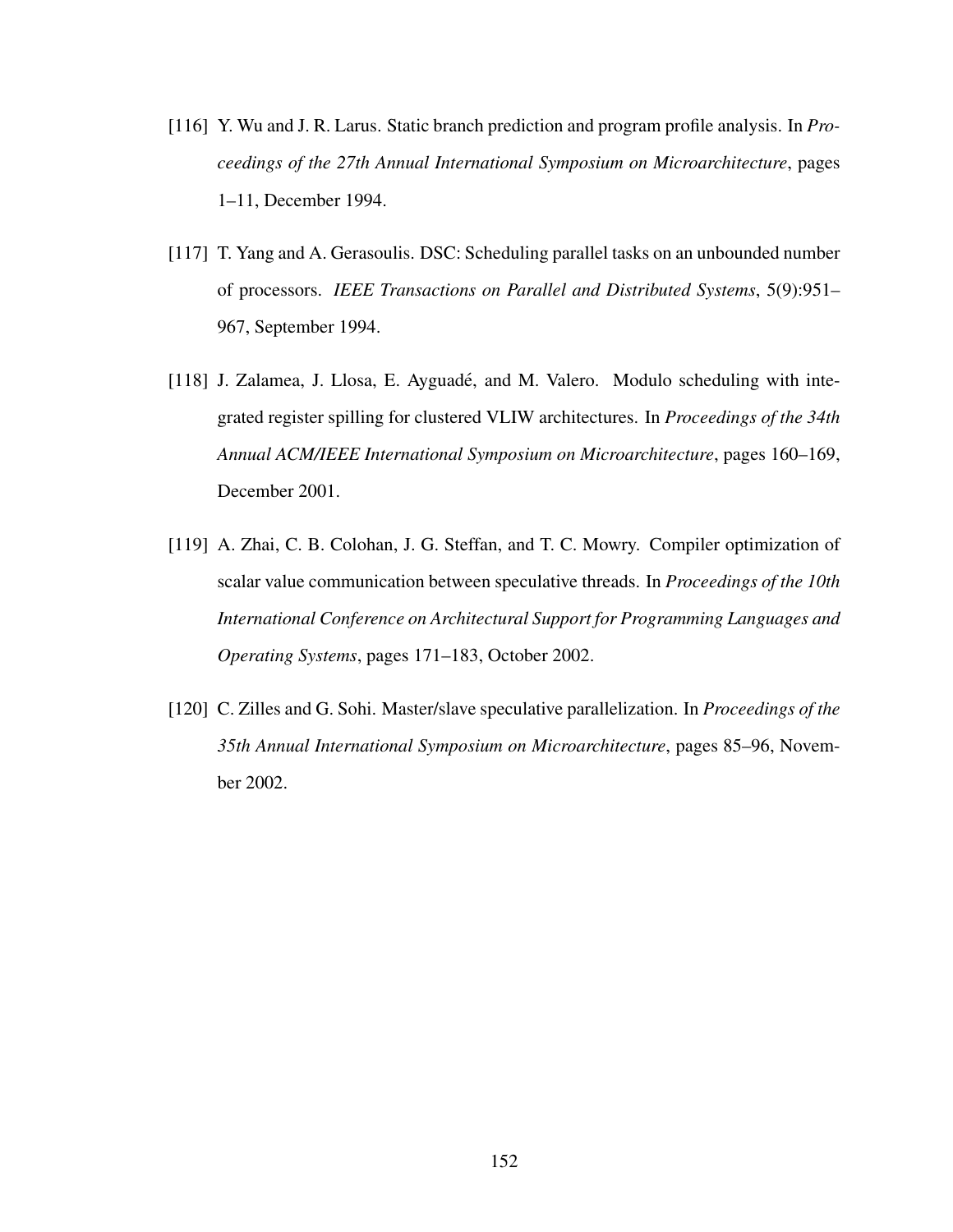[116] Y. Wu and J. R. Larus. Static branch prediction and program profile analysis. In *Proceedings of the 27th Annual International Symposium on Microarchitecture*, pages 1–11, December 1994.

[117] T. Yang and A. Gerasoulis. DSC: Scheduling parallel tasks on an unbounded number of processors. *IEEE Transactions on Parallel and Distributed Systems*, 5(9):951–967, September 1994.

[118] J. Zalamea, J. Llosa, E. Ayguadé, and M. Valero. Modulo scheduling with integrated register spilling for clustered VLIW architectures. In *Proceedings of the 34th Annual ACM/IEEE International Symposium on Microarchitecture*, pages 160–169, December 2001.

[119] A. Zhai, C. B. Colohan, J. G. Steffan, and T. C. Mowry. Compiler optimization of scalar value communication between speculative threads. In *Proceedings of the 10th International Conference on Architectural Support for Programming Languages and Operating Systems*, pages 171–183, October 2002.

[120] C. Zilles and G. Sohi. Master/slave speculative parallelization. In *Proceedings of the 35th Annual International Symposium on Microarchitecture*, pages 85–96, November 2002.